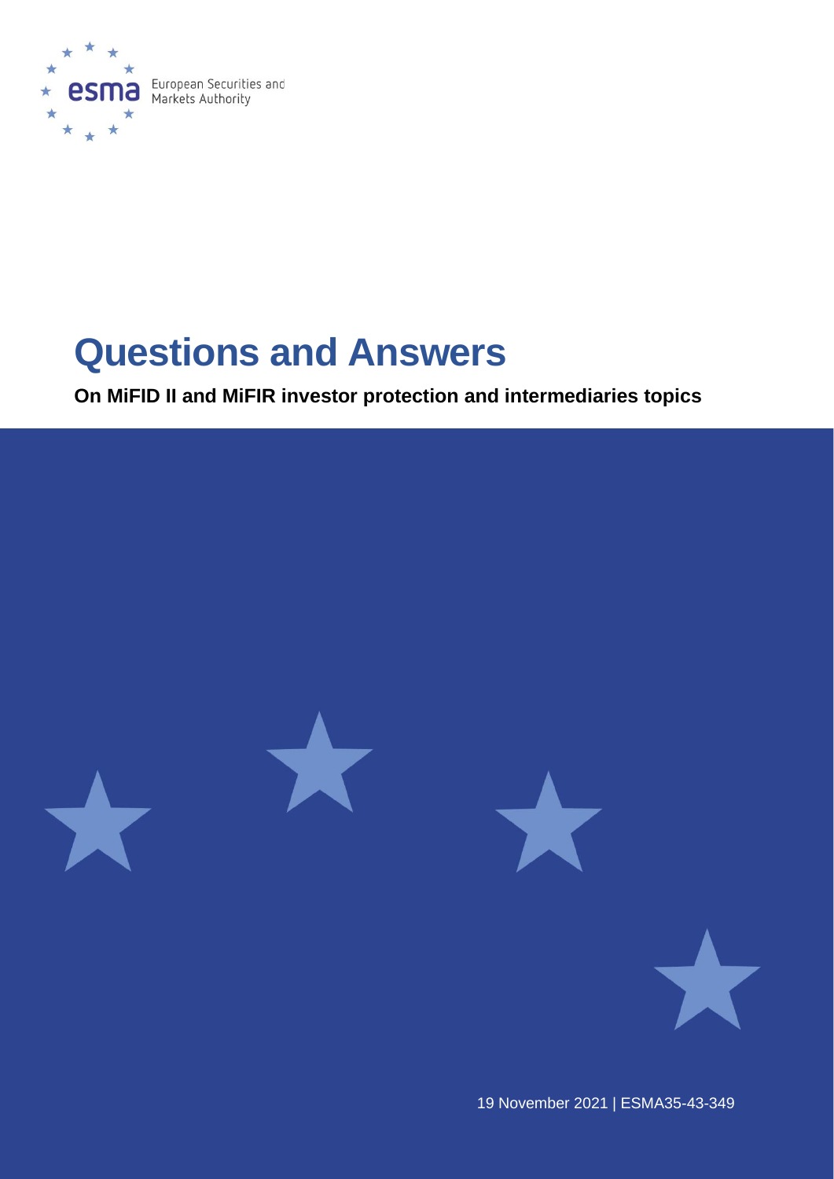European Securities and Markets Authority

# Questions and Answers

**On MiFID II and MiFIR investor protection and intermediaries topics**

19 November 2021 | ESMA35-43-349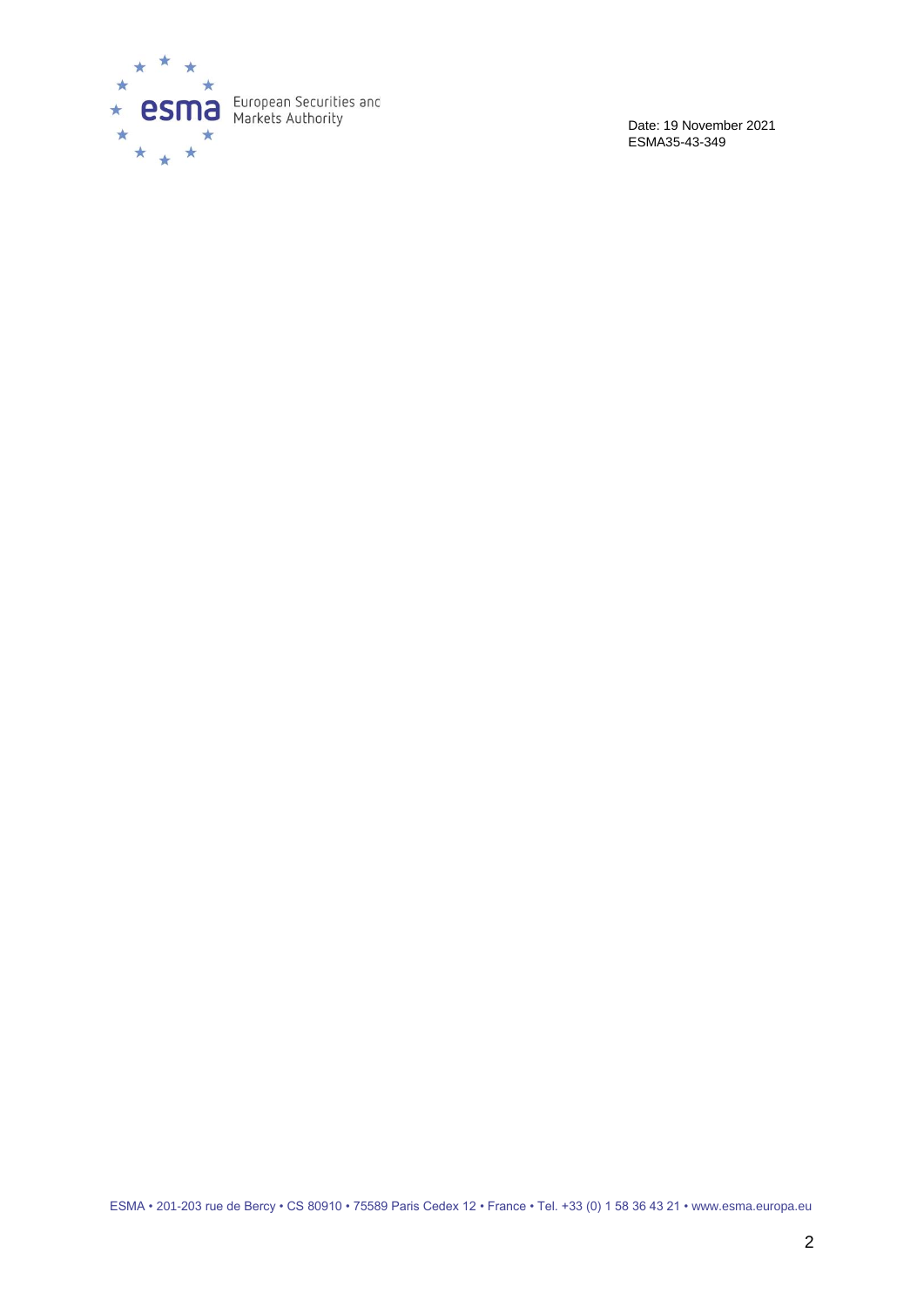Date: 19 November 2021
ESMA35-43-349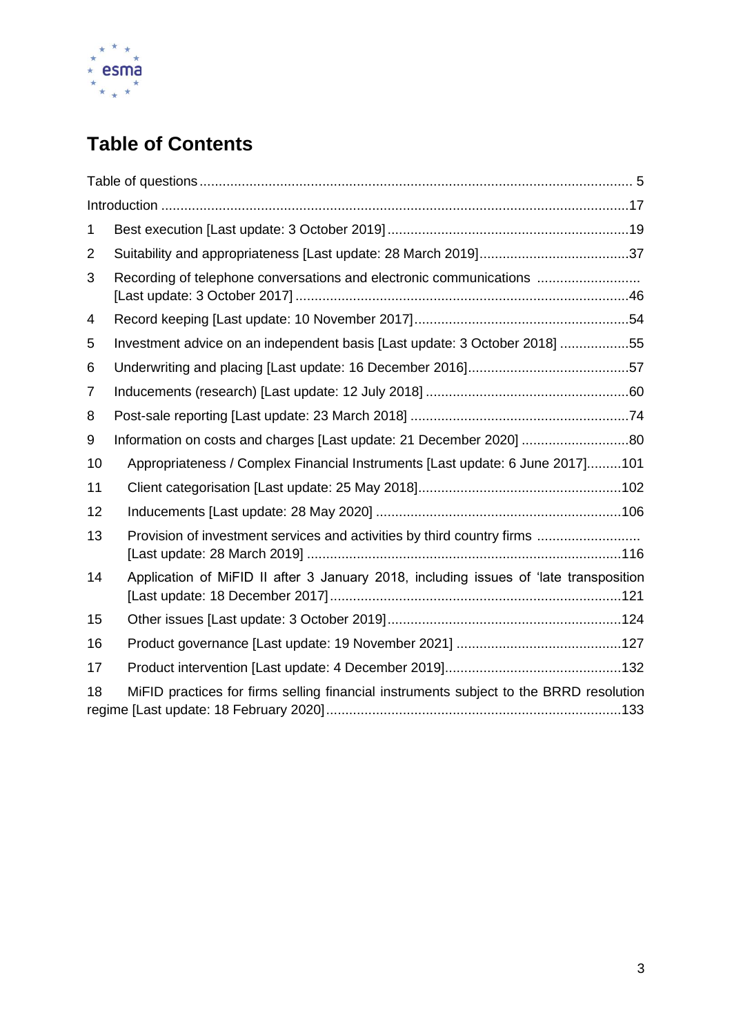# Table of Contents

Table of questions ........................................................................................................ 5

Introduction ................................................................................................................ 17

1 Best execution [Last update: 3 October 2019] ............................................................... 19

2 Suitability and appropriateness [Last update: 28 March 2019] ....................................... 37

3 Recording of telephone conversations and electronic communications .......................... [Last update: 3 October 2017] ...................................................................................... 46

4 Record keeping [Last update: 10 November 2017] ....................................................... 54

5 Investment advice on an independent basis [Last update: 3 October 2018] .................. 55

6 Underwriting and placing [Last update: 16 December 2016] .......................................... 57

7 Inducements (research) [Last update: 12 July 2018] ..................................................... 60

8 Post-sale reporting [Last update: 23 March 2018] ......................................................... 74

9 Information on costs and charges [Last update: 21 December 2020] ............................ 80

10 Appropriateness / Complex Financial Instruments [Last update: 6 June 2017] ......... 101

11 Client categorisation [Last update: 25 May 2018] ..................................................... 102

12 Inducements [Last update: 28 May 2020] ................................................................. 106

13 Provision of investment services and activities by third country firms ........................... [Last update: 28 March 2019] ...................................................................................... 116

14 Application of MiFID II after 3 January 2018, including issues of 'late transposition [Last update: 18 December 2017] ............................................................................... 121

15 Other issues [Last update: 3 October 2019] .............................................................. 124

16 Product governance [Last update: 19 November 2021] ............................................. 127

17 Product intervention [Last update: 4 December 2019] ............................................... 132

18 MiFID practices for firms selling financial instruments subject to the BRRD resolution regime [Last update: 18 February 2020] ....................................................................... 133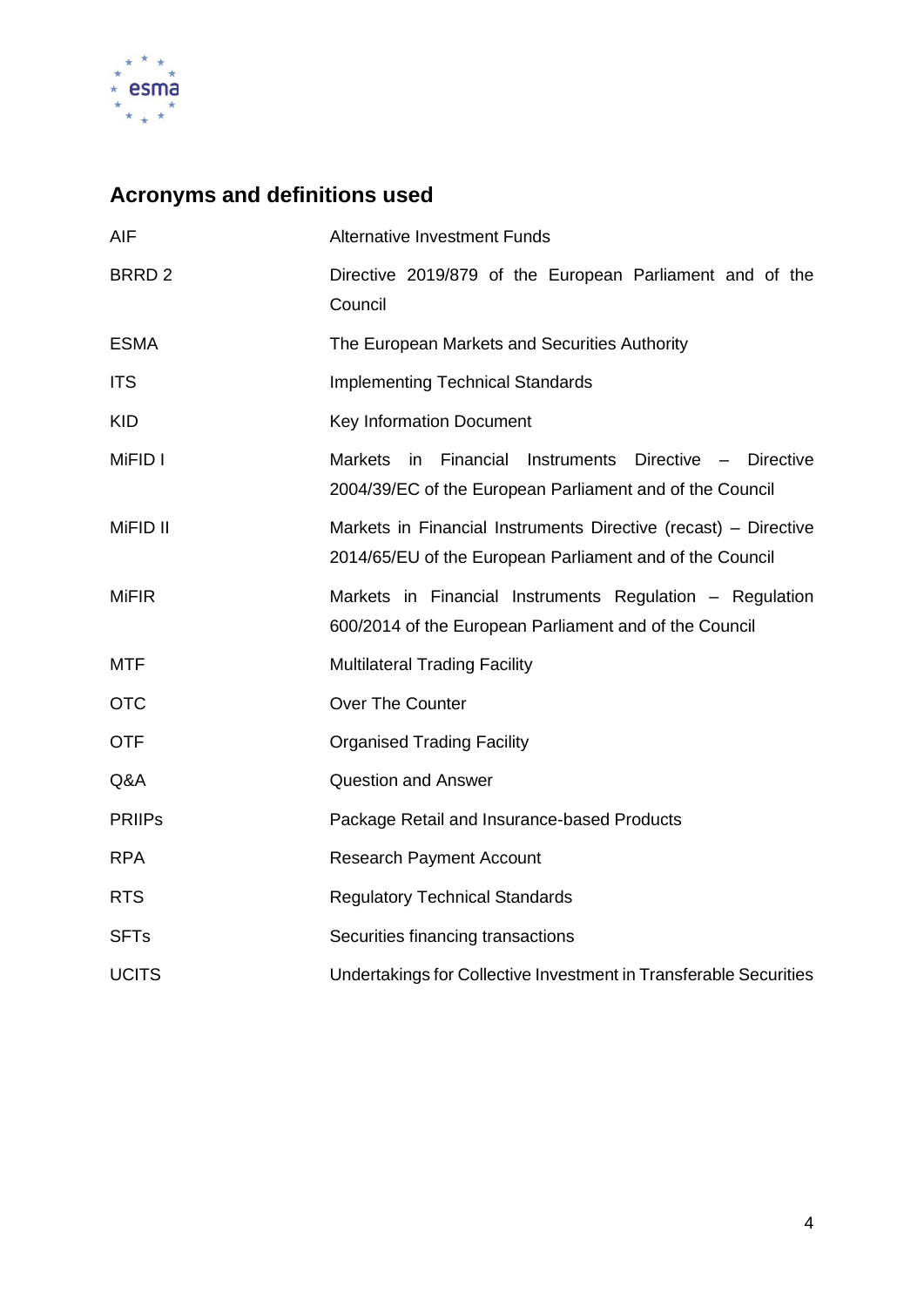## Acronyms and definitions used

| | |
|---|---|
| AIF | Alternative Investment Funds |
| BRRD 2 | Directive 2019/879 of the European Parliament and of the Council |
| ESMA | The European Markets and Securities Authority |
| ITS | Implementing Technical Standards |
| KID | Key Information Document |
| MiFID I | Markets in Financial Instruments Directive – Directive 2004/39/EC of the European Parliament and of the Council |
| MiFID II | Markets in Financial Instruments Directive (recast) – Directive 2014/65/EU of the European Parliament and of the Council |
| MiFIR | Markets in Financial Instruments Regulation – Regulation 600/2014 of the European Parliament and of the Council |
| MTF | Multilateral Trading Facility |
| OTC | Over The Counter |
| OTF | Organised Trading Facility |
| Q&A | Question and Answer |
| PRIIPs | Package Retail and Insurance-based Products |
| RPA | Research Payment Account |
| RTS | Regulatory Technical Standards |
| SFTs | Securities financing transactions |
| UCITS | Undertakings for Collective Investment in Transferable Securities |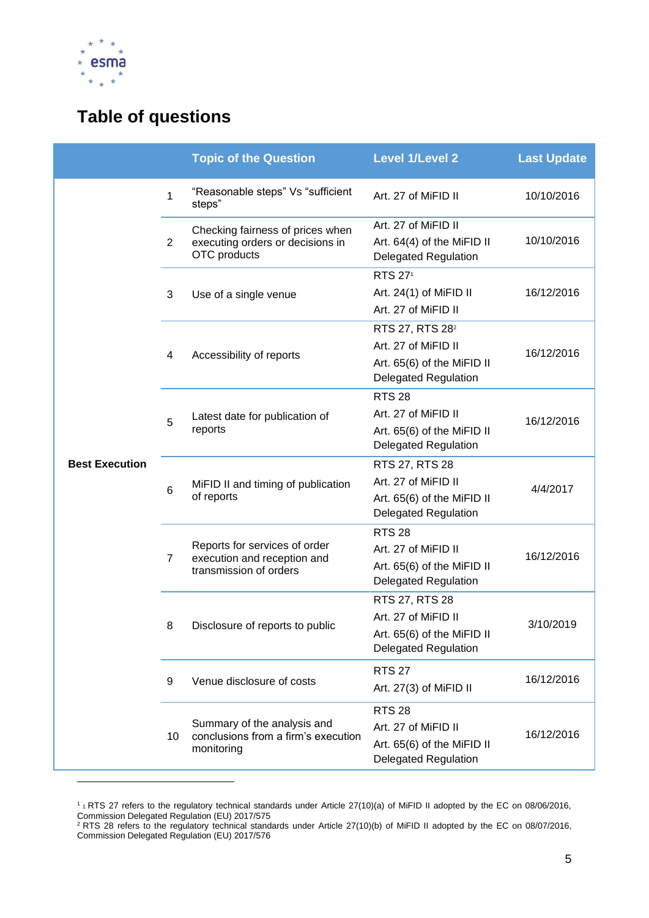# Table of questions

| | | Topic of the Question | Level 1/Level 2 | Last Update |
|---|---|---|---|---|
| Best Execution | 1 | "Reasonable steps" Vs "sufficient steps" | Art. 27 of MiFID II | 10/10/2016 |
| | 2 | Checking fairness of prices when executing orders or decisions in OTC products | Art. 27 of MiFID II<br>Art. 64(4) of the MiFID II Delegated Regulation | 10/10/2016 |
| | 3 | Use of a single venue | RTS 27[1]<br>Art. 24(1) of MiFID II<br>Art. 27 of MiFID II | 16/12/2016 |
| | 4 | Accessibility of reports | RTS 27, RTS 28[2]<br>Art. 27 of MiFID II<br>Art. 65(6) of the MiFID II Delegated Regulation | 16/12/2016 |
| | 5 | Latest date for publication of reports | RTS 28<br>Art. 27 of MiFID II<br>Art. 65(6) of the MiFID II Delegated Regulation | 16/12/2016 |
| | 6 | MiFID II and timing of publication of reports | RTS 27, RTS 28<br>Art. 27 of MiFID II<br>Art. 65(6) of the MiFID II Delegated Regulation | 4/4/2017 |
| | 7 | Reports for services of order execution and reception and transmission of orders | RTS 28<br>Art. 27 of MiFID II<br>Art. 65(6) of the MiFID II Delegated Regulation | 16/12/2016 |
| | 8 | Disclosure of reports to public | RTS 27, RTS 28<br>Art. 27 of MiFID II<br>Art. 65(6) of the MiFID II Delegated Regulation | 3/10/2019 |
| | 9 | Venue disclosure of costs | RTS 27<br>Art. 27(3) of MiFID II | 16/12/2016 |
| | 10 | Summary of the analysis and conclusions from a firm's execution monitoring | RTS 28<br>Art. 27 of MiFID II<br>Art. 65(6) of the MiFID II Delegated Regulation | 16/12/2016 |

[1] RTS 27 refers to the regulatory technical standards under Article 27(10)(a) of MiFID II adopted by the EC on 08/06/2016, Commission Delegated Regulation (EU) 2017/575

[2] RTS 28 refers to the regulatory technical standards under Article 27(10)(b) of MiFID II adopted by the EC on 08/07/2016, Commission Delegated Regulation (EU) 2017/576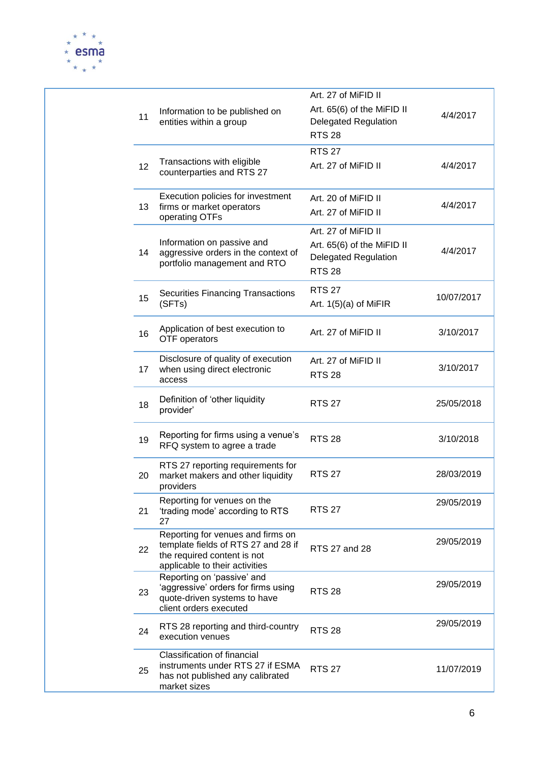| | | | | |
|---|---|---|---|---|
| | 11 | Information to be published on entities within a group | Art. 27 of MiFID II<br>Art. 65(6) of the MiFID II Delegated Regulation<br>RTS 28 | 4/4/2017 |
| | 12 | Transactions with eligible counterparties and RTS 27 | RTS 27<br>Art. 27 of MiFID II | 4/4/2017 |
| | 13 | Execution policies for investment firms or market operators operating OTFs | Art. 20 of MiFID II<br>Art. 27 of MiFID II | 4/4/2017 |
| | 14 | Information on passive and aggressive orders in the context of portfolio management and RTO | Art. 27 of MiFID II<br>Art. 65(6) of the MiFID II Delegated Regulation<br>RTS 28 | 4/4/2017 |
| | 15 | Securities Financing Transactions (SFTs) | RTS 27<br>Art. 1(5)(a) of MiFIR | 10/07/2017 |
| | 16 | Application of best execution to OTF operators | Art. 27 of MiFID II | 3/10/2017 |
| | 17 | Disclosure of quality of execution when using direct electronic access | Art. 27 of MiFID II<br>RTS 28 | 3/10/2017 |
| | 18 | Definition of 'other liquidity provider' | RTS 27 | 25/05/2018 |
| | 19 | Reporting for firms using a venue's RFQ system to agree a trade | RTS 28 | 3/10/2018 |
| | 20 | RTS 27 reporting requirements for market makers and other liquidity providers | RTS 27 | 28/03/2019 |
| | 21 | Reporting for venues on the 'trading mode' according to RTS 27 | RTS 27 | 29/05/2019 |
| | 22 | Reporting for venues and firms on template fields of RTS 27 and 28 if the required content is not applicable to their activities | RTS 27 and 28 | 29/05/2019 |
| | 23 | Reporting on 'passive' and 'aggressive' orders for firms using quote-driven systems to have client orders executed | RTS 28 | 29/05/2019 |
| | 24 | RTS 28 reporting and third-country execution venues | RTS 28 | 29/05/2019 |
| | 25 | Classification of financial instruments under RTS 27 if ESMA has not published any calibrated market sizes | RTS 27 | 11/07/2019 |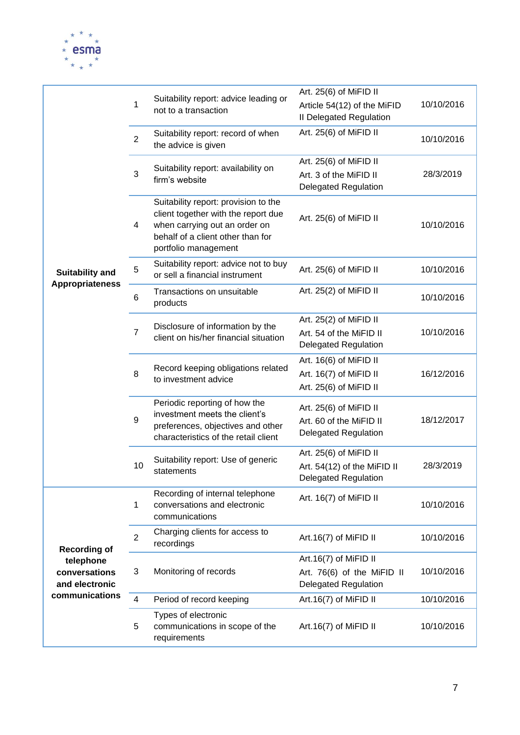| | | | | |
|---|---|---|---|---|
| **Suitability and Appropriateness** | 1 | Suitability report: advice leading or not to a transaction | Art. 25(6) of MiFID II<br>Article 54(12) of the MiFID II Delegated Regulation | 10/10/2016 |
| | 2 | Suitability report: record of when the advice is given | Art. 25(6) of MiFID II | 10/10/2016 |
| | 3 | Suitability report: availability on firm's website | Art. 25(6) of MiFID II<br>Art. 3 of the MiFID II Delegated Regulation | 28/3/2019 |
| | 4 | Suitability report: provision to the client together with the report due when carrying out an order on behalf of a client other than for portfolio management | Art. 25(6) of MiFID II | 10/10/2016 |
| | 5 | Suitability report: advice not to buy or sell a financial instrument | Art. 25(6) of MiFID II | 10/10/2016 |
| | 6 | Transactions on unsuitable products | Art. 25(2) of MiFID II | 10/10/2016 |
| | 7 | Disclosure of information by the client on his/her financial situation | Art. 25(2) of MiFID II<br>Art. 54 of the MiFID II Delegated Regulation | 10/10/2016 |
| | 8 | Record keeping obligations related to investment advice | Art. 16(6) of MiFID II<br>Art. 16(7) of MiFID II<br>Art. 25(6) of MiFID II | 16/12/2016 |
| | 9 | Periodic reporting of how the investment meets the client's preferences, objectives and other characteristics of the retail client | Art. 25(6) of MiFID II<br>Art. 60 of the MiFID II Delegated Regulation | 18/12/2017 |
| | 10 | Suitability report: Use of generic statements | Art. 25(6) of MiFID II<br>Art. 54(12) of the MiFID II Delegated Regulation | 28/3/2019 |
| **Recording of telephone conversations and electronic communications** | 1 | Recording of internal telephone conversations and electronic communications | Art. 16(7) of MiFID II | 10/10/2016 |
| | 2 | Charging clients for access to recordings | Art.16(7) of MiFID II | 10/10/2016 |
| | 3 | Monitoring of records | Art.16(7) of MiFID II<br>Art. 76(6) of the MiFID II Delegated Regulation | 10/10/2016 |
| | 4 | Period of record keeping | Art.16(7) of MiFID II | 10/10/2016 |
| | 5 | Types of electronic communications in scope of the requirements | Art.16(7) of MiFID II | 10/10/2016 |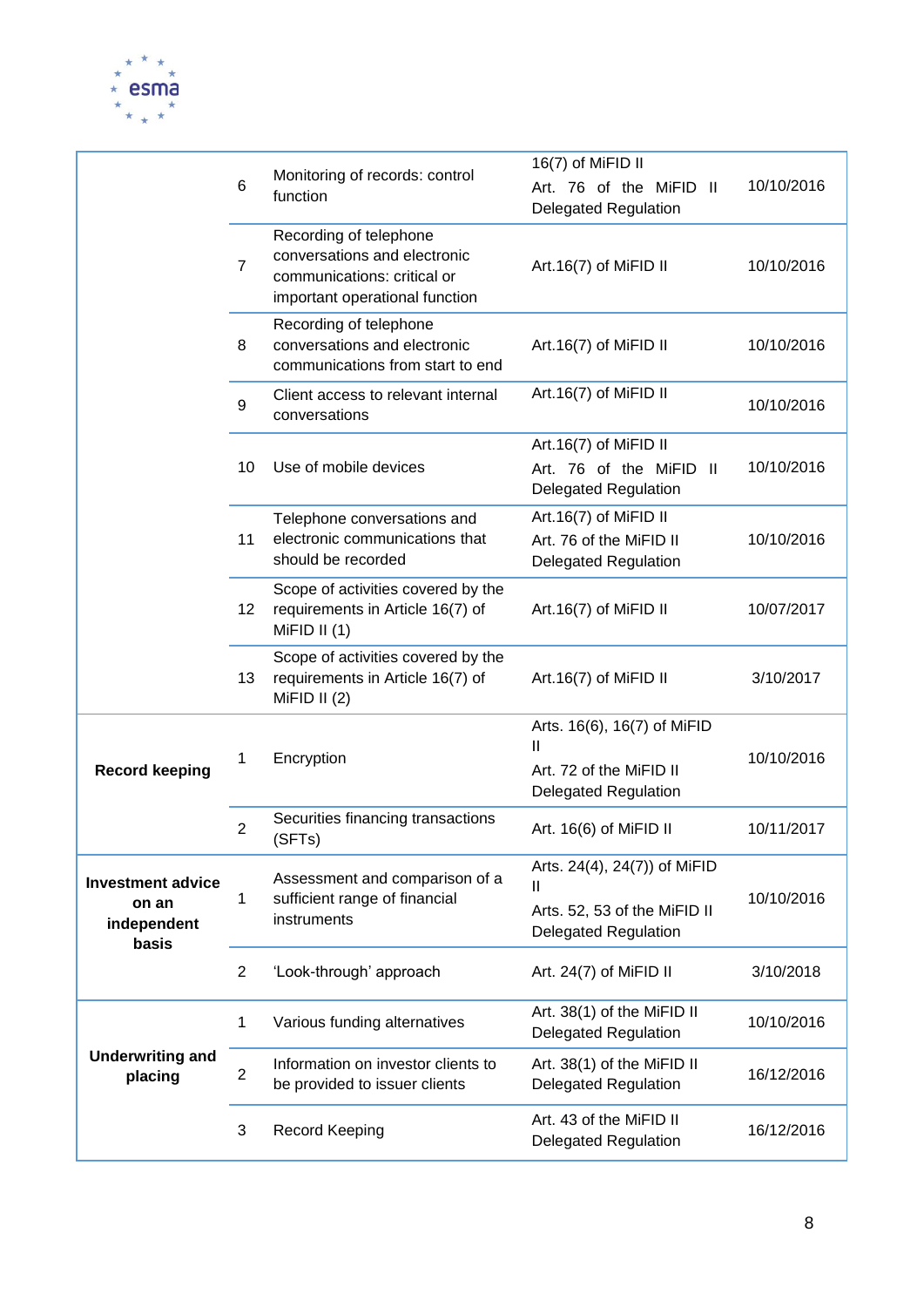| | | | | |
|---|---|---|---|---|
| | 6 | Monitoring of records: control function | 16(7) of MiFID II<br>Art. 76 of the MiFID II Delegated Regulation | 10/10/2016 |
| | 7 | Recording of telephone conversations and electronic communications: critical or important operational function | Art.16(7) of MiFID II | 10/10/2016 |
| | 8 | Recording of telephone conversations and electronic communications from start to end | Art.16(7) of MiFID II | 10/10/2016 |
| | 9 | Client access to relevant internal conversations | Art.16(7) of MiFID II | 10/10/2016 |
| | 10 | Use of mobile devices | Art.16(7) of MiFID II<br>Art. 76 of the MiFID II Delegated Regulation | 10/10/2016 |
| | 11 | Telephone conversations and electronic communications that should be recorded | Art.16(7) of MiFID II<br>Art. 76 of the MiFID II Delegated Regulation | 10/10/2016 |
| | 12 | Scope of activities covered by the requirements in Article 16(7) of MiFID II (1) | Art.16(7) of MiFID II | 10/07/2017 |
| | 13 | Scope of activities covered by the requirements in Article 16(7) of MiFID II (2) | Art.16(7) of MiFID II | 3/10/2017 |
| **Record keeping** | 1 | Encryption | Arts. 16(6), 16(7) of MiFID II<br>Art. 72 of the MiFID II Delegated Regulation | 10/10/2016 |
| | 2 | Securities financing transactions (SFTs) | Art. 16(6) of MiFID II | 10/11/2017 |
| **Investment advice on an independent basis** | 1 | Assessment and comparison of a sufficient range of financial instruments | Arts. 24(4), 24(7)) of MiFID II<br>Arts. 52, 53 of the MiFID II Delegated Regulation | 10/10/2016 |
| | 2 | 'Look-through' approach | Art. 24(7) of MiFID II | 3/10/2018 |
| **Underwriting and placing** | 1 | Various funding alternatives | Art. 38(1) of the MiFID II Delegated Regulation | 10/10/2016 |
| | 2 | Information on investor clients to be provided to issuer clients | Art. 38(1) of the MiFID II Delegated Regulation | 16/12/2016 |
| | 3 | Record Keeping | Art. 43 of the MiFID II Delegated Regulation | 16/12/2016 |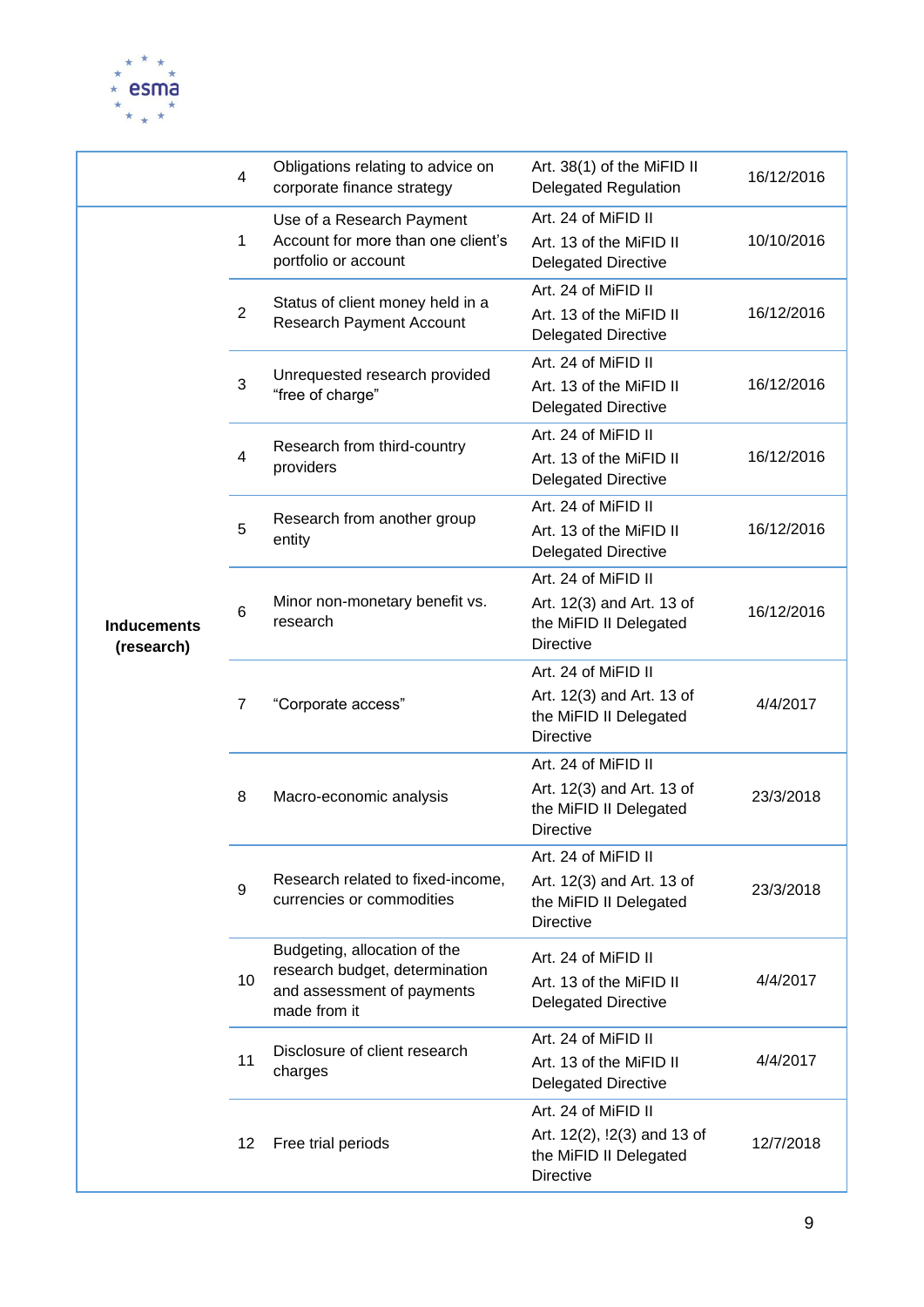| | | | | |
|---|---|---|---|---|
| | 4 | Obligations relating to advice on corporate finance strategy | Art. 38(1) of the MiFID II Delegated Regulation | 16/12/2016 |
| **Inducements (research)** | 1 | Use of a Research Payment Account for more than one client's portfolio or account | Art. 24 of MiFID II<br>Art. 13 of the MiFID II Delegated Directive | 10/10/2016 |
| | 2 | Status of client money held in a Research Payment Account | Art. 24 of MiFID II<br>Art. 13 of the MiFID II Delegated Directive | 16/12/2016 |
| | 3 | Unrequested research provided "free of charge" | Art. 24 of MiFID II<br>Art. 13 of the MiFID II Delegated Directive | 16/12/2016 |
| | 4 | Research from third-country providers | Art. 24 of MiFID II<br>Art. 13 of the MiFID II Delegated Directive | 16/12/2016 |
| | 5 | Research from another group entity | Art. 24 of MiFID II<br>Art. 13 of the MiFID II Delegated Directive | 16/12/2016 |
| | 6 | Minor non-monetary benefit vs. research | Art. 24 of MiFID II<br>Art. 12(3) and Art. 13 of the MiFID II Delegated Directive | 16/12/2016 |
| | 7 | "Corporate access" | Art. 24 of MiFID II<br>Art. 12(3) and Art. 13 of the MiFID II Delegated Directive | 4/4/2017 |
| | 8 | Macro-economic analysis | Art. 24 of MiFID II<br>Art. 12(3) and Art. 13 of the MiFID II Delegated Directive | 23/3/2018 |
| | 9 | Research related to fixed-income, currencies or commodities | Art. 24 of MiFID II<br>Art. 12(3) and Art. 13 of the MiFID II Delegated Directive | 23/3/2018 |
| | 10 | Budgeting, allocation of the research budget, determination and assessment of payments made from it | Art. 24 of MiFID II<br>Art. 13 of the MiFID II Delegated Directive | 4/4/2017 |
| | 11 | Disclosure of client research charges | Art. 24 of MiFID II<br>Art. 13 of the MiFID II Delegated Directive | 4/4/2017 |
| | 12 | Free trial periods | Art. 24 of MiFID II<br>Art. 12(2), !2(3) and 13 of the MiFID II Delegated Directive | 12/7/2018 |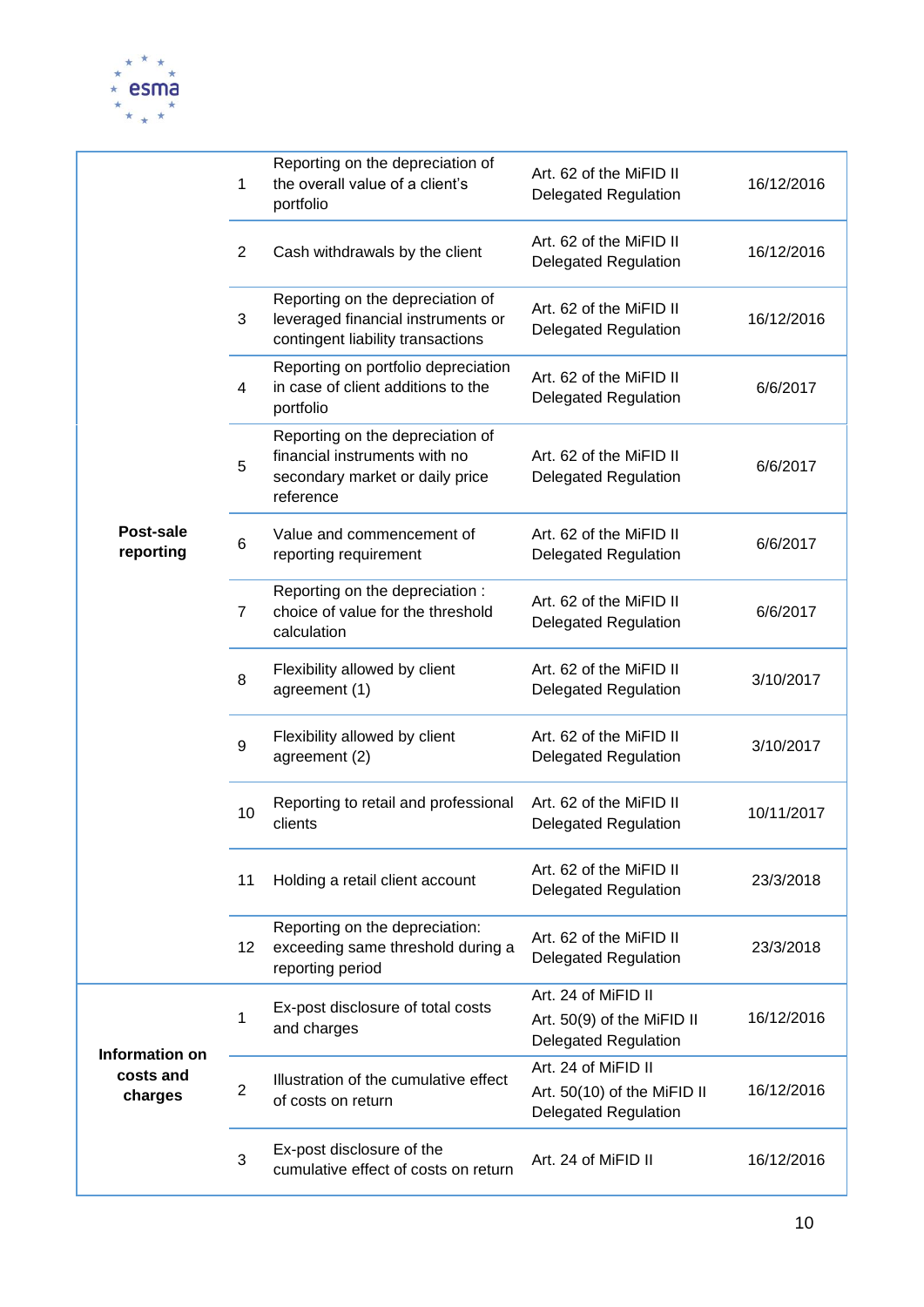| | | | | |
|---|---|---|---|---|
| **Post-sale reporting** | 1 | Reporting on the depreciation of the overall value of a client's portfolio | Art. 62 of the MiFID II Delegated Regulation | 16/12/2016 |
| | 2 | Cash withdrawals by the client | Art. 62 of the MiFID II Delegated Regulation | 16/12/2016 |
| | 3 | Reporting on the depreciation of leveraged financial instruments or contingent liability transactions | Art. 62 of the MiFID II Delegated Regulation | 16/12/2016 |
| | 4 | Reporting on portfolio depreciation in case of client additions to the portfolio | Art. 62 of the MiFID II Delegated Regulation | 6/6/2017 |
| | 5 | Reporting on the depreciation of financial instruments with no secondary market or daily price reference | Art. 62 of the MiFID II Delegated Regulation | 6/6/2017 |
| | 6 | Value and commencement of reporting requirement | Art. 62 of the MiFID II Delegated Regulation | 6/6/2017 |
| | 7 | Reporting on the depreciation : choice of value for the threshold calculation | Art. 62 of the MiFID II Delegated Regulation | 6/6/2017 |
| | 8 | Flexibility allowed by client agreement (1) | Art. 62 of the MiFID II Delegated Regulation | 3/10/2017 |
| | 9 | Flexibility allowed by client agreement (2) | Art. 62 of the MiFID II Delegated Regulation | 3/10/2017 |
| | 10 | Reporting to retail and professional clients | Art. 62 of the MiFID II Delegated Regulation | 10/11/2017 |
| | 11 | Holding a retail client account | Art. 62 of the MiFID II Delegated Regulation | 23/3/2018 |
| | 12 | Reporting on the depreciation: exceeding same threshold during a reporting period | Art. 62 of the MiFID II Delegated Regulation | 23/3/2018 |
| **Information on costs and charges** | 1 | Ex-post disclosure of total costs and charges | Art. 24 of MiFID II<br>Art. 50(9) of the MiFID II Delegated Regulation | 16/12/2016 |
| | 2 | Illustration of the cumulative effect of costs on return | Art. 24 of MiFID II<br>Art. 50(10) of the MiFID II Delegated Regulation | 16/12/2016 |
| | 3 | Ex-post disclosure of the cumulative effect of costs on return | Art. 24 of MiFID II | 16/12/2016 |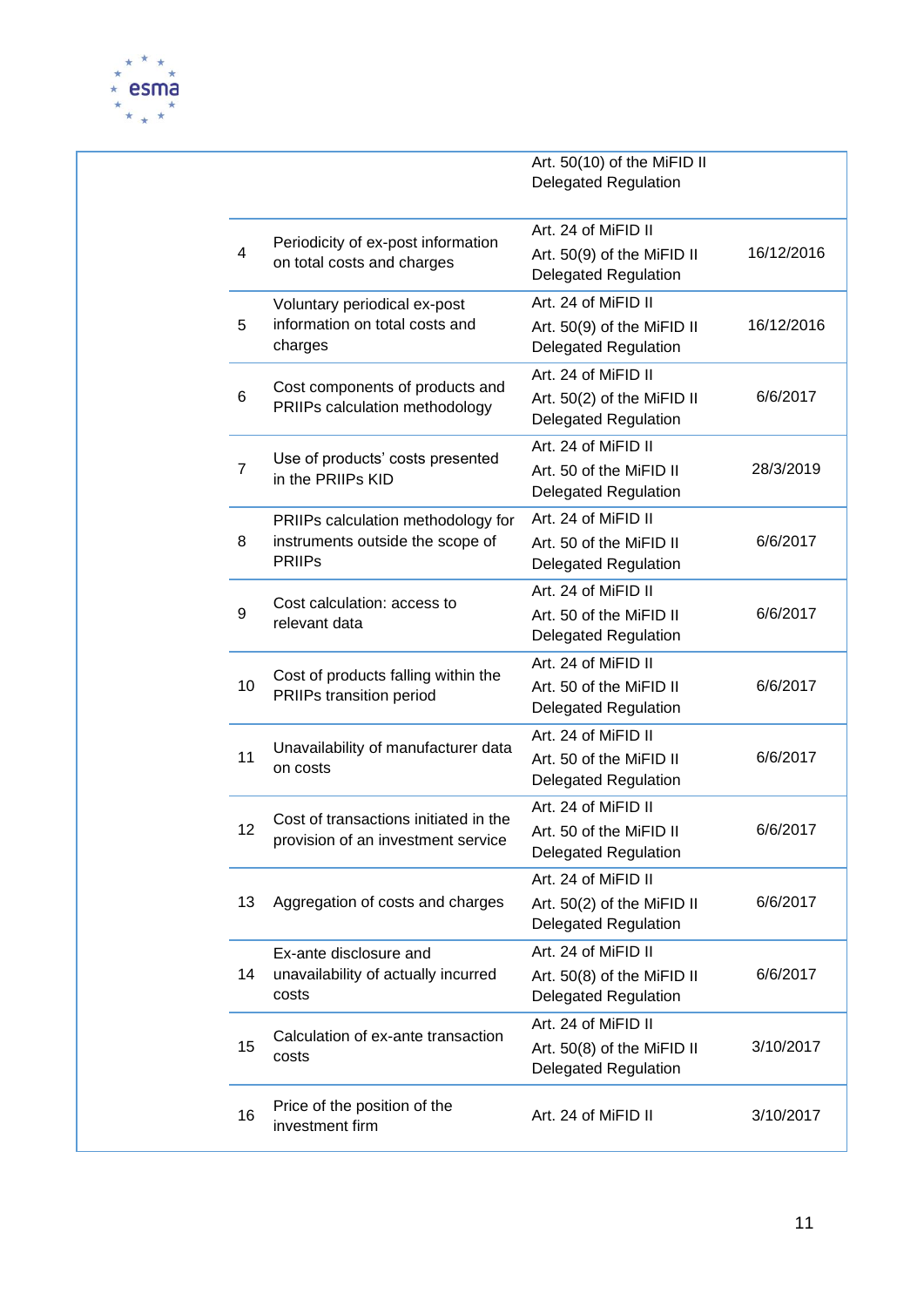| | | | |
|---|---|---|---|
| | | Art. 50(10) of the MiFID II Delegated Regulation | |
| 4 | Periodicity of ex-post information on total costs and charges | Art. 24 of MiFID II<br>Art. 50(9) of the MiFID II Delegated Regulation | 16/12/2016 |
| 5 | Voluntary periodical ex-post information on total costs and charges | Art. 24 of MiFID II<br>Art. 50(9) of the MiFID II Delegated Regulation | 16/12/2016 |
| 6 | Cost components of products and PRIIPs calculation methodology | Art. 24 of MiFID II<br>Art. 50(2) of the MiFID II Delegated Regulation | 6/6/2017 |
| 7 | Use of products' costs presented in the PRIIPs KID | Art. 24 of MiFID II<br>Art. 50 of the MiFID II Delegated Regulation | 28/3/2019 |
| 8 | PRIIPs calculation methodology for instruments outside the scope of PRIIPs | Art. 24 of MiFID II<br>Art. 50 of the MiFID II Delegated Regulation | 6/6/2017 |
| 9 | Cost calculation: access to relevant data | Art. 24 of MiFID II<br>Art. 50 of the MiFID II Delegated Regulation | 6/6/2017 |
| 10 | Cost of products falling within the PRIIPs transition period | Art. 24 of MiFID II<br>Art. 50 of the MiFID II Delegated Regulation | 6/6/2017 |
| 11 | Unavailability of manufacturer data on costs | Art. 24 of MiFID II<br>Art. 50 of the MiFID II Delegated Regulation | 6/6/2017 |
| 12 | Cost of transactions initiated in the provision of an investment service | Art. 24 of MiFID II<br>Art. 50 of the MiFID II Delegated Regulation | 6/6/2017 |
| 13 | Aggregation of costs and charges | Art. 24 of MiFID II<br>Art. 50(2) of the MiFID II Delegated Regulation | 6/6/2017 |
| 14 | Ex-ante disclosure and unavailability of actually incurred costs | Art. 24 of MiFID II<br>Art. 50(8) of the MiFID II Delegated Regulation | 6/6/2017 |
| 15 | Calculation of ex-ante transaction costs | Art. 24 of MiFID II<br>Art. 50(8) of the MiFID II Delegated Regulation | 3/10/2017 |
| 16 | Price of the position of the investment firm | Art. 24 of MiFID II | 3/10/2017 |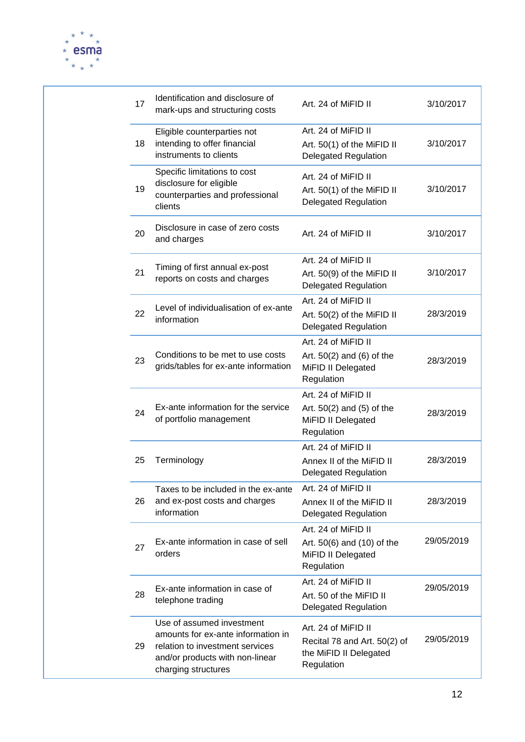| | | | |
|---|---|---|---|
| 17 | Identification and disclosure of mark-ups and structuring costs | Art. 24 of MiFID II | 3/10/2017 |
| 18 | Eligible counterparties not intending to offer financial instruments to clients | Art. 24 of MiFID II<br>Art. 50(1) of the MiFID II Delegated Regulation | 3/10/2017 |
| 19 | Specific limitations to cost disclosure for eligible counterparties and professional clients | Art. 24 of MiFID II<br>Art. 50(1) of the MiFID II Delegated Regulation | 3/10/2017 |
| 20 | Disclosure in case of zero costs and charges | Art. 24 of MiFID II | 3/10/2017 |
| 21 | Timing of first annual ex-post reports on costs and charges | Art. 24 of MiFID II<br>Art. 50(9) of the MiFID II Delegated Regulation | 3/10/2017 |
| 22 | Level of individualisation of ex-ante information | Art. 24 of MiFID II<br>Art. 50(2) of the MiFID II Delegated Regulation | 28/3/2019 |
| 23 | Conditions to be met to use costs grids/tables for ex-ante information | Art. 24 of MiFID II<br>Art. 50(2) and (6) of the MiFID II Delegated Regulation | 28/3/2019 |
| 24 | Ex-ante information for the service of portfolio management | Art. 24 of MiFID II<br>Art. 50(2) and (5) of the MiFID II Delegated Regulation | 28/3/2019 |
| 25 | Terminology | Art. 24 of MiFID II<br>Annex II of the MiFID II Delegated Regulation | 28/3/2019 |
| 26 | Taxes to be included in the ex-ante and ex-post costs and charges information | Art. 24 of MiFID II<br>Annex II of the MiFID II Delegated Regulation | 28/3/2019 |
| 27 | Ex-ante information in case of sell orders | Art. 24 of MiFID II<br>Art. 50(6) and (10) of the MiFID II Delegated Regulation | 29/05/2019 |
| 28 | Ex-ante information in case of telephone trading | Art. 24 of MiFID II<br>Art. 50 of the MiFID II Delegated Regulation | 29/05/2019 |
| 29 | Use of assumed investment amounts for ex-ante information in relation to investment services and/or products with non-linear charging structures | Art. 24 of MiFID II<br>Recital 78 and Art. 50(2) of the MiFID II Delegated Regulation | 29/05/2019 |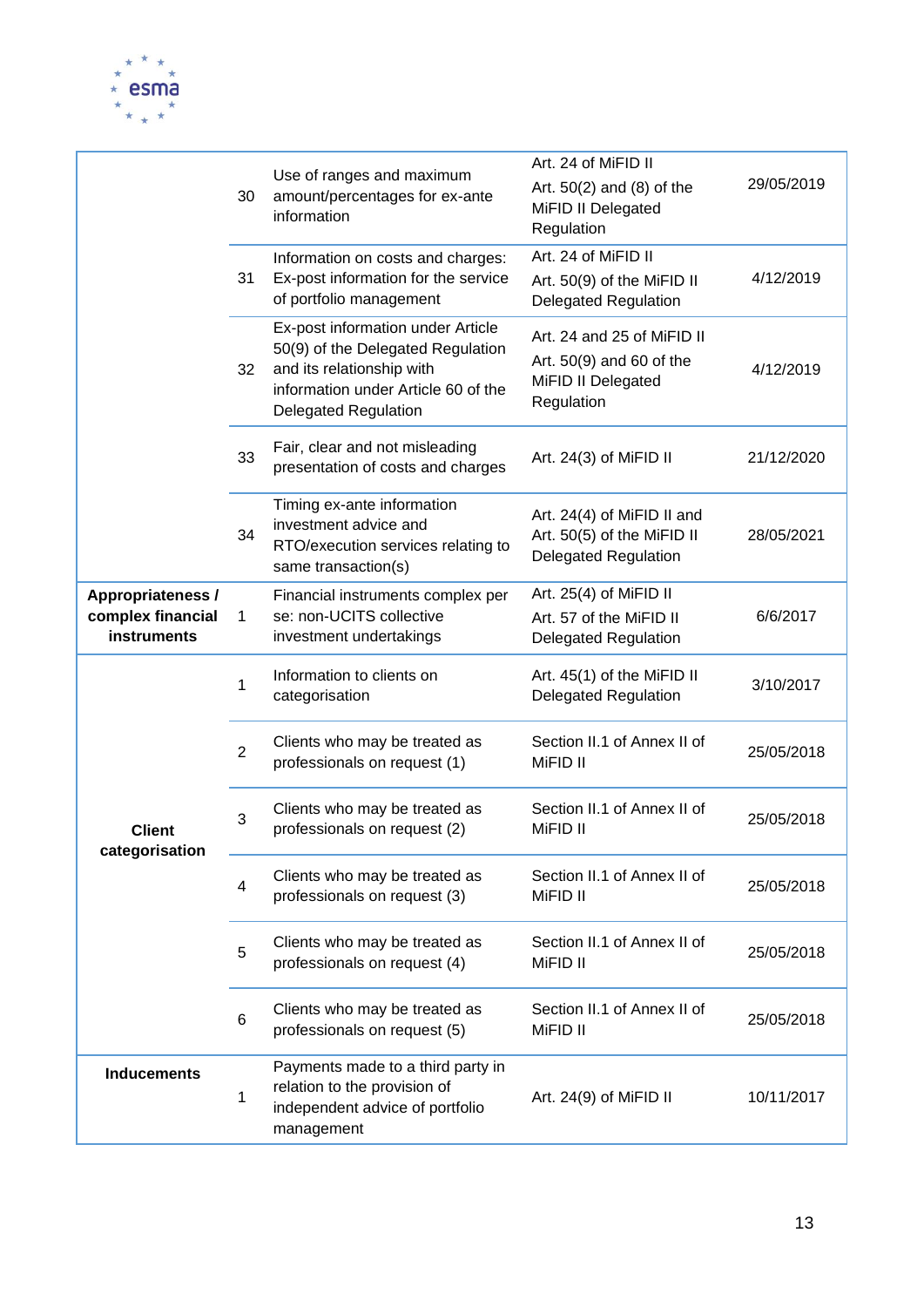| | | | | |
|---|---|---|---|---|
| | 30 | Use of ranges and maximum amount/percentages for ex-ante information | Art. 24 of MiFID II<br>Art. 50(2) and (8) of the MiFID II Delegated Regulation | 29/05/2019 |
| | 31 | Information on costs and charges: Ex-post information for the service of portfolio management | Art. 24 of MiFID II<br>Art. 50(9) of the MiFID II Delegated Regulation | 4/12/2019 |
| | 32 | Ex-post information under Article 50(9) of the Delegated Regulation and its relationship with information under Article 60 of the Delegated Regulation | Art. 24 and 25 of MiFID II<br>Art. 50(9) and 60 of the MiFID II Delegated Regulation | 4/12/2019 |
| | 33 | Fair, clear and not misleading presentation of costs and charges | Art. 24(3) of MiFID II | 21/12/2020 |
| | 34 | Timing ex-ante information investment advice and RTO/execution services relating to same transaction(s) | Art. 24(4) of MiFID II and Art. 50(5) of the MiFID II Delegated Regulation | 28/05/2021 |
| **Appropriateness / complex financial instruments** | 1 | Financial instruments complex per se: non-UCITS collective investment undertakings | Art. 25(4) of MiFID II<br>Art. 57 of the MiFID II Delegated Regulation | 6/6/2017 |
| **Client categorisation** | 1 | Information to clients on categorisation | Art. 45(1) of the MiFID II Delegated Regulation | 3/10/2017 |
| | 2 | Clients who may be treated as professionals on request (1) | Section II.1 of Annex II of MiFID II | 25/05/2018 |
| | 3 | Clients who may be treated as professionals on request (2) | Section II.1 of Annex II of MiFID II | 25/05/2018 |
| | 4 | Clients who may be treated as professionals on request (3) | Section II.1 of Annex II of MiFID II | 25/05/2018 |
| | 5 | Clients who may be treated as professionals on request (4) | Section II.1 of Annex II of MiFID II | 25/05/2018 |
| | 6 | Clients who may be treated as professionals on request (5) | Section II.1 of Annex II of MiFID II | 25/05/2018 |
| **Inducements** | 1 | Payments made to a third party in relation to the provision of independent advice of portfolio management | Art. 24(9) of MiFID II | 10/11/2017 |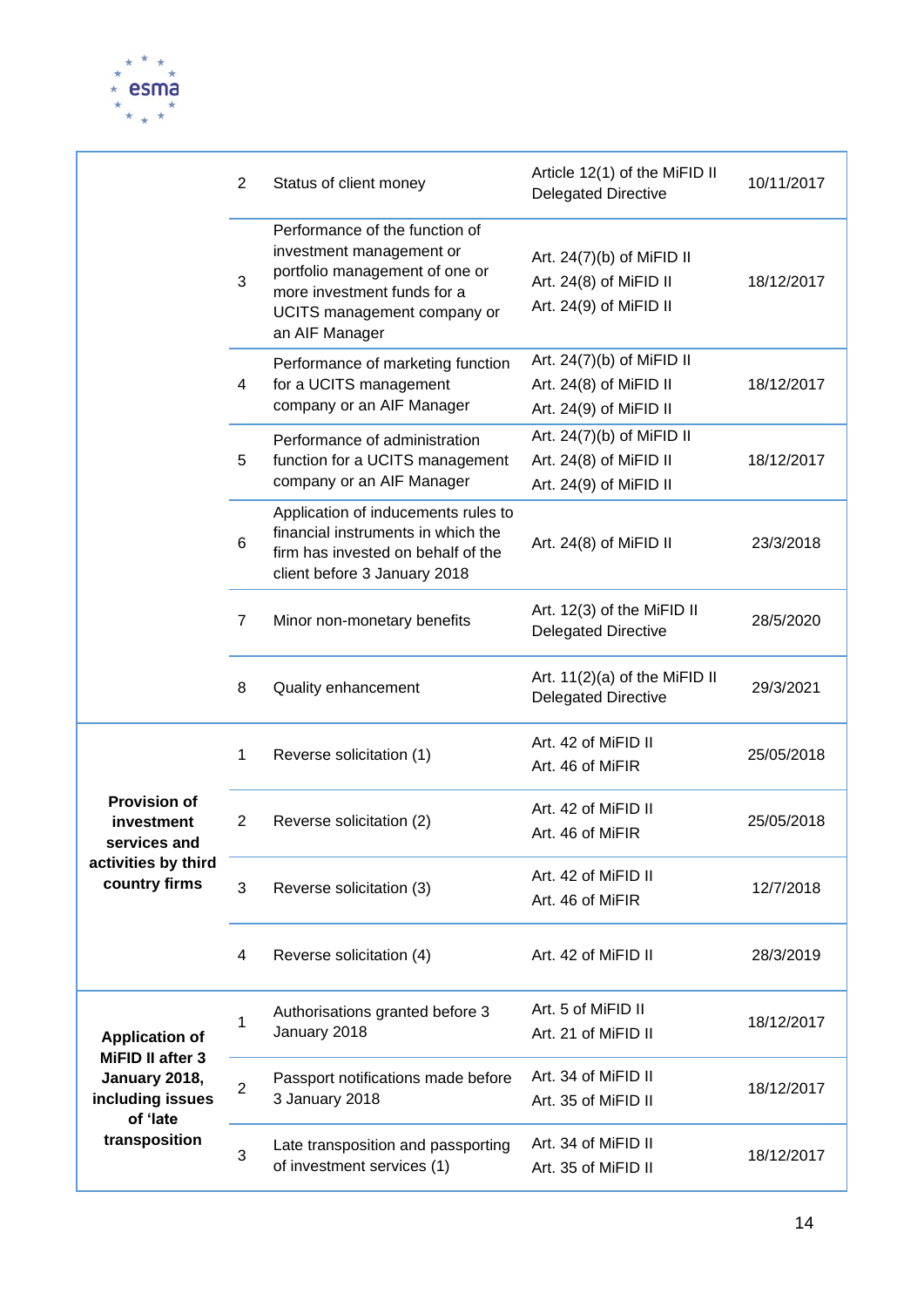| | | | | |
|---|---|---|---|---|
| | 2 | Status of client money | Article 12(1) of the MiFID II Delegated Directive | 10/11/2017 |
| | 3 | Performance of the function of investment management or portfolio management of one or more investment funds for a UCITS management company or an AIF Manager | Art. 24(7)(b) of MiFID II<br>Art. 24(8) of MiFID II<br>Art. 24(9) of MiFID II | 18/12/2017 |
| | 4 | Performance of marketing function for a UCITS management company or an AIF Manager | Art. 24(7)(b) of MiFID II<br>Art. 24(8) of MiFID II<br>Art. 24(9) of MiFID II | 18/12/2017 |
| | 5 | Performance of administration function for a UCITS management company or an AIF Manager | Art. 24(7)(b) of MiFID II<br>Art. 24(8) of MiFID II<br>Art. 24(9) of MiFID II | 18/12/2017 |
| | 6 | Application of inducements rules to financial instruments in which the firm has invested on behalf of the client before 3 January 2018 | Art. 24(8) of MiFID II | 23/3/2018 |
| | 7 | Minor non-monetary benefits | Art. 12(3) of the MiFID II Delegated Directive | 28/5/2020 |
| | 8 | Quality enhancement | Art. 11(2)(a) of the MiFID II Delegated Directive | 29/3/2021 |
| **Provision of investment services and activities by third country firms** | 1 | Reverse solicitation (1) | Art. 42 of MiFID II<br>Art. 46 of MiFIR | 25/05/2018 |
| | 2 | Reverse solicitation (2) | Art. 42 of MiFID II<br>Art. 46 of MiFIR | 25/05/2018 |
| | 3 | Reverse solicitation (3) | Art. 42 of MiFID II<br>Art. 46 of MiFIR | 12/7/2018 |
| | 4 | Reverse solicitation (4) | Art. 42 of MiFID II | 28/3/2019 |
| **Application of MiFID II after 3 January 2018, including issues of 'late transposition** | 1 | Authorisations granted before 3 January 2018 | Art. 5 of MiFID II<br>Art. 21 of MiFID II | 18/12/2017 |
| | 2 | Passport notifications made before 3 January 2018 | Art. 34 of MiFID II<br>Art. 35 of MiFID II | 18/12/2017 |
| | 3 | Late transposition and passporting of investment services (1) | Art. 34 of MiFID II<br>Art. 35 of MiFID II | 18/12/2017 |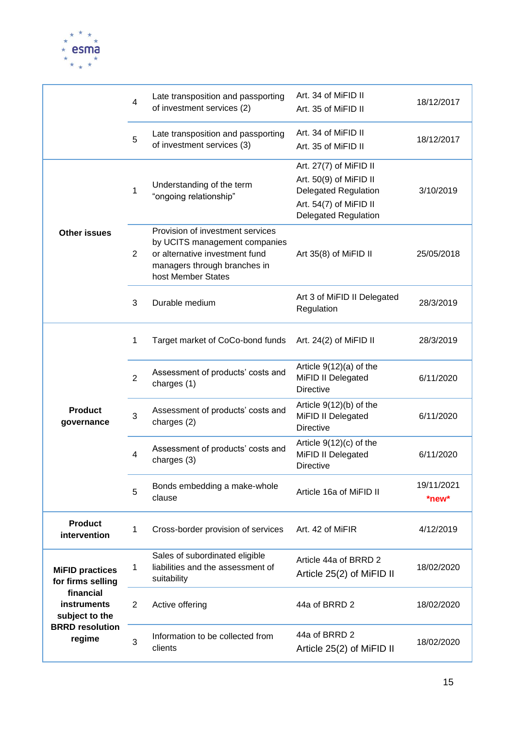| | | | | |
|---|---|---|---|---|
| | 4 | Late transposition and passporting of investment services (2) | Art. 34 of MiFID II<br>Art. 35 of MiFID II | 18/12/2017 |
| | 5 | Late transposition and passporting of investment services (3) | Art. 34 of MiFID II<br>Art. 35 of MiFID II | 18/12/2017 |
| **Other issues** | 1 | Understanding of the term "ongoing relationship" | Art. 27(7) of MiFID II<br>Art. 50(9) of MiFID II Delegated Regulation<br>Art. 54(7) of MiFID II Delegated Regulation | 3/10/2019 |
| | 2 | Provision of investment services by UCITS management companies or alternative investment fund managers through branches in host Member States | Art 35(8) of MiFID II | 25/05/2018 |
| | 3 | Durable medium | Art 3 of MiFID II Delegated Regulation | 28/3/2019 |
| **Product governance** | 1 | Target market of CoCo-bond funds | Art. 24(2) of MiFID II | 28/3/2019 |
| | 2 | Assessment of products' costs and charges (1) | Article 9(12)(a) of the MiFID II Delegated Directive | 6/11/2020 |
| | 3 | Assessment of products' costs and charges (2) | Article 9(12)(b) of the MiFID II Delegated Directive | 6/11/2020 |
| | 4 | Assessment of products' costs and charges (3) | Article 9(12)(c) of the MiFID II Delegated Directive | 6/11/2020 |
| | 5 | Bonds embedding a make-whole clause | Article 16a of MiFID II | 19/11/2021 ***new*** |
| **Product intervention** | 1 | Cross-border provision of services | Art. 42 of MiFIR | 4/12/2019 |
| **MiFID practices for firms selling financial instruments subject to the BRRD resolution regime** | 1 | Sales of subordinated eligible liabilities and the assessment of suitability | Article 44a of BRRD 2<br>Article 25(2) of MiFID II | 18/02/2020 |
| | 2 | Active offering | 44a of BRRD 2 | 18/02/2020 |
| | 3 | Information to be collected from clients | 44a of BRRD 2<br>Article 25(2) of MiFID II | 18/02/2020 |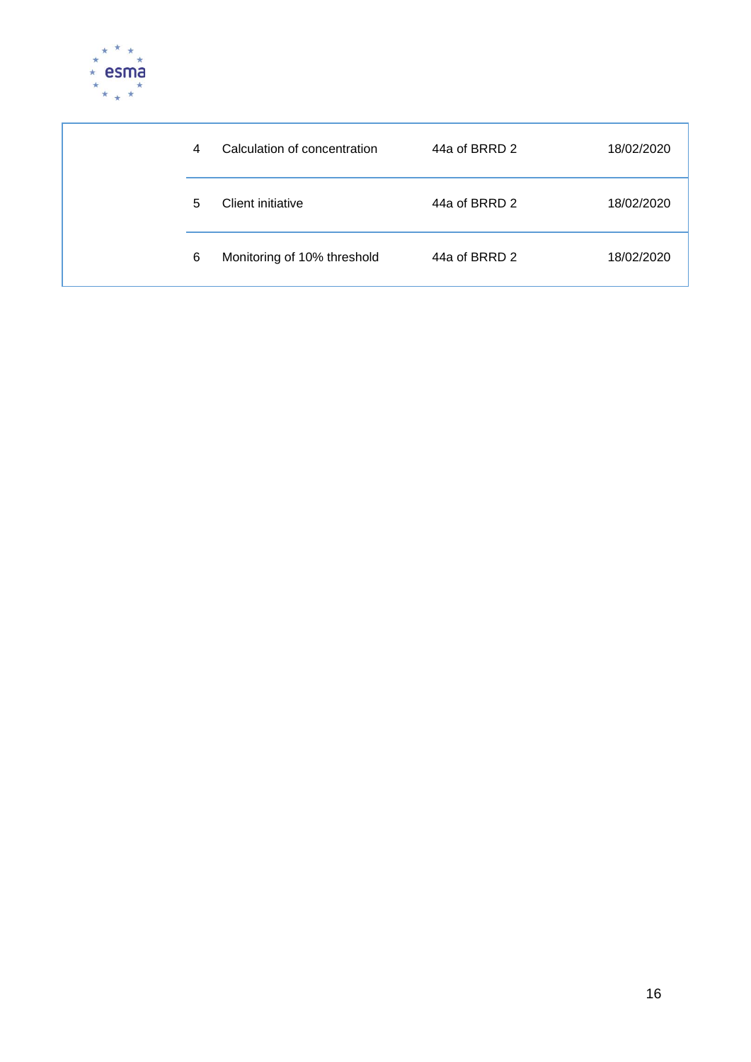|  |  |  |  |  |
|---|---|---|---|---|
|  | 4 | Calculation of concentration | 44a of BRRD 2 | 18/02/2020 |
|  | 5 | Client initiative | 44a of BRRD 2 | 18/02/2020 |
|  | 6 | Monitoring of 10% threshold | 44a of BRRD 2 | 18/02/2020 |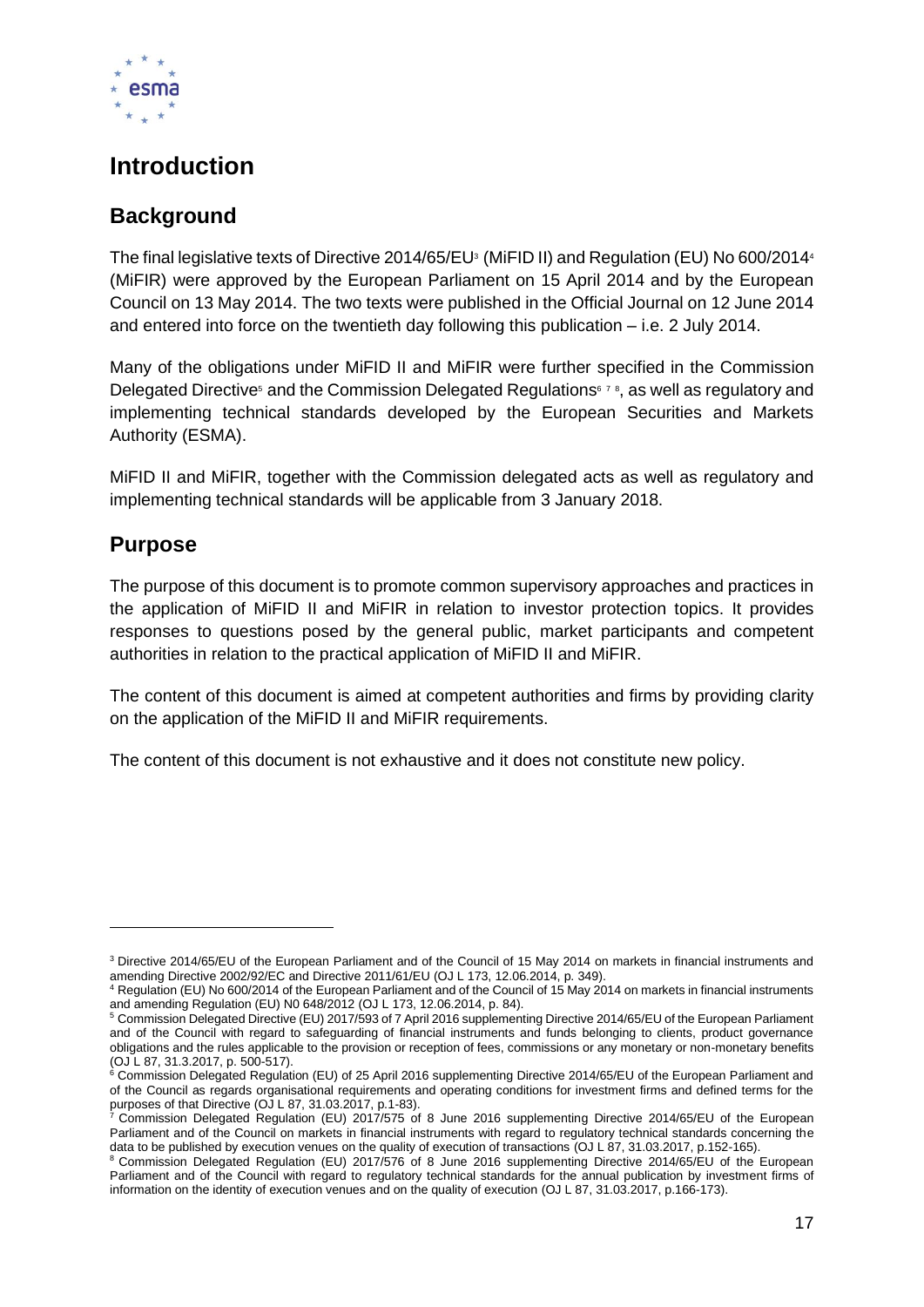# Introduction

## Background

The final legislative texts of Directive 2014/65/EU[3] (MiFID II) and Regulation (EU) No 600/2014[4] (MiFIR) were approved by the European Parliament on 15 April 2014 and by the European Council on 13 May 2014. The two texts were published in the Official Journal on 12 June 2014 and entered into force on the twentieth day following this publication – i.e. 2 July 2014.

Many of the obligations under MiFID II and MiFIR were further specified in the Commission Delegated Directive[5] and the Commission Delegated Regulations[6] [7] [8], as well as regulatory and implementing technical standards developed by the European Securities and Markets Authority (ESMA).

MiFID II and MiFIR, together with the Commission delegated acts as well as regulatory and implementing technical standards will be applicable from 3 January 2018.

## Purpose

The purpose of this document is to promote common supervisory approaches and practices in the application of MiFID II and MiFIR in relation to investor protection topics. It provides responses to questions posed by the general public, market participants and competent authorities in relation to the practical application of MiFID II and MiFIR.

The content of this document is aimed at competent authorities and firms by providing clarity on the application of the MiFID II and MiFIR requirements.

The content of this document is not exhaustive and it does not constitute new policy.

---

[3] Directive 2014/65/EU of the European Parliament and of the Council of 15 May 2014 on markets in financial instruments and amending Directive 2002/92/EC and Directive 2011/61/EU (OJ L 173, 12.06.2014, p. 349).

[4] Regulation (EU) No 600/2014 of the European Parliament and of the Council of 15 May 2014 on markets in financial instruments and amending Regulation (EU) N0 648/2012 (OJ L 173, 12.06.2014, p. 84).

[5] Commission Delegated Directive (EU) 2017/593 of 7 April 2016 supplementing Directive 2014/65/EU of the European Parliament and of the Council with regard to safeguarding of financial instruments and funds belonging to clients, product governance obligations and the rules applicable to the provision or reception of fees, commissions or any monetary or non-monetary benefits (OJ L 87, 31.3.2017, p. 500-517).

[6] Commission Delegated Regulation (EU) of 25 April 2016 supplementing Directive 2014/65/EU of the European Parliament and of the Council as regards organisational requirements and operating conditions for investment firms and defined terms for the purposes of that Directive (OJ L 87, 31.03.2017, p.1-83).

[7] Commission Delegated Regulation (EU) 2017/575 of 8 June 2016 supplementing Directive 2014/65/EU of the European Parliament and of the Council on markets in financial instruments with regard to regulatory technical standards concerning the data to be published by execution venues on the quality of execution of transactions (OJ L 87, 31.03.2017, p.152-165).

[8] Commission Delegated Regulation (EU) 2017/576 of 8 June 2016 supplementing Directive 2014/65/EU of the European Parliament and of the Council with regard to regulatory technical standards for the annual publication by investment firms of information on the identity of execution venues and on the quality of execution (OJ L 87, 31.03.2017, p.166-173).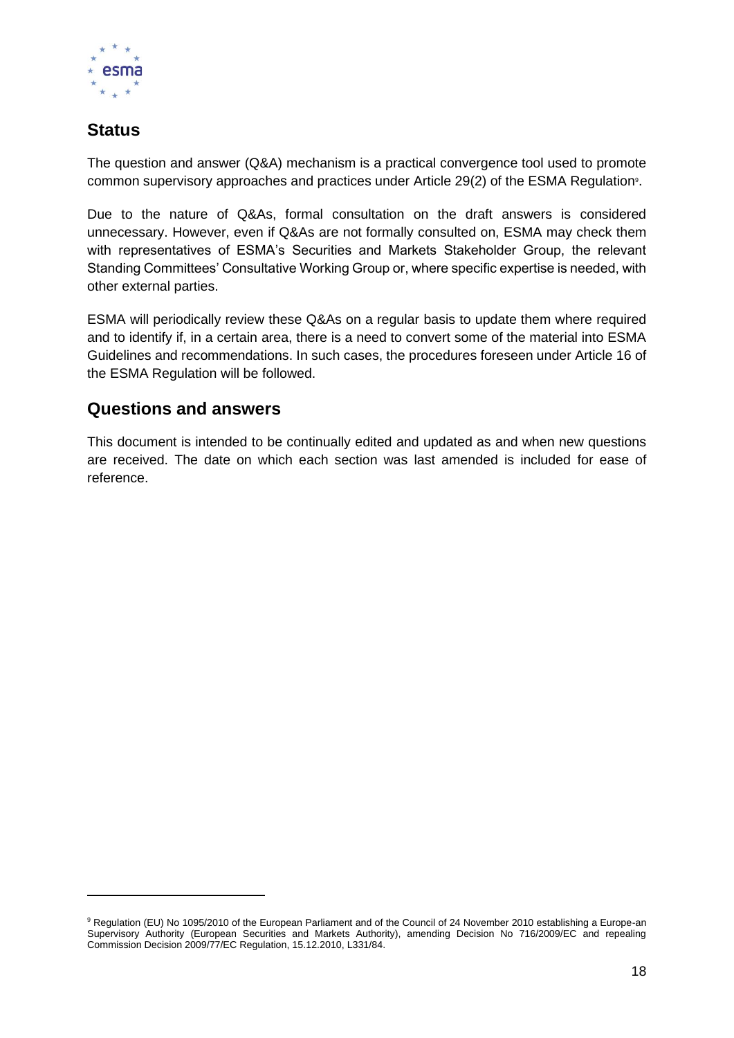## Status

The question and answer (Q&A) mechanism is a practical convergence tool used to promote common supervisory approaches and practices under Article 29(2) of the ESMA Regulation[9].

Due to the nature of Q&As, formal consultation on the draft answers is considered unnecessary. However, even if Q&As are not formally consulted on, ESMA may check them with representatives of ESMA's Securities and Markets Stakeholder Group, the relevant Standing Committees' Consultative Working Group or, where specific expertise is needed, with other external parties.

ESMA will periodically review these Q&As on a regular basis to update them where required and to identify if, in a certain area, there is a need to convert some of the material into ESMA Guidelines and recommendations. In such cases, the procedures foreseen under Article 16 of the ESMA Regulation will be followed.

## Questions and answers

This document is intended to be continually edited and updated as and when new questions are received. The date on which each section was last amended is included for ease of reference.

[9] Regulation (EU) No 1095/2010 of the European Parliament and of the Council of 24 November 2010 establishing a Europe-an Supervisory Authority (European Securities and Markets Authority), amending Decision No 716/2009/EC and repealing Commission Decision 2009/77/EC Regulation, 15.12.2010, L331/84.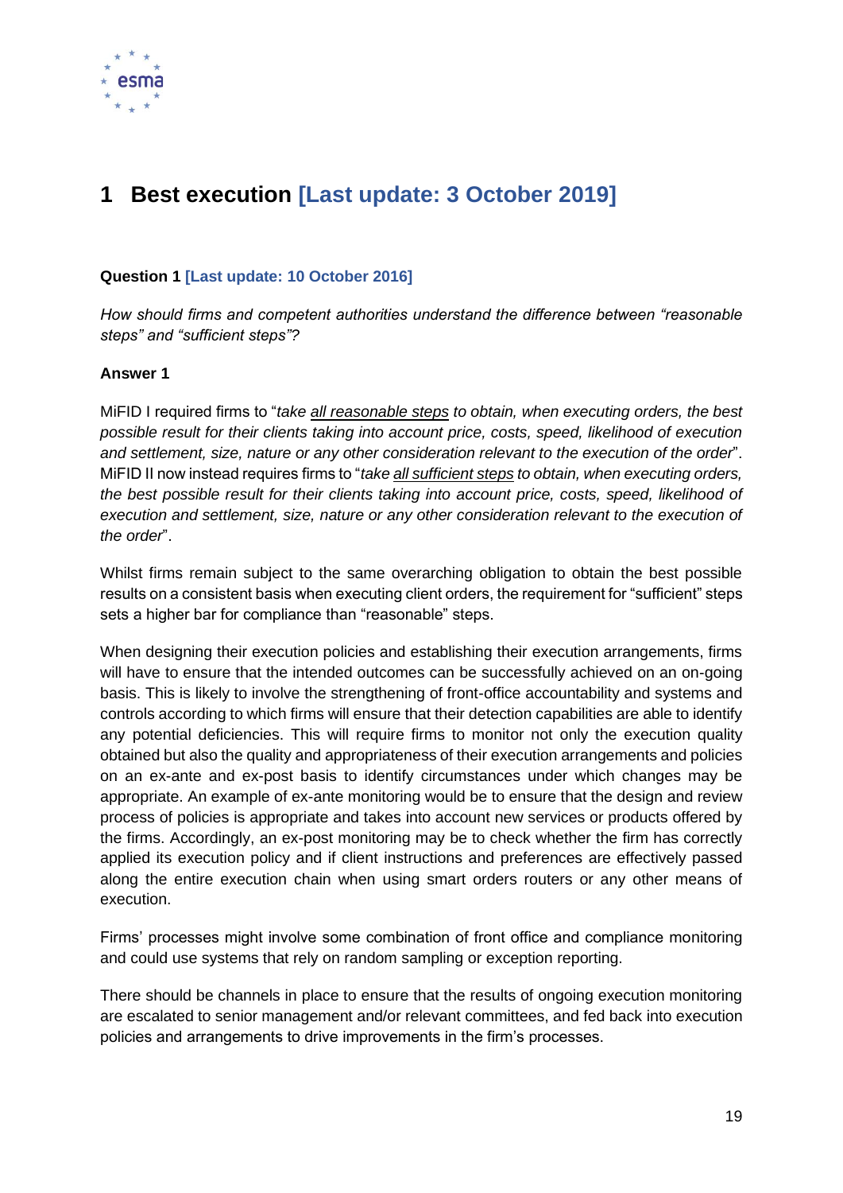# 1 Best execution [Last update: 3 October 2019]

**Question 1 [Last update: 10 October 2016]**

*How should firms and competent authorities understand the difference between "reasonable steps" and "sufficient steps"?*

**Answer 1**

MiFID I required firms to "*take all reasonable steps to obtain, when executing orders, the best possible result for their clients taking into account price, costs, speed, likelihood of execution and settlement, size, nature or any other consideration relevant to the execution of the order*". MiFID II now instead requires firms to "*take all sufficient steps to obtain, when executing orders, the best possible result for their clients taking into account price, costs, speed, likelihood of execution and settlement, size, nature or any other consideration relevant to the execution of the order*".

Whilst firms remain subject to the same overarching obligation to obtain the best possible results on a consistent basis when executing client orders, the requirement for "sufficient" steps sets a higher bar for compliance than "reasonable" steps.

When designing their execution policies and establishing their execution arrangements, firms will have to ensure that the intended outcomes can be successfully achieved on an on-going basis. This is likely to involve the strengthening of front-office accountability and systems and controls according to which firms will ensure that their detection capabilities are able to identify any potential deficiencies. This will require firms to monitor not only the execution quality obtained but also the quality and appropriateness of their execution arrangements and policies on an ex-ante and ex-post basis to identify circumstances under which changes may be appropriate. An example of ex-ante monitoring would be to ensure that the design and review process of policies is appropriate and takes into account new services or products offered by the firms. Accordingly, an ex-post monitoring may be to check whether the firm has correctly applied its execution policy and if client instructions and preferences are effectively passed along the entire execution chain when using smart orders routers or any other means of execution.

Firms' processes might involve some combination of front office and compliance monitoring and could use systems that rely on random sampling or exception reporting.

There should be channels in place to ensure that the results of ongoing execution monitoring are escalated to senior management and/or relevant committees, and fed back into execution policies and arrangements to drive improvements in the firm's processes.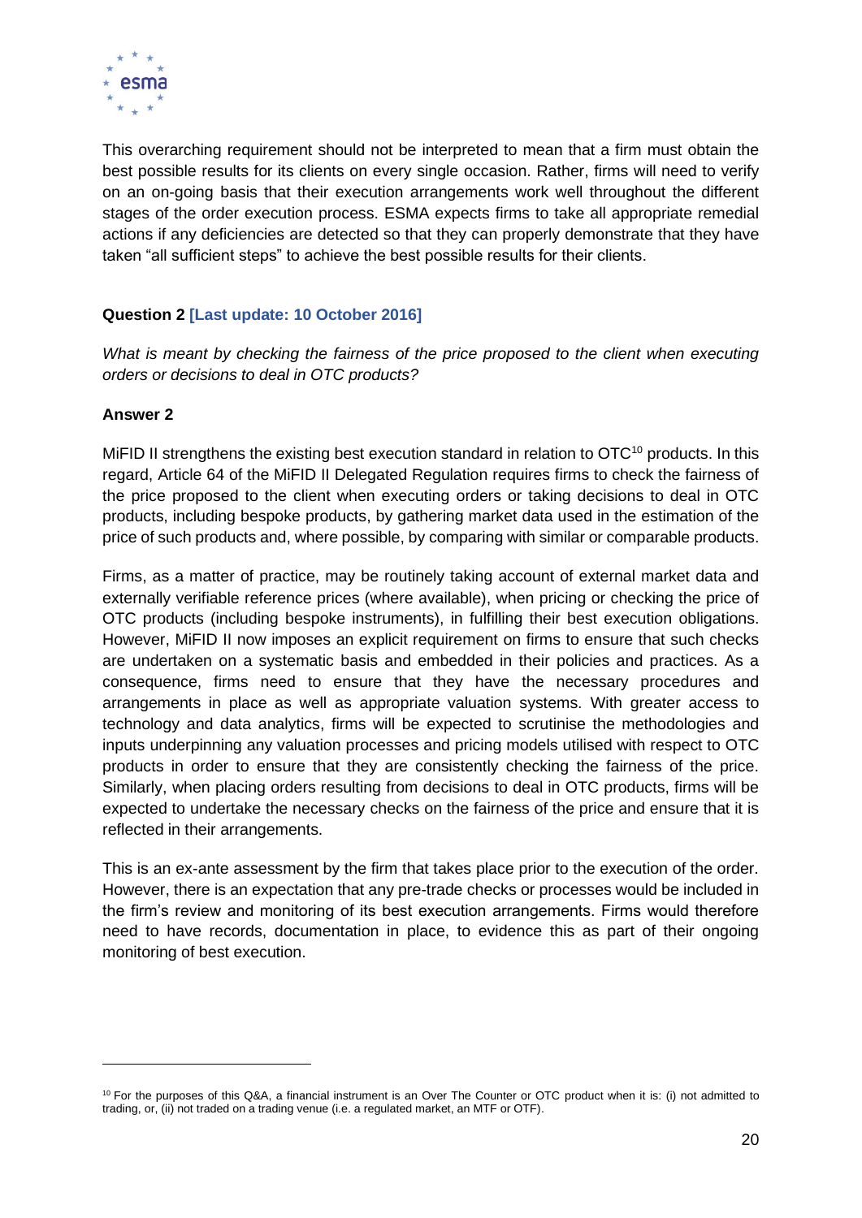This overarching requirement should not be interpreted to mean that a firm must obtain the best possible results for its clients on every single occasion. Rather, firms will need to verify on an on-going basis that their execution arrangements work well throughout the different stages of the order execution process. ESMA expects firms to take all appropriate remedial actions if any deficiencies are detected so that they can properly demonstrate that they have taken "all sufficient steps" to achieve the best possible results for their clients.

**Question 2 [Last update: 10 October 2016]**

*What is meant by checking the fairness of the price proposed to the client when executing orders or decisions to deal in OTC products?*

**Answer 2**

MiFID II strengthens the existing best execution standard in relation to OTC[10] products. In this regard, Article 64 of the MiFID II Delegated Regulation requires firms to check the fairness of the price proposed to the client when executing orders or taking decisions to deal in OTC products, including bespoke products, by gathering market data used in the estimation of the price of such products and, where possible, by comparing with similar or comparable products.

Firms, as a matter of practice, may be routinely taking account of external market data and externally verifiable reference prices (where available), when pricing or checking the price of OTC products (including bespoke instruments), in fulfilling their best execution obligations. However, MiFID II now imposes an explicit requirement on firms to ensure that such checks are undertaken on a systematic basis and embedded in their policies and practices. As a consequence, firms need to ensure that they have the necessary procedures and arrangements in place as well as appropriate valuation systems. With greater access to technology and data analytics, firms will be expected to scrutinise the methodologies and inputs underpinning any valuation processes and pricing models utilised with respect to OTC products in order to ensure that they are consistently checking the fairness of the price. Similarly, when placing orders resulting from decisions to deal in OTC products, firms will be expected to undertake the necessary checks on the fairness of the price and ensure that it is reflected in their arrangements.

This is an ex-ante assessment by the firm that takes place prior to the execution of the order. However, there is an expectation that any pre-trade checks or processes would be included in the firm's review and monitoring of its best execution arrangements. Firms would therefore need to have records, documentation in place, to evidence this as part of their ongoing monitoring of best execution.

[10] For the purposes of this Q&A, a financial instrument is an Over The Counter or OTC product when it is: (i) not admitted to trading, or, (ii) not traded on a trading venue (i.e. a regulated market, an MTF or OTF).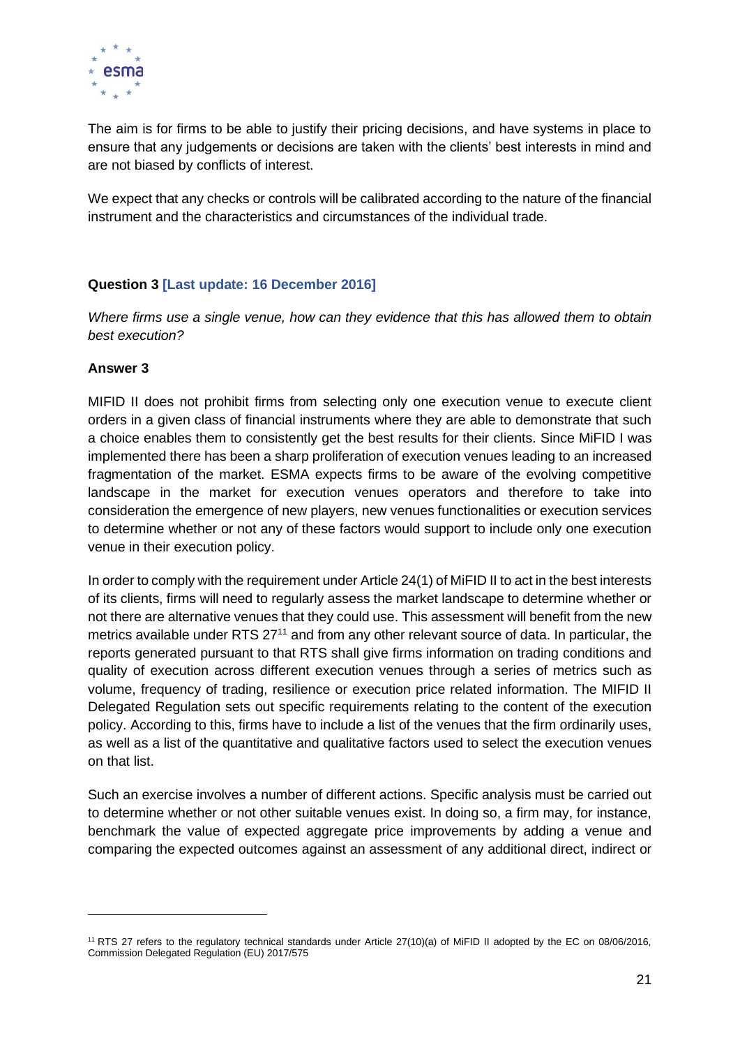The aim is for firms to be able to justify their pricing decisions, and have systems in place to ensure that any judgements or decisions are taken with the clients' best interests in mind and are not biased by conflicts of interest.

We expect that any checks or controls will be calibrated according to the nature of the financial instrument and the characteristics and circumstances of the individual trade.

**Question 3 [Last update: 16 December 2016]**

*Where firms use a single venue, how can they evidence that this has allowed them to obtain best execution?*

**Answer 3**

MIFID II does not prohibit firms from selecting only one execution venue to execute client orders in a given class of financial instruments where they are able to demonstrate that such a choice enables them to consistently get the best results for their clients. Since MiFID I was implemented there has been a sharp proliferation of execution venues leading to an increased fragmentation of the market. ESMA expects firms to be aware of the evolving competitive landscape in the market for execution venues operators and therefore to take into consideration the emergence of new players, new venues functionalities or execution services to determine whether or not any of these factors would support to include only one execution venue in their execution policy.

In order to comply with the requirement under Article 24(1) of MiFID II to act in the best interests of its clients, firms will need to regularly assess the market landscape to determine whether or not there are alternative venues that they could use. This assessment will benefit from the new metrics available under RTS 27[11] and from any other relevant source of data. In particular, the reports generated pursuant to that RTS shall give firms information on trading conditions and quality of execution across different execution venues through a series of metrics such as volume, frequency of trading, resilience or execution price related information. The MIFID II Delegated Regulation sets out specific requirements relating to the content of the execution policy. According to this, firms have to include a list of the venues that the firm ordinarily uses, as well as a list of the quantitative and qualitative factors used to select the execution venues on that list.

Such an exercise involves a number of different actions. Specific analysis must be carried out to determine whether or not other suitable venues exist. In doing so, a firm may, for instance, benchmark the value of expected aggregate price improvements by adding a venue and comparing the expected outcomes against an assessment of any additional direct, indirect or

[11] RTS 27 refers to the regulatory technical standards under Article 27(10)(a) of MiFID II adopted by the EC on 08/06/2016, Commission Delegated Regulation (EU) 2017/575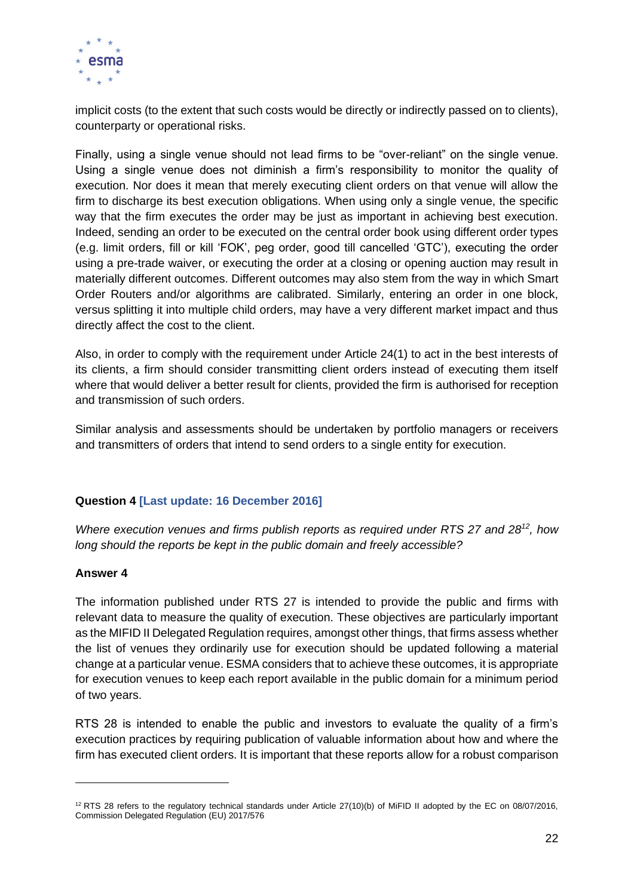implicit costs (to the extent that such costs would be directly or indirectly passed on to clients), counterparty or operational risks.

Finally, using a single venue should not lead firms to be "over-reliant" on the single venue. Using a single venue does not diminish a firm's responsibility to monitor the quality of execution. Nor does it mean that merely executing client orders on that venue will allow the firm to discharge its best execution obligations. When using only a single venue, the specific way that the firm executes the order may be just as important in achieving best execution. Indeed, sending an order to be executed on the central order book using different order types (e.g. limit orders, fill or kill 'FOK', peg order, good till cancelled 'GTC'), executing the order using a pre-trade waiver, or executing the order at a closing or opening auction may result in materially different outcomes. Different outcomes may also stem from the way in which Smart Order Routers and/or algorithms are calibrated. Similarly, entering an order in one block, versus splitting it into multiple child orders, may have a very different market impact and thus directly affect the cost to the client.

Also, in order to comply with the requirement under Article 24(1) to act in the best interests of its clients, a firm should consider transmitting client orders instead of executing them itself where that would deliver a better result for clients, provided the firm is authorised for reception and transmission of such orders.

Similar analysis and assessments should be undertaken by portfolio managers or receivers and transmitters of orders that intend to send orders to a single entity for execution.

**Question 4 [Last update: 16 December 2016]**

*Where execution venues and firms publish reports as required under RTS 27 and 28[12], how long should the reports be kept in the public domain and freely accessible?*

**Answer 4**

The information published under RTS 27 is intended to provide the public and firms with relevant data to measure the quality of execution. These objectives are particularly important as the MIFID II Delegated Regulation requires, amongst other things, that firms assess whether the list of venues they ordinarily use for execution should be updated following a material change at a particular venue. ESMA considers that to achieve these outcomes, it is appropriate for execution venues to keep each report available in the public domain for a minimum period of two years.

RTS 28 is intended to enable the public and investors to evaluate the quality of a firm's execution practices by requiring publication of valuable information about how and where the firm has executed client orders. It is important that these reports allow for a robust comparison

[12] RTS 28 refers to the regulatory technical standards under Article 27(10)(b) of MiFID II adopted by the EC on 08/07/2016, Commission Delegated Regulation (EU) 2017/576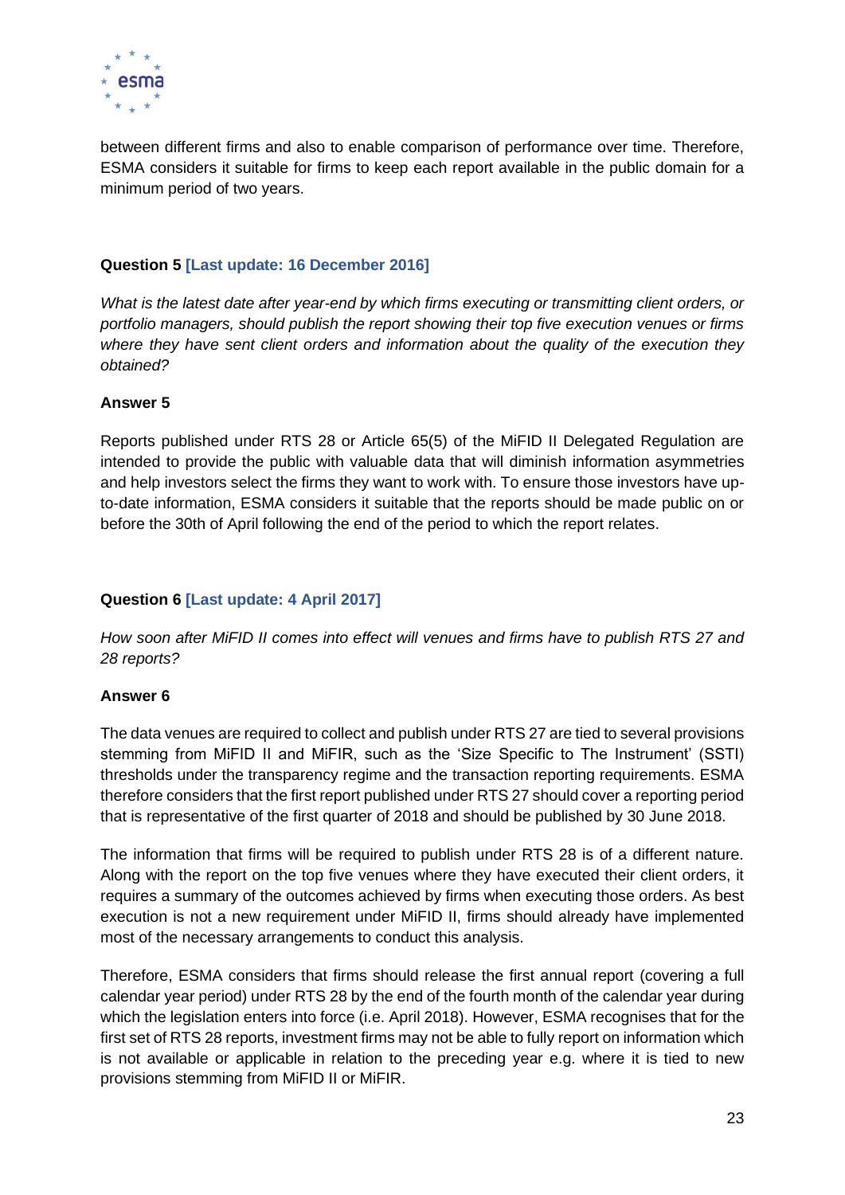between different firms and also to enable comparison of performance over time. Therefore, ESMA considers it suitable for firms to keep each report available in the public domain for a minimum period of two years.

**Question 5 [Last update: 16 December 2016]**

*What is the latest date after year-end by which firms executing or transmitting client orders, or portfolio managers, should publish the report showing their top five execution venues or firms where they have sent client orders and information about the quality of the execution they obtained?*

**Answer 5**

Reports published under RTS 28 or Article 65(5) of the MiFID II Delegated Regulation are intended to provide the public with valuable data that will diminish information asymmetries and help investors select the firms they want to work with. To ensure those investors have up-to-date information, ESMA considers it suitable that the reports should be made public on or before the 30th of April following the end of the period to which the report relates.

**Question 6 [Last update: 4 April 2017]**

*How soon after MiFID II comes into effect will venues and firms have to publish RTS 27 and 28 reports?*

**Answer 6**

The data venues are required to collect and publish under RTS 27 are tied to several provisions stemming from MiFID II and MiFIR, such as the 'Size Specific to The Instrument' (SSTI) thresholds under the transparency regime and the transaction reporting requirements. ESMA therefore considers that the first report published under RTS 27 should cover a reporting period that is representative of the first quarter of 2018 and should be published by 30 June 2018.

The information that firms will be required to publish under RTS 28 is of a different nature. Along with the report on the top five venues where they have executed their client orders, it requires a summary of the outcomes achieved by firms when executing those orders. As best execution is not a new requirement under MiFID II, firms should already have implemented most of the necessary arrangements to conduct this analysis.

Therefore, ESMA considers that firms should release the first annual report (covering a full calendar year period) under RTS 28 by the end of the fourth month of the calendar year during which the legislation enters into force (i.e. April 2018). However, ESMA recognises that for the first set of RTS 28 reports, investment firms may not be able to fully report on information which is not available or applicable in relation to the preceding year e.g. where it is tied to new provisions stemming from MiFID II or MiFIR.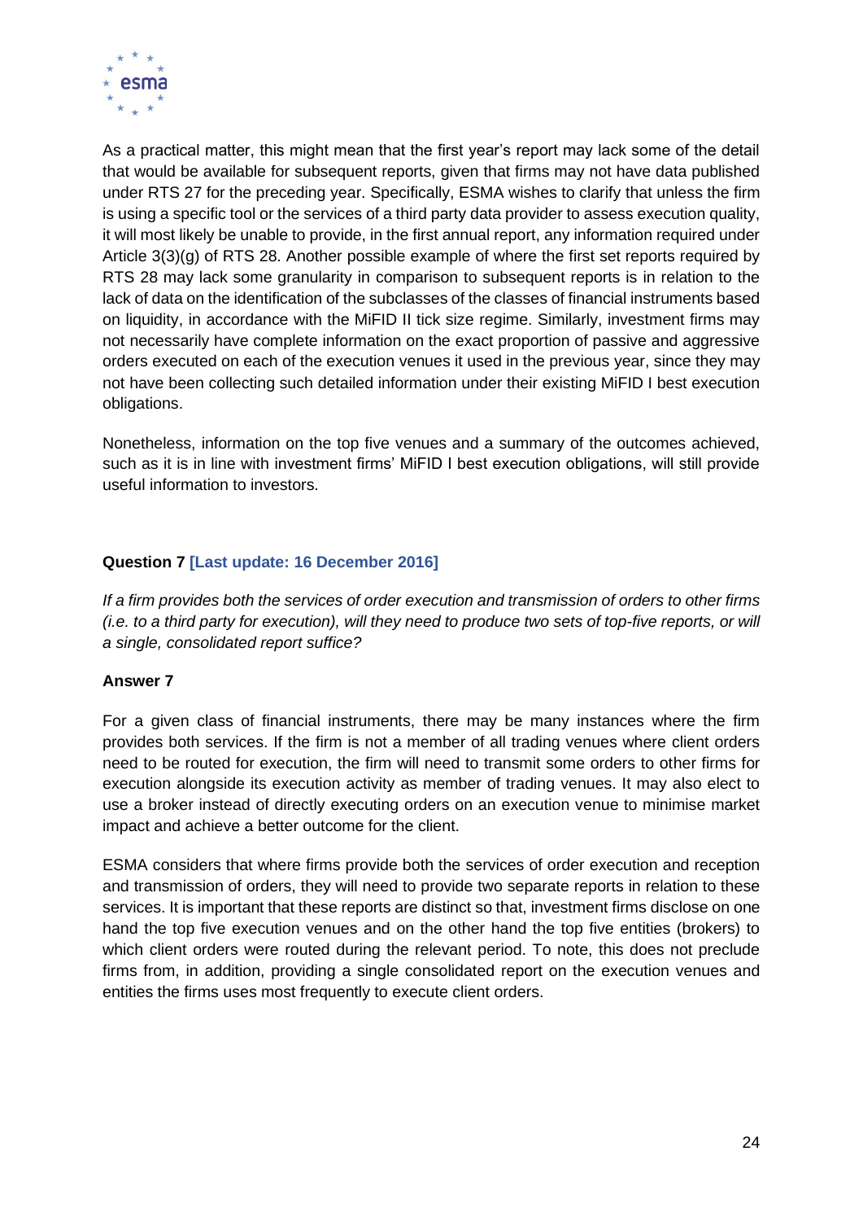As a practical matter, this might mean that the first year's report may lack some of the detail that would be available for subsequent reports, given that firms may not have data published under RTS 27 for the preceding year. Specifically, ESMA wishes to clarify that unless the firm is using a specific tool or the services of a third party data provider to assess execution quality, it will most likely be unable to provide, in the first annual report, any information required under Article 3(3)(g) of RTS 28. Another possible example of where the first set reports required by RTS 28 may lack some granularity in comparison to subsequent reports is in relation to the lack of data on the identification of the subclasses of the classes of financial instruments based on liquidity, in accordance with the MiFID II tick size regime. Similarly, investment firms may not necessarily have complete information on the exact proportion of passive and aggressive orders executed on each of the execution venues it used in the previous year, since they may not have been collecting such detailed information under their existing MiFID I best execution obligations.

Nonetheless, information on the top five venues and a summary of the outcomes achieved, such as it is in line with investment firms' MiFID I best execution obligations, will still provide useful information to investors.

**Question 7 [Last update: 16 December 2016]**

*If a firm provides both the services of order execution and transmission of orders to other firms (i.e. to a third party for execution), will they need to produce two sets of top-five reports, or will a single, consolidated report suffice?*

**Answer 7**

For a given class of financial instruments, there may be many instances where the firm provides both services. If the firm is not a member of all trading venues where client orders need to be routed for execution, the firm will need to transmit some orders to other firms for execution alongside its execution activity as member of trading venues. It may also elect to use a broker instead of directly executing orders on an execution venue to minimise market impact and achieve a better outcome for the client.

ESMA considers that where firms provide both the services of order execution and reception and transmission of orders, they will need to provide two separate reports in relation to these services. It is important that these reports are distinct so that, investment firms disclose on one hand the top five execution venues and on the other hand the top five entities (brokers) to which client orders were routed during the relevant period. To note, this does not preclude firms from, in addition, providing a single consolidated report on the execution venues and entities the firms uses most frequently to execute client orders.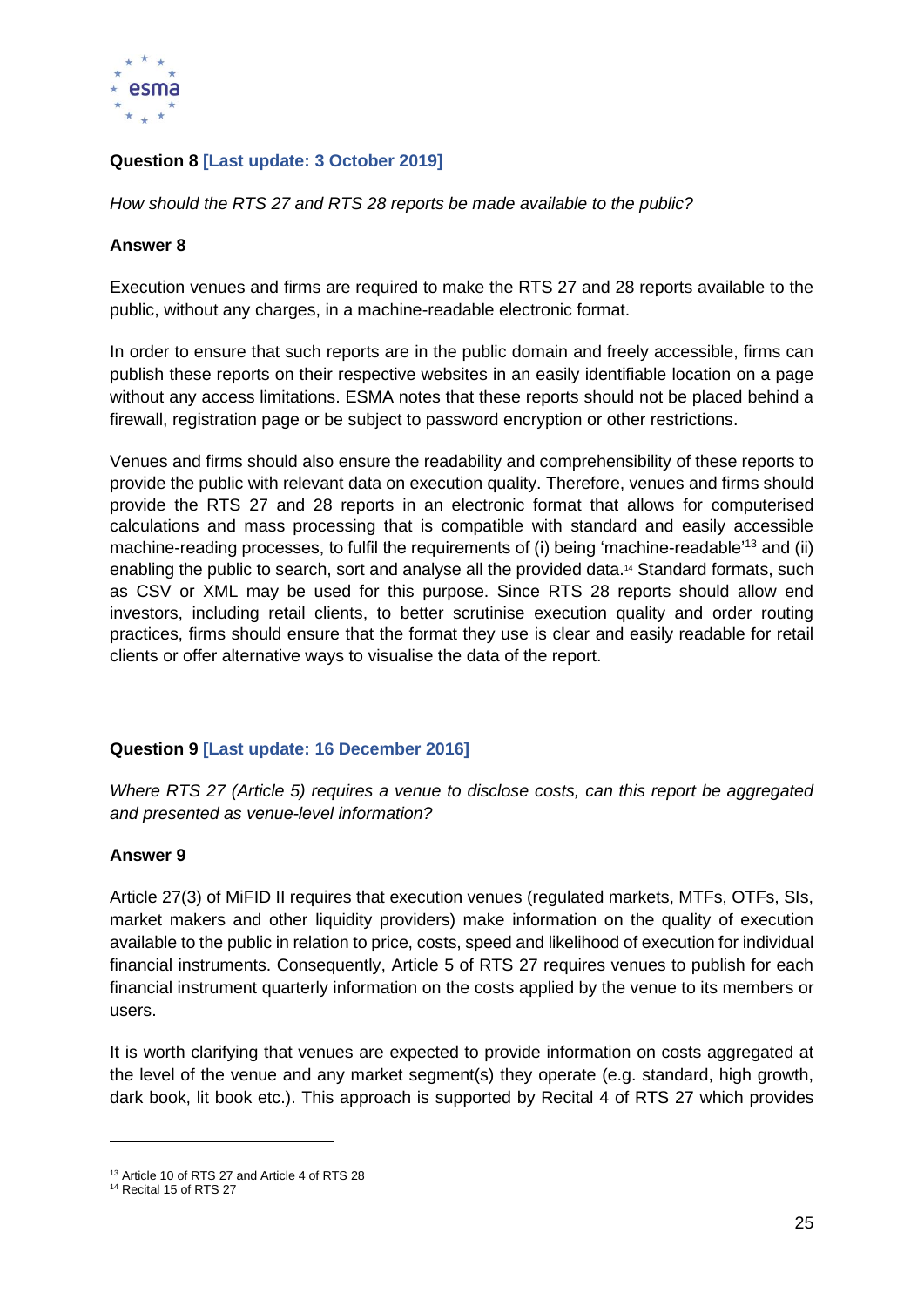**Question 8 [Last update: 3 October 2019]**

*How should the RTS 27 and RTS 28 reports be made available to the public?*

**Answer 8**

Execution venues and firms are required to make the RTS 27 and 28 reports available to the public, without any charges, in a machine-readable electronic format.

In order to ensure that such reports are in the public domain and freely accessible, firms can publish these reports on their respective websites in an easily identifiable location on a page without any access limitations. ESMA notes that these reports should not be placed behind a firewall, registration page or be subject to password encryption or other restrictions.

Venues and firms should also ensure the readability and comprehensibility of these reports to provide the public with relevant data on execution quality. Therefore, venues and firms should provide the RTS 27 and 28 reports in an electronic format that allows for computerised calculations and mass processing that is compatible with standard and easily accessible machine-reading processes, to fulfil the requirements of (i) being 'machine-readable'[13] and (ii) enabling the public to search, sort and analyse all the provided data.[14] Standard formats, such as CSV or XML may be used for this purpose. Since RTS 28 reports should allow end investors, including retail clients, to better scrutinise execution quality and order routing practices, firms should ensure that the format they use is clear and easily readable for retail clients or offer alternative ways to visualise the data of the report.

**Question 9 [Last update: 16 December 2016]**

*Where RTS 27 (Article 5) requires a venue to disclose costs, can this report be aggregated and presented as venue-level information?*

**Answer 9**

Article 27(3) of MiFID II requires that execution venues (regulated markets, MTFs, OTFs, SIs, market makers and other liquidity providers) make information on the quality of execution available to the public in relation to price, costs, speed and likelihood of execution for individual financial instruments. Consequently, Article 5 of RTS 27 requires venues to publish for each financial instrument quarterly information on the costs applied by the venue to its members or users.

It is worth clarifying that venues are expected to provide information on costs aggregated at the level of the venue and any market segment(s) they operate (e.g. standard, high growth, dark book, lit book etc.). This approach is supported by Recital 4 of RTS 27 which provides

[13] Article 10 of RTS 27 and Article 4 of RTS 28

[14] Recital 15 of RTS 27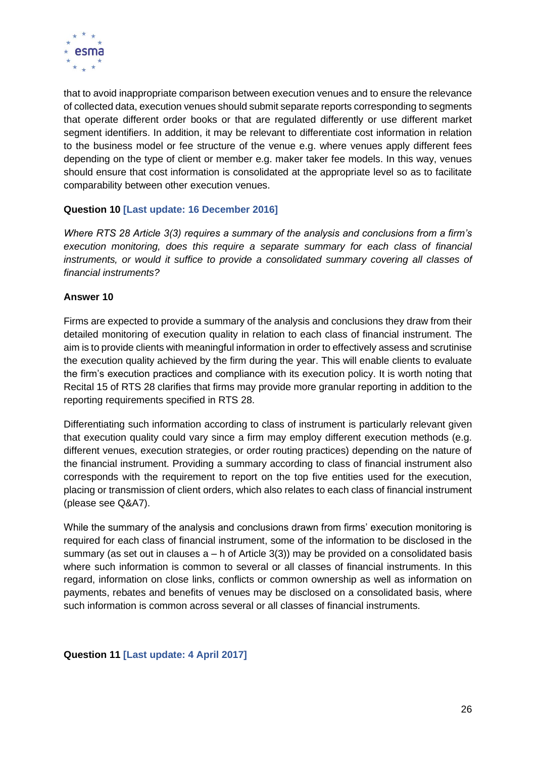that to avoid inappropriate comparison between execution venues and to ensure the relevance of collected data, execution venues should submit separate reports corresponding to segments that operate different order books or that are regulated differently or use different market segment identifiers. In addition, it may be relevant to differentiate cost information in relation to the business model or fee structure of the venue e.g. where venues apply different fees depending on the type of client or member e.g. maker taker fee models. In this way, venues should ensure that cost information is consolidated at the appropriate level so as to facilitate comparability between other execution venues.

**Question 10 [Last update: 16 December 2016]**

*Where RTS 28 Article 3(3) requires a summary of the analysis and conclusions from a firm's execution monitoring, does this require a separate summary for each class of financial instruments, or would it suffice to provide a consolidated summary covering all classes of financial instruments?*

**Answer 10**

Firms are expected to provide a summary of the analysis and conclusions they draw from their detailed monitoring of execution quality in relation to each class of financial instrument. The aim is to provide clients with meaningful information in order to effectively assess and scrutinise the execution quality achieved by the firm during the year. This will enable clients to evaluate the firm's execution practices and compliance with its execution policy. It is worth noting that Recital 15 of RTS 28 clarifies that firms may provide more granular reporting in addition to the reporting requirements specified in RTS 28.

Differentiating such information according to class of instrument is particularly relevant given that execution quality could vary since a firm may employ different execution methods (e.g. different venues, execution strategies, or order routing practices) depending on the nature of the financial instrument. Providing a summary according to class of financial instrument also corresponds with the requirement to report on the top five entities used for the execution, placing or transmission of client orders, which also relates to each class of financial instrument (please see Q&A7).

While the summary of the analysis and conclusions drawn from firms' execution monitoring is required for each class of financial instrument, some of the information to be disclosed in the summary (as set out in clauses a – h of Article 3(3)) may be provided on a consolidated basis where such information is common to several or all classes of financial instruments. In this regard, information on close links, conflicts or common ownership as well as information on payments, rebates and benefits of venues may be disclosed on a consolidated basis, where such information is common across several or all classes of financial instruments.

**Question 11 [Last update: 4 April 2017]**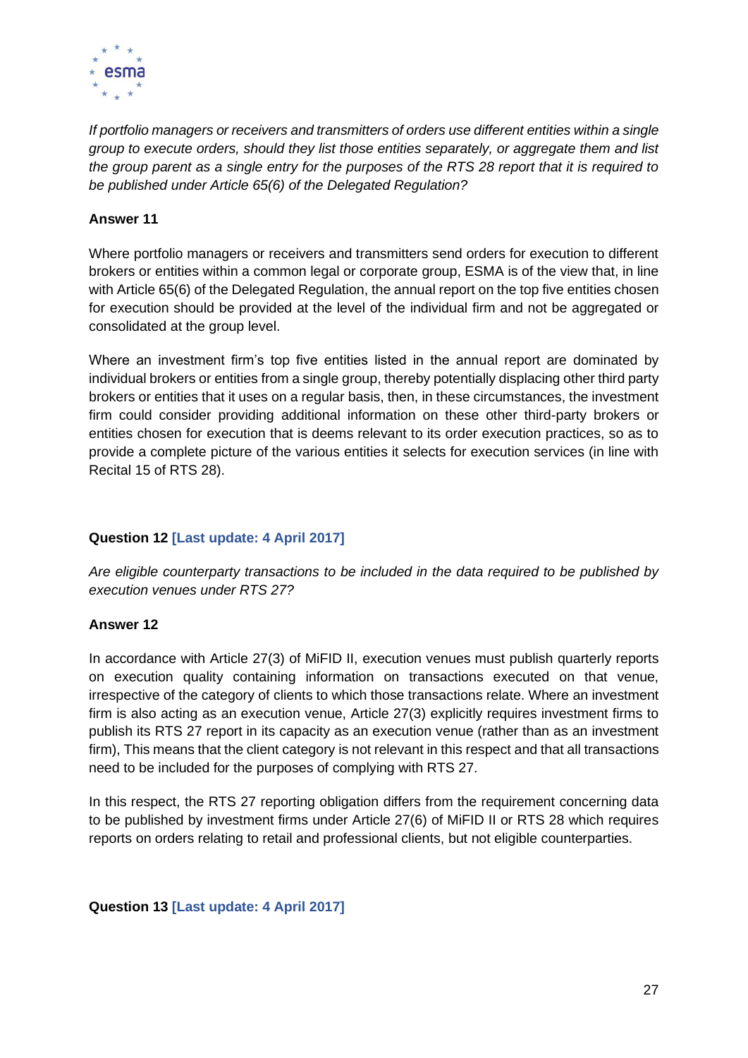*If portfolio managers or receivers and transmitters of orders use different entities within a single group to execute orders, should they list those entities separately, or aggregate them and list the group parent as a single entry for the purposes of the RTS 28 report that it is required to be published under Article 65(6) of the Delegated Regulation?*

**Answer 11**

Where portfolio managers or receivers and transmitters send orders for execution to different brokers or entities within a common legal or corporate group, ESMA is of the view that, in line with Article 65(6) of the Delegated Regulation, the annual report on the top five entities chosen for execution should be provided at the level of the individual firm and not be aggregated or consolidated at the group level.

Where an investment firm's top five entities listed in the annual report are dominated by individual brokers or entities from a single group, thereby potentially displacing other third party brokers or entities that it uses on a regular basis, then, in these circumstances, the investment firm could consider providing additional information on these other third-party brokers or entities chosen for execution that is deems relevant to its order execution practices, so as to provide a complete picture of the various entities it selects for execution services (in line with Recital 15 of RTS 28).

**Question 12 [Last update: 4 April 2017]**

*Are eligible counterparty transactions to be included in the data required to be published by execution venues under RTS 27?*

**Answer 12**

In accordance with Article 27(3) of MiFID II, execution venues must publish quarterly reports on execution quality containing information on transactions executed on that venue, irrespective of the category of clients to which those transactions relate. Where an investment firm is also acting as an execution venue, Article 27(3) explicitly requires investment firms to publish its RTS 27 report in its capacity as an execution venue (rather than as an investment firm), This means that the client category is not relevant in this respect and that all transactions need to be included for the purposes of complying with RTS 27.

In this respect, the RTS 27 reporting obligation differs from the requirement concerning data to be published by investment firms under Article 27(6) of MiFID II or RTS 28 which requires reports on orders relating to retail and professional clients, but not eligible counterparties.

**Question 13 [Last update: 4 April 2017]**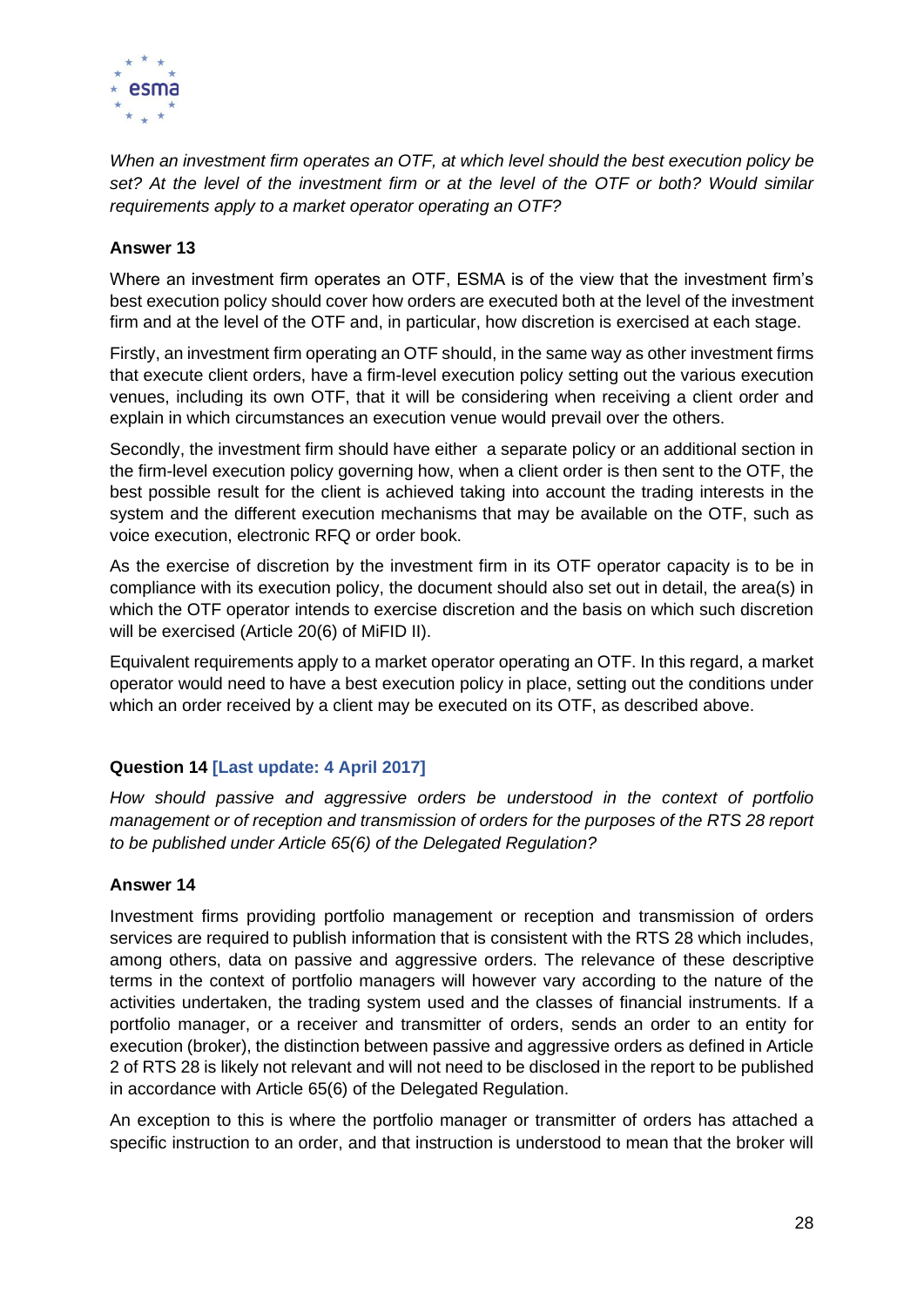*When an investment firm operates an OTF, at which level should the best execution policy be set? At the level of the investment firm or at the level of the OTF or both? Would similar requirements apply to a market operator operating an OTF?*

**Answer 13**

Where an investment firm operates an OTF, ESMA is of the view that the investment firm's best execution policy should cover how orders are executed both at the level of the investment firm and at the level of the OTF and, in particular, how discretion is exercised at each stage.

Firstly, an investment firm operating an OTF should, in the same way as other investment firms that execute client orders, have a firm-level execution policy setting out the various execution venues, including its own OTF, that it will be considering when receiving a client order and explain in which circumstances an execution venue would prevail over the others.

Secondly, the investment firm should have either a separate policy or an additional section in the firm-level execution policy governing how, when a client order is then sent to the OTF, the best possible result for the client is achieved taking into account the trading interests in the system and the different execution mechanisms that may be available on the OTF, such as voice execution, electronic RFQ or order book.

As the exercise of discretion by the investment firm in its OTF operator capacity is to be in compliance with its execution policy, the document should also set out in detail, the area(s) in which the OTF operator intends to exercise discretion and the basis on which such discretion will be exercised (Article 20(6) of MiFID II).

Equivalent requirements apply to a market operator operating an OTF. In this regard, a market operator would need to have a best execution policy in place, setting out the conditions under which an order received by a client may be executed on its OTF, as described above.

**Question 14 [Last update: 4 April 2017]**

*How should passive and aggressive orders be understood in the context of portfolio management or of reception and transmission of orders for the purposes of the RTS 28 report to be published under Article 65(6) of the Delegated Regulation?*

**Answer 14**

Investment firms providing portfolio management or reception and transmission of orders services are required to publish information that is consistent with the RTS 28 which includes, among others, data on passive and aggressive orders. The relevance of these descriptive terms in the context of portfolio managers will however vary according to the nature of the activities undertaken, the trading system used and the classes of financial instruments. If a portfolio manager, or a receiver and transmitter of orders, sends an order to an entity for execution (broker), the distinction between passive and aggressive orders as defined in Article 2 of RTS 28 is likely not relevant and will not need to be disclosed in the report to be published in accordance with Article 65(6) of the Delegated Regulation.

An exception to this is where the portfolio manager or transmitter of orders has attached a specific instruction to an order, and that instruction is understood to mean that the broker will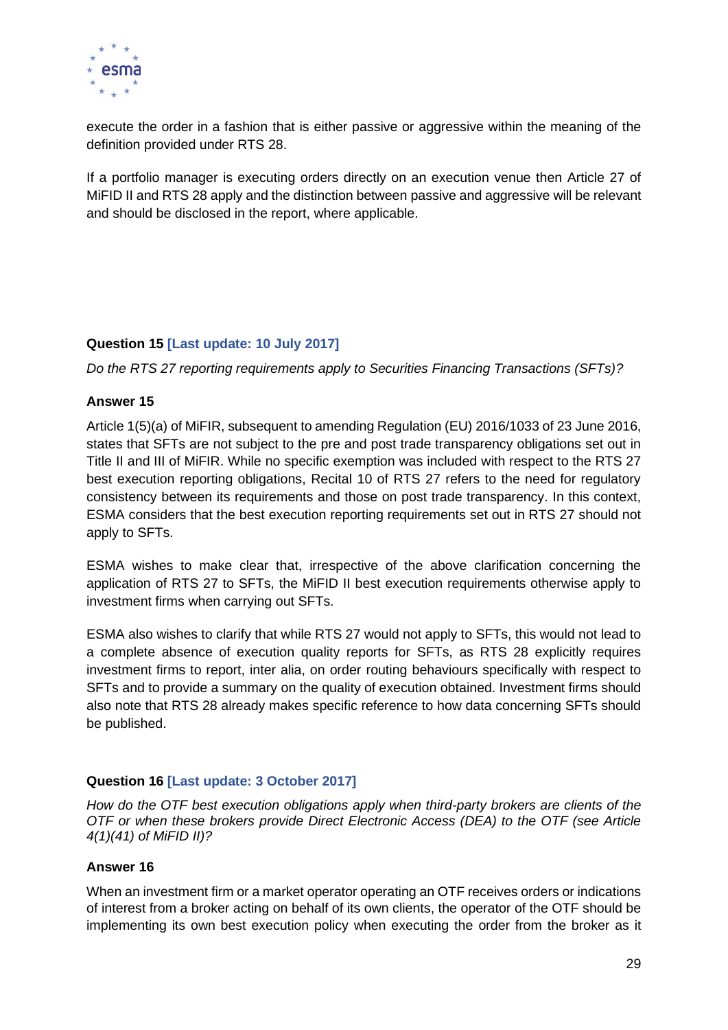execute the order in a fashion that is either passive or aggressive within the meaning of the definition provided under RTS 28.

If a portfolio manager is executing orders directly on an execution venue then Article 27 of MiFID II and RTS 28 apply and the distinction between passive and aggressive will be relevant and should be disclosed in the report, where applicable.

**Question 15 [Last update: 10 July 2017]**

*Do the RTS 27 reporting requirements apply to Securities Financing Transactions (SFTs)?*

**Answer 15**

Article 1(5)(a) of MiFIR, subsequent to amending Regulation (EU) 2016/1033 of 23 June 2016, states that SFTs are not subject to the pre and post trade transparency obligations set out in Title II and III of MiFIR. While no specific exemption was included with respect to the RTS 27 best execution reporting obligations, Recital 10 of RTS 27 refers to the need for regulatory consistency between its requirements and those on post trade transparency. In this context, ESMA considers that the best execution reporting requirements set out in RTS 27 should not apply to SFTs.

ESMA wishes to make clear that, irrespective of the above clarification concerning the application of RTS 27 to SFTs, the MiFID II best execution requirements otherwise apply to investment firms when carrying out SFTs.

ESMA also wishes to clarify that while RTS 27 would not apply to SFTs, this would not lead to a complete absence of execution quality reports for SFTs, as RTS 28 explicitly requires investment firms to report, inter alia, on order routing behaviours specifically with respect to SFTs and to provide a summary on the quality of execution obtained. Investment firms should also note that RTS 28 already makes specific reference to how data concerning SFTs should be published.

**Question 16 [Last update: 3 October 2017]**

*How do the OTF best execution obligations apply when third-party brokers are clients of the OTF or when these brokers provide Direct Electronic Access (DEA) to the OTF (see Article 4(1)(41) of MiFID II)?*

**Answer 16**

When an investment firm or a market operator operating an OTF receives orders or indications of interest from a broker acting on behalf of its own clients, the operator of the OTF should be implementing its own best execution policy when executing the order from the broker as it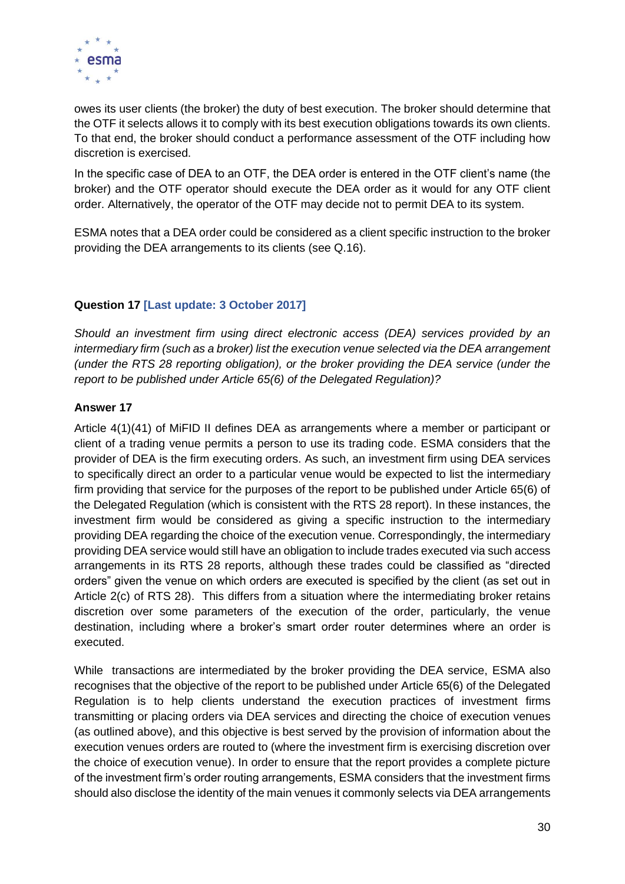owes its user clients (the broker) the duty of best execution. The broker should determine that the OTF it selects allows it to comply with its best execution obligations towards its own clients. To that end, the broker should conduct a performance assessment of the OTF including how discretion is exercised.

In the specific case of DEA to an OTF, the DEA order is entered in the OTF client's name (the broker) and the OTF operator should execute the DEA order as it would for any OTF client order. Alternatively, the operator of the OTF may decide not to permit DEA to its system.

ESMA notes that a DEA order could be considered as a client specific instruction to the broker providing the DEA arrangements to its clients (see Q.16).

**Question 17 [Last update: 3 October 2017]**

*Should an investment firm using direct electronic access (DEA) services provided by an intermediary firm (such as a broker) list the execution venue selected via the DEA arrangement (under the RTS 28 reporting obligation), or the broker providing the DEA service (under the report to be published under Article 65(6) of the Delegated Regulation)?*

**Answer 17**

Article 4(1)(41) of MiFID II defines DEA as arrangements where a member or participant or client of a trading venue permits a person to use its trading code. ESMA considers that the provider of DEA is the firm executing orders. As such, an investment firm using DEA services to specifically direct an order to a particular venue would be expected to list the intermediary firm providing that service for the purposes of the report to be published under Article 65(6) of the Delegated Regulation (which is consistent with the RTS 28 report). In these instances, the investment firm would be considered as giving a specific instruction to the intermediary providing DEA regarding the choice of the execution venue. Correspondingly, the intermediary providing DEA service would still have an obligation to include trades executed via such access arrangements in its RTS 28 reports, although these trades could be classified as "directed orders" given the venue on which orders are executed is specified by the client (as set out in Article 2(c) of RTS 28). This differs from a situation where the intermediating broker retains discretion over some parameters of the execution of the order, particularly, the venue destination, including where a broker's smart order router determines where an order is executed.

While transactions are intermediated by the broker providing the DEA service, ESMA also recognises that the objective of the report to be published under Article 65(6) of the Delegated Regulation is to help clients understand the execution practices of investment firms transmitting or placing orders via DEA services and directing the choice of execution venues (as outlined above), and this objective is best served by the provision of information about the execution venues orders are routed to (where the investment firm is exercising discretion over the choice of execution venue). In order to ensure that the report provides a complete picture of the investment firm's order routing arrangements, ESMA considers that the investment firms should also disclose the identity of the main venues it commonly selects via DEA arrangements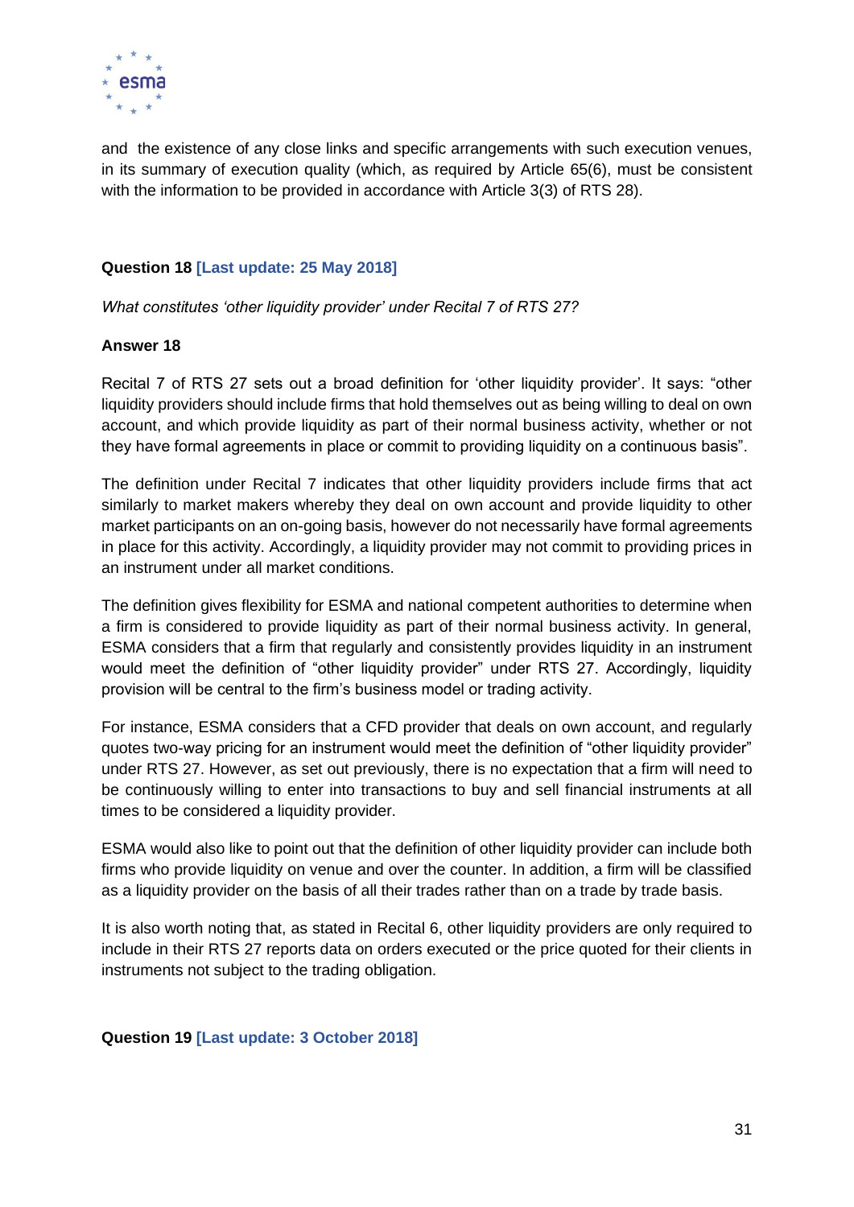and the existence of any close links and specific arrangements with such execution venues, in its summary of execution quality (which, as required by Article 65(6), must be consistent with the information to be provided in accordance with Article 3(3) of RTS 28).

**Question 18 [Last update: 25 May 2018]**

*What constitutes 'other liquidity provider' under Recital 7 of RTS 27?*

**Answer 18**

Recital 7 of RTS 27 sets out a broad definition for 'other liquidity provider'. It says: "other liquidity providers should include firms that hold themselves out as being willing to deal on own account, and which provide liquidity as part of their normal business activity, whether or not they have formal agreements in place or commit to providing liquidity on a continuous basis".

The definition under Recital 7 indicates that other liquidity providers include firms that act similarly to market makers whereby they deal on own account and provide liquidity to other market participants on an on-going basis, however do not necessarily have formal agreements in place for this activity. Accordingly, a liquidity provider may not commit to providing prices in an instrument under all market conditions.

The definition gives flexibility for ESMA and national competent authorities to determine when a firm is considered to provide liquidity as part of their normal business activity. In general, ESMA considers that a firm that regularly and consistently provides liquidity in an instrument would meet the definition of "other liquidity provider" under RTS 27. Accordingly, liquidity provision will be central to the firm's business model or trading activity.

For instance, ESMA considers that a CFD provider that deals on own account, and regularly quotes two-way pricing for an instrument would meet the definition of "other liquidity provider" under RTS 27. However, as set out previously, there is no expectation that a firm will need to be continuously willing to enter into transactions to buy and sell financial instruments at all times to be considered a liquidity provider.

ESMA would also like to point out that the definition of other liquidity provider can include both firms who provide liquidity on venue and over the counter. In addition, a firm will be classified as a liquidity provider on the basis of all their trades rather than on a trade by trade basis.

It is also worth noting that, as stated in Recital 6, other liquidity providers are only required to include in their RTS 27 reports data on orders executed or the price quoted for their clients in instruments not subject to the trading obligation.

**Question 19 [Last update: 3 October 2018]**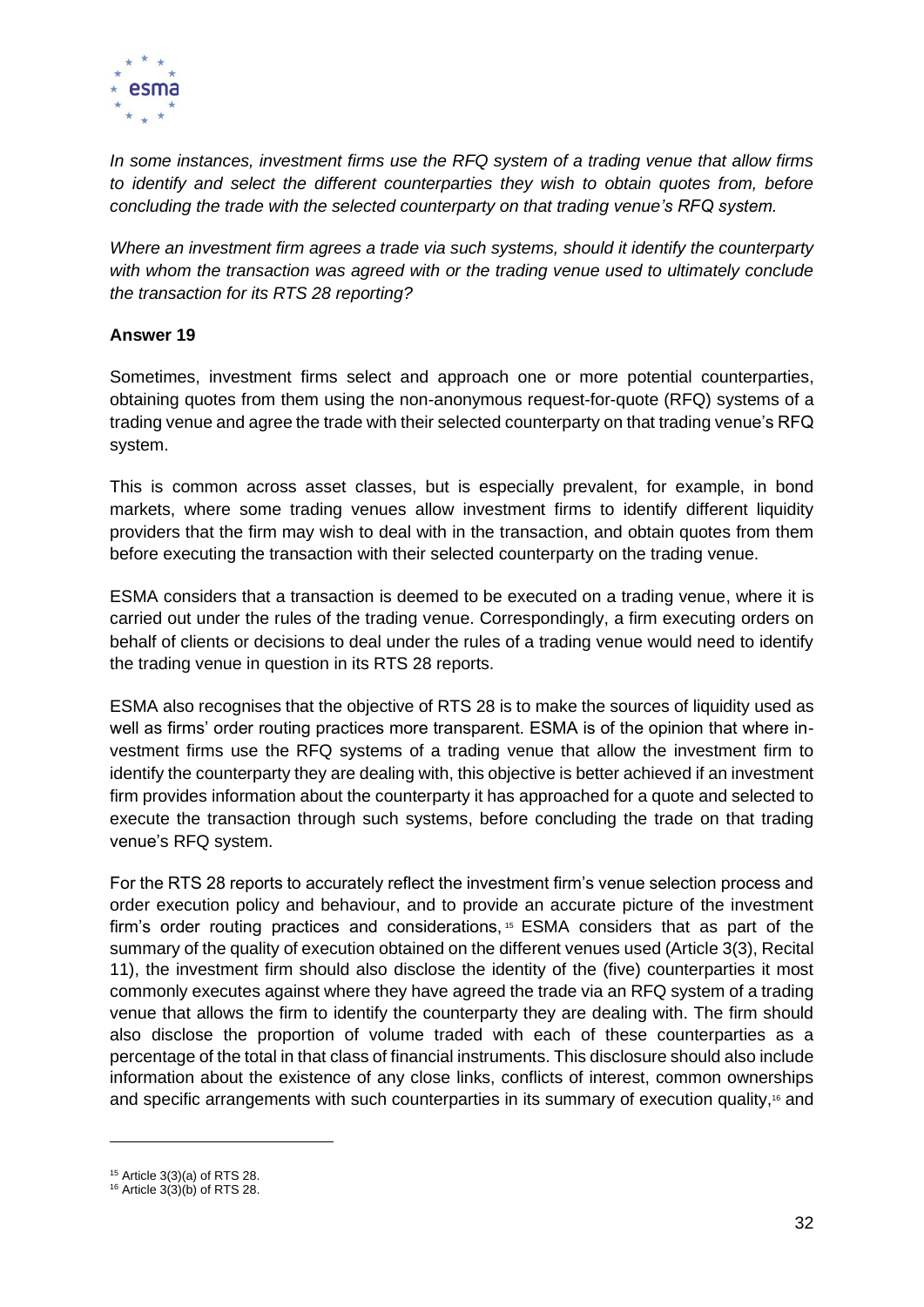*In some instances, investment firms use the RFQ system of a trading venue that allow firms to identify and select the different counterparties they wish to obtain quotes from, before concluding the trade with the selected counterparty on that trading venue's RFQ system.*

*Where an investment firm agrees a trade via such systems, should it identify the counterparty with whom the transaction was agreed with or the trading venue used to ultimately conclude the transaction for its RTS 28 reporting?*

**Answer 19**

Sometimes, investment firms select and approach one or more potential counterparties, obtaining quotes from them using the non-anonymous request-for-quote (RFQ) systems of a trading venue and agree the trade with their selected counterparty on that trading venue's RFQ system.

This is common across asset classes, but is especially prevalent, for example, in bond markets, where some trading venues allow investment firms to identify different liquidity providers that the firm may wish to deal with in the transaction, and obtain quotes from them before executing the transaction with their selected counterparty on the trading venue.

ESMA considers that a transaction is deemed to be executed on a trading venue, where it is carried out under the rules of the trading venue. Correspondingly, a firm executing orders on behalf of clients or decisions to deal under the rules of a trading venue would need to identify the trading venue in question in its RTS 28 reports.

ESMA also recognises that the objective of RTS 28 is to make the sources of liquidity used as well as firms' order routing practices more transparent. ESMA is of the opinion that where investment firms use the RFQ systems of a trading venue that allow the investment firm to identify the counterparty they are dealing with, this objective is better achieved if an investment firm provides information about the counterparty it has approached for a quote and selected to execute the transaction through such systems, before concluding the trade on that trading venue's RFQ system.

For the RTS 28 reports to accurately reflect the investment firm's venue selection process and order execution policy and behaviour, and to provide an accurate picture of the investment firm's order routing practices and considerations,[15] ESMA considers that as part of the summary of the quality of execution obtained on the different venues used (Article 3(3), Recital 11), the investment firm should also disclose the identity of the (five) counterparties it most commonly executes against where they have agreed the trade via an RFQ system of a trading venue that allows the firm to identify the counterparty they are dealing with. The firm should also disclose the proportion of volume traded with each of these counterparties as a percentage of the total in that class of financial instruments. This disclosure should also include information about the existence of any close links, conflicts of interest, common ownerships and specific arrangements with such counterparties in its summary of execution quality,[16] and

---

[15] Article 3(3)(a) of RTS 28.

[16] Article 3(3)(b) of RTS 28.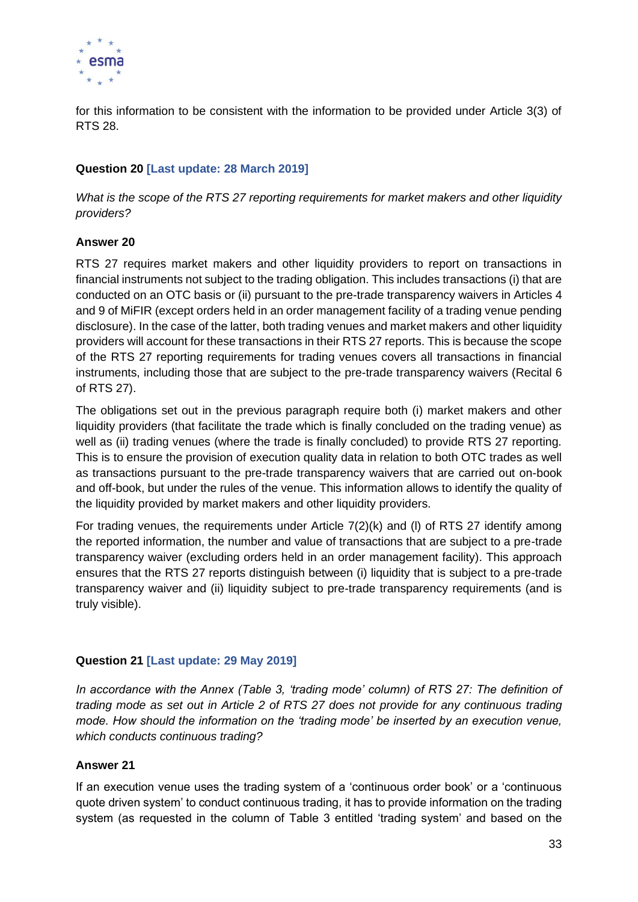for this information to be consistent with the information to be provided under Article 3(3) of RTS 28.

**Question 20 [Last update: 28 March 2019]**

*What is the scope of the RTS 27 reporting requirements for market makers and other liquidity providers?*

**Answer 20**

RTS 27 requires market makers and other liquidity providers to report on transactions in financial instruments not subject to the trading obligation. This includes transactions (i) that are conducted on an OTC basis or (ii) pursuant to the pre-trade transparency waivers in Articles 4 and 9 of MiFIR (except orders held in an order management facility of a trading venue pending disclosure). In the case of the latter, both trading venues and market makers and other liquidity providers will account for these transactions in their RTS 27 reports. This is because the scope of the RTS 27 reporting requirements for trading venues covers all transactions in financial instruments, including those that are subject to the pre-trade transparency waivers (Recital 6 of RTS 27).

The obligations set out in the previous paragraph require both (i) market makers and other liquidity providers (that facilitate the trade which is finally concluded on the trading venue) as well as (ii) trading venues (where the trade is finally concluded) to provide RTS 27 reporting. This is to ensure the provision of execution quality data in relation to both OTC trades as well as transactions pursuant to the pre-trade transparency waivers that are carried out on-book and off-book, but under the rules of the venue. This information allows to identify the quality of the liquidity provided by market makers and other liquidity providers.

For trading venues, the requirements under Article 7(2)(k) and (l) of RTS 27 identify among the reported information, the number and value of transactions that are subject to a pre-trade transparency waiver (excluding orders held in an order management facility). This approach ensures that the RTS 27 reports distinguish between (i) liquidity that is subject to a pre-trade transparency waiver and (ii) liquidity subject to pre-trade transparency requirements (and is truly visible).

**Question 21 [Last update: 29 May 2019]**

*In accordance with the Annex (Table 3, 'trading mode' column) of RTS 27: The definition of trading mode as set out in Article 2 of RTS 27 does not provide for any continuous trading mode. How should the information on the 'trading mode' be inserted by an execution venue, which conducts continuous trading?*

**Answer 21**

If an execution venue uses the trading system of a 'continuous order book' or a 'continuous quote driven system' to conduct continuous trading, it has to provide information on the trading system (as requested in the column of Table 3 entitled 'trading system' and based on the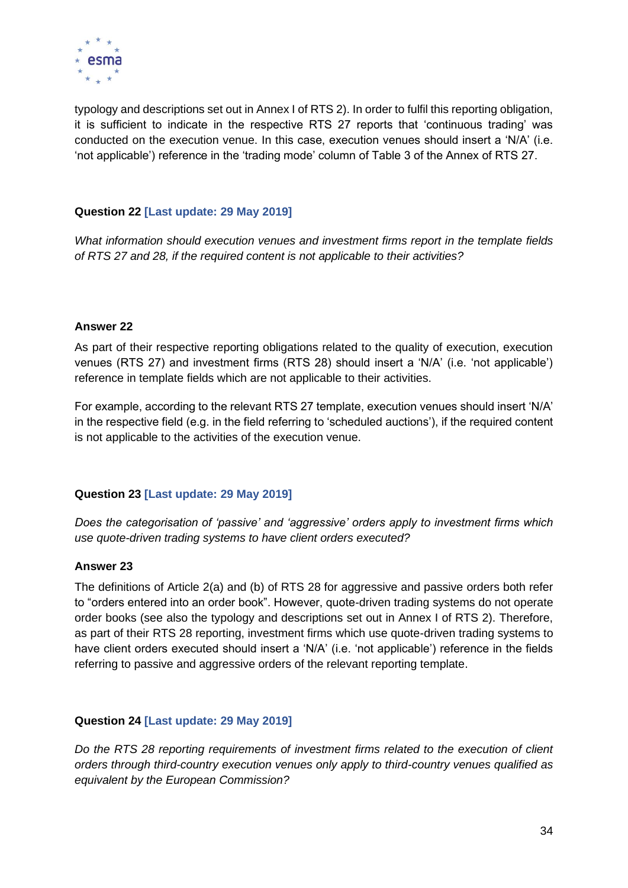typology and descriptions set out in Annex I of RTS 2). In order to fulfil this reporting obligation, it is sufficient to indicate in the respective RTS 27 reports that 'continuous trading' was conducted on the execution venue. In this case, execution venues should insert a 'N/A' (i.e. 'not applicable') reference in the 'trading mode' column of Table 3 of the Annex of RTS 27.

**Question 22 [Last update: 29 May 2019]**

*What information should execution venues and investment firms report in the template fields of RTS 27 and 28, if the required content is not applicable to their activities?*

**Answer 22**

As part of their respective reporting obligations related to the quality of execution, execution venues (RTS 27) and investment firms (RTS 28) should insert a 'N/A' (i.e. 'not applicable') reference in template fields which are not applicable to their activities.

For example, according to the relevant RTS 27 template, execution venues should insert 'N/A' in the respective field (e.g. in the field referring to 'scheduled auctions'), if the required content is not applicable to the activities of the execution venue.

**Question 23 [Last update: 29 May 2019]**

*Does the categorisation of 'passive' and 'aggressive' orders apply to investment firms which use quote-driven trading systems to have client orders executed?*

**Answer 23**

The definitions of Article 2(a) and (b) of RTS 28 for aggressive and passive orders both refer to "orders entered into an order book". However, quote-driven trading systems do not operate order books (see also the typology and descriptions set out in Annex I of RTS 2). Therefore, as part of their RTS 28 reporting, investment firms which use quote-driven trading systems to have client orders executed should insert a 'N/A' (i.e. 'not applicable') reference in the fields referring to passive and aggressive orders of the relevant reporting template.

**Question 24 [Last update: 29 May 2019]**

*Do the RTS 28 reporting requirements of investment firms related to the execution of client orders through third-country execution venues only apply to third-country venues qualified as equivalent by the European Commission?*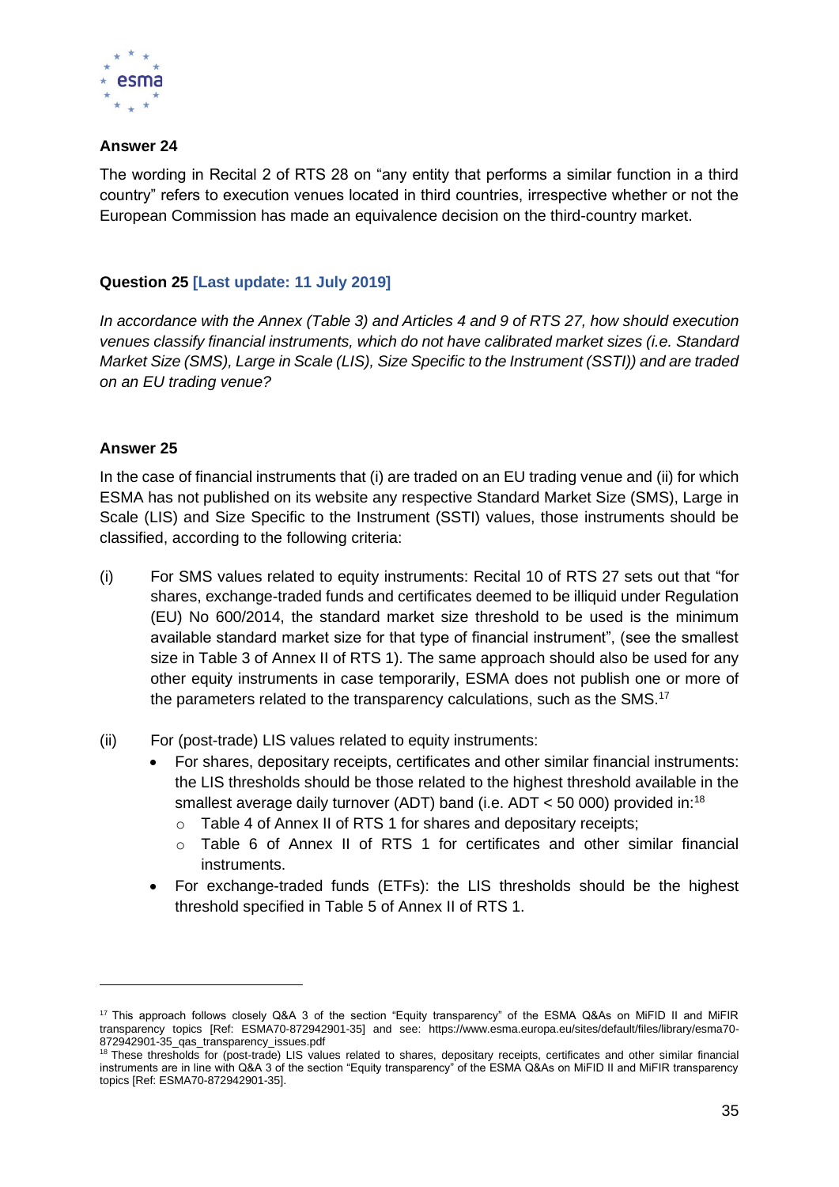**Answer 24**

The wording in Recital 2 of RTS 28 on "any entity that performs a similar function in a third country" refers to execution venues located in third countries, irrespective whether or not the European Commission has made an equivalence decision on the third-country market.

**Question 25 [Last update: 11 July 2019]**

*In accordance with the Annex (Table 3) and Articles 4 and 9 of RTS 27, how should execution venues classify financial instruments, which do not have calibrated market sizes (i.e. Standard Market Size (SMS), Large in Scale (LIS), Size Specific to the Instrument (SSTI)) and are traded on an EU trading venue?*

**Answer 25**

In the case of financial instruments that (i) are traded on an EU trading venue and (ii) for which ESMA has not published on its website any respective Standard Market Size (SMS), Large in Scale (LIS) and Size Specific to the Instrument (SSTI) values, those instruments should be classified, according to the following criteria:

(i) For SMS values related to equity instruments: Recital 10 of RTS 27 sets out that "for shares, exchange-traded funds and certificates deemed to be illiquid under Regulation (EU) No 600/2014, the standard market size threshold to be used is the minimum available standard market size for that type of financial instrument", (see the smallest size in Table 3 of Annex II of RTS 1). The same approach should also be used for any other equity instruments in case temporarily, ESMA does not publish one or more of the parameters related to the transparency calculations, such as the SMS.[17]

(ii) For (post-trade) LIS values related to equity instruments:
- For shares, depositary receipts, certificates and other similar financial instruments: the LIS thresholds should be those related to the highest threshold available in the smallest average daily turnover (ADT) band (i.e. ADT < 50 000) provided in:[18]
  - Table 4 of Annex II of RTS 1 for shares and depositary receipts;
  - Table 6 of Annex II of RTS 1 for certificates and other similar financial instruments.
- For exchange-traded funds (ETFs): the LIS thresholds should be the highest threshold specified in Table 5 of Annex II of RTS 1.

---

[17] This approach follows closely Q&A 3 of the section "Equity transparency" of the ESMA Q&As on MiFID II and MiFIR transparency topics [Ref: ESMA70-872942901-35] and see: https://www.esma.europa.eu/sites/default/files/library/esma70-872942901-35_qas_transparency_issues.pdf

[18] These thresholds for (post-trade) LIS values related to shares, depositary receipts, certificates and other similar financial instruments are in line with Q&A 3 of the section "Equity transparency" of the ESMA Q&As on MiFID II and MiFIR transparency topics [Ref: ESMA70-872942901-35].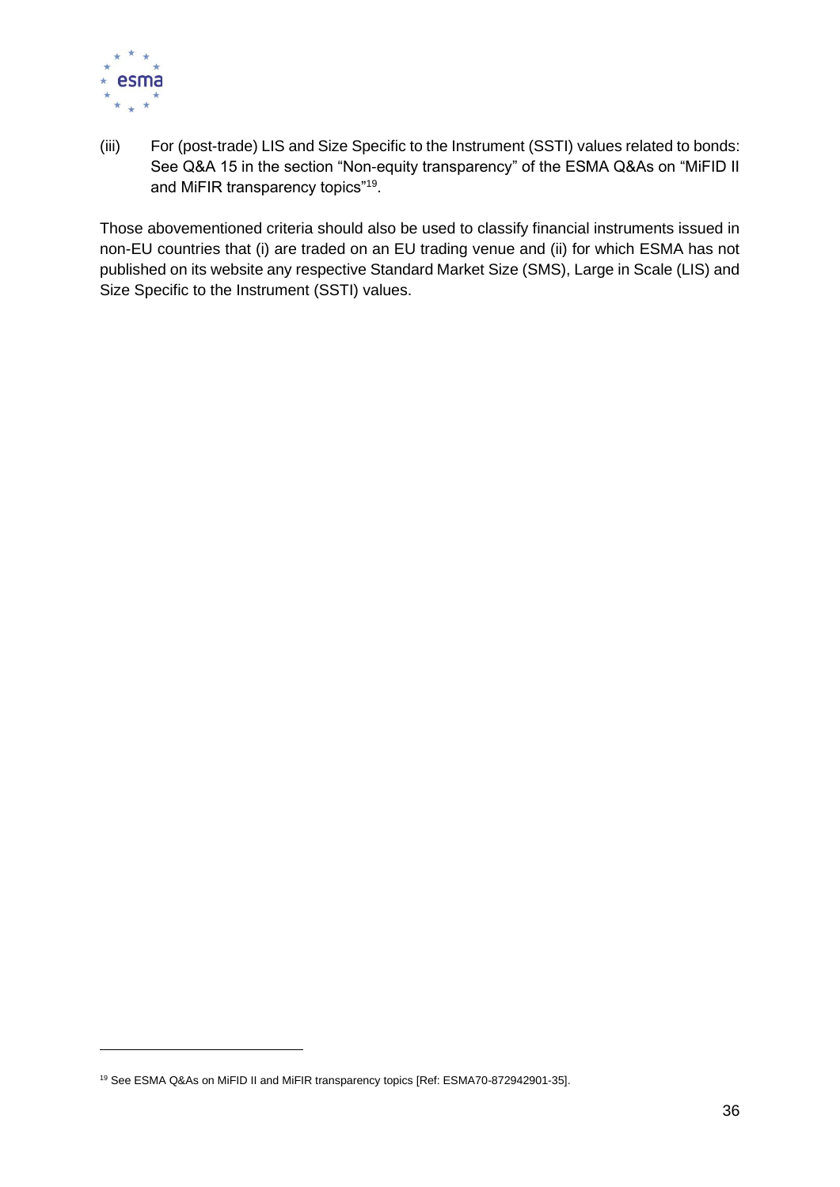(iii) For (post-trade) LIS and Size Specific to the Instrument (SSTI) values related to bonds: See Q&A 15 in the section "Non-equity transparency" of the ESMA Q&As on "MiFID II and MiFIR transparency topics"[19].

Those abovementioned criteria should also be used to classify financial instruments issued in non-EU countries that (i) are traded on an EU trading venue and (ii) for which ESMA has not published on its website any respective Standard Market Size (SMS), Large in Scale (LIS) and Size Specific to the Instrument (SSTI) values.

---

[19] See ESMA Q&As on MiFID II and MiFIR transparency topics [Ref: ESMA70-872942901-35].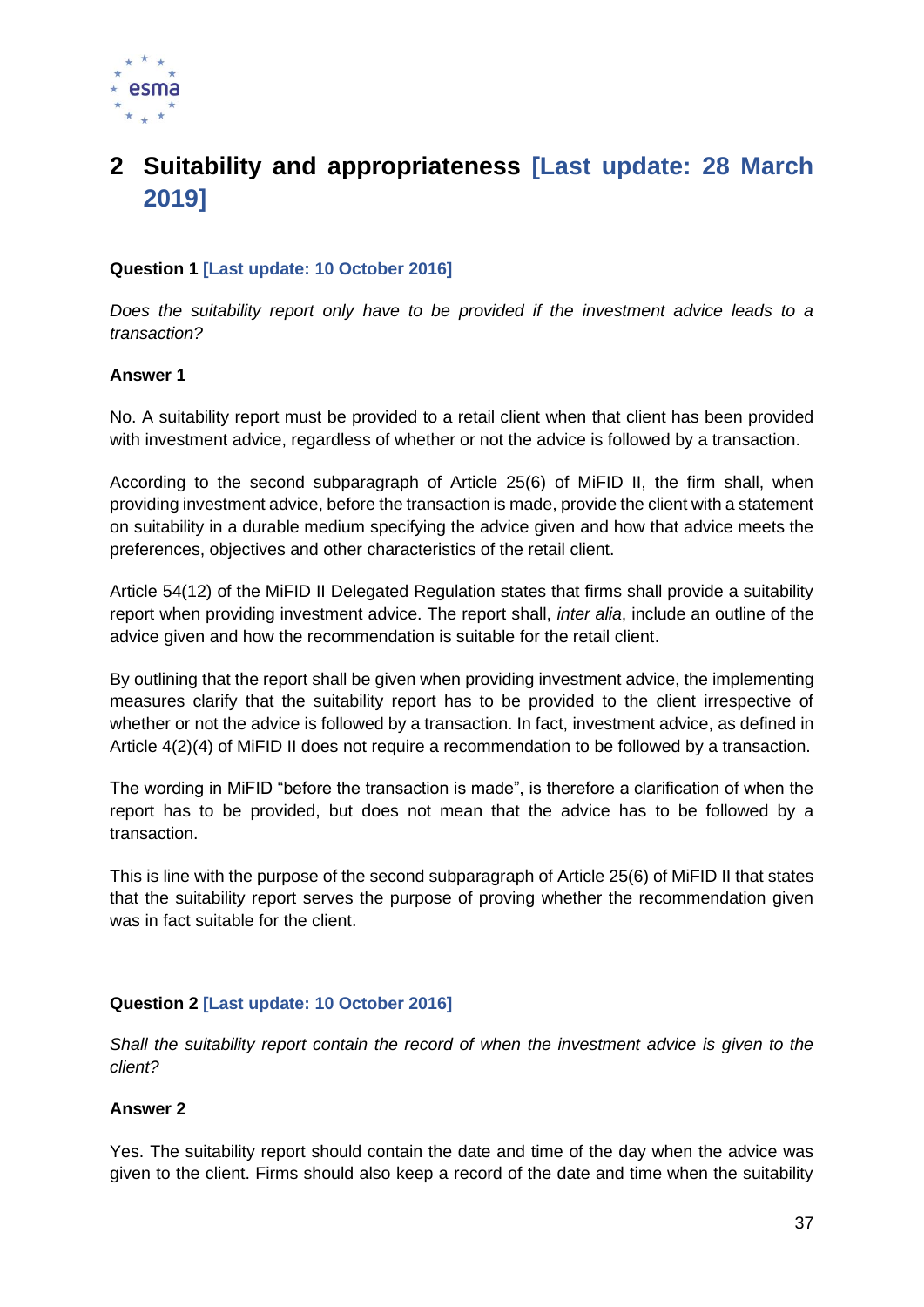# 2 Suitability and appropriateness [Last update: 28 March 2019]

**Question 1 [Last update: 10 October 2016]**

*Does the suitability report only have to be provided if the investment advice leads to a transaction?*

**Answer 1**

No. A suitability report must be provided to a retail client when that client has been provided with investment advice, regardless of whether or not the advice is followed by a transaction.

According to the second subparagraph of Article 25(6) of MiFID II, the firm shall, when providing investment advice, before the transaction is made, provide the client with a statement on suitability in a durable medium specifying the advice given and how that advice meets the preferences, objectives and other characteristics of the retail client.

Article 54(12) of the MiFID II Delegated Regulation states that firms shall provide a suitability report when providing investment advice. The report shall, *inter alia*, include an outline of the advice given and how the recommendation is suitable for the retail client.

By outlining that the report shall be given when providing investment advice, the implementing measures clarify that the suitability report has to be provided to the client irrespective of whether or not the advice is followed by a transaction. In fact, investment advice, as defined in Article 4(2)(4) of MiFID II does not require a recommendation to be followed by a transaction.

The wording in MiFID "before the transaction is made", is therefore a clarification of when the report has to be provided, but does not mean that the advice has to be followed by a transaction.

This is line with the purpose of the second subparagraph of Article 25(6) of MiFID II that states that the suitability report serves the purpose of proving whether the recommendation given was in fact suitable for the client.

**Question 2 [Last update: 10 October 2016]**

*Shall the suitability report contain the record of when the investment advice is given to the client?*

**Answer 2**

Yes. The suitability report should contain the date and time of the day when the advice was given to the client. Firms should also keep a record of the date and time when the suitability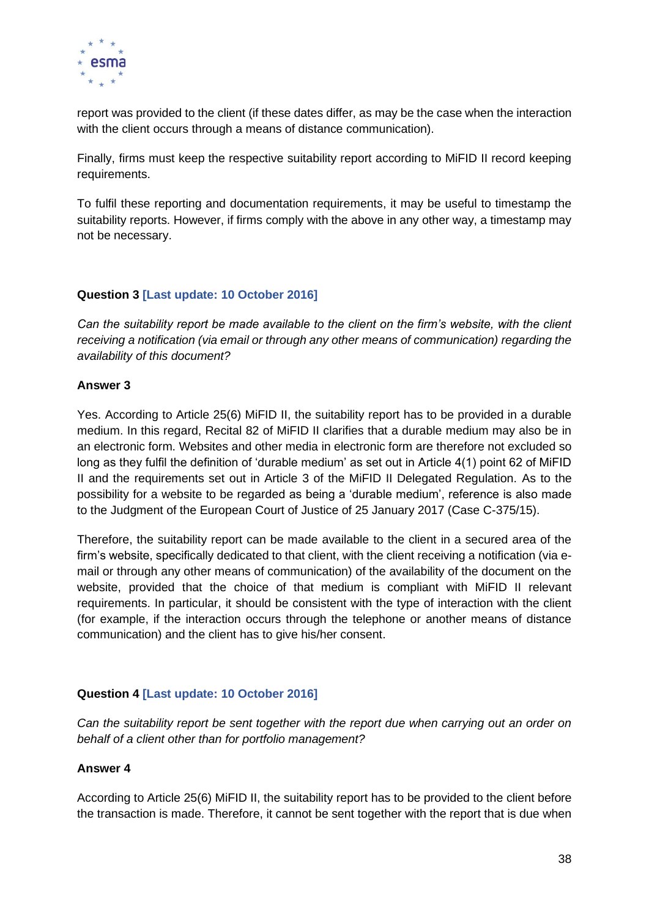report was provided to the client (if these dates differ, as may be the case when the interaction with the client occurs through a means of distance communication).

Finally, firms must keep the respective suitability report according to MiFID II record keeping requirements.

To fulfil these reporting and documentation requirements, it may be useful to timestamp the suitability reports. However, if firms comply with the above in any other way, a timestamp may not be necessary.

**Question 3 [Last update: 10 October 2016]**

*Can the suitability report be made available to the client on the firm's website, with the client receiving a notification (via email or through any other means of communication) regarding the availability of this document?*

**Answer 3**

Yes. According to Article 25(6) MiFID II, the suitability report has to be provided in a durable medium. In this regard, Recital 82 of MiFID II clarifies that a durable medium may also be in an electronic form. Websites and other media in electronic form are therefore not excluded so long as they fulfil the definition of 'durable medium' as set out in Article 4(1) point 62 of MiFID II and the requirements set out in Article 3 of the MiFID II Delegated Regulation. As to the possibility for a website to be regarded as being a 'durable medium', reference is also made to the Judgment of the European Court of Justice of 25 January 2017 (Case C-375/15).

Therefore, the suitability report can be made available to the client in a secured area of the firm's website, specifically dedicated to that client, with the client receiving a notification (via e-mail or through any other means of communication) of the availability of the document on the website, provided that the choice of that medium is compliant with MiFID II relevant requirements. In particular, it should be consistent with the type of interaction with the client (for example, if the interaction occurs through the telephone or another means of distance communication) and the client has to give his/her consent.

**Question 4 [Last update: 10 October 2016]**

*Can the suitability report be sent together with the report due when carrying out an order on behalf of a client other than for portfolio management?*

**Answer 4**

According to Article 25(6) MiFID II, the suitability report has to be provided to the client before the transaction is made. Therefore, it cannot be sent together with the report that is due when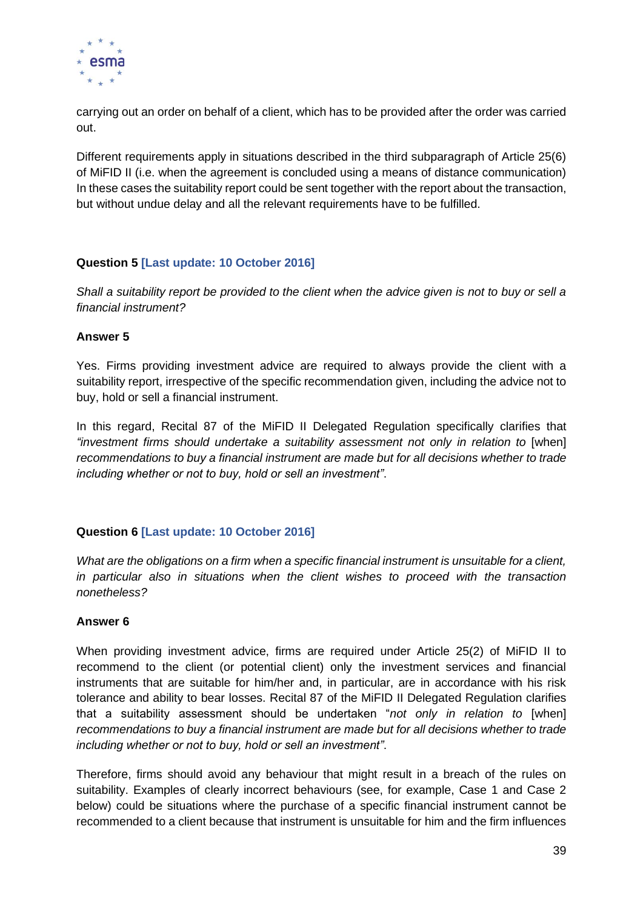carrying out an order on behalf of a client, which has to be provided after the order was carried out.

Different requirements apply in situations described in the third subparagraph of Article 25(6) of MiFID II (i.e. when the agreement is concluded using a means of distance communication) In these cases the suitability report could be sent together with the report about the transaction, but without undue delay and all the relevant requirements have to be fulfilled.

**Question 5 [Last update: 10 October 2016]**

*Shall a suitability report be provided to the client when the advice given is not to buy or sell a financial instrument?*

**Answer 5**

Yes. Firms providing investment advice are required to always provide the client with a suitability report, irrespective of the specific recommendation given, including the advice not to buy, hold or sell a financial instrument.

In this regard, Recital 87 of the MiFID II Delegated Regulation specifically clarifies that *"investment firms should undertake a suitability assessment not only in relation to* [when] *recommendations to buy a financial instrument are made but for all decisions whether to trade including whether or not to buy, hold or sell an investment"*.

**Question 6 [Last update: 10 October 2016]**

*What are the obligations on a firm when a specific financial instrument is unsuitable for a client, in particular also in situations when the client wishes to proceed with the transaction nonetheless?*

**Answer 6**

When providing investment advice, firms are required under Article 25(2) of MiFID II to recommend to the client (or potential client) only the investment services and financial instruments that are suitable for him/her and, in particular, are in accordance with his risk tolerance and ability to bear losses. Recital 87 of the MiFID II Delegated Regulation clarifies that a suitability assessment should be undertaken "*not only in relation to* [when] *recommendations to buy a financial instrument are made but for all decisions whether to trade including whether or not to buy, hold or sell an investment"*.

Therefore, firms should avoid any behaviour that might result in a breach of the rules on suitability. Examples of clearly incorrect behaviours (see, for example, Case 1 and Case 2 below) could be situations where the purchase of a specific financial instrument cannot be recommended to a client because that instrument is unsuitable for him and the firm influences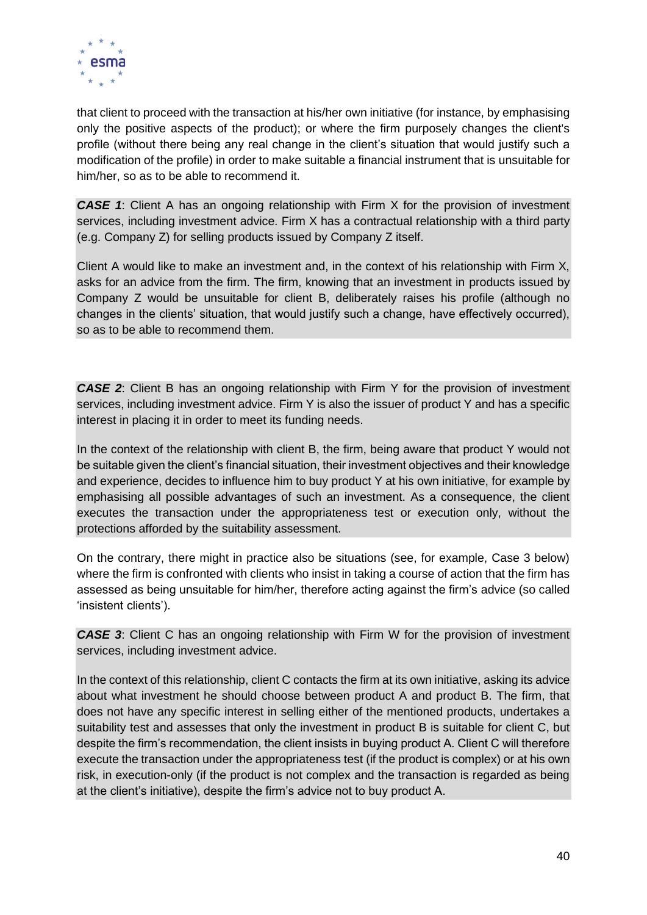that client to proceed with the transaction at his/her own initiative (for instance, by emphasising only the positive aspects of the product); or where the firm purposely changes the client's profile (without there being any real change in the client's situation that would justify such a modification of the profile) in order to make suitable a financial instrument that is unsuitable for him/her, so as to be able to recommend it.

***CASE 1***: Client A has an ongoing relationship with Firm X for the provision of investment services, including investment advice. Firm X has a contractual relationship with a third party (e.g. Company Z) for selling products issued by Company Z itself.

Client A would like to make an investment and, in the context of his relationship with Firm X, asks for an advice from the firm. The firm, knowing that an investment in products issued by Company Z would be unsuitable for client B, deliberately raises his profile (although no changes in the clients' situation, that would justify such a change, have effectively occurred), so as to be able to recommend them.

***CASE 2***: Client B has an ongoing relationship with Firm Y for the provision of investment services, including investment advice. Firm Y is also the issuer of product Y and has a specific interest in placing it in order to meet its funding needs.

In the context of the relationship with client B, the firm, being aware that product Y would not be suitable given the client's financial situation, their investment objectives and their knowledge and experience, decides to influence him to buy product Y at his own initiative, for example by emphasising all possible advantages of such an investment. As a consequence, the client executes the transaction under the appropriateness test or execution only, without the protections afforded by the suitability assessment.

On the contrary, there might in practice also be situations (see, for example, Case 3 below) where the firm is confronted with clients who insist in taking a course of action that the firm has assessed as being unsuitable for him/her, therefore acting against the firm's advice (so called 'insistent clients').

***CASE 3***: Client C has an ongoing relationship with Firm W for the provision of investment services, including investment advice.

In the context of this relationship, client C contacts the firm at its own initiative, asking its advice about what investment he should choose between product A and product B. The firm, that does not have any specific interest in selling either of the mentioned products, undertakes a suitability test and assesses that only the investment in product B is suitable for client C, but despite the firm's recommendation, the client insists in buying product A. Client C will therefore execute the transaction under the appropriateness test (if the product is complex) or at his own risk, in execution-only (if the product is not complex and the transaction is regarded as being at the client's initiative), despite the firm's advice not to buy product A.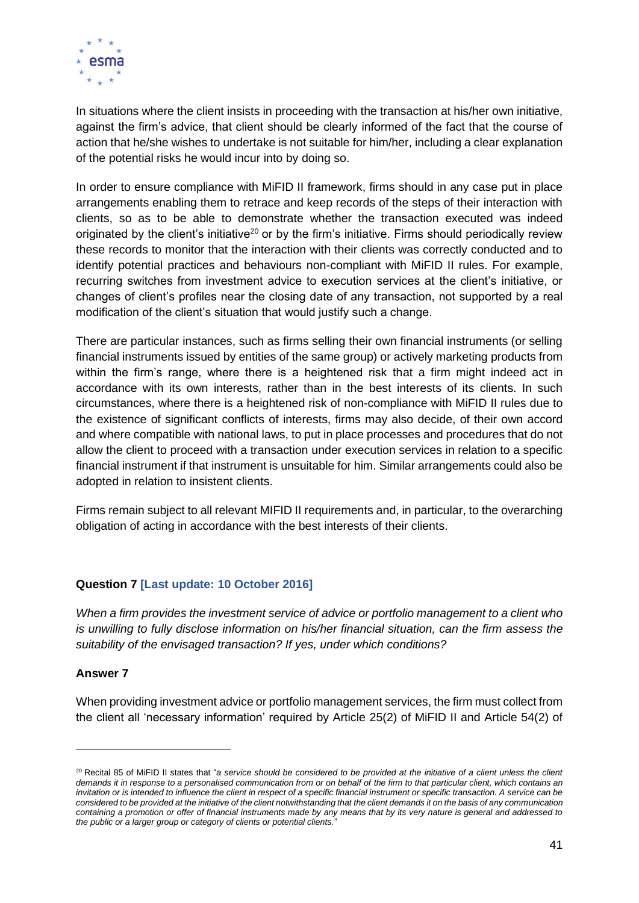In situations where the client insists in proceeding with the transaction at his/her own initiative, against the firm's advice, that client should be clearly informed of the fact that the course of action that he/she wishes to undertake is not suitable for him/her, including a clear explanation of the potential risks he would incur into by doing so.

In order to ensure compliance with MiFID II framework, firms should in any case put in place arrangements enabling them to retrace and keep records of the steps of their interaction with clients, so as to be able to demonstrate whether the transaction executed was indeed originated by the client's initiative[20] or by the firm's initiative. Firms should periodically review these records to monitor that the interaction with their clients was correctly conducted and to identify potential practices and behaviours non-compliant with MiFID II rules. For example, recurring switches from investment advice to execution services at the client's initiative, or changes of client's profiles near the closing date of any transaction, not supported by a real modification of the client's situation that would justify such a change.

There are particular instances, such as firms selling their own financial instruments (or selling financial instruments issued by entities of the same group) or actively marketing products from within the firm's range, where there is a heightened risk that a firm might indeed act in accordance with its own interests, rather than in the best interests of its clients. In such circumstances, where there is a heightened risk of non-compliance with MiFID II rules due to the existence of significant conflicts of interests, firms may also decide, of their own accord and where compatible with national laws, to put in place processes and procedures that do not allow the client to proceed with a transaction under execution services in relation to a specific financial instrument if that instrument is unsuitable for him. Similar arrangements could also be adopted in relation to insistent clients.

Firms remain subject to all relevant MIFID II requirements and, in particular, to the overarching obligation of acting in accordance with the best interests of their clients.

**Question 7 [Last update: 10 October 2016]**

*When a firm provides the investment service of advice or portfolio management to a client who is unwilling to fully disclose information on his/her financial situation, can the firm assess the suitability of the envisaged transaction? If yes, under which conditions?*

**Answer 7**

When providing investment advice or portfolio management services, the firm must collect from the client all 'necessary information' required by Article 25(2) of MiFID II and Article 54(2) of

---

[20] Recital 85 of MiFID II states that "*a service should be considered to be provided at the initiative of a client unless the client demands it in response to a personalised communication from or on behalf of the firm to that particular client, which contains an invitation or is intended to influence the client in respect of a specific financial instrument or specific transaction. A service can be considered to be provided at the initiative of the client notwithstanding that the client demands it on the basis of any communication containing a promotion or offer of financial instruments made by any means that by its very nature is general and addressed to the public or a larger group or category of clients or potential clients.*"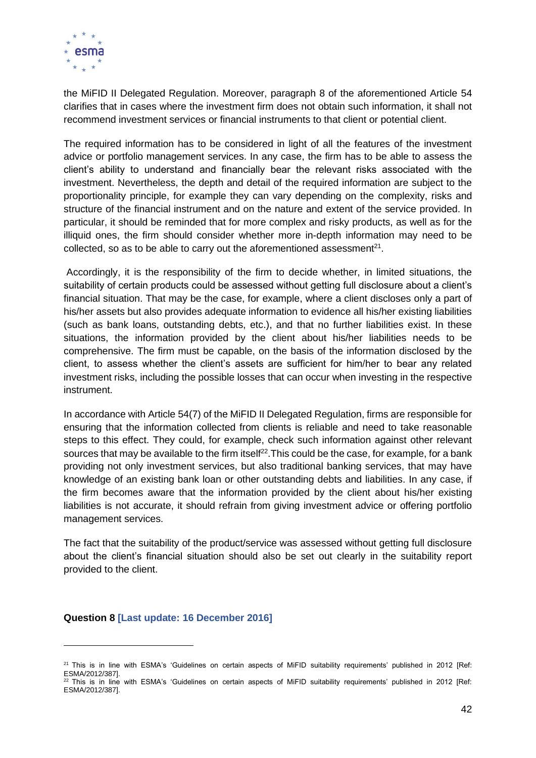the MiFID II Delegated Regulation. Moreover, paragraph 8 of the aforementioned Article 54 clarifies that in cases where the investment firm does not obtain such information, it shall not recommend investment services or financial instruments to that client or potential client.

The required information has to be considered in light of all the features of the investment advice or portfolio management services. In any case, the firm has to be able to assess the client's ability to understand and financially bear the relevant risks associated with the investment. Nevertheless, the depth and detail of the required information are subject to the proportionality principle, for example they can vary depending on the complexity, risks and structure of the financial instrument and on the nature and extent of the service provided. In particular, it should be reminded that for more complex and risky products, as well as for the illiquid ones, the firm should consider whether more in-depth information may need to be collected, so as to be able to carry out the aforementioned assessment[21].

Accordingly, it is the responsibility of the firm to decide whether, in limited situations, the suitability of certain products could be assessed without getting full disclosure about a client's financial situation. That may be the case, for example, where a client discloses only a part of his/her assets but also provides adequate information to evidence all his/her existing liabilities (such as bank loans, outstanding debts, etc.), and that no further liabilities exist. In these situations, the information provided by the client about his/her liabilities needs to be comprehensive. The firm must be capable, on the basis of the information disclosed by the client, to assess whether the client's assets are sufficient for him/her to bear any related investment risks, including the possible losses that can occur when investing in the respective instrument.

In accordance with Article 54(7) of the MiFID II Delegated Regulation, firms are responsible for ensuring that the information collected from clients is reliable and need to take reasonable steps to this effect. They could, for example, check such information against other relevant sources that may be available to the firm itself[22]. This could be the case, for example, for a bank providing not only investment services, but also traditional banking services, that may have knowledge of an existing bank loan or other outstanding debts and liabilities. In any case, if the firm becomes aware that the information provided by the client about his/her existing liabilities is not accurate, it should refrain from giving investment advice or offering portfolio management services.

The fact that the suitability of the product/service was assessed without getting full disclosure about the client's financial situation should also be set out clearly in the suitability report provided to the client.

**Question 8 [Last update: 16 December 2016]**

---

[21] This is in line with ESMA's 'Guidelines on certain aspects of MiFID suitability requirements' published in 2012 [Ref: ESMA/2012/387].

[22] This is in line with ESMA's 'Guidelines on certain aspects of MiFID suitability requirements' published in 2012 [Ref: ESMA/2012/387].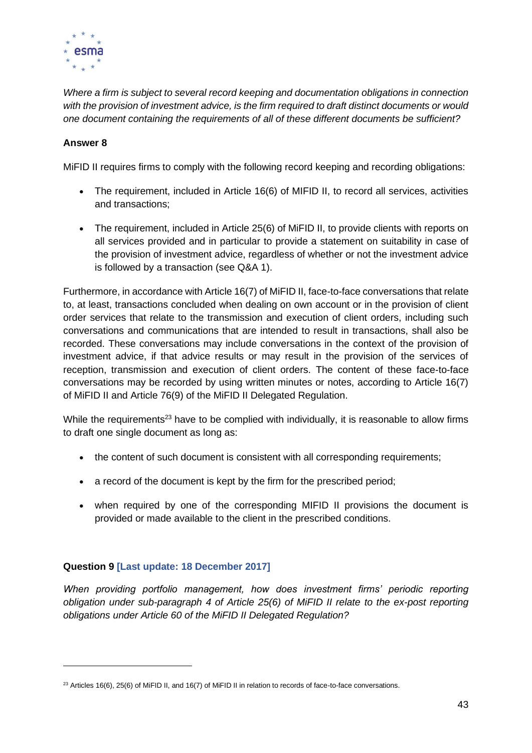*Where a firm is subject to several record keeping and documentation obligations in connection with the provision of investment advice, is the firm required to draft distinct documents or would one document containing the requirements of all of these different documents be sufficient?*

**Answer 8**

MiFID II requires firms to comply with the following record keeping and recording obligations:

- The requirement, included in Article 16(6) of MIFID II, to record all services, activities and transactions;
- The requirement, included in Article 25(6) of MiFID II, to provide clients with reports on all services provided and in particular to provide a statement on suitability in case of the provision of investment advice, regardless of whether or not the investment advice is followed by a transaction (see Q&A 1).

Furthermore, in accordance with Article 16(7) of MiFID II, face-to-face conversations that relate to, at least, transactions concluded when dealing on own account or in the provision of client order services that relate to the transmission and execution of client orders, including such conversations and communications that are intended to result in transactions, shall also be recorded. These conversations may include conversations in the context of the provision of investment advice, if that advice results or may result in the provision of the services of reception, transmission and execution of client orders. The content of these face-to-face conversations may be recorded by using written minutes or notes, according to Article 16(7) of MiFID II and Article 76(9) of the MiFID II Delegated Regulation.

While the requirements[23] have to be complied with individually, it is reasonable to allow firms to draft one single document as long as:

- the content of such document is consistent with all corresponding requirements;
- a record of the document is kept by the firm for the prescribed period;
- when required by one of the corresponding MIFID II provisions the document is provided or made available to the client in the prescribed conditions.

**Question 9 [Last update: 18 December 2017]**

*When providing portfolio management, how does investment firms' periodic reporting obligation under sub-paragraph 4 of Article 25(6) of MiFID II relate to the ex-post reporting obligations under Article 60 of the MiFID II Delegated Regulation?*

[23] Articles 16(6), 25(6) of MiFID II, and 16(7) of MiFID II in relation to records of face-to-face conversations.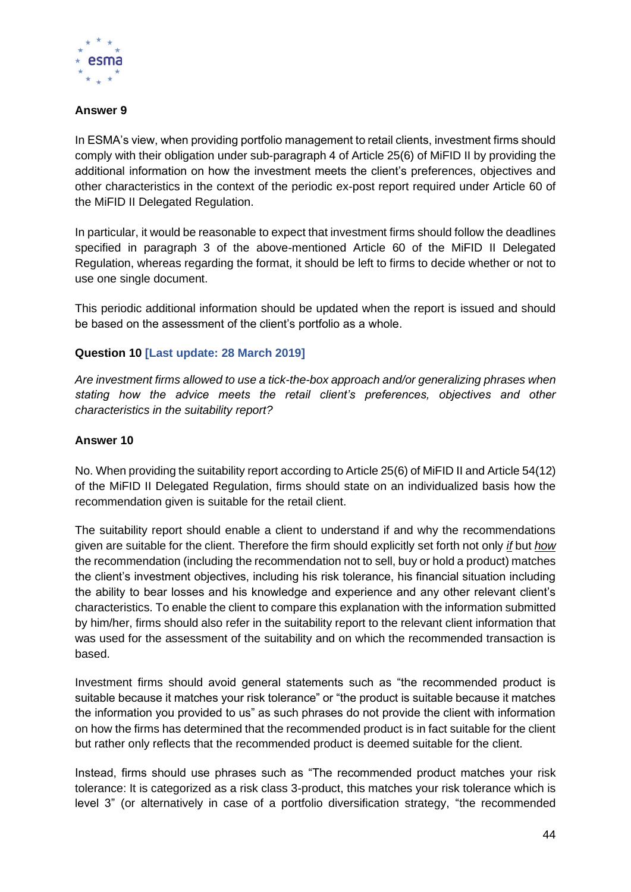**Answer 9**

In ESMA's view, when providing portfolio management to retail clients, investment firms should comply with their obligation under sub-paragraph 4 of Article 25(6) of MiFID II by providing the additional information on how the investment meets the client's preferences, objectives and other characteristics in the context of the periodic ex-post report required under Article 60 of the MiFID II Delegated Regulation.

In particular, it would be reasonable to expect that investment firms should follow the deadlines specified in paragraph 3 of the above-mentioned Article 60 of the MiFID II Delegated Regulation, whereas regarding the format, it should be left to firms to decide whether or not to use one single document.

This periodic additional information should be updated when the report is issued and should be based on the assessment of the client's portfolio as a whole.

**Question 10 [Last update: 28 March 2019]**

*Are investment firms allowed to use a tick-the-box approach and/or generalizing phrases when stating how the advice meets the retail client's preferences, objectives and other characteristics in the suitability report?*

**Answer 10**

No. When providing the suitability report according to Article 25(6) of MiFID II and Article 54(12) of the MiFID II Delegated Regulation, firms should state on an individualized basis how the recommendation given is suitable for the retail client.

The suitability report should enable a client to understand if and why the recommendations given are suitable for the client. Therefore the firm should explicitly set forth not only *if* but *how* the recommendation (including the recommendation not to sell, buy or hold a product) matches the client's investment objectives, including his risk tolerance, his financial situation including the ability to bear losses and his knowledge and experience and any other relevant client's characteristics. To enable the client to compare this explanation with the information submitted by him/her, firms should also refer in the suitability report to the relevant client information that was used for the assessment of the suitability and on which the recommended transaction is based.

Investment firms should avoid general statements such as "the recommended product is suitable because it matches your risk tolerance" or "the product is suitable because it matches the information you provided to us" as such phrases do not provide the client with information on how the firms has determined that the recommended product is in fact suitable for the client but rather only reflects that the recommended product is deemed suitable for the client.

Instead, firms should use phrases such as "The recommended product matches your risk tolerance: It is categorized as a risk class 3-product, this matches your risk tolerance which is level 3" (or alternatively in case of a portfolio diversification strategy, "the recommended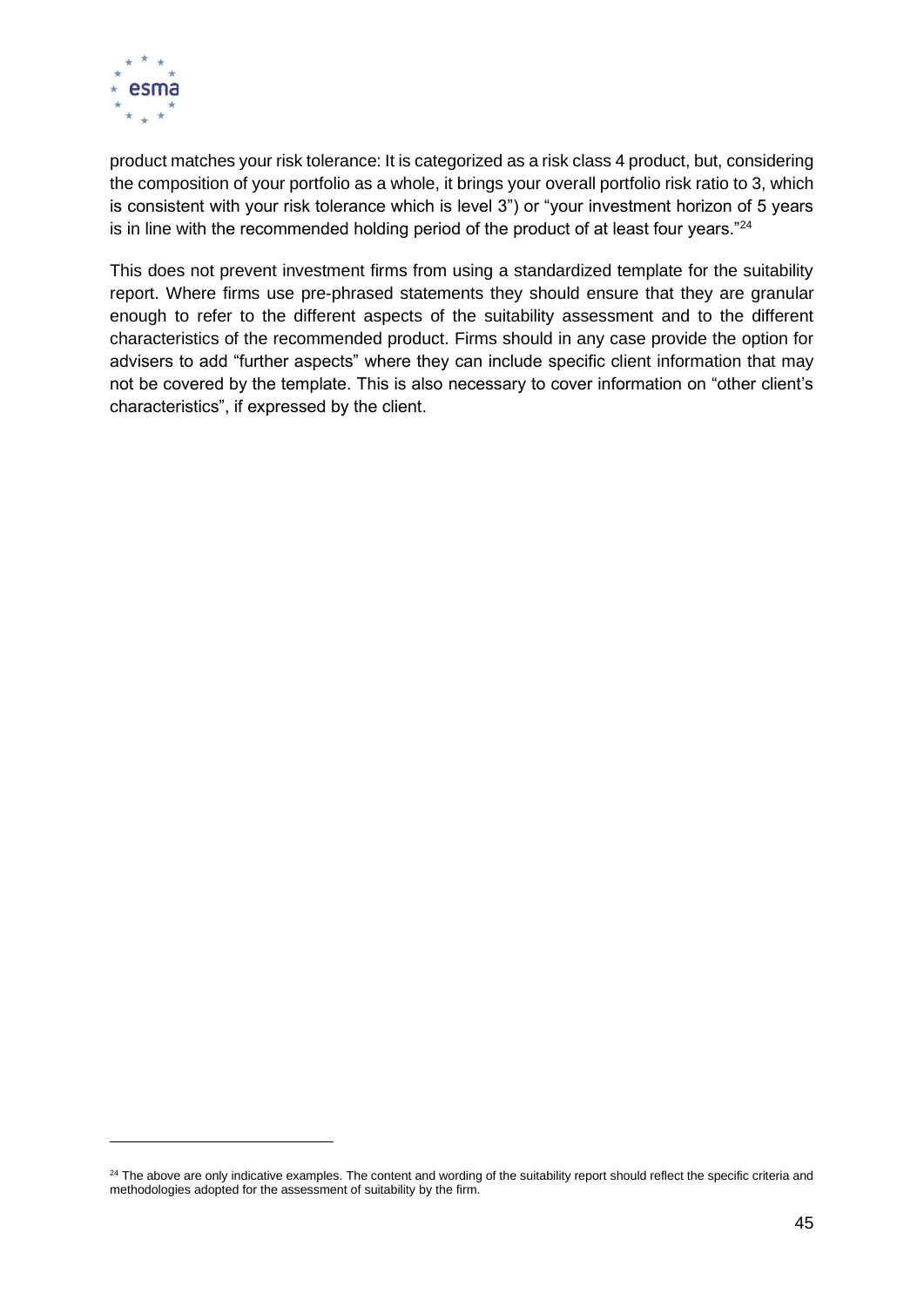product matches your risk tolerance: It is categorized as a risk class 4 product, but, considering the composition of your portfolio as a whole, it brings your overall portfolio risk ratio to 3, which is consistent with your risk tolerance which is level 3") or "your investment horizon of 5 years is in line with the recommended holding period of the product of at least four years."[24]

This does not prevent investment firms from using a standardized template for the suitability report. Where firms use pre-phrased statements they should ensure that they are granular enough to refer to the different aspects of the suitability assessment and to the different characteristics of the recommended product. Firms should in any case provide the option for advisers to add "further aspects" where they can include specific client information that may not be covered by the template. This is also necessary to cover information on "other client's characteristics", if expressed by the client.

[24] The above are only indicative examples. The content and wording of the suitability report should reflect the specific criteria and methodologies adopted for the assessment of suitability by the firm.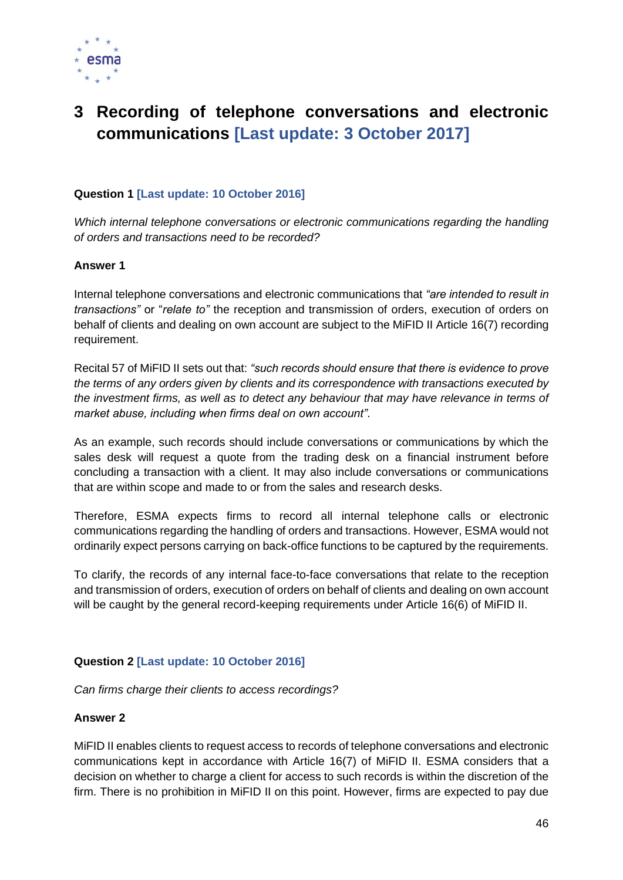# 3 Recording of telephone conversations and electronic communications [Last update: 3 October 2017]

**Question 1 [Last update: 10 October 2016]**

*Which internal telephone conversations or electronic communications regarding the handling of orders and transactions need to be recorded?*

**Answer 1**

Internal telephone conversations and electronic communications that *"are intended to result in transactions"* or "*relate to"* the reception and transmission of orders, execution of orders on behalf of clients and dealing on own account are subject to the MiFID II Article 16(7) recording requirement.

Recital 57 of MiFID II sets out that: *"such records should ensure that there is evidence to prove the terms of any orders given by clients and its correspondence with transactions executed by the investment firms, as well as to detect any behaviour that may have relevance in terms of market abuse, including when firms deal on own account"*.

As an example, such records should include conversations or communications by which the sales desk will request a quote from the trading desk on a financial instrument before concluding a transaction with a client. It may also include conversations or communications that are within scope and made to or from the sales and research desks.

Therefore, ESMA expects firms to record all internal telephone calls or electronic communications regarding the handling of orders and transactions. However, ESMA would not ordinarily expect persons carrying on back-office functions to be captured by the requirements.

To clarify, the records of any internal face-to-face conversations that relate to the reception and transmission of orders, execution of orders on behalf of clients and dealing on own account will be caught by the general record-keeping requirements under Article 16(6) of MiFID II.

**Question 2 [Last update: 10 October 2016]**

*Can firms charge their clients to access recordings?*

**Answer 2**

MiFID II enables clients to request access to records of telephone conversations and electronic communications kept in accordance with Article 16(7) of MiFID II. ESMA considers that a decision on whether to charge a client for access to such records is within the discretion of the firm. There is no prohibition in MiFID II on this point. However, firms are expected to pay due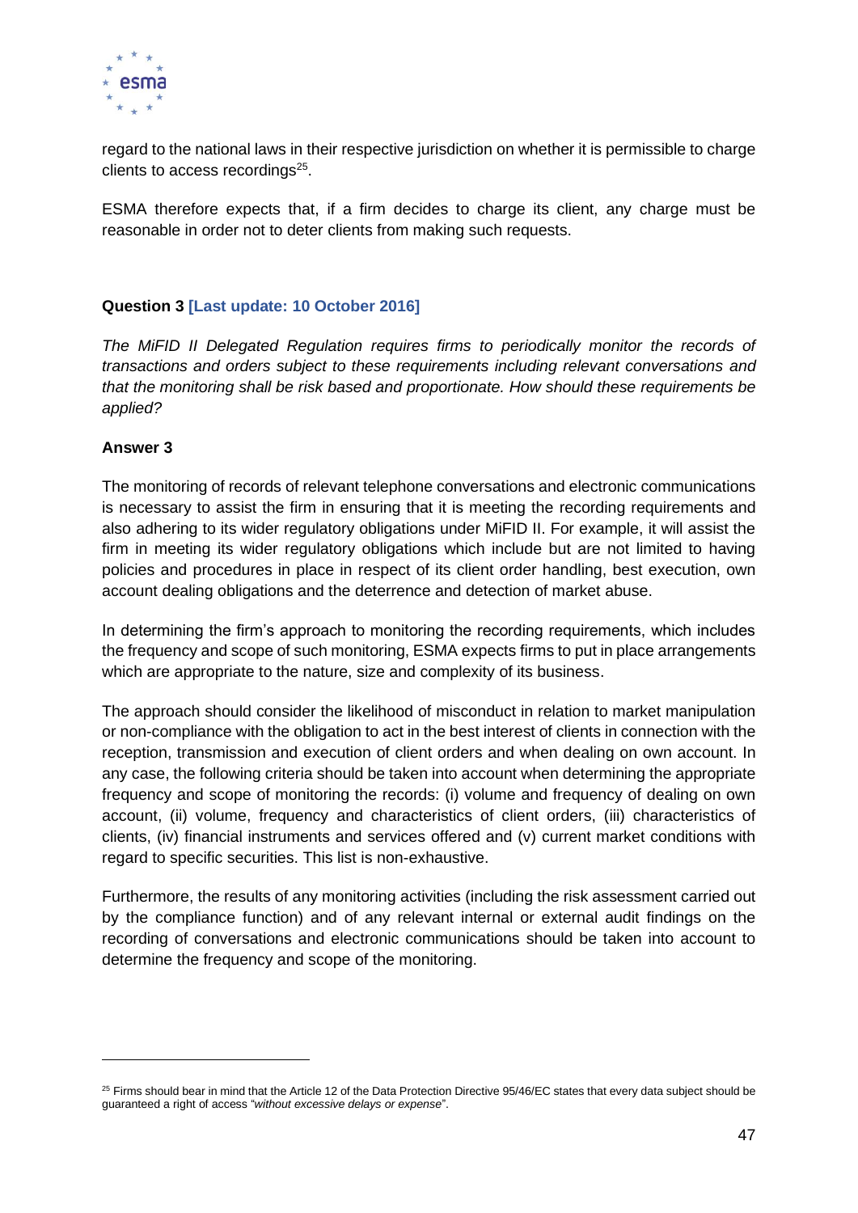regard to the national laws in their respective jurisdiction on whether it is permissible to charge clients to access recordings[25].

ESMA therefore expects that, if a firm decides to charge its client, any charge must be reasonable in order not to deter clients from making such requests.

**Question 3 [Last update: 10 October 2016]**

*The MiFID II Delegated Regulation requires firms to periodically monitor the records of transactions and orders subject to these requirements including relevant conversations and that the monitoring shall be risk based and proportionate. How should these requirements be applied?*

**Answer 3**

The monitoring of records of relevant telephone conversations and electronic communications is necessary to assist the firm in ensuring that it is meeting the recording requirements and also adhering to its wider regulatory obligations under MiFID II. For example, it will assist the firm in meeting its wider regulatory obligations which include but are not limited to having policies and procedures in place in respect of its client order handling, best execution, own account dealing obligations and the deterrence and detection of market abuse.

In determining the firm's approach to monitoring the recording requirements, which includes the frequency and scope of such monitoring, ESMA expects firms to put in place arrangements which are appropriate to the nature, size and complexity of its business.

The approach should consider the likelihood of misconduct in relation to market manipulation or non-compliance with the obligation to act in the best interest of clients in connection with the reception, transmission and execution of client orders and when dealing on own account. In any case, the following criteria should be taken into account when determining the appropriate frequency and scope of monitoring the records: (i) volume and frequency of dealing on own account, (ii) volume, frequency and characteristics of client orders, (iii) characteristics of clients, (iv) financial instruments and services offered and (v) current market conditions with regard to specific securities. This list is non-exhaustive.

Furthermore, the results of any monitoring activities (including the risk assessment carried out by the compliance function) and of any relevant internal or external audit findings on the recording of conversations and electronic communications should be taken into account to determine the frequency and scope of the monitoring.

---

[25] Firms should bear in mind that the Article 12 of the Data Protection Directive 95/46/EC states that every data subject should be guaranteed a right of access "*without excessive delays or expense*".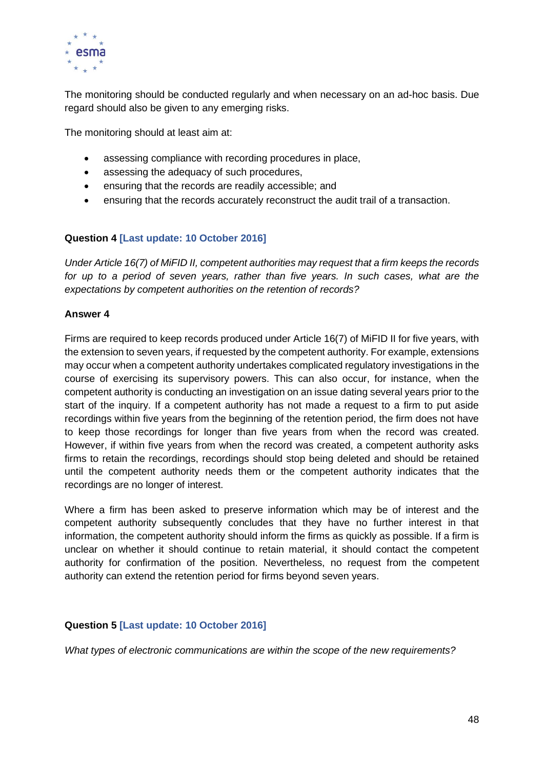The monitoring should be conducted regularly and when necessary on an ad-hoc basis. Due regard should also be given to any emerging risks.

The monitoring should at least aim at:

- assessing compliance with recording procedures in place,
- assessing the adequacy of such procedures,
- ensuring that the records are readily accessible; and
- ensuring that the records accurately reconstruct the audit trail of a transaction.

**Question 4 [Last update: 10 October 2016]**

*Under Article 16(7) of MiFID II, competent authorities may request that a firm keeps the records for up to a period of seven years, rather than five years. In such cases, what are the expectations by competent authorities on the retention of records?*

**Answer 4**

Firms are required to keep records produced under Article 16(7) of MiFID II for five years, with the extension to seven years, if requested by the competent authority. For example, extensions may occur when a competent authority undertakes complicated regulatory investigations in the course of exercising its supervisory powers. This can also occur, for instance, when the competent authority is conducting an investigation on an issue dating several years prior to the start of the inquiry. If a competent authority has not made a request to a firm to put aside recordings within five years from the beginning of the retention period, the firm does not have to keep those recordings for longer than five years from when the record was created. However, if within five years from when the record was created, a competent authority asks firms to retain the recordings, recordings should stop being deleted and should be retained until the competent authority needs them or the competent authority indicates that the recordings are no longer of interest.

Where a firm has been asked to preserve information which may be of interest and the competent authority subsequently concludes that they have no further interest in that information, the competent authority should inform the firms as quickly as possible. If a firm is unclear on whether it should continue to retain material, it should contact the competent authority for confirmation of the position. Nevertheless, no request from the competent authority can extend the retention period for firms beyond seven years.

**Question 5 [Last update: 10 October 2016]**

*What types of electronic communications are within the scope of the new requirements?*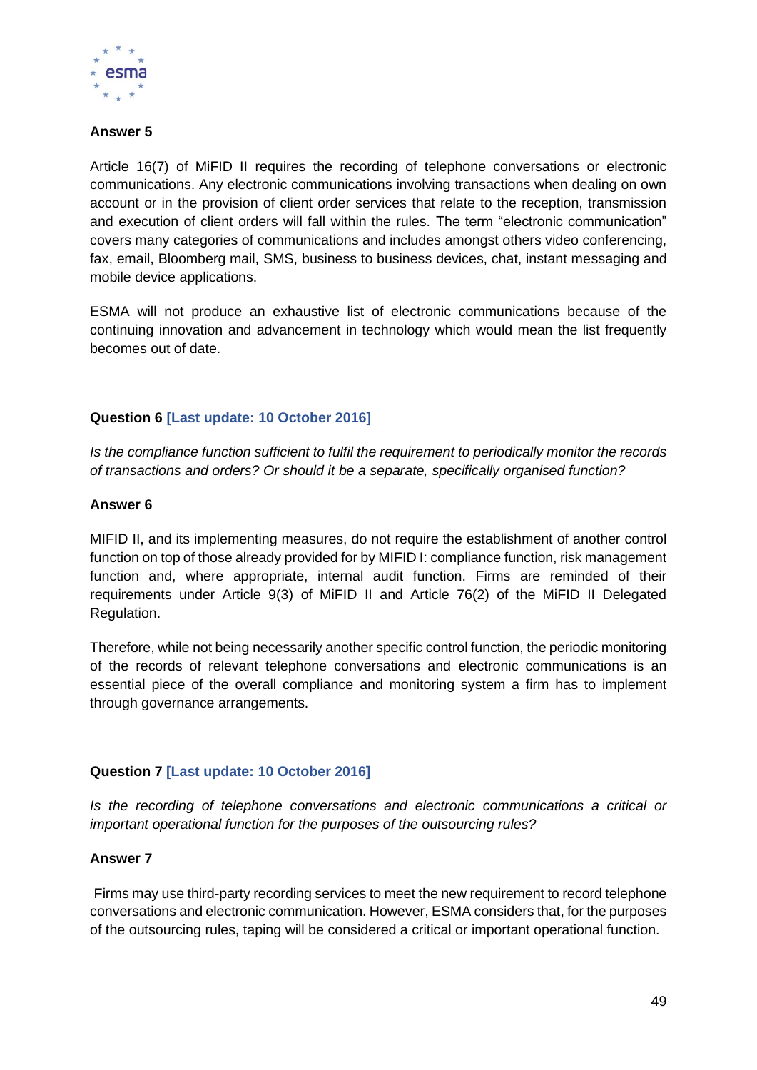**Answer 5**

Article 16(7) of MiFID II requires the recording of telephone conversations or electronic communications. Any electronic communications involving transactions when dealing on own account or in the provision of client order services that relate to the reception, transmission and execution of client orders will fall within the rules. The term "electronic communication" covers many categories of communications and includes amongst others video conferencing, fax, email, Bloomberg mail, SMS, business to business devices, chat, instant messaging and mobile device applications.

ESMA will not produce an exhaustive list of electronic communications because of the continuing innovation and advancement in technology which would mean the list frequently becomes out of date.

**Question 6 [Last update: 10 October 2016]**

*Is the compliance function sufficient to fulfil the requirement to periodically monitor the records of transactions and orders? Or should it be a separate, specifically organised function?*

**Answer 6**

MIFID II, and its implementing measures, do not require the establishment of another control function on top of those already provided for by MIFID I: compliance function, risk management function and, where appropriate, internal audit function. Firms are reminded of their requirements under Article 9(3) of MiFID II and Article 76(2) of the MiFID II Delegated Regulation.

Therefore, while not being necessarily another specific control function, the periodic monitoring of the records of relevant telephone conversations and electronic communications is an essential piece of the overall compliance and monitoring system a firm has to implement through governance arrangements.

**Question 7 [Last update: 10 October 2016]**

*Is the recording of telephone conversations and electronic communications a critical or important operational function for the purposes of the outsourcing rules?*

**Answer 7**

Firms may use third-party recording services to meet the new requirement to record telephone conversations and electronic communication. However, ESMA considers that, for the purposes of the outsourcing rules, taping will be considered a critical or important operational function.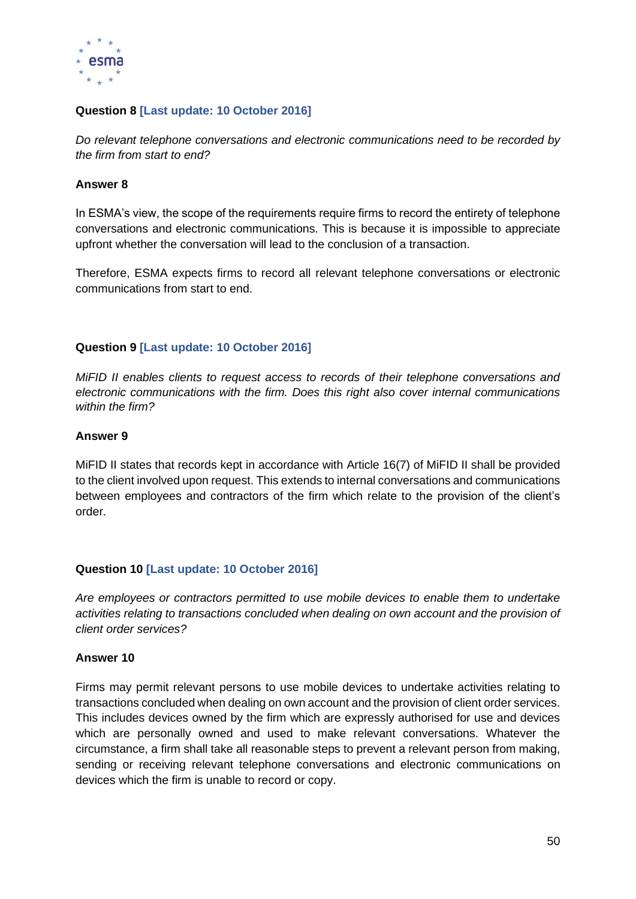**Question 8 [Last update: 10 October 2016]**

*Do relevant telephone conversations and electronic communications need to be recorded by the firm from start to end?*

**Answer 8**

In ESMA's view, the scope of the requirements require firms to record the entirety of telephone conversations and electronic communications. This is because it is impossible to appreciate upfront whether the conversation will lead to the conclusion of a transaction.

Therefore, ESMA expects firms to record all relevant telephone conversations or electronic communications from start to end.

**Question 9 [Last update: 10 October 2016]**

*MiFID II enables clients to request access to records of their telephone conversations and electronic communications with the firm. Does this right also cover internal communications within the firm?*

**Answer 9**

MiFID II states that records kept in accordance with Article 16(7) of MiFID II shall be provided to the client involved upon request. This extends to internal conversations and communications between employees and contractors of the firm which relate to the provision of the client's order.

**Question 10 [Last update: 10 October 2016]**

*Are employees or contractors permitted to use mobile devices to enable them to undertake activities relating to transactions concluded when dealing on own account and the provision of client order services?*

**Answer 10**

Firms may permit relevant persons to use mobile devices to undertake activities relating to transactions concluded when dealing on own account and the provision of client order services. This includes devices owned by the firm which are expressly authorised for use and devices which are personally owned and used to make relevant conversations. Whatever the circumstance, a firm shall take all reasonable steps to prevent a relevant person from making, sending or receiving relevant telephone conversations and electronic communications on devices which the firm is unable to record or copy.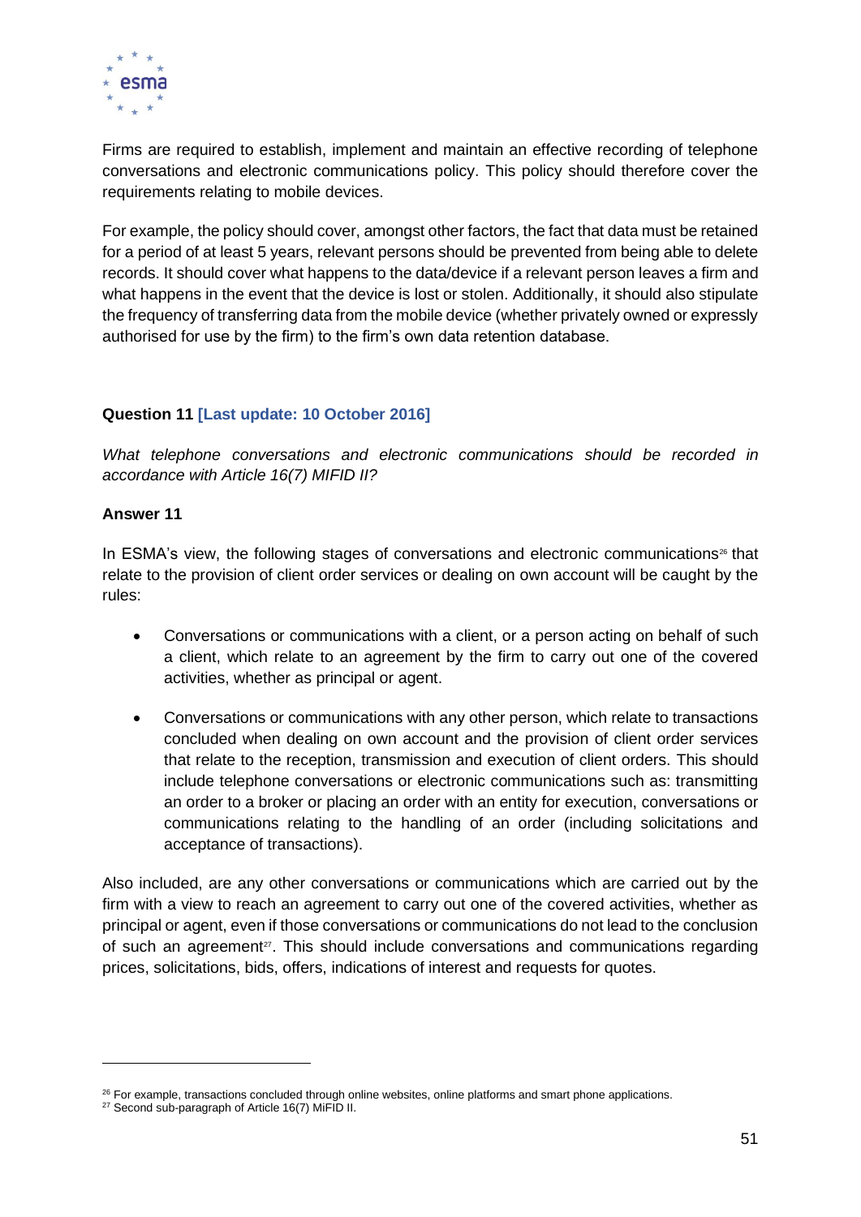Firms are required to establish, implement and maintain an effective recording of telephone conversations and electronic communications policy. This policy should therefore cover the requirements relating to mobile devices.

For example, the policy should cover, amongst other factors, the fact that data must be retained for a period of at least 5 years, relevant persons should be prevented from being able to delete records. It should cover what happens to the data/device if a relevant person leaves a firm and what happens in the event that the device is lost or stolen. Additionally, it should also stipulate the frequency of transferring data from the mobile device (whether privately owned or expressly authorised for use by the firm) to the firm's own data retention database.

**Question 11 [Last update: 10 October 2016]**

*What telephone conversations and electronic communications should be recorded in accordance with Article 16(7) MIFID II?*

**Answer 11**

In ESMA's view, the following stages of conversations and electronic communications[26] that relate to the provision of client order services or dealing on own account will be caught by the rules:

- Conversations or communications with a client, or a person acting on behalf of such a client, which relate to an agreement by the firm to carry out one of the covered activities, whether as principal or agent.
- Conversations or communications with any other person, which relate to transactions concluded when dealing on own account and the provision of client order services that relate to the reception, transmission and execution of client orders. This should include telephone conversations or electronic communications such as: transmitting an order to a broker or placing an order with an entity for execution, conversations or communications relating to the handling of an order (including solicitations and acceptance of transactions).

Also included, are any other conversations or communications which are carried out by the firm with a view to reach an agreement to carry out one of the covered activities, whether as principal or agent, even if those conversations or communications do not lead to the conclusion of such an agreement[27]. This should include conversations and communications regarding prices, solicitations, bids, offers, indications of interest and requests for quotes.

[26] For example, transactions concluded through online websites, online platforms and smart phone applications.
[27] Second sub-paragraph of Article 16(7) MiFID II.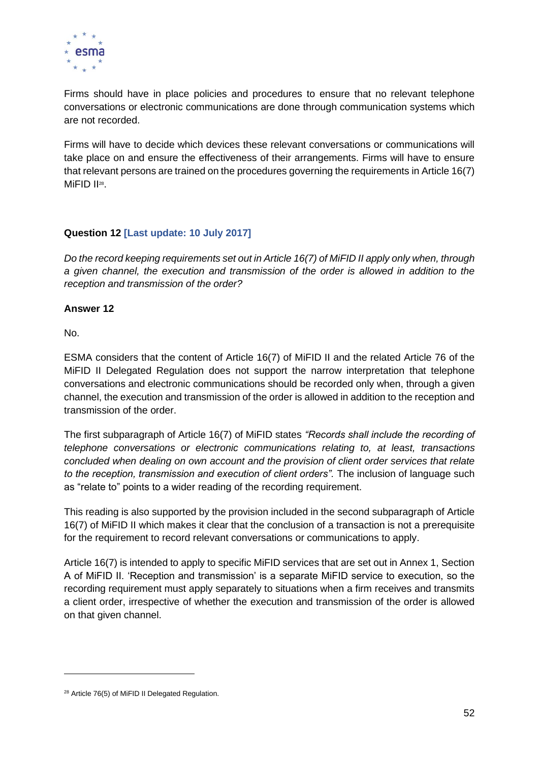Firms should have in place policies and procedures to ensure that no relevant telephone conversations or electronic communications are done through communication systems which are not recorded.

Firms will have to decide which devices these relevant conversations or communications will take place on and ensure the effectiveness of their arrangements. Firms will have to ensure that relevant persons are trained on the procedures governing the requirements in Article 16(7) MiFID II[28].

**Question 12 [Last update: 10 July 2017]**

*Do the record keeping requirements set out in Article 16(7) of MiFID II apply only when, through a given channel, the execution and transmission of the order is allowed in addition to the reception and transmission of the order?*

**Answer 12**

No.

ESMA considers that the content of Article 16(7) of MiFID II and the related Article 76 of the MiFID II Delegated Regulation does not support the narrow interpretation that telephone conversations and electronic communications should be recorded only when, through a given channel, the execution and transmission of the order is allowed in addition to the reception and transmission of the order.

The first subparagraph of Article 16(7) of MiFID states *"Records shall include the recording of telephone conversations or electronic communications relating to, at least, transactions concluded when dealing on own account and the provision of client order services that relate to the reception, transmission and execution of client orders".* The inclusion of language such as "relate to" points to a wider reading of the recording requirement.

This reading is also supported by the provision included in the second subparagraph of Article 16(7) of MiFID II which makes it clear that the conclusion of a transaction is not a prerequisite for the requirement to record relevant conversations or communications to apply.

Article 16(7) is intended to apply to specific MiFID services that are set out in Annex 1, Section A of MiFID II. 'Reception and transmission' is a separate MiFID service to execution, so the recording requirement must apply separately to situations when a firm receives and transmits a client order, irrespective of whether the execution and transmission of the order is allowed on that given channel.

---

[28] Article 76(5) of MiFID II Delegated Regulation.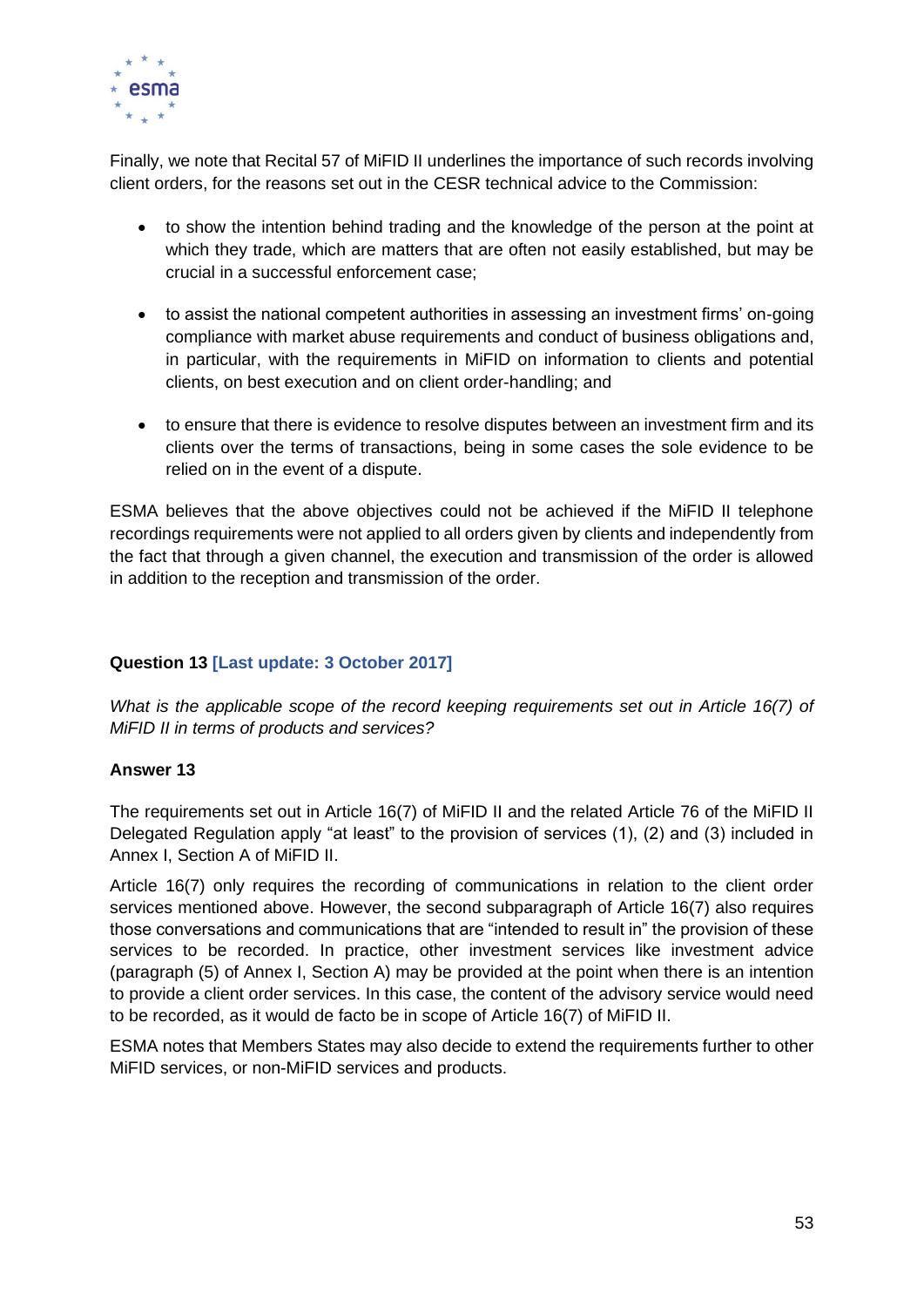Finally, we note that Recital 57 of MiFID II underlines the importance of such records involving client orders, for the reasons set out in the CESR technical advice to the Commission:

- to show the intention behind trading and the knowledge of the person at the point at which they trade, which are matters that are often not easily established, but may be crucial in a successful enforcement case;
- to assist the national competent authorities in assessing an investment firms' on-going compliance with market abuse requirements and conduct of business obligations and, in particular, with the requirements in MiFID on information to clients and potential clients, on best execution and on client order-handling; and
- to ensure that there is evidence to resolve disputes between an investment firm and its clients over the terms of transactions, being in some cases the sole evidence to be relied on in the event of a dispute.

ESMA believes that the above objectives could not be achieved if the MiFID II telephone recordings requirements were not applied to all orders given by clients and independently from the fact that through a given channel, the execution and transmission of the order is allowed in addition to the reception and transmission of the order.

**Question 13 [Last update: 3 October 2017]**

*What is the applicable scope of the record keeping requirements set out in Article 16(7) of MiFID II in terms of products and services?*

**Answer 13**

The requirements set out in Article 16(7) of MiFID II and the related Article 76 of the MiFID II Delegated Regulation apply "at least" to the provision of services (1), (2) and (3) included in Annex I, Section A of MiFID II.

Article 16(7) only requires the recording of communications in relation to the client order services mentioned above. However, the second subparagraph of Article 16(7) also requires those conversations and communications that are "intended to result in" the provision of these services to be recorded. In practice, other investment services like investment advice (paragraph (5) of Annex I, Section A) may be provided at the point when there is an intention to provide a client order services. In this case, the content of the advisory service would need to be recorded, as it would de facto be in scope of Article 16(7) of MiFID II.

ESMA notes that Members States may also decide to extend the requirements further to other MiFID services, or non-MiFID services and products.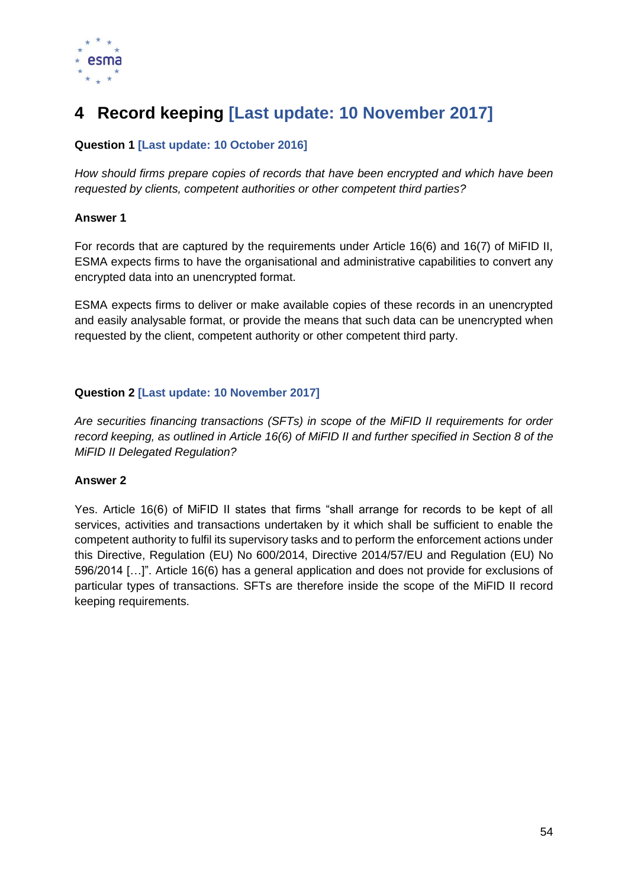# 4 Record keeping [Last update: 10 November 2017]

**Question 1** **[Last update: 10 October 2016]**

*How should firms prepare copies of records that have been encrypted and which have been requested by clients, competent authorities or other competent third parties?*

**Answer 1**

For records that are captured by the requirements under Article 16(6) and 16(7) of MiFID II, ESMA expects firms to have the organisational and administrative capabilities to convert any encrypted data into an unencrypted format.

ESMA expects firms to deliver or make available copies of these records in an unencrypted and easily analysable format, or provide the means that such data can be unencrypted when requested by the client, competent authority or other competent third party.

**Question 2** **[Last update: 10 November 2017]**

*Are securities financing transactions (SFTs) in scope of the MiFID II requirements for order record keeping, as outlined in Article 16(6) of MiFID II and further specified in Section 8 of the MiFID II Delegated Regulation?*

**Answer 2**

Yes. Article 16(6) of MiFID II states that firms "shall arrange for records to be kept of all services, activities and transactions undertaken by it which shall be sufficient to enable the competent authority to fulfil its supervisory tasks and to perform the enforcement actions under this Directive, Regulation (EU) No 600/2014, Directive 2014/57/EU and Regulation (EU) No 596/2014 […]". Article 16(6) has a general application and does not provide for exclusions of particular types of transactions. SFTs are therefore inside the scope of the MiFID II record keeping requirements.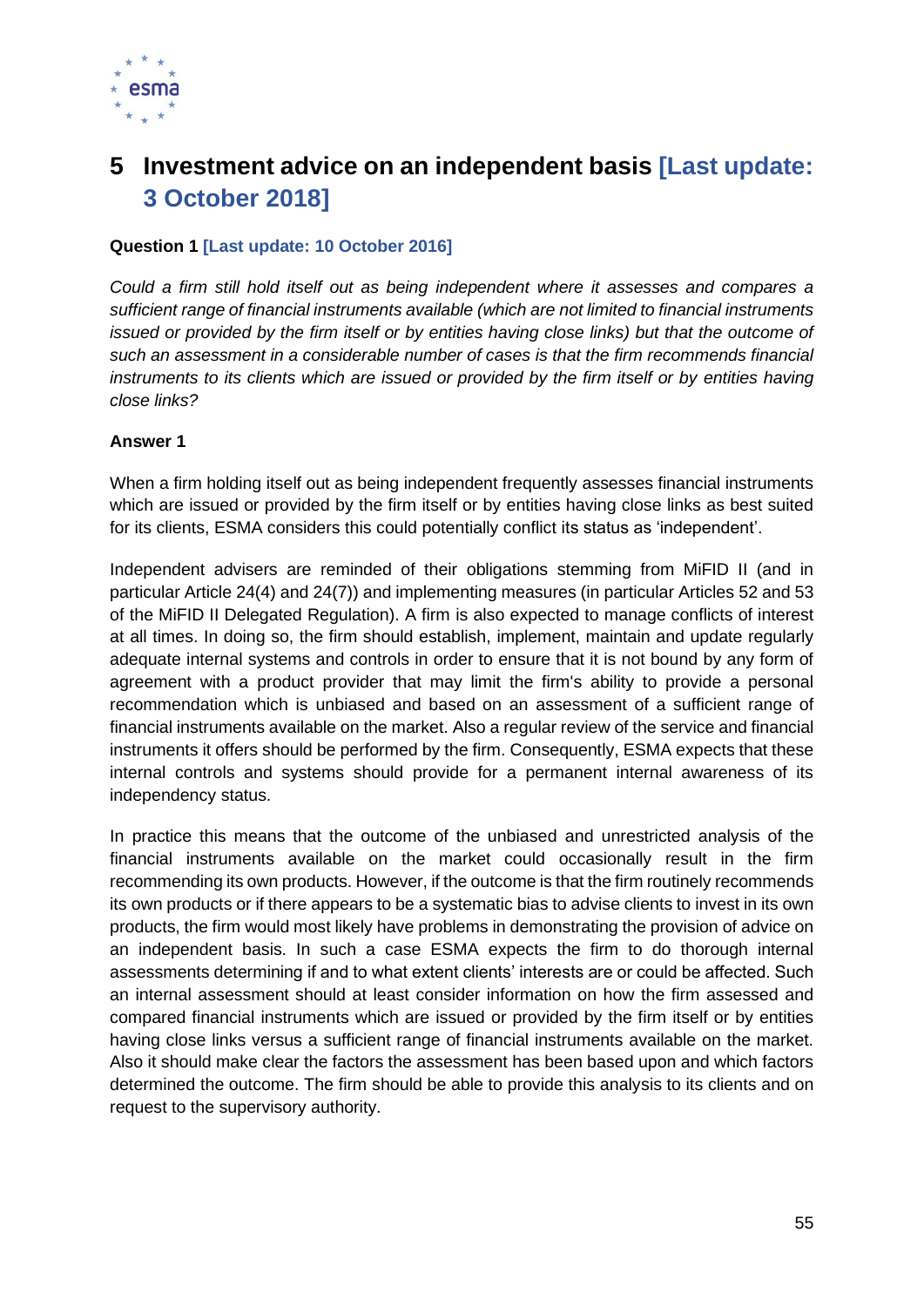# 5 Investment advice on an independent basis [Last update: 3 October 2018]

**Question 1 [Last update: 10 October 2016]**

*Could a firm still hold itself out as being independent where it assesses and compares a sufficient range of financial instruments available (which are not limited to financial instruments issued or provided by the firm itself or by entities having close links) but that the outcome of such an assessment in a considerable number of cases is that the firm recommends financial instruments to its clients which are issued or provided by the firm itself or by entities having close links?*

**Answer 1**

When a firm holding itself out as being independent frequently assesses financial instruments which are issued or provided by the firm itself or by entities having close links as best suited for its clients, ESMA considers this could potentially conflict its status as 'independent'.

Independent advisers are reminded of their obligations stemming from MiFID II (and in particular Article 24(4) and 24(7)) and implementing measures (in particular Articles 52 and 53 of the MiFID II Delegated Regulation). A firm is also expected to manage conflicts of interest at all times. In doing so, the firm should establish, implement, maintain and update regularly adequate internal systems and controls in order to ensure that it is not bound by any form of agreement with a product provider that may limit the firm's ability to provide a personal recommendation which is unbiased and based on an assessment of a sufficient range of financial instruments available on the market. Also a regular review of the service and financial instruments it offers should be performed by the firm. Consequently, ESMA expects that these internal controls and systems should provide for a permanent internal awareness of its independency status.

In practice this means that the outcome of the unbiased and unrestricted analysis of the financial instruments available on the market could occasionally result in the firm recommending its own products. However, if the outcome is that the firm routinely recommends its own products or if there appears to be a systematic bias to advise clients to invest in its own products, the firm would most likely have problems in demonstrating the provision of advice on an independent basis. In such a case ESMA expects the firm to do thorough internal assessments determining if and to what extent clients' interests are or could be affected. Such an internal assessment should at least consider information on how the firm assessed and compared financial instruments which are issued or provided by the firm itself or by entities having close links versus a sufficient range of financial instruments available on the market. Also it should make clear the factors the assessment has been based upon and which factors determined the outcome. The firm should be able to provide this analysis to its clients and on request to the supervisory authority.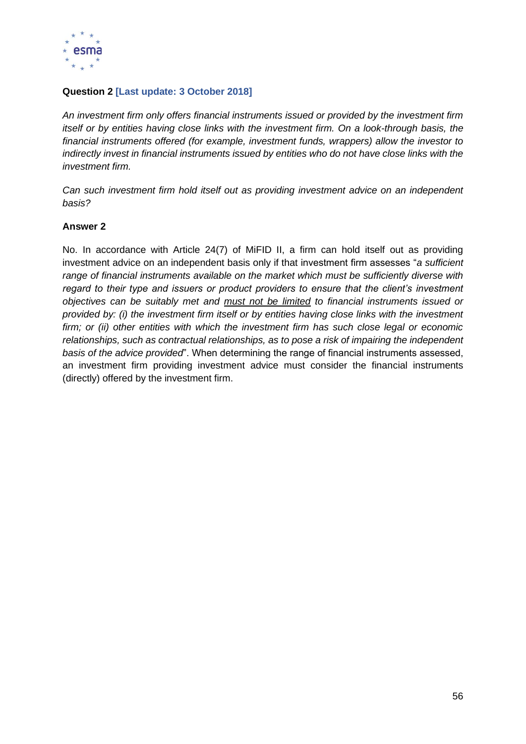**Question 2 [Last update: 3 October 2018]**

*An investment firm only offers financial instruments issued or provided by the investment firm itself or by entities having close links with the investment firm. On a look-through basis, the financial instruments offered (for example, investment funds, wrappers) allow the investor to indirectly invest in financial instruments issued by entities who do not have close links with the investment firm.*

*Can such investment firm hold itself out as providing investment advice on an independent basis?*

**Answer 2**

No. In accordance with Article 24(7) of MiFID II, a firm can hold itself out as providing investment advice on an independent basis only if that investment firm assesses "*a sufficient range of financial instruments available on the market which must be sufficiently diverse with regard to their type and issuers or product providers to ensure that the client's investment objectives can be suitably met and* <u>*must not be limited*</u> *to financial instruments issued or provided by: (i) the investment firm itself or by entities having close links with the investment firm; or (ii) other entities with which the investment firm has such close legal or economic relationships, such as contractual relationships, as to pose a risk of impairing the independent basis of the advice provided*". When determining the range of financial instruments assessed, an investment firm providing investment advice must consider the financial instruments (directly) offered by the investment firm.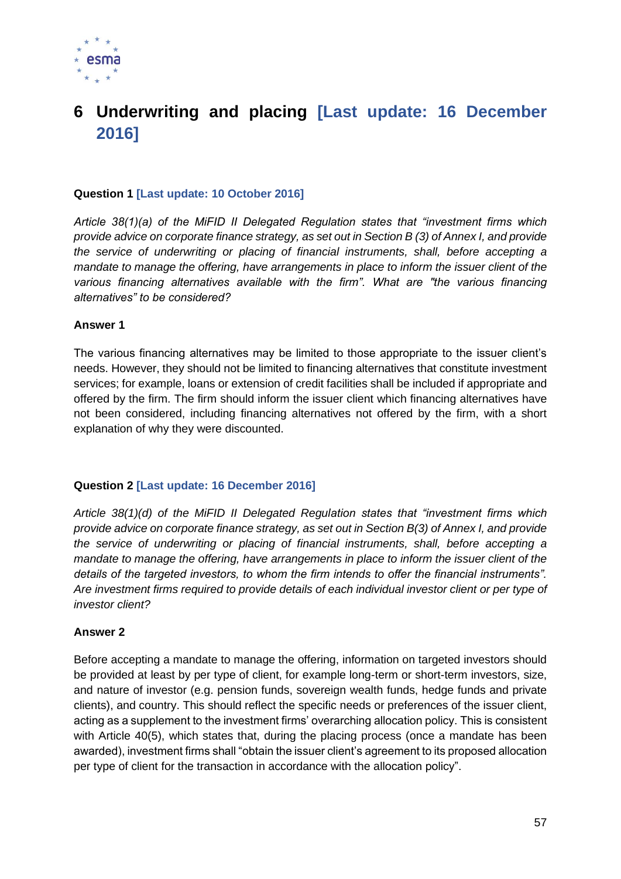# 6 Underwriting and placing [Last update: 16 December 2016]

**Question 1 [Last update: 10 October 2016]**

*Article 38(1)(a) of the MiFID II Delegated Regulation states that "investment firms which provide advice on corporate finance strategy, as set out in Section B (3) of Annex I, and provide the service of underwriting or placing of financial instruments, shall, before accepting a mandate to manage the offering, have arrangements in place to inform the issuer client of the various financing alternatives available with the firm". What are "the various financing alternatives" to be considered?*

**Answer 1**

The various financing alternatives may be limited to those appropriate to the issuer client's needs. However, they should not be limited to financing alternatives that constitute investment services; for example, loans or extension of credit facilities shall be included if appropriate and offered by the firm. The firm should inform the issuer client which financing alternatives have not been considered, including financing alternatives not offered by the firm, with a short explanation of why they were discounted.

**Question 2 [Last update: 16 December 2016]**

*Article 38(1)(d) of the MiFID II Delegated Regulation states that "investment firms which provide advice on corporate finance strategy, as set out in Section B(3) of Annex I, and provide the service of underwriting or placing of financial instruments, shall, before accepting a mandate to manage the offering, have arrangements in place to inform the issuer client of the details of the targeted investors, to whom the firm intends to offer the financial instruments". Are investment firms required to provide details of each individual investor client or per type of investor client?*

**Answer 2**

Before accepting a mandate to manage the offering, information on targeted investors should be provided at least by per type of client, for example long-term or short-term investors, size, and nature of investor (e.g. pension funds, sovereign wealth funds, hedge funds and private clients), and country. This should reflect the specific needs or preferences of the issuer client, acting as a supplement to the investment firms' overarching allocation policy. This is consistent with Article 40(5), which states that, during the placing process (once a mandate has been awarded), investment firms shall "obtain the issuer client's agreement to its proposed allocation per type of client for the transaction in accordance with the allocation policy".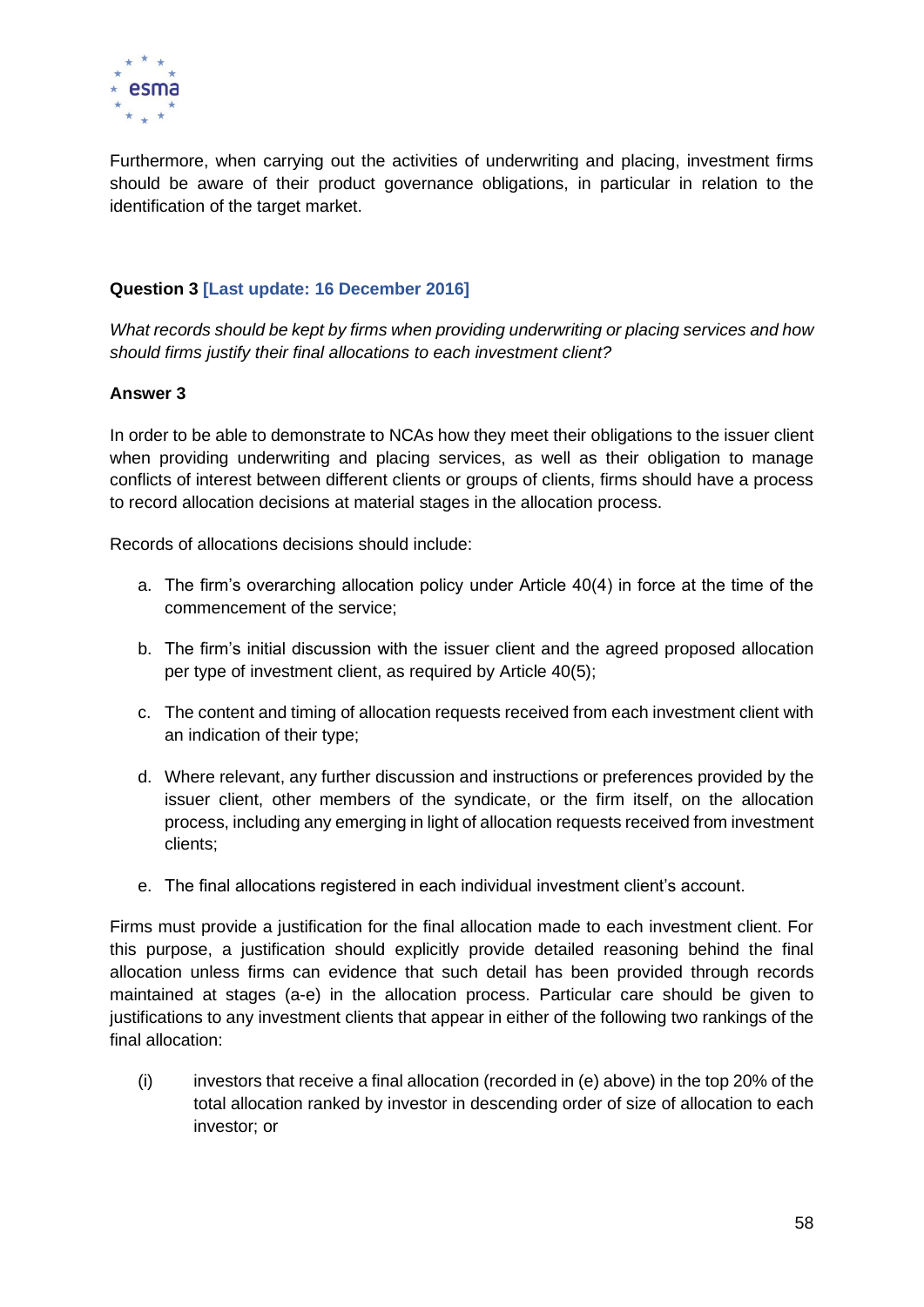Furthermore, when carrying out the activities of underwriting and placing, investment firms should be aware of their product governance obligations, in particular in relation to the identification of the target market.

**Question 3 [Last update: 16 December 2016]**

*What records should be kept by firms when providing underwriting or placing services and how should firms justify their final allocations to each investment client?*

**Answer 3**

In order to be able to demonstrate to NCAs how they meet their obligations to the issuer client when providing underwriting and placing services, as well as their obligation to manage conflicts of interest between different clients or groups of clients, firms should have a process to record allocation decisions at material stages in the allocation process.

Records of allocations decisions should include:

a. The firm's overarching allocation policy under Article 40(4) in force at the time of the commencement of the service;

b. The firm's initial discussion with the issuer client and the agreed proposed allocation per type of investment client, as required by Article 40(5);

c. The content and timing of allocation requests received from each investment client with an indication of their type;

d. Where relevant, any further discussion and instructions or preferences provided by the issuer client, other members of the syndicate, or the firm itself, on the allocation process, including any emerging in light of allocation requests received from investment clients;

e. The final allocations registered in each individual investment client's account.

Firms must provide a justification for the final allocation made to each investment client. For this purpose, a justification should explicitly provide detailed reasoning behind the final allocation unless firms can evidence that such detail has been provided through records maintained at stages (a-e) in the allocation process. Particular care should be given to justifications to any investment clients that appear in either of the following two rankings of the final allocation:

(i) investors that receive a final allocation (recorded in (e) above) in the top 20% of the total allocation ranked by investor in descending order of size of allocation to each investor; or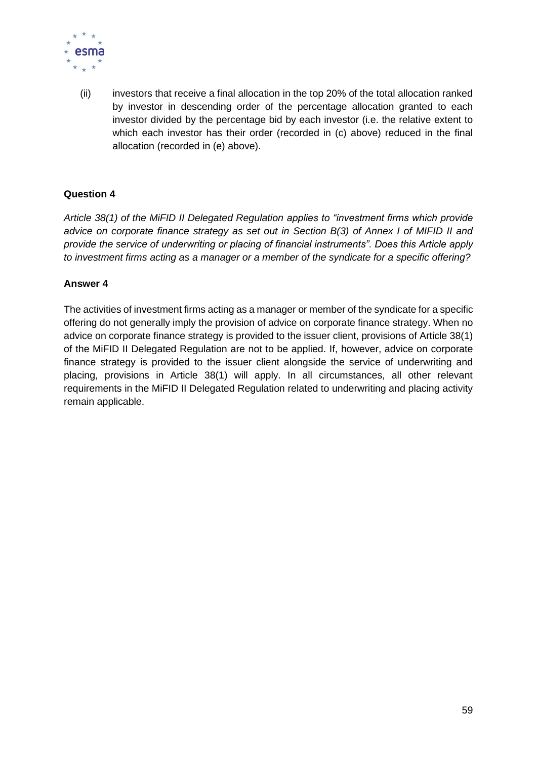(ii) investors that receive a final allocation in the top 20% of the total allocation ranked by investor in descending order of the percentage allocation granted to each investor divided by the percentage bid by each investor (i.e. the relative extent to which each investor has their order (recorded in (c) above) reduced in the final allocation (recorded in (e) above).

**Question 4**

*Article 38(1) of the MiFID II Delegated Regulation applies to "investment firms which provide advice on corporate finance strategy as set out in Section B(3) of Annex I of MIFID II and provide the service of underwriting or placing of financial instruments". Does this Article apply to investment firms acting as a manager or a member of the syndicate for a specific offering?*

**Answer 4**

The activities of investment firms acting as a manager or member of the syndicate for a specific offering do not generally imply the provision of advice on corporate finance strategy. When no advice on corporate finance strategy is provided to the issuer client, provisions of Article 38(1) of the MiFID II Delegated Regulation are not to be applied. If, however, advice on corporate finance strategy is provided to the issuer client alongside the service of underwriting and placing, provisions in Article 38(1) will apply. In all circumstances, all other relevant requirements in the MiFID II Delegated Regulation related to underwriting and placing activity remain applicable.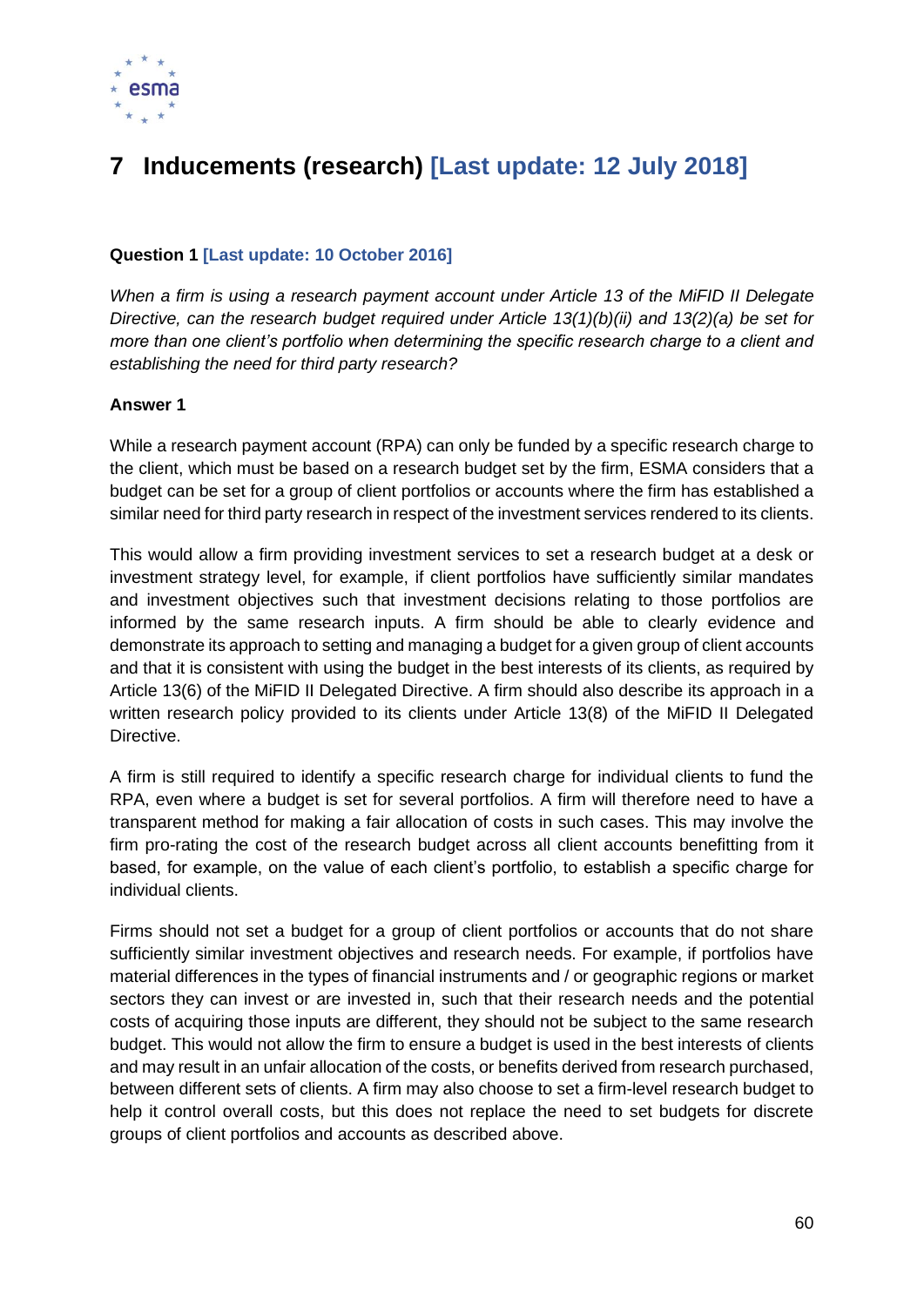# 7 Inducements (research) [Last update: 12 July 2018]

**Question 1 [Last update: 10 October 2016]**

*When a firm is using a research payment account under Article 13 of the MiFID II Delegate Directive, can the research budget required under Article 13(1)(b)(ii) and 13(2)(a) be set for more than one client's portfolio when determining the specific research charge to a client and establishing the need for third party research?*

**Answer 1**

While a research payment account (RPA) can only be funded by a specific research charge to the client, which must be based on a research budget set by the firm, ESMA considers that a budget can be set for a group of client portfolios or accounts where the firm has established a similar need for third party research in respect of the investment services rendered to its clients.

This would allow a firm providing investment services to set a research budget at a desk or investment strategy level, for example, if client portfolios have sufficiently similar mandates and investment objectives such that investment decisions relating to those portfolios are informed by the same research inputs. A firm should be able to clearly evidence and demonstrate its approach to setting and managing a budget for a given group of client accounts and that it is consistent with using the budget in the best interests of its clients, as required by Article 13(6) of the MiFID II Delegated Directive. A firm should also describe its approach in a written research policy provided to its clients under Article 13(8) of the MiFID II Delegated Directive.

A firm is still required to identify a specific research charge for individual clients to fund the RPA, even where a budget is set for several portfolios. A firm will therefore need to have a transparent method for making a fair allocation of costs in such cases. This may involve the firm pro-rating the cost of the research budget across all client accounts benefitting from it based, for example, on the value of each client's portfolio, to establish a specific charge for individual clients.

Firms should not set a budget for a group of client portfolios or accounts that do not share sufficiently similar investment objectives and research needs. For example, if portfolios have material differences in the types of financial instruments and / or geographic regions or market sectors they can invest or are invested in, such that their research needs and the potential costs of acquiring those inputs are different, they should not be subject to the same research budget. This would not allow the firm to ensure a budget is used in the best interests of clients and may result in an unfair allocation of the costs, or benefits derived from research purchased, between different sets of clients. A firm may also choose to set a firm-level research budget to help it control overall costs, but this does not replace the need to set budgets for discrete groups of client portfolios and accounts as described above.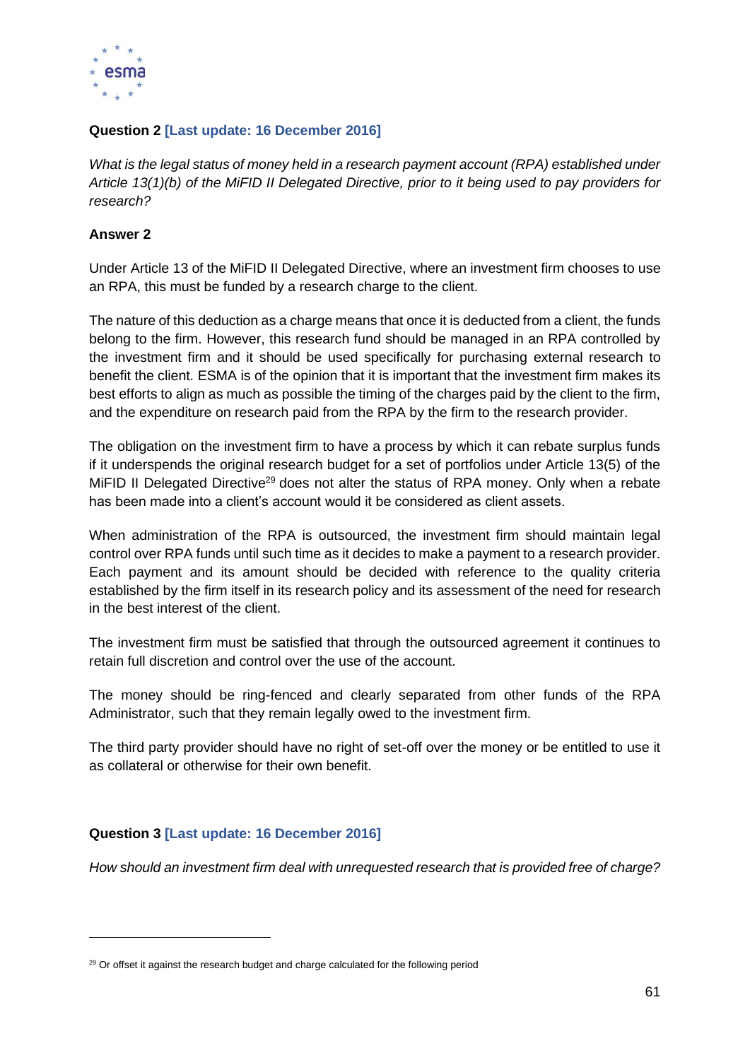**Question 2 [Last update: 16 December 2016]**

*What is the legal status of money held in a research payment account (RPA) established under Article 13(1)(b) of the MiFID II Delegated Directive, prior to it being used to pay providers for research?*

**Answer 2**

Under Article 13 of the MiFID II Delegated Directive, where an investment firm chooses to use an RPA, this must be funded by a research charge to the client.

The nature of this deduction as a charge means that once it is deducted from a client, the funds belong to the firm. However, this research fund should be managed in an RPA controlled by the investment firm and it should be used specifically for purchasing external research to benefit the client. ESMA is of the opinion that it is important that the investment firm makes its best efforts to align as much as possible the timing of the charges paid by the client to the firm, and the expenditure on research paid from the RPA by the firm to the research provider.

The obligation on the investment firm to have a process by which it can rebate surplus funds if it underspends the original research budget for a set of portfolios under Article 13(5) of the MiFID II Delegated Directive[29] does not alter the status of RPA money. Only when a rebate has been made into a client's account would it be considered as client assets.

When administration of the RPA is outsourced, the investment firm should maintain legal control over RPA funds until such time as it decides to make a payment to a research provider. Each payment and its amount should be decided with reference to the quality criteria established by the firm itself in its research policy and its assessment of the need for research in the best interest of the client.

The investment firm must be satisfied that through the outsourced agreement it continues to retain full discretion and control over the use of the account.

The money should be ring-fenced and clearly separated from other funds of the RPA Administrator, such that they remain legally owed to the investment firm.

The third party provider should have no right of set-off over the money or be entitled to use it as collateral or otherwise for their own benefit.

**Question 3 [Last update: 16 December 2016]**

*How should an investment firm deal with unrequested research that is provided free of charge?*

[29] Or offset it against the research budget and charge calculated for the following period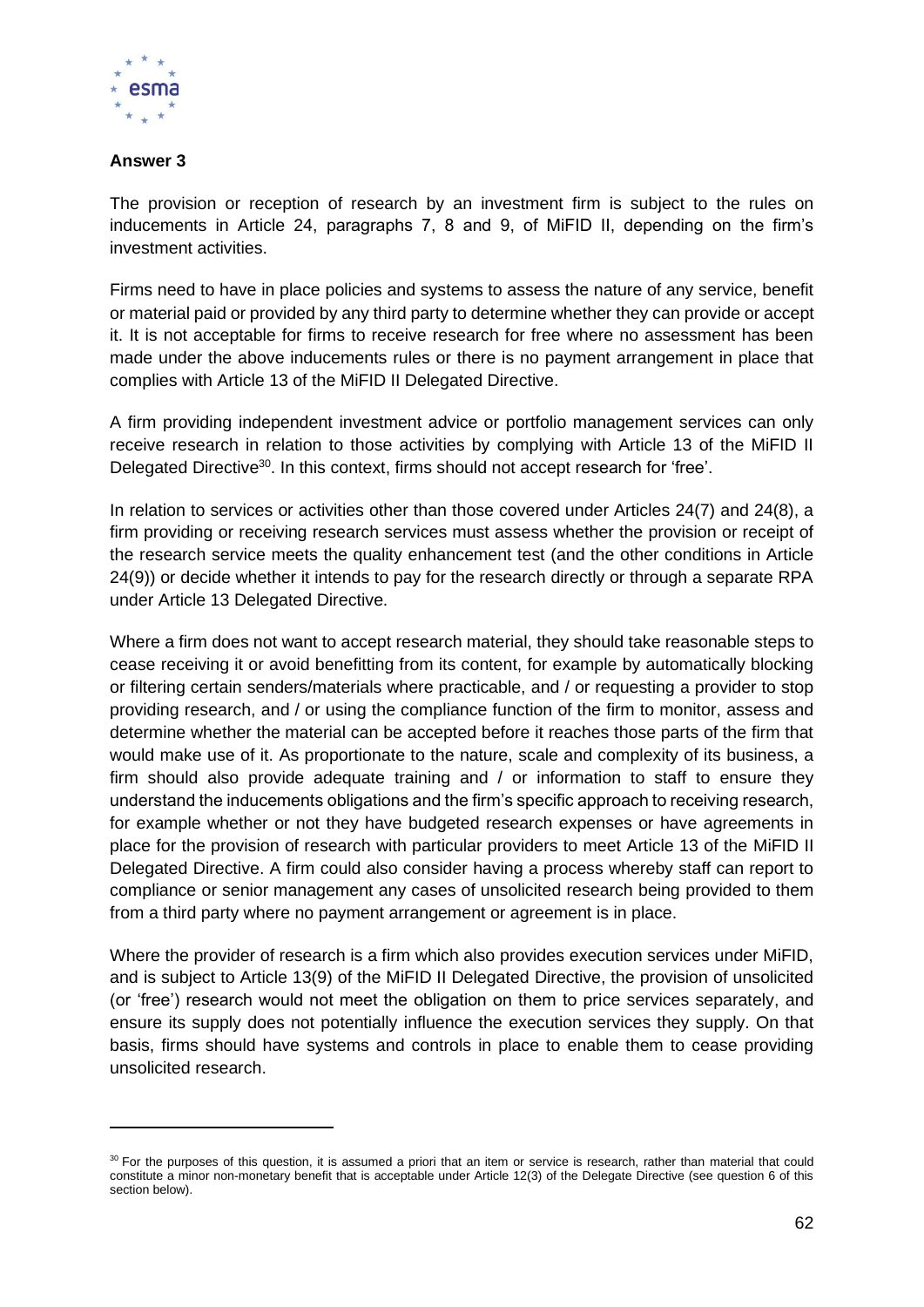**Answer 3**

The provision or reception of research by an investment firm is subject to the rules on inducements in Article 24, paragraphs 7, 8 and 9, of MiFID II, depending on the firm's investment activities.

Firms need to have in place policies and systems to assess the nature of any service, benefit or material paid or provided by any third party to determine whether they can provide or accept it. It is not acceptable for firms to receive research for free where no assessment has been made under the above inducements rules or there is no payment arrangement in place that complies with Article 13 of the MiFID II Delegated Directive.

A firm providing independent investment advice or portfolio management services can only receive research in relation to those activities by complying with Article 13 of the MiFID II Delegated Directive[30]. In this context, firms should not accept research for 'free'.

In relation to services or activities other than those covered under Articles 24(7) and 24(8), a firm providing or receiving research services must assess whether the provision or receipt of the research service meets the quality enhancement test (and the other conditions in Article 24(9)) or decide whether it intends to pay for the research directly or through a separate RPA under Article 13 Delegated Directive.

Where a firm does not want to accept research material, they should take reasonable steps to cease receiving it or avoid benefitting from its content, for example by automatically blocking or filtering certain senders/materials where practicable, and / or requesting a provider to stop providing research, and / or using the compliance function of the firm to monitor, assess and determine whether the material can be accepted before it reaches those parts of the firm that would make use of it. As proportionate to the nature, scale and complexity of its business, a firm should also provide adequate training and / or information to staff to ensure they understand the inducements obligations and the firm's specific approach to receiving research, for example whether or not they have budgeted research expenses or have agreements in place for the provision of research with particular providers to meet Article 13 of the MiFID II Delegated Directive. A firm could also consider having a process whereby staff can report to compliance or senior management any cases of unsolicited research being provided to them from a third party where no payment arrangement or agreement is in place.

Where the provider of research is a firm which also provides execution services under MiFID, and is subject to Article 13(9) of the MiFID II Delegated Directive, the provision of unsolicited (or 'free') research would not meet the obligation on them to price services separately, and ensure its supply does not potentially influence the execution services they supply. On that basis, firms should have systems and controls in place to enable them to cease providing unsolicited research.

---

[30] For the purposes of this question, it is assumed a priori that an item or service is research, rather than material that could constitute a minor non-monetary benefit that is acceptable under Article 12(3) of the Delegate Directive (see question 6 of this section below).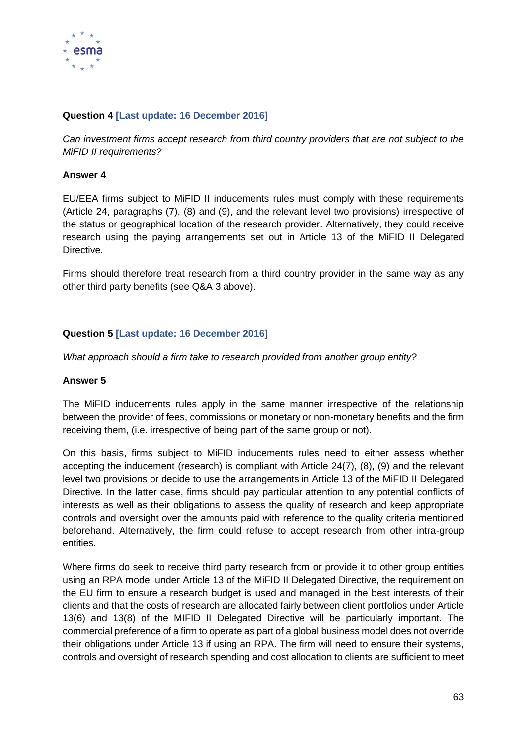**Question 4 [Last update: 16 December 2016]**

*Can investment firms accept research from third country providers that are not subject to the MiFID II requirements?*

**Answer 4**

EU/EEA firms subject to MiFID II inducements rules must comply with these requirements (Article 24, paragraphs (7), (8) and (9), and the relevant level two provisions) irrespective of the status or geographical location of the research provider. Alternatively, they could receive research using the paying arrangements set out in Article 13 of the MiFID II Delegated Directive.

Firms should therefore treat research from a third country provider in the same way as any other third party benefits (see Q&A 3 above).

**Question 5 [Last update: 16 December 2016]**

*What approach should a firm take to research provided from another group entity?*

**Answer 5**

The MiFID inducements rules apply in the same manner irrespective of the relationship between the provider of fees, commissions or monetary or non-monetary benefits and the firm receiving them, (i.e. irrespective of being part of the same group or not).

On this basis, firms subject to MiFID inducements rules need to either assess whether accepting the inducement (research) is compliant with Article 24(7), (8), (9) and the relevant level two provisions or decide to use the arrangements in Article 13 of the MiFID II Delegated Directive. In the latter case, firms should pay particular attention to any potential conflicts of interests as well as their obligations to assess the quality of research and keep appropriate controls and oversight over the amounts paid with reference to the quality criteria mentioned beforehand. Alternatively, the firm could refuse to accept research from other intra-group entities.

Where firms do seek to receive third party research from or provide it to other group entities using an RPA model under Article 13 of the MiFID II Delegated Directive, the requirement on the EU firm to ensure a research budget is used and managed in the best interests of their clients and that the costs of research are allocated fairly between client portfolios under Article 13(6) and 13(8) of the MIFID II Delegated Directive will be particularly important. The commercial preference of a firm to operate as part of a global business model does not override their obligations under Article 13 if using an RPA. The firm will need to ensure their systems, controls and oversight of research spending and cost allocation to clients are sufficient to meet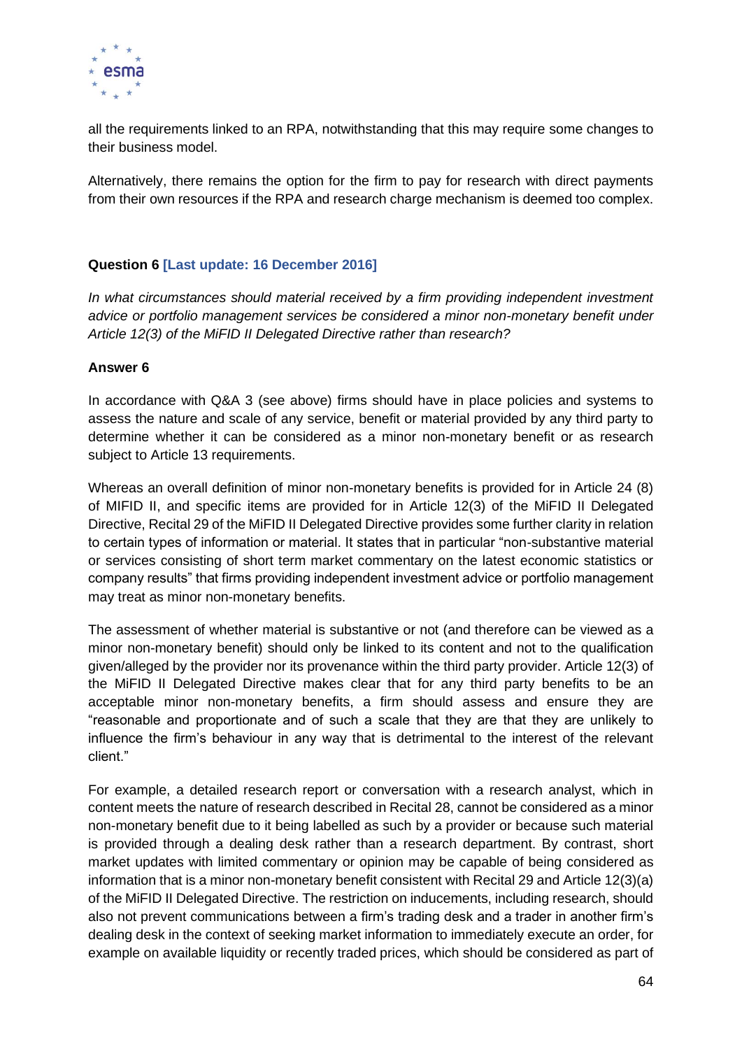all the requirements linked to an RPA, notwithstanding that this may require some changes to their business model.

Alternatively, there remains the option for the firm to pay for research with direct payments from their own resources if the RPA and research charge mechanism is deemed too complex.

**Question 6 [Last update: 16 December 2016]**

*In what circumstances should material received by a firm providing independent investment advice or portfolio management services be considered a minor non-monetary benefit under Article 12(3) of the MiFID II Delegated Directive rather than research?*

**Answer 6**

In accordance with Q&A 3 (see above) firms should have in place policies and systems to assess the nature and scale of any service, benefit or material provided by any third party to determine whether it can be considered as a minor non-monetary benefit or as research subject to Article 13 requirements.

Whereas an overall definition of minor non-monetary benefits is provided for in Article 24 (8) of MIFID II, and specific items are provided for in Article 12(3) of the MiFID II Delegated Directive, Recital 29 of the MiFID II Delegated Directive provides some further clarity in relation to certain types of information or material. It states that in particular "non-substantive material or services consisting of short term market commentary on the latest economic statistics or company results" that firms providing independent investment advice or portfolio management may treat as minor non-monetary benefits.

The assessment of whether material is substantive or not (and therefore can be viewed as a minor non-monetary benefit) should only be linked to its content and not to the qualification given/alleged by the provider nor its provenance within the third party provider. Article 12(3) of the MiFID II Delegated Directive makes clear that for any third party benefits to be an acceptable minor non-monetary benefits, a firm should assess and ensure they are "reasonable and proportionate and of such a scale that they are that they are unlikely to influence the firm's behaviour in any way that is detrimental to the interest of the relevant client."

For example, a detailed research report or conversation with a research analyst, which in content meets the nature of research described in Recital 28, cannot be considered as a minor non-monetary benefit due to it being labelled as such by a provider or because such material is provided through a dealing desk rather than a research department. By contrast, short market updates with limited commentary or opinion may be capable of being considered as information that is a minor non-monetary benefit consistent with Recital 29 and Article 12(3)(a) of the MiFID II Delegated Directive. The restriction on inducements, including research, should also not prevent communications between a firm's trading desk and a trader in another firm's dealing desk in the context of seeking market information to immediately execute an order, for example on available liquidity or recently traded prices, which should be considered as part of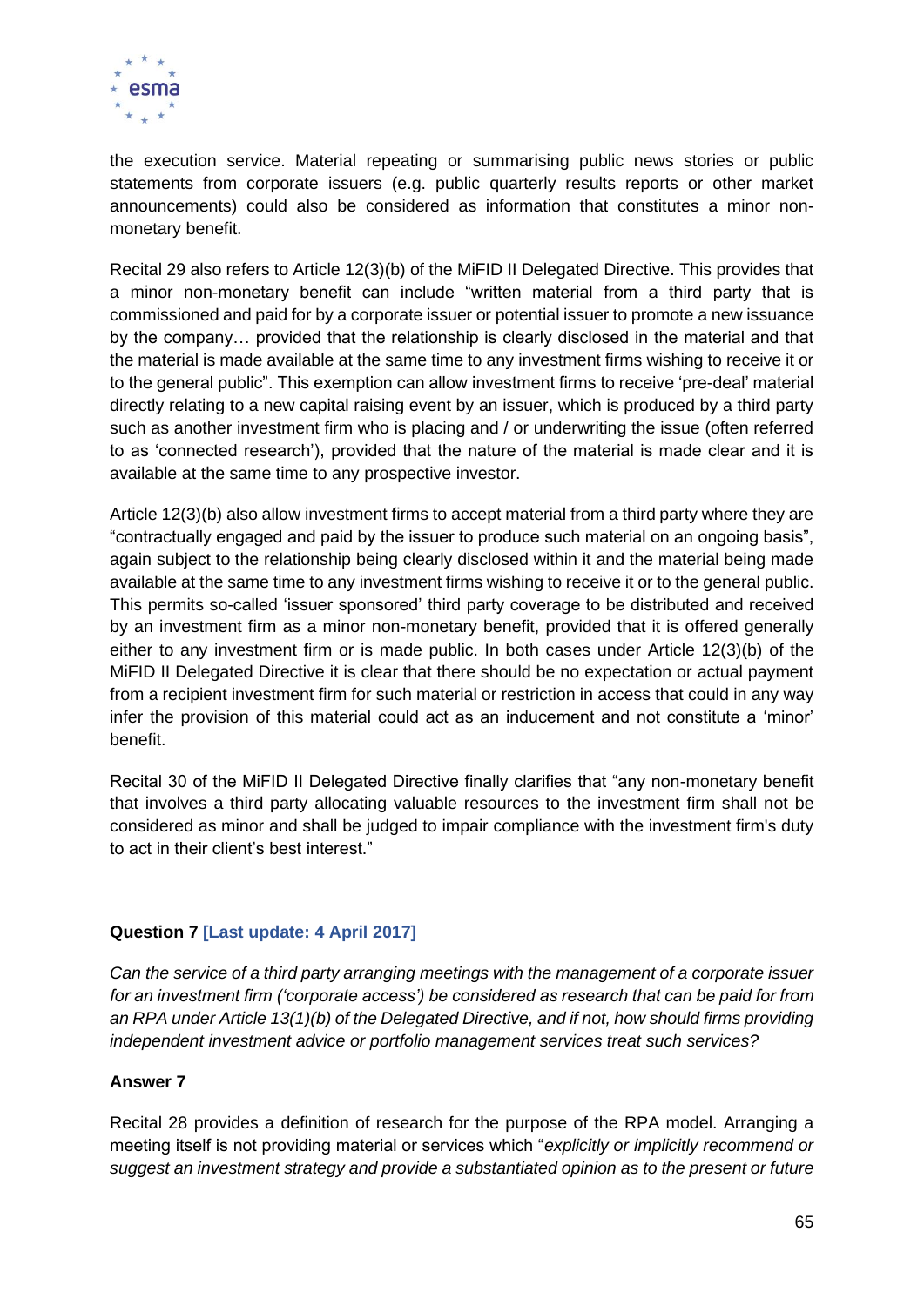the execution service. Material repeating or summarising public news stories or public statements from corporate issuers (e.g. public quarterly results reports or other market announcements) could also be considered as information that constitutes a minor non-monetary benefit.

Recital 29 also refers to Article 12(3)(b) of the MiFID II Delegated Directive. This provides that a minor non-monetary benefit can include "written material from a third party that is commissioned and paid for by a corporate issuer or potential issuer to promote a new issuance by the company… provided that the relationship is clearly disclosed in the material and that the material is made available at the same time to any investment firms wishing to receive it or to the general public". This exemption can allow investment firms to receive 'pre-deal' material directly relating to a new capital raising event by an issuer, which is produced by a third party such as another investment firm who is placing and / or underwriting the issue (often referred to as 'connected research'), provided that the nature of the material is made clear and it is available at the same time to any prospective investor.

Article 12(3)(b) also allow investment firms to accept material from a third party where they are "contractually engaged and paid by the issuer to produce such material on an ongoing basis", again subject to the relationship being clearly disclosed within it and the material being made available at the same time to any investment firms wishing to receive it or to the general public. This permits so-called 'issuer sponsored' third party coverage to be distributed and received by an investment firm as a minor non-monetary benefit, provided that it is offered generally either to any investment firm or is made public. In both cases under Article 12(3)(b) of the MiFID II Delegated Directive it is clear that there should be no expectation or actual payment from a recipient investment firm for such material or restriction in access that could in any way infer the provision of this material could act as an inducement and not constitute a 'minor' benefit.

Recital 30 of the MiFID II Delegated Directive finally clarifies that "any non-monetary benefit that involves a third party allocating valuable resources to the investment firm shall not be considered as minor and shall be judged to impair compliance with the investment firm's duty to act in their client's best interest."

**Question 7 [Last update: 4 April 2017]**

*Can the service of a third party arranging meetings with the management of a corporate issuer for an investment firm ('corporate access') be considered as research that can be paid for from an RPA under Article 13(1)(b) of the Delegated Directive, and if not, how should firms providing independent investment advice or portfolio management services treat such services?*

**Answer 7**

Recital 28 provides a definition of research for the purpose of the RPA model. Arranging a meeting itself is not providing material or services which "*explicitly or implicitly recommend or suggest an investment strategy and provide a substantiated opinion as to the present or future*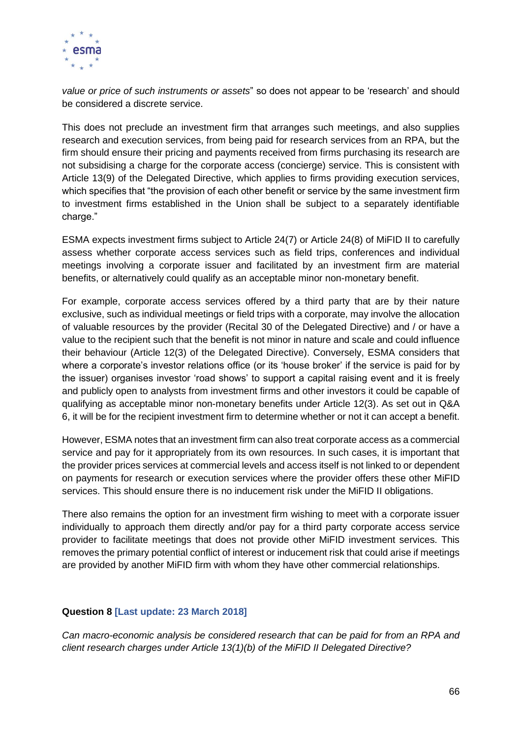*value or price of such instruments or assets*" so does not appear to be 'research' and should be considered a discrete service.

This does not preclude an investment firm that arranges such meetings, and also supplies research and execution services, from being paid for research services from an RPA, but the firm should ensure their pricing and payments received from firms purchasing its research are not subsidising a charge for the corporate access (concierge) service. This is consistent with Article 13(9) of the Delegated Directive, which applies to firms providing execution services, which specifies that "the provision of each other benefit or service by the same investment firm to investment firms established in the Union shall be subject to a separately identifiable charge."

ESMA expects investment firms subject to Article 24(7) or Article 24(8) of MiFID II to carefully assess whether corporate access services such as field trips, conferences and individual meetings involving a corporate issuer and facilitated by an investment firm are material benefits, or alternatively could qualify as an acceptable minor non-monetary benefit.

For example, corporate access services offered by a third party that are by their nature exclusive, such as individual meetings or field trips with a corporate, may involve the allocation of valuable resources by the provider (Recital 30 of the Delegated Directive) and / or have a value to the recipient such that the benefit is not minor in nature and scale and could influence their behaviour (Article 12(3) of the Delegated Directive). Conversely, ESMA considers that where a corporate's investor relations office (or its 'house broker' if the service is paid for by the issuer) organises investor 'road shows' to support a capital raising event and it is freely and publicly open to analysts from investment firms and other investors it could be capable of qualifying as acceptable minor non-monetary benefits under Article 12(3). As set out in Q&A 6, it will be for the recipient investment firm to determine whether or not it can accept a benefit.

However, ESMA notes that an investment firm can also treat corporate access as a commercial service and pay for it appropriately from its own resources. In such cases, it is important that the provider prices services at commercial levels and access itself is not linked to or dependent on payments for research or execution services where the provider offers these other MiFID services. This should ensure there is no inducement risk under the MiFID II obligations.

There also remains the option for an investment firm wishing to meet with a corporate issuer individually to approach them directly and/or pay for a third party corporate access service provider to facilitate meetings that does not provide other MiFID investment services. This removes the primary potential conflict of interest or inducement risk that could arise if meetings are provided by another MiFID firm with whom they have other commercial relationships.

**Question 8 [Last update: 23 March 2018]**

*Can macro-economic analysis be considered research that can be paid for from an RPA and client research charges under Article 13(1)(b) of the MiFID II Delegated Directive?*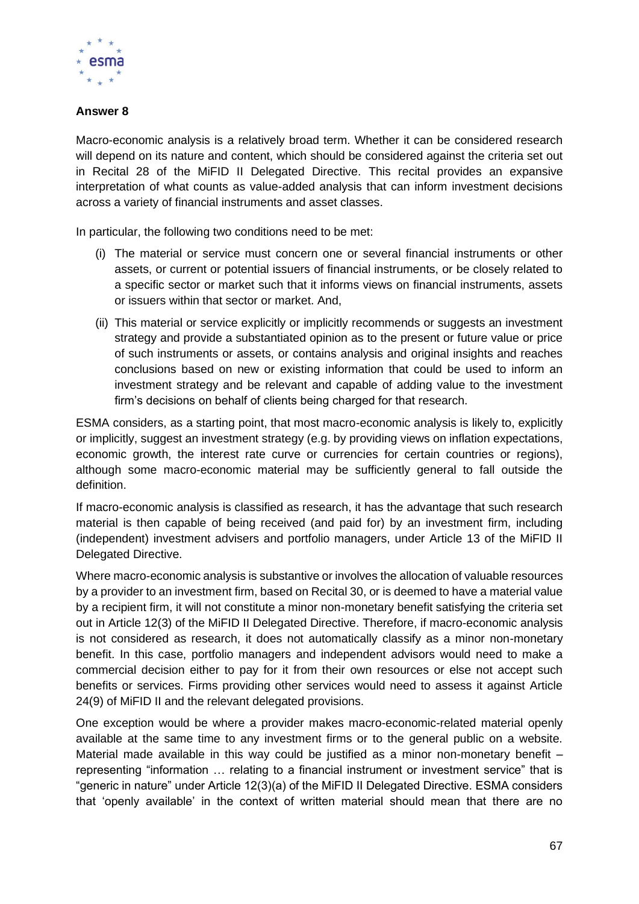**Answer 8**

Macro-economic analysis is a relatively broad term. Whether it can be considered research will depend on its nature and content, which should be considered against the criteria set out in Recital 28 of the MiFID II Delegated Directive. This recital provides an expansive interpretation of what counts as value-added analysis that can inform investment decisions across a variety of financial instruments and asset classes.

In particular, the following two conditions need to be met:

(i) The material or service must concern one or several financial instruments or other assets, or current or potential issuers of financial instruments, or be closely related to a specific sector or market such that it informs views on financial instruments, assets or issuers within that sector or market. And,

(ii) This material or service explicitly or implicitly recommends or suggests an investment strategy and provide a substantiated opinion as to the present or future value or price of such instruments or assets, or contains analysis and original insights and reaches conclusions based on new or existing information that could be used to inform an investment strategy and be relevant and capable of adding value to the investment firm's decisions on behalf of clients being charged for that research.

ESMA considers, as a starting point, that most macro-economic analysis is likely to, explicitly or implicitly, suggest an investment strategy (e.g. by providing views on inflation expectations, economic growth, the interest rate curve or currencies for certain countries or regions), although some macro-economic material may be sufficiently general to fall outside the definition.

If macro-economic analysis is classified as research, it has the advantage that such research material is then capable of being received (and paid for) by an investment firm, including (independent) investment advisers and portfolio managers, under Article 13 of the MiFID II Delegated Directive.

Where macro-economic analysis is substantive or involves the allocation of valuable resources by a provider to an investment firm, based on Recital 30, or is deemed to have a material value by a recipient firm, it will not constitute a minor non-monetary benefit satisfying the criteria set out in Article 12(3) of the MiFID II Delegated Directive. Therefore, if macro-economic analysis is not considered as research, it does not automatically classify as a minor non-monetary benefit. In this case, portfolio managers and independent advisors would need to make a commercial decision either to pay for it from their own resources or else not accept such benefits or services. Firms providing other services would need to assess it against Article 24(9) of MiFID II and the relevant delegated provisions.

One exception would be where a provider makes macro-economic-related material openly available at the same time to any investment firms or to the general public on a website. Material made available in this way could be justified as a minor non-monetary benefit – representing "information … relating to a financial instrument or investment service" that is "generic in nature" under Article 12(3)(a) of the MiFID II Delegated Directive. ESMA considers that 'openly available' in the context of written material should mean that there are no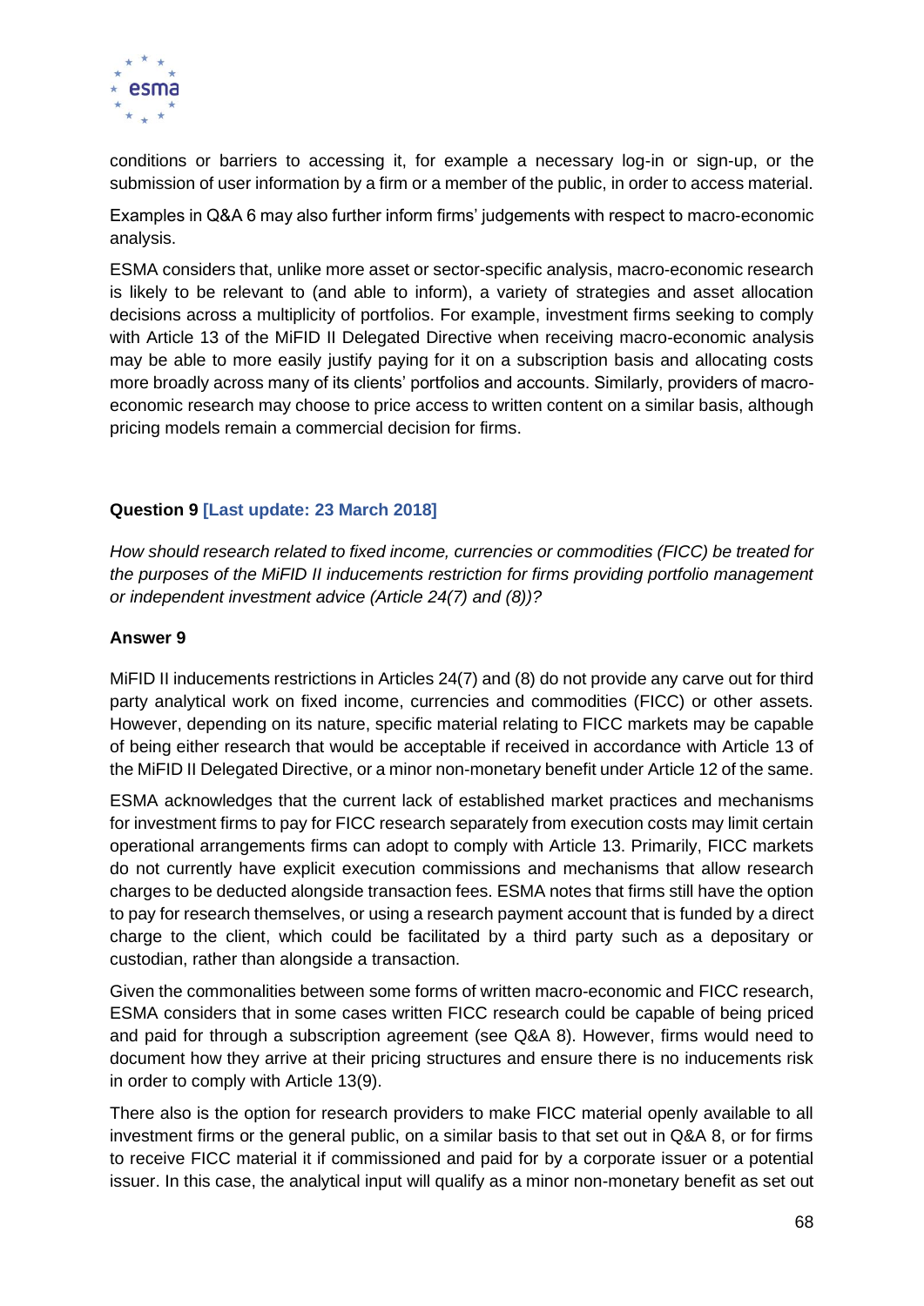conditions or barriers to accessing it, for example a necessary log-in or sign-up, or the submission of user information by a firm or a member of the public, in order to access material.

Examples in Q&A 6 may also further inform firms' judgements with respect to macro-economic analysis.

ESMA considers that, unlike more asset or sector-specific analysis, macro-economic research is likely to be relevant to (and able to inform), a variety of strategies and asset allocation decisions across a multiplicity of portfolios. For example, investment firms seeking to comply with Article 13 of the MiFID II Delegated Directive when receiving macro-economic analysis may be able to more easily justify paying for it on a subscription basis and allocating costs more broadly across many of its clients' portfolios and accounts. Similarly, providers of macro-economic research may choose to price access to written content on a similar basis, although pricing models remain a commercial decision for firms.

**Question 9 [Last update: 23 March 2018]**

*How should research related to fixed income, currencies or commodities (FICC) be treated for the purposes of the MiFID II inducements restriction for firms providing portfolio management or independent investment advice (Article 24(7) and (8))?*

**Answer 9**

MiFID II inducements restrictions in Articles 24(7) and (8) do not provide any carve out for third party analytical work on fixed income, currencies and commodities (FICC) or other assets. However, depending on its nature, specific material relating to FICC markets may be capable of being either research that would be acceptable if received in accordance with Article 13 of the MiFID II Delegated Directive, or a minor non-monetary benefit under Article 12 of the same.

ESMA acknowledges that the current lack of established market practices and mechanisms for investment firms to pay for FICC research separately from execution costs may limit certain operational arrangements firms can adopt to comply with Article 13. Primarily, FICC markets do not currently have explicit execution commissions and mechanisms that allow research charges to be deducted alongside transaction fees. ESMA notes that firms still have the option to pay for research themselves, or using a research payment account that is funded by a direct charge to the client, which could be facilitated by a third party such as a depositary or custodian, rather than alongside a transaction.

Given the commonalities between some forms of written macro-economic and FICC research, ESMA considers that in some cases written FICC research could be capable of being priced and paid for through a subscription agreement (see Q&A 8). However, firms would need to document how they arrive at their pricing structures and ensure there is no inducements risk in order to comply with Article 13(9).

There also is the option for research providers to make FICC material openly available to all investment firms or the general public, on a similar basis to that set out in Q&A 8, or for firms to receive FICC material it if commissioned and paid for by a corporate issuer or a potential issuer. In this case, the analytical input will qualify as a minor non-monetary benefit as set out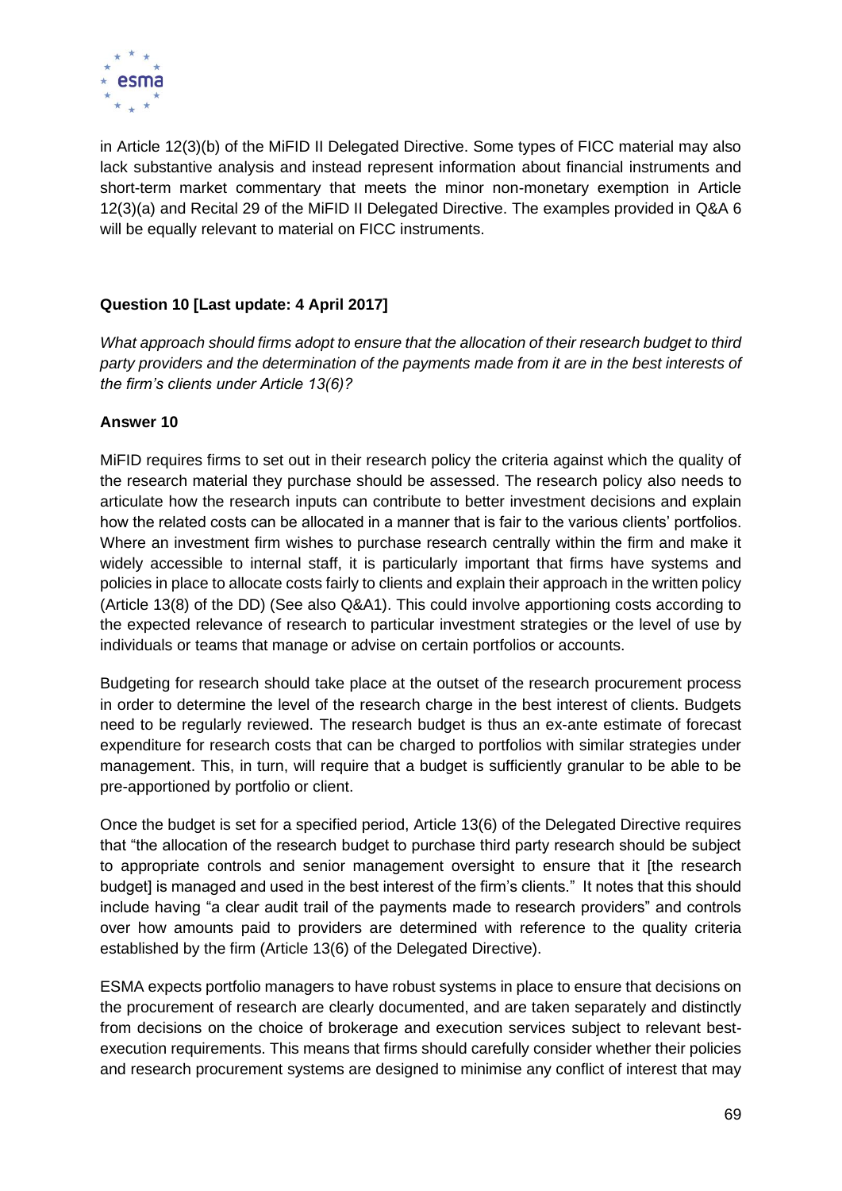in Article 12(3)(b) of the MiFID II Delegated Directive. Some types of FICC material may also lack substantive analysis and instead represent information about financial instruments and short-term market commentary that meets the minor non-monetary exemption in Article 12(3)(a) and Recital 29 of the MiFID II Delegated Directive. The examples provided in Q&A 6 will be equally relevant to material on FICC instruments.

**Question 10 [Last update: 4 April 2017]**

*What approach should firms adopt to ensure that the allocation of their research budget to third party providers and the determination of the payments made from it are in the best interests of the firm's clients under Article 13(6)?*

**Answer 10**

MiFID requires firms to set out in their research policy the criteria against which the quality of the research material they purchase should be assessed. The research policy also needs to articulate how the research inputs can contribute to better investment decisions and explain how the related costs can be allocated in a manner that is fair to the various clients' portfolios. Where an investment firm wishes to purchase research centrally within the firm and make it widely accessible to internal staff, it is particularly important that firms have systems and policies in place to allocate costs fairly to clients and explain their approach in the written policy (Article 13(8) of the DD) (See also Q&A1). This could involve apportioning costs according to the expected relevance of research to particular investment strategies or the level of use by individuals or teams that manage or advise on certain portfolios or accounts.

Budgeting for research should take place at the outset of the research procurement process in order to determine the level of the research charge in the best interest of clients. Budgets need to be regularly reviewed. The research budget is thus an ex-ante estimate of forecast expenditure for research costs that can be charged to portfolios with similar strategies under management. This, in turn, will require that a budget is sufficiently granular to be able to be pre-apportioned by portfolio or client.

Once the budget is set for a specified period, Article 13(6) of the Delegated Directive requires that "the allocation of the research budget to purchase third party research should be subject to appropriate controls and senior management oversight to ensure that it [the research budget] is managed and used in the best interest of the firm's clients." It notes that this should include having "a clear audit trail of the payments made to research providers" and controls over how amounts paid to providers are determined with reference to the quality criteria established by the firm (Article 13(6) of the Delegated Directive).

ESMA expects portfolio managers to have robust systems in place to ensure that decisions on the procurement of research are clearly documented, and are taken separately and distinctly from decisions on the choice of brokerage and execution services subject to relevant best-execution requirements. This means that firms should carefully consider whether their policies and research procurement systems are designed to minimise any conflict of interest that may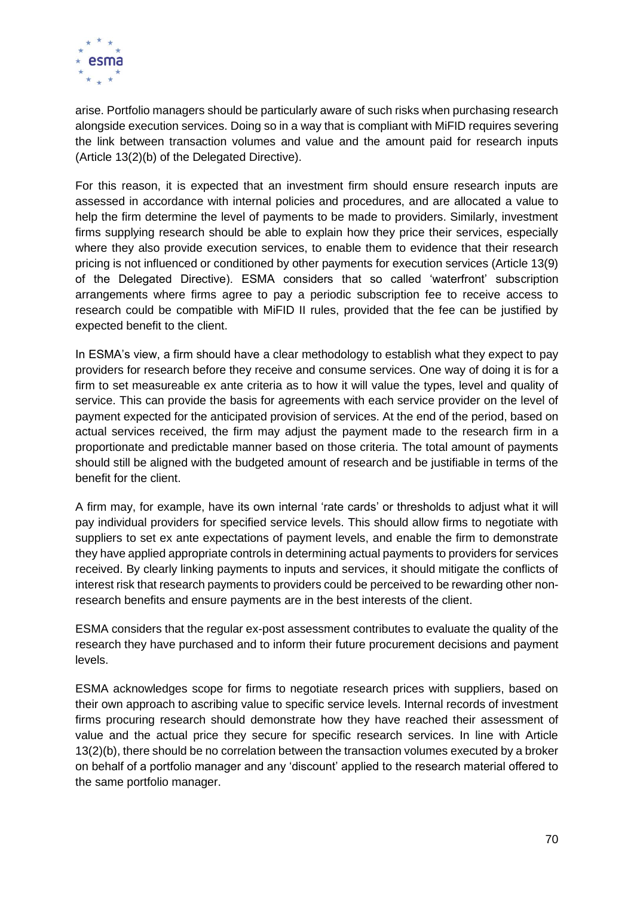arise. Portfolio managers should be particularly aware of such risks when purchasing research alongside execution services. Doing so in a way that is compliant with MiFID requires severing the link between transaction volumes and value and the amount paid for research inputs (Article 13(2)(b) of the Delegated Directive).

For this reason, it is expected that an investment firm should ensure research inputs are assessed in accordance with internal policies and procedures, and are allocated a value to help the firm determine the level of payments to be made to providers. Similarly, investment firms supplying research should be able to explain how they price their services, especially where they also provide execution services, to enable them to evidence that their research pricing is not influenced or conditioned by other payments for execution services (Article 13(9) of the Delegated Directive). ESMA considers that so called 'waterfront' subscription arrangements where firms agree to pay a periodic subscription fee to receive access to research could be compatible with MiFID II rules, provided that the fee can be justified by expected benefit to the client.

In ESMA's view, a firm should have a clear methodology to establish what they expect to pay providers for research before they receive and consume services. One way of doing it is for a firm to set measureable ex ante criteria as to how it will value the types, level and quality of service. This can provide the basis for agreements with each service provider on the level of payment expected for the anticipated provision of services. At the end of the period, based on actual services received, the firm may adjust the payment made to the research firm in a proportionate and predictable manner based on those criteria. The total amount of payments should still be aligned with the budgeted amount of research and be justifiable in terms of the benefit for the client.

A firm may, for example, have its own internal 'rate cards' or thresholds to adjust what it will pay individual providers for specified service levels. This should allow firms to negotiate with suppliers to set ex ante expectations of payment levels, and enable the firm to demonstrate they have applied appropriate controls in determining actual payments to providers for services received. By clearly linking payments to inputs and services, it should mitigate the conflicts of interest risk that research payments to providers could be perceived to be rewarding other non-research benefits and ensure payments are in the best interests of the client.

ESMA considers that the regular ex-post assessment contributes to evaluate the quality of the research they have purchased and to inform their future procurement decisions and payment levels.

ESMA acknowledges scope for firms to negotiate research prices with suppliers, based on their own approach to ascribing value to specific service levels. Internal records of investment firms procuring research should demonstrate how they have reached their assessment of value and the actual price they secure for specific research services. In line with Article 13(2)(b), there should be no correlation between the transaction volumes executed by a broker on behalf of a portfolio manager and any 'discount' applied to the research material offered to the same portfolio manager.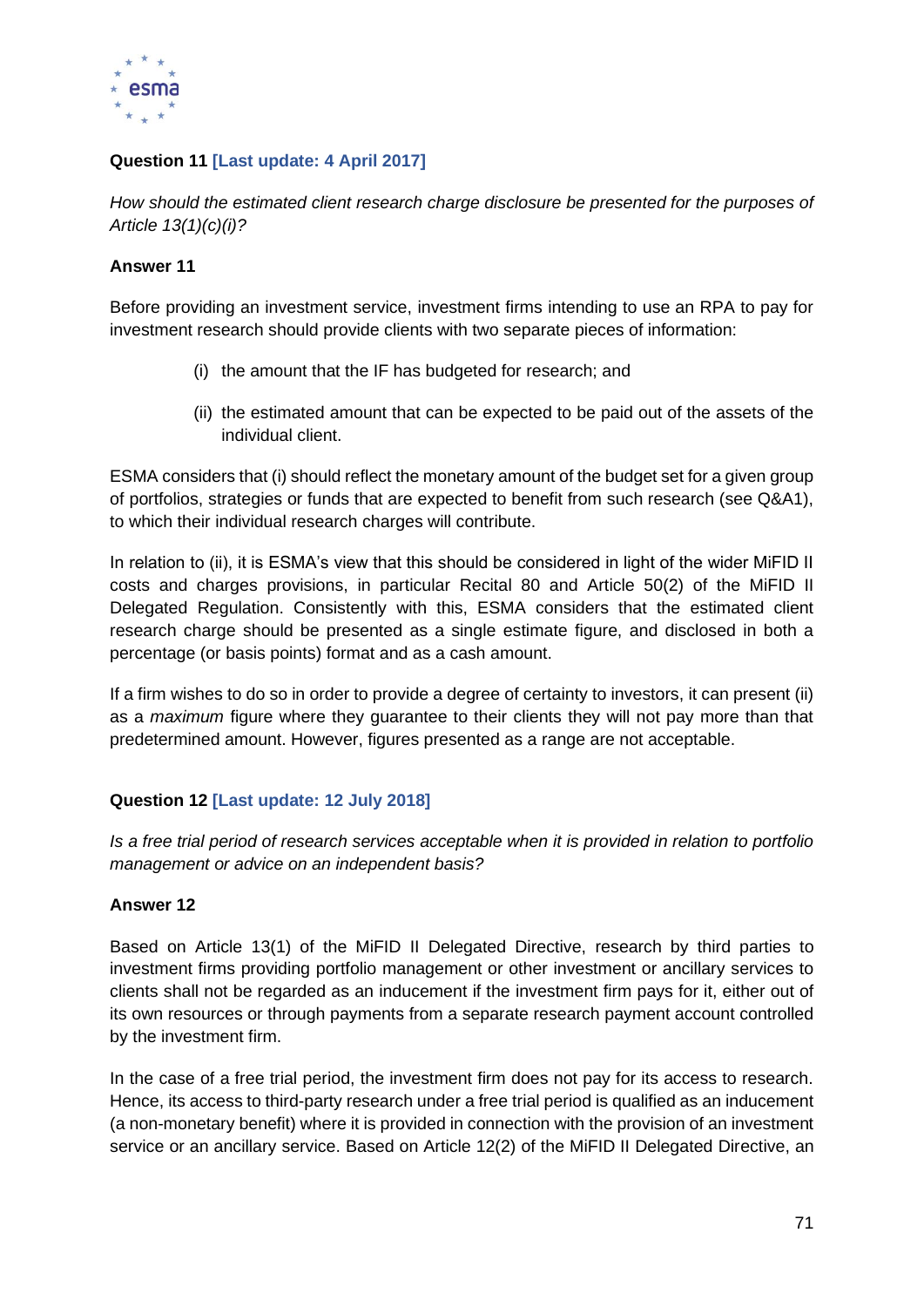**Question 11 [Last update: 4 April 2017]**

*How should the estimated client research charge disclosure be presented for the purposes of Article 13(1)(c)(i)?*

**Answer 11**

Before providing an investment service, investment firms intending to use an RPA to pay for investment research should provide clients with two separate pieces of information:

(i) the amount that the IF has budgeted for research; and

(ii) the estimated amount that can be expected to be paid out of the assets of the individual client.

ESMA considers that (i) should reflect the monetary amount of the budget set for a given group of portfolios, strategies or funds that are expected to benefit from such research (see Q&A1), to which their individual research charges will contribute.

In relation to (ii), it is ESMA's view that this should be considered in light of the wider MiFID II costs and charges provisions, in particular Recital 80 and Article 50(2) of the MiFID II Delegated Regulation. Consistently with this, ESMA considers that the estimated client research charge should be presented as a single estimate figure, and disclosed in both a percentage (or basis points) format and as a cash amount.

If a firm wishes to do so in order to provide a degree of certainty to investors, it can present (ii) as a *maximum* figure where they guarantee to their clients they will not pay more than that predetermined amount. However, figures presented as a range are not acceptable.

**Question 12 [Last update: 12 July 2018]**

*Is a free trial period of research services acceptable when it is provided in relation to portfolio management or advice on an independent basis?*

**Answer 12**

Based on Article 13(1) of the MiFID II Delegated Directive, research by third parties to investment firms providing portfolio management or other investment or ancillary services to clients shall not be regarded as an inducement if the investment firm pays for it, either out of its own resources or through payments from a separate research payment account controlled by the investment firm.

In the case of a free trial period, the investment firm does not pay for its access to research. Hence, its access to third-party research under a free trial period is qualified as an inducement (a non-monetary benefit) where it is provided in connection with the provision of an investment service or an ancillary service. Based on Article 12(2) of the MiFID II Delegated Directive, an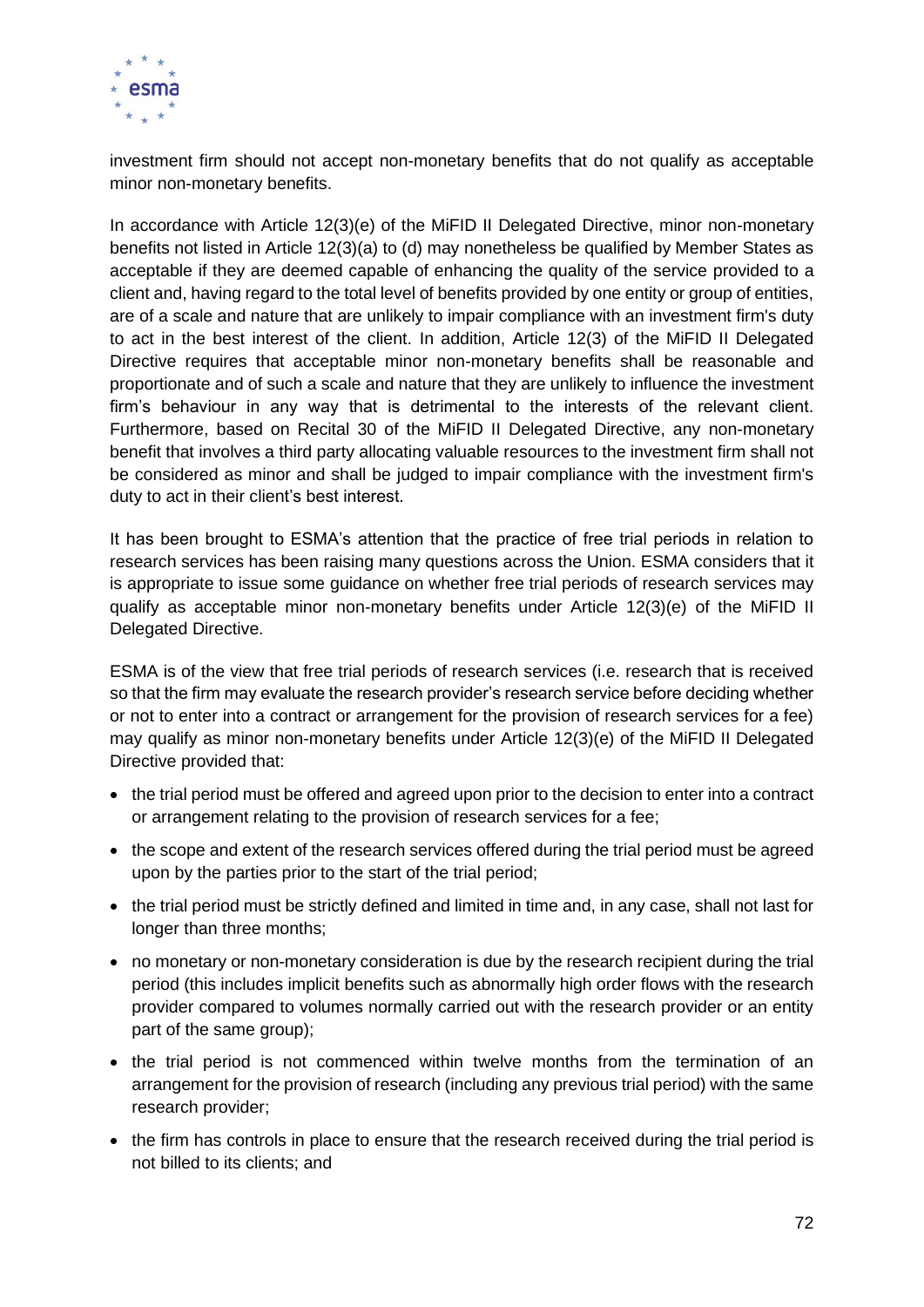investment firm should not accept non-monetary benefits that do not qualify as acceptable minor non-monetary benefits.

In accordance with Article 12(3)(e) of the MiFID II Delegated Directive, minor non-monetary benefits not listed in Article 12(3)(a) to (d) may nonetheless be qualified by Member States as acceptable if they are deemed capable of enhancing the quality of the service provided to a client and, having regard to the total level of benefits provided by one entity or group of entities, are of a scale and nature that are unlikely to impair compliance with an investment firm's duty to act in the best interest of the client. In addition, Article 12(3) of the MiFID II Delegated Directive requires that acceptable minor non-monetary benefits shall be reasonable and proportionate and of such a scale and nature that they are unlikely to influence the investment firm's behaviour in any way that is detrimental to the interests of the relevant client. Furthermore, based on Recital 30 of the MiFID II Delegated Directive, any non-monetary benefit that involves a third party allocating valuable resources to the investment firm shall not be considered as minor and shall be judged to impair compliance with the investment firm's duty to act in their client's best interest.

It has been brought to ESMA's attention that the practice of free trial periods in relation to research services has been raising many questions across the Union. ESMA considers that it is appropriate to issue some guidance on whether free trial periods of research services may qualify as acceptable minor non-monetary benefits under Article 12(3)(e) of the MiFID II Delegated Directive.

ESMA is of the view that free trial periods of research services (i.e. research that is received so that the firm may evaluate the research provider's research service before deciding whether or not to enter into a contract or arrangement for the provision of research services for a fee) may qualify as minor non-monetary benefits under Article 12(3)(e) of the MiFID II Delegated Directive provided that:

- the trial period must be offered and agreed upon prior to the decision to enter into a contract or arrangement relating to the provision of research services for a fee;
- the scope and extent of the research services offered during the trial period must be agreed upon by the parties prior to the start of the trial period;
- the trial period must be strictly defined and limited in time and, in any case, shall not last for longer than three months;
- no monetary or non-monetary consideration is due by the research recipient during the trial period (this includes implicit benefits such as abnormally high order flows with the research provider compared to volumes normally carried out with the research provider or an entity part of the same group);
- the trial period is not commenced within twelve months from the termination of an arrangement for the provision of research (including any previous trial period) with the same research provider;
- the firm has controls in place to ensure that the research received during the trial period is not billed to its clients; and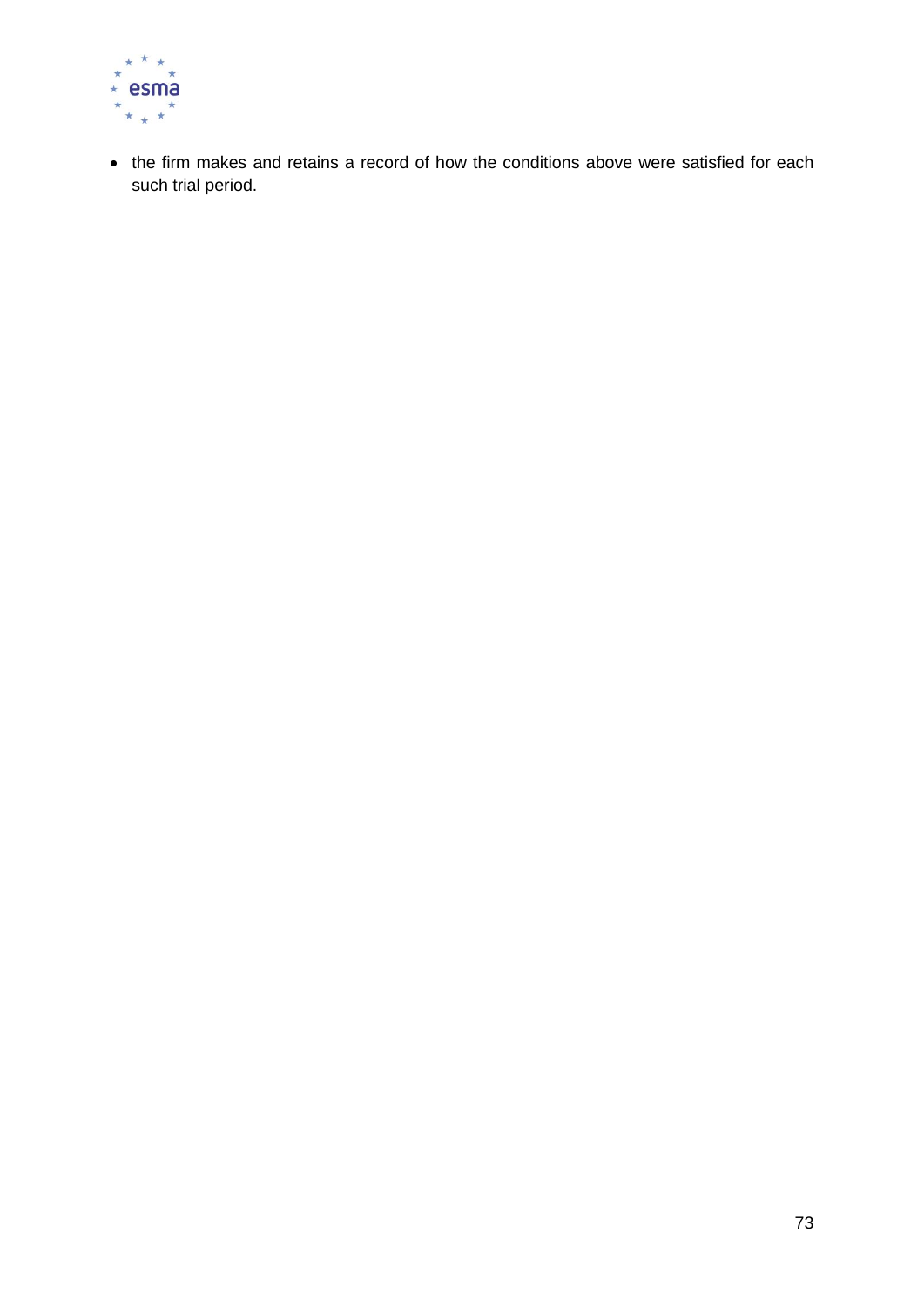- the firm makes and retains a record of how the conditions above were satisfied for each such trial period.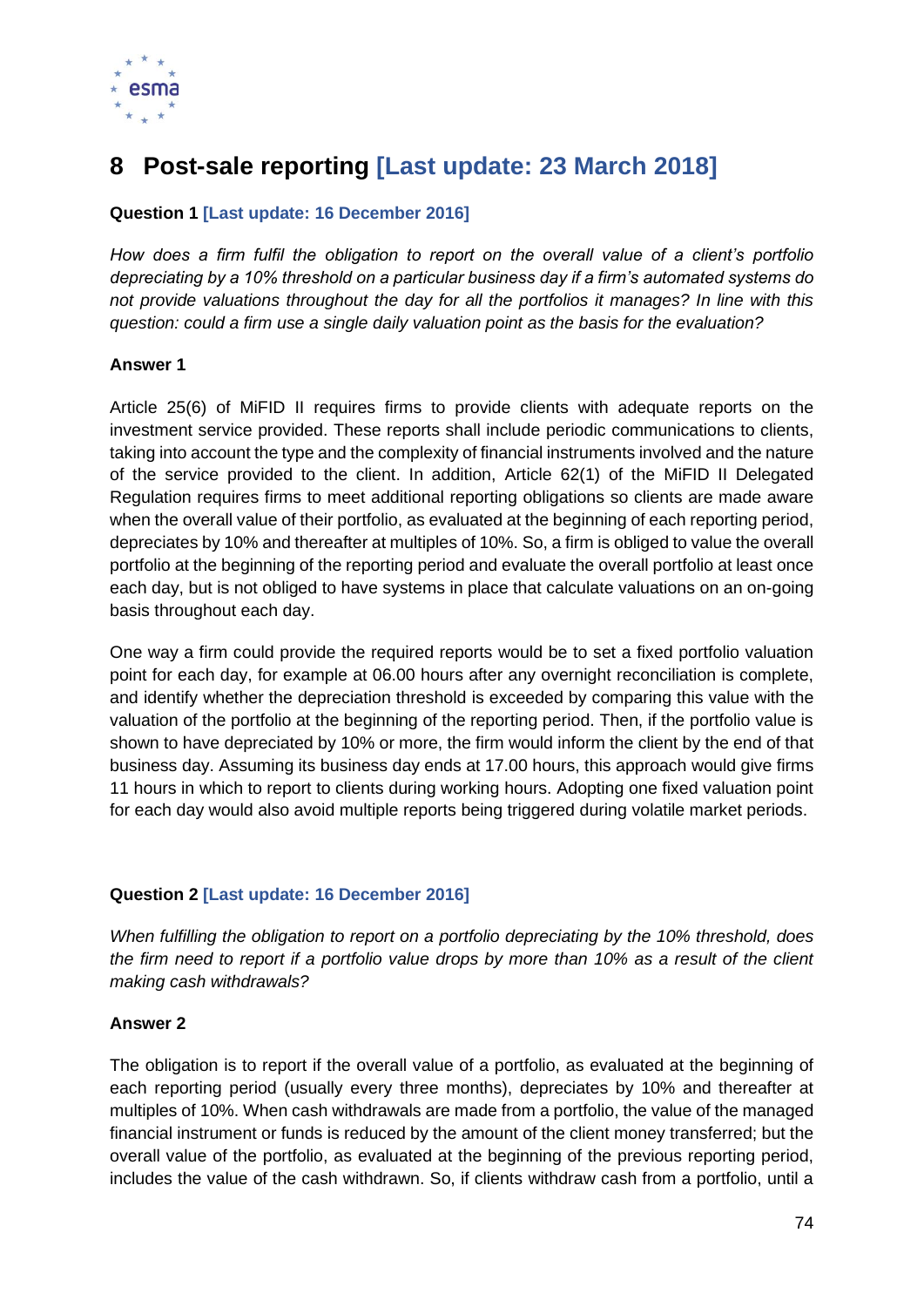# 8 Post-sale reporting [Last update: 23 March 2018]

**Question 1 [Last update: 16 December 2016]**

*How does a firm fulfil the obligation to report on the overall value of a client's portfolio depreciating by a 10% threshold on a particular business day if a firm's automated systems do not provide valuations throughout the day for all the portfolios it manages? In line with this question: could a firm use a single daily valuation point as the basis for the evaluation?*

**Answer 1**

Article 25(6) of MiFID II requires firms to provide clients with adequate reports on the investment service provided. These reports shall include periodic communications to clients, taking into account the type and the complexity of financial instruments involved and the nature of the service provided to the client. In addition, Article 62(1) of the MiFID II Delegated Regulation requires firms to meet additional reporting obligations so clients are made aware when the overall value of their portfolio, as evaluated at the beginning of each reporting period, depreciates by 10% and thereafter at multiples of 10%. So, a firm is obliged to value the overall portfolio at the beginning of the reporting period and evaluate the overall portfolio at least once each day, but is not obliged to have systems in place that calculate valuations on an on-going basis throughout each day.

One way a firm could provide the required reports would be to set a fixed portfolio valuation point for each day, for example at 06.00 hours after any overnight reconciliation is complete, and identify whether the depreciation threshold is exceeded by comparing this value with the valuation of the portfolio at the beginning of the reporting period. Then, if the portfolio value is shown to have depreciated by 10% or more, the firm would inform the client by the end of that business day. Assuming its business day ends at 17.00 hours, this approach would give firms 11 hours in which to report to clients during working hours. Adopting one fixed valuation point for each day would also avoid multiple reports being triggered during volatile market periods.

**Question 2 [Last update: 16 December 2016]**

*When fulfilling the obligation to report on a portfolio depreciating by the 10% threshold, does the firm need to report if a portfolio value drops by more than 10% as a result of the client making cash withdrawals?*

**Answer 2**

The obligation is to report if the overall value of a portfolio, as evaluated at the beginning of each reporting period (usually every three months), depreciates by 10% and thereafter at multiples of 10%. When cash withdrawals are made from a portfolio, the value of the managed financial instrument or funds is reduced by the amount of the client money transferred; but the overall value of the portfolio, as evaluated at the beginning of the previous reporting period, includes the value of the cash withdrawn. So, if clients withdraw cash from a portfolio, until a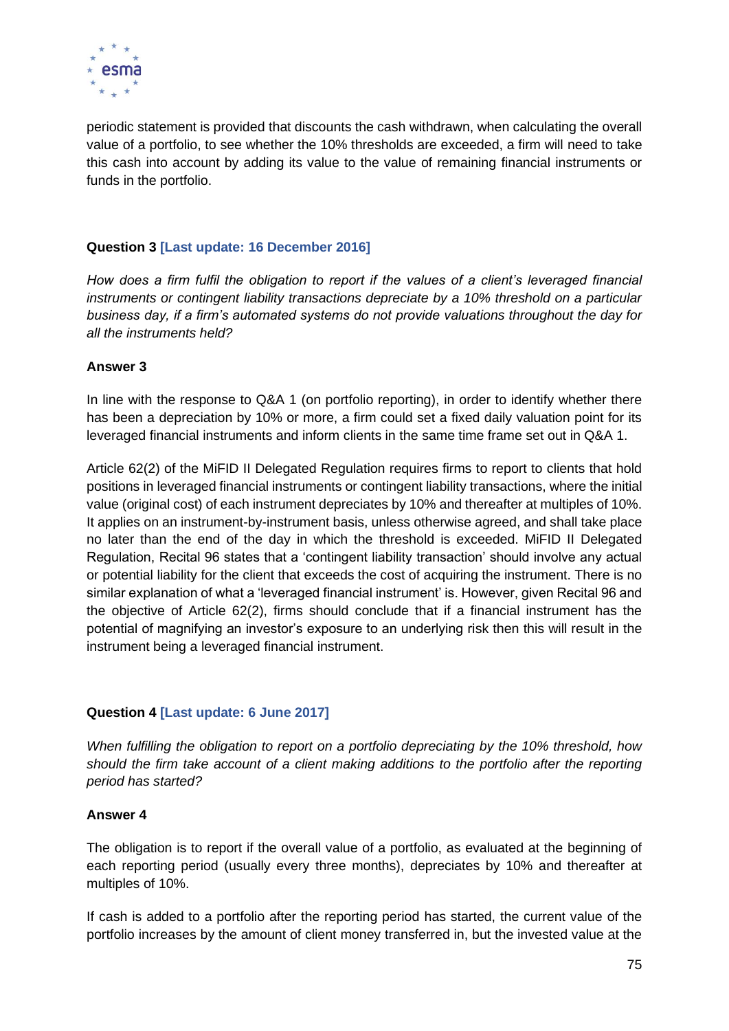periodic statement is provided that discounts the cash withdrawn, when calculating the overall value of a portfolio, to see whether the 10% thresholds are exceeded, a firm will need to take this cash into account by adding its value to the value of remaining financial instruments or funds in the portfolio.

**Question 3 [Last update: 16 December 2016]**

*How does a firm fulfil the obligation to report if the values of a client's leveraged financial instruments or contingent liability transactions depreciate by a 10% threshold on a particular business day, if a firm's automated systems do not provide valuations throughout the day for all the instruments held?*

**Answer 3**

In line with the response to Q&A 1 (on portfolio reporting), in order to identify whether there has been a depreciation by 10% or more, a firm could set a fixed daily valuation point for its leveraged financial instruments and inform clients in the same time frame set out in Q&A 1.

Article 62(2) of the MiFID II Delegated Regulation requires firms to report to clients that hold positions in leveraged financial instruments or contingent liability transactions, where the initial value (original cost) of each instrument depreciates by 10% and thereafter at multiples of 10%. It applies on an instrument-by-instrument basis, unless otherwise agreed, and shall take place no later than the end of the day in which the threshold is exceeded. MiFID II Delegated Regulation, Recital 96 states that a 'contingent liability transaction' should involve any actual or potential liability for the client that exceeds the cost of acquiring the instrument. There is no similar explanation of what a 'leveraged financial instrument' is. However, given Recital 96 and the objective of Article 62(2), firms should conclude that if a financial instrument has the potential of magnifying an investor's exposure to an underlying risk then this will result in the instrument being a leveraged financial instrument.

**Question 4 [Last update: 6 June 2017]**

*When fulfilling the obligation to report on a portfolio depreciating by the 10% threshold, how should the firm take account of a client making additions to the portfolio after the reporting period has started?*

**Answer 4**

The obligation is to report if the overall value of a portfolio, as evaluated at the beginning of each reporting period (usually every three months), depreciates by 10% and thereafter at multiples of 10%.

If cash is added to a portfolio after the reporting period has started, the current value of the portfolio increases by the amount of client money transferred in, but the invested value at the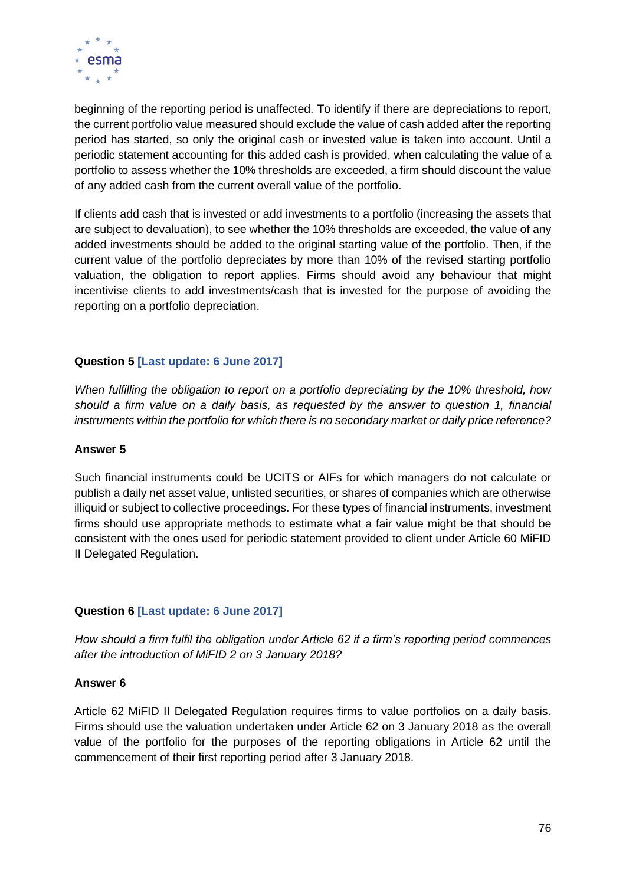beginning of the reporting period is unaffected. To identify if there are depreciations to report, the current portfolio value measured should exclude the value of cash added after the reporting period has started, so only the original cash or invested value is taken into account. Until a periodic statement accounting for this added cash is provided, when calculating the value of a portfolio to assess whether the 10% thresholds are exceeded, a firm should discount the value of any added cash from the current overall value of the portfolio.

If clients add cash that is invested or add investments to a portfolio (increasing the assets that are subject to devaluation), to see whether the 10% thresholds are exceeded, the value of any added investments should be added to the original starting value of the portfolio. Then, if the current value of the portfolio depreciates by more than 10% of the revised starting portfolio valuation, the obligation to report applies. Firms should avoid any behaviour that might incentivise clients to add investments/cash that is invested for the purpose of avoiding the reporting on a portfolio depreciation.

**Question 5 [Last update: 6 June 2017]**

*When fulfilling the obligation to report on a portfolio depreciating by the 10% threshold, how should a firm value on a daily basis, as requested by the answer to question 1, financial instruments within the portfolio for which there is no secondary market or daily price reference?*

**Answer 5**

Such financial instruments could be UCITS or AIFs for which managers do not calculate or publish a daily net asset value, unlisted securities, or shares of companies which are otherwise illiquid or subject to collective proceedings. For these types of financial instruments, investment firms should use appropriate methods to estimate what a fair value might be that should be consistent with the ones used for periodic statement provided to client under Article 60 MiFID II Delegated Regulation.

**Question 6 [Last update: 6 June 2017]**

*How should a firm fulfil the obligation under Article 62 if a firm's reporting period commences after the introduction of MiFID 2 on 3 January 2018?*

**Answer 6**

Article 62 MiFID II Delegated Regulation requires firms to value portfolios on a daily basis. Firms should use the valuation undertaken under Article 62 on 3 January 2018 as the overall value of the portfolio for the purposes of the reporting obligations in Article 62 until the commencement of their first reporting period after 3 January 2018.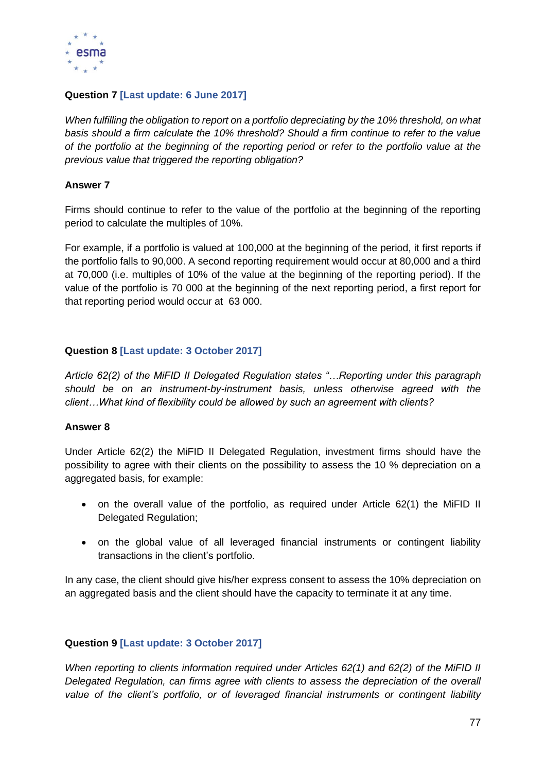**Question 7 [Last update: 6 June 2017]**

*When fulfilling the obligation to report on a portfolio depreciating by the 10% threshold, on what basis should a firm calculate the 10% threshold? Should a firm continue to refer to the value of the portfolio at the beginning of the reporting period or refer to the portfolio value at the previous value that triggered the reporting obligation?*

**Answer 7**

Firms should continue to refer to the value of the portfolio at the beginning of the reporting period to calculate the multiples of 10%.

For example, if a portfolio is valued at 100,000 at the beginning of the period, it first reports if the portfolio falls to 90,000. A second reporting requirement would occur at 80,000 and a third at 70,000 (i.e. multiples of 10% of the value at the beginning of the reporting period). If the value of the portfolio is 70 000 at the beginning of the next reporting period, a first report for that reporting period would occur at 63 000.

**Question 8 [Last update: 3 October 2017]**

*Article 62(2) of the MiFID II Delegated Regulation states "…Reporting under this paragraph should be on an instrument-by-instrument basis, unless otherwise agreed with the client…What kind of flexibility could be allowed by such an agreement with clients?*

**Answer 8**

Under Article 62(2) the MiFID II Delegated Regulation, investment firms should have the possibility to agree with their clients on the possibility to assess the 10 % depreciation on a aggregated basis, for example:

- on the overall value of the portfolio, as required under Article 62(1) the MiFID II Delegated Regulation;
- on the global value of all leveraged financial instruments or contingent liability transactions in the client's portfolio.

In any case, the client should give his/her express consent to assess the 10% depreciation on an aggregated basis and the client should have the capacity to terminate it at any time.

**Question 9 [Last update: 3 October 2017]**

*When reporting to clients information required under Articles 62(1) and 62(2) of the MiFID II Delegated Regulation, can firms agree with clients to assess the depreciation of the overall value of the client's portfolio, or of leveraged financial instruments or contingent liability*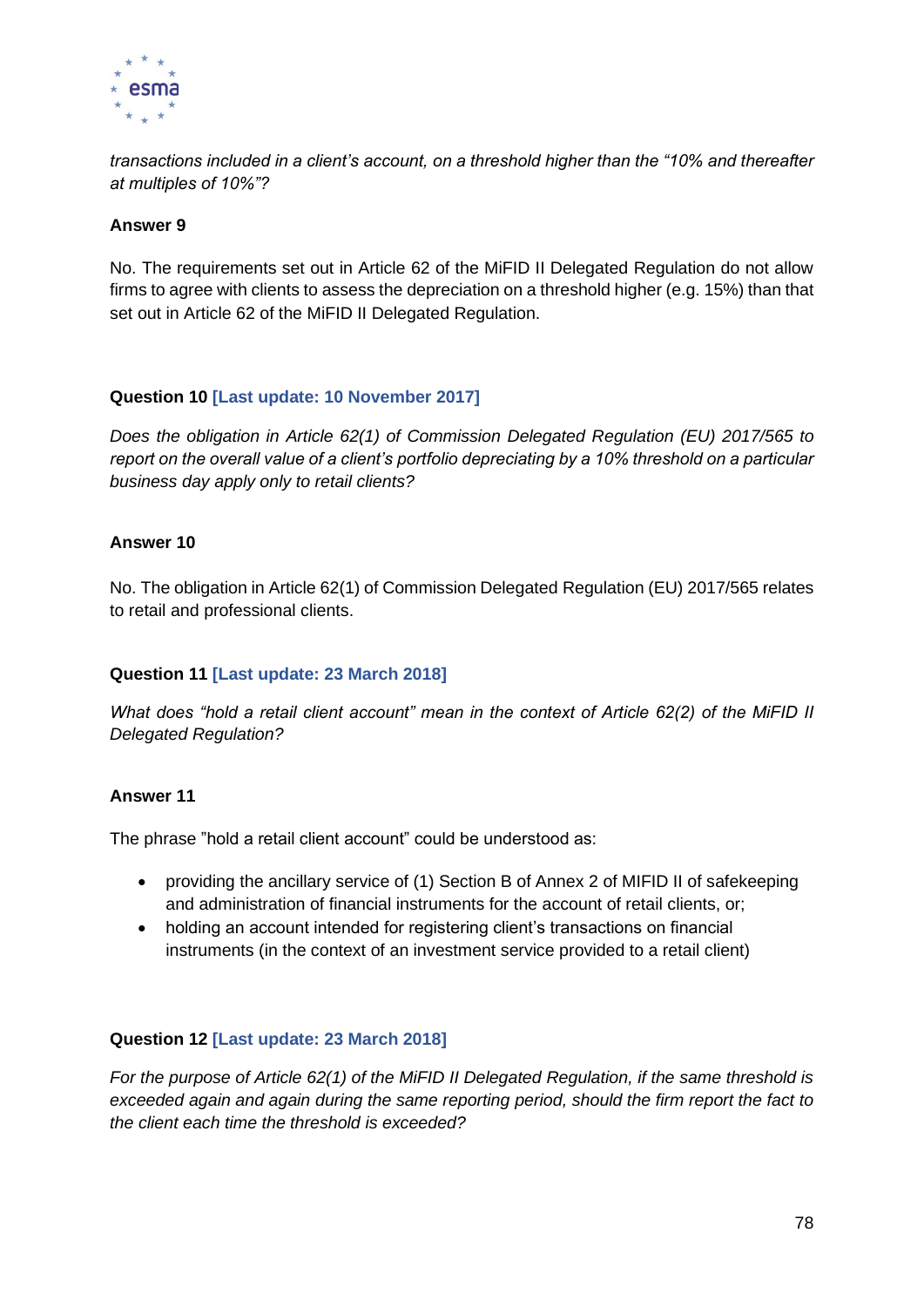*transactions included in a client's account, on a threshold higher than the "10% and thereafter at multiples of 10%"?*

**Answer 9**

No. The requirements set out in Article 62 of the MiFID II Delegated Regulation do not allow firms to agree with clients to assess the depreciation on a threshold higher (e.g. 15%) than that set out in Article 62 of the MiFID II Delegated Regulation.

**Question 10 [Last update: 10 November 2017]**

*Does the obligation in Article 62(1) of Commission Delegated Regulation (EU) 2017/565 to report on the overall value of a client's portfolio depreciating by a 10% threshold on a particular business day apply only to retail clients?*

**Answer 10**

No. The obligation in Article 62(1) of Commission Delegated Regulation (EU) 2017/565 relates to retail and professional clients.

**Question 11 [Last update: 23 March 2018]**

*What does "hold a retail client account" mean in the context of Article 62(2) of the MiFID II Delegated Regulation?*

**Answer 11**

The phrase "hold a retail client account" could be understood as:

- providing the ancillary service of (1) Section B of Annex 2 of MIFID II of safekeeping and administration of financial instruments for the account of retail clients, or;
- holding an account intended for registering client's transactions on financial instruments (in the context of an investment service provided to a retail client)

**Question 12 [Last update: 23 March 2018]**

*For the purpose of Article 62(1) of the MiFID II Delegated Regulation, if the same threshold is exceeded again and again during the same reporting period, should the firm report the fact to the client each time the threshold is exceeded?*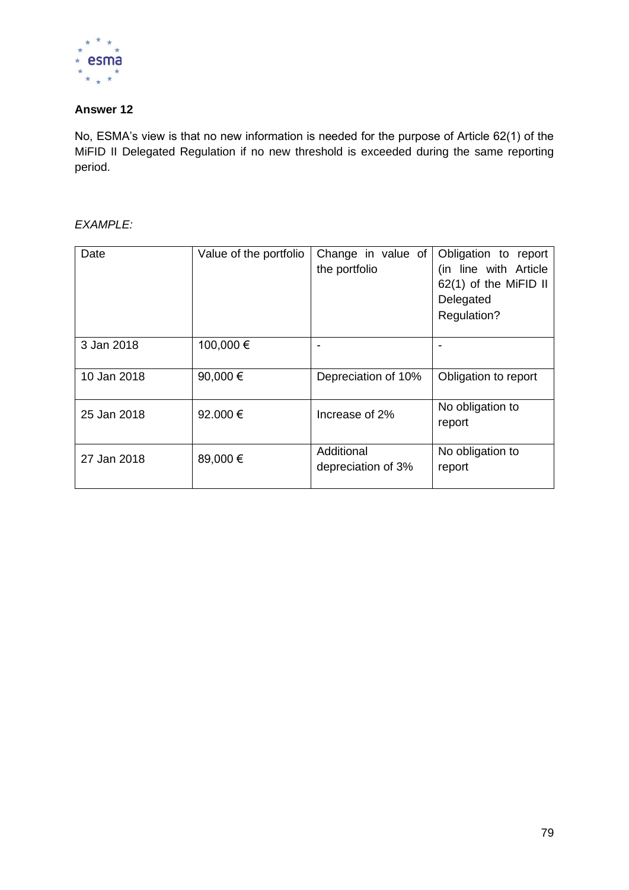**Answer 12**

No, ESMA's view is that no new information is needed for the purpose of Article 62(1) of the MiFID II Delegated Regulation if no new threshold is exceeded during the same reporting period.

*EXAMPLE:*

| Date | Value of the portfolio | Change in value of the portfolio | Obligation to report (in line with Article 62(1) of the MiFID II Delegated Regulation? |
|---|---|---|---|
| 3 Jan 2018 | 100,000 € | - | - |
| 10 Jan 2018 | 90,000 € | Depreciation of 10% | Obligation to report |
| 25 Jan 2018 | 92.000 € | Increase of 2% | No obligation to report |
| 27 Jan 2018 | 89,000 € | Additional depreciation of 3% | No obligation to report |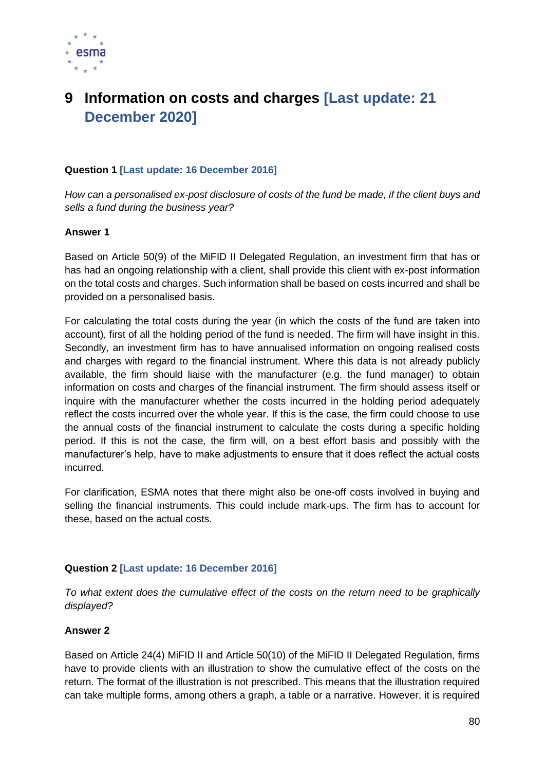# 9 Information on costs and charges [Last update: 21 December 2020]

**Question 1 [Last update: 16 December 2016]**

*How can a personalised ex-post disclosure of costs of the fund be made, if the client buys and sells a fund during the business year?*

**Answer 1**

Based on Article 50(9) of the MiFID II Delegated Regulation, an investment firm that has or has had an ongoing relationship with a client, shall provide this client with ex-post information on the total costs and charges. Such information shall be based on costs incurred and shall be provided on a personalised basis.

For calculating the total costs during the year (in which the costs of the fund are taken into account), first of all the holding period of the fund is needed. The firm will have insight in this. Secondly, an investment firm has to have annualised information on ongoing realised costs and charges with regard to the financial instrument. Where this data is not already publicly available, the firm should liaise with the manufacturer (e.g. the fund manager) to obtain information on costs and charges of the financial instrument. The firm should assess itself or inquire with the manufacturer whether the costs incurred in the holding period adequately reflect the costs incurred over the whole year. If this is the case, the firm could choose to use the annual costs of the financial instrument to calculate the costs during a specific holding period. If this is not the case, the firm will, on a best effort basis and possibly with the manufacturer's help, have to make adjustments to ensure that it does reflect the actual costs incurred.

For clarification, ESMA notes that there might also be one-off costs involved in buying and selling the financial instruments. This could include mark-ups. The firm has to account for these, based on the actual costs.

**Question 2 [Last update: 16 December 2016]**

*To what extent does the cumulative effect of the costs on the return need to be graphically displayed?*

**Answer 2**

Based on Article 24(4) MiFID II and Article 50(10) of the MiFID II Delegated Regulation, firms have to provide clients with an illustration to show the cumulative effect of the costs on the return. The format of the illustration is not prescribed. This means that the illustration required can take multiple forms, among others a graph, a table or a narrative. However, it is required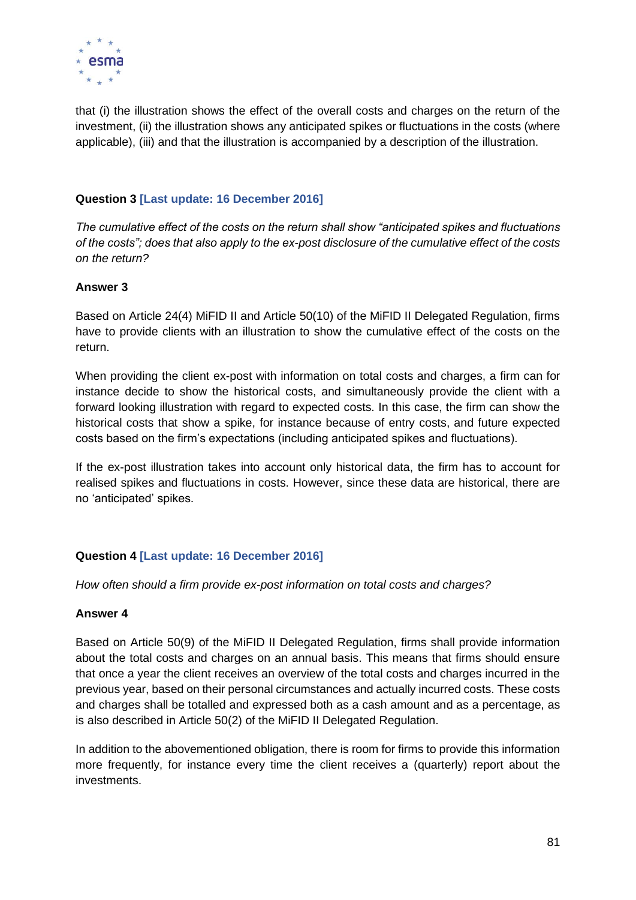that (i) the illustration shows the effect of the overall costs and charges on the return of the investment, (ii) the illustration shows any anticipated spikes or fluctuations in the costs (where applicable), (iii) and that the illustration is accompanied by a description of the illustration.

**Question 3 [Last update: 16 December 2016]**

*The cumulative effect of the costs on the return shall show "anticipated spikes and fluctuations of the costs"; does that also apply to the ex-post disclosure of the cumulative effect of the costs on the return?*

**Answer 3**

Based on Article 24(4) MiFID II and Article 50(10) of the MiFID II Delegated Regulation, firms have to provide clients with an illustration to show the cumulative effect of the costs on the return.

When providing the client ex-post with information on total costs and charges, a firm can for instance decide to show the historical costs, and simultaneously provide the client with a forward looking illustration with regard to expected costs. In this case, the firm can show the historical costs that show a spike, for instance because of entry costs, and future expected costs based on the firm's expectations (including anticipated spikes and fluctuations).

If the ex-post illustration takes into account only historical data, the firm has to account for realised spikes and fluctuations in costs. However, since these data are historical, there are no 'anticipated' spikes.

**Question 4 [Last update: 16 December 2016]**

*How often should a firm provide ex-post information on total costs and charges?*

**Answer 4**

Based on Article 50(9) of the MiFID II Delegated Regulation, firms shall provide information about the total costs and charges on an annual basis. This means that firms should ensure that once a year the client receives an overview of the total costs and charges incurred in the previous year, based on their personal circumstances and actually incurred costs. These costs and charges shall be totalled and expressed both as a cash amount and as a percentage, as is also described in Article 50(2) of the MiFID II Delegated Regulation.

In addition to the abovementioned obligation, there is room for firms to provide this information more frequently, for instance every time the client receives a (quarterly) report about the investments.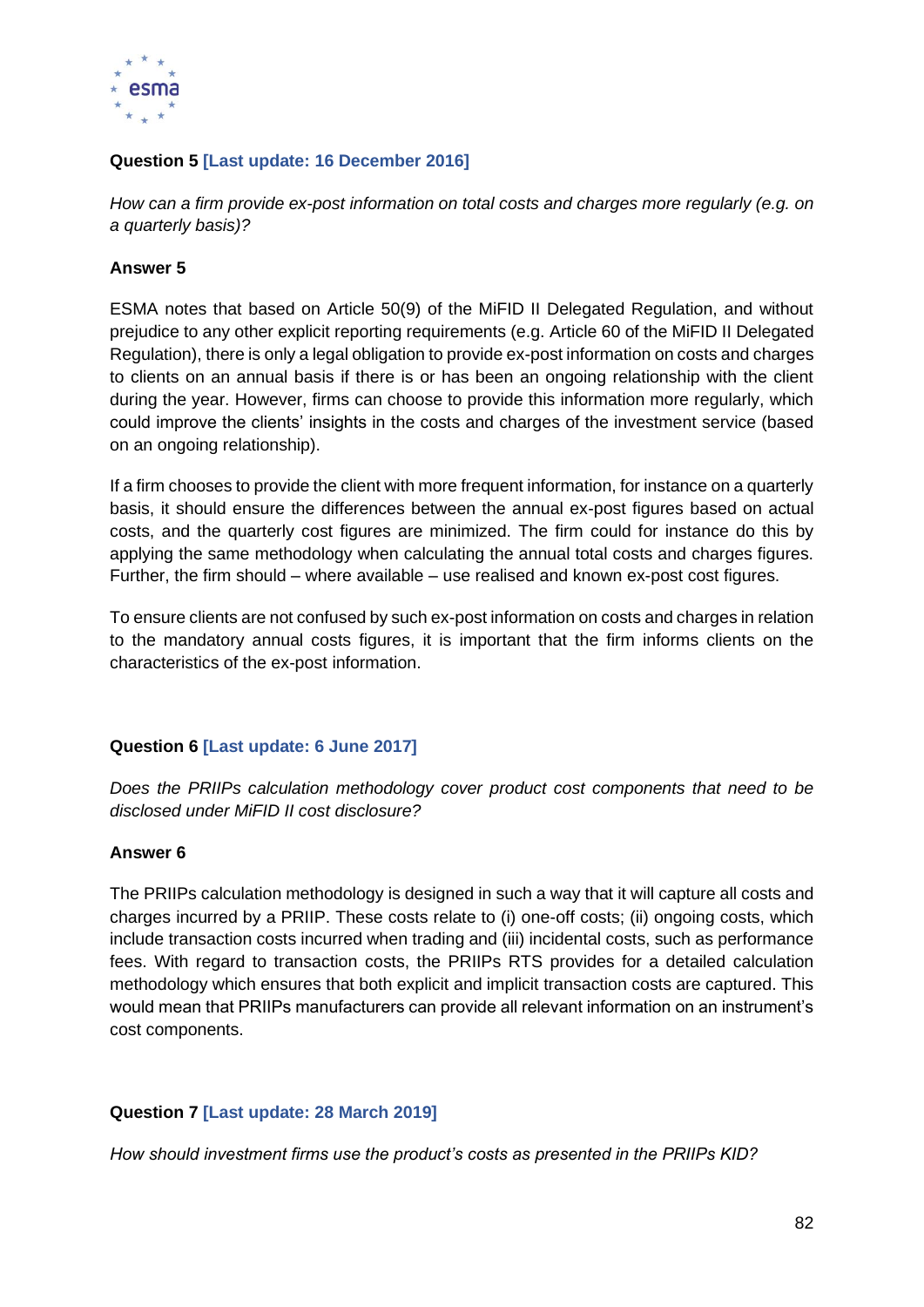**Question 5 [Last update: 16 December 2016]**

*How can a firm provide ex-post information on total costs and charges more regularly (e.g. on a quarterly basis)?*

**Answer 5**

ESMA notes that based on Article 50(9) of the MiFID II Delegated Regulation, and without prejudice to any other explicit reporting requirements (e.g. Article 60 of the MiFID II Delegated Regulation), there is only a legal obligation to provide ex-post information on costs and charges to clients on an annual basis if there is or has been an ongoing relationship with the client during the year. However, firms can choose to provide this information more regularly, which could improve the clients' insights in the costs and charges of the investment service (based on an ongoing relationship).

If a firm chooses to provide the client with more frequent information, for instance on a quarterly basis, it should ensure the differences between the annual ex-post figures based on actual costs, and the quarterly cost figures are minimized. The firm could for instance do this by applying the same methodology when calculating the annual total costs and charges figures. Further, the firm should – where available – use realised and known ex-post cost figures.

To ensure clients are not confused by such ex-post information on costs and charges in relation to the mandatory annual costs figures, it is important that the firm informs clients on the characteristics of the ex-post information.

**Question 6 [Last update: 6 June 2017]**

*Does the PRIIPs calculation methodology cover product cost components that need to be disclosed under MiFID II cost disclosure?*

**Answer 6**

The PRIIPs calculation methodology is designed in such a way that it will capture all costs and charges incurred by a PRIIP. These costs relate to (i) one-off costs; (ii) ongoing costs, which include transaction costs incurred when trading and (iii) incidental costs, such as performance fees. With regard to transaction costs, the PRIIPs RTS provides for a detailed calculation methodology which ensures that both explicit and implicit transaction costs are captured. This would mean that PRIIPs manufacturers can provide all relevant information on an instrument's cost components.

**Question 7 [Last update: 28 March 2019]**

*How should investment firms use the product's costs as presented in the PRIIPs KID?*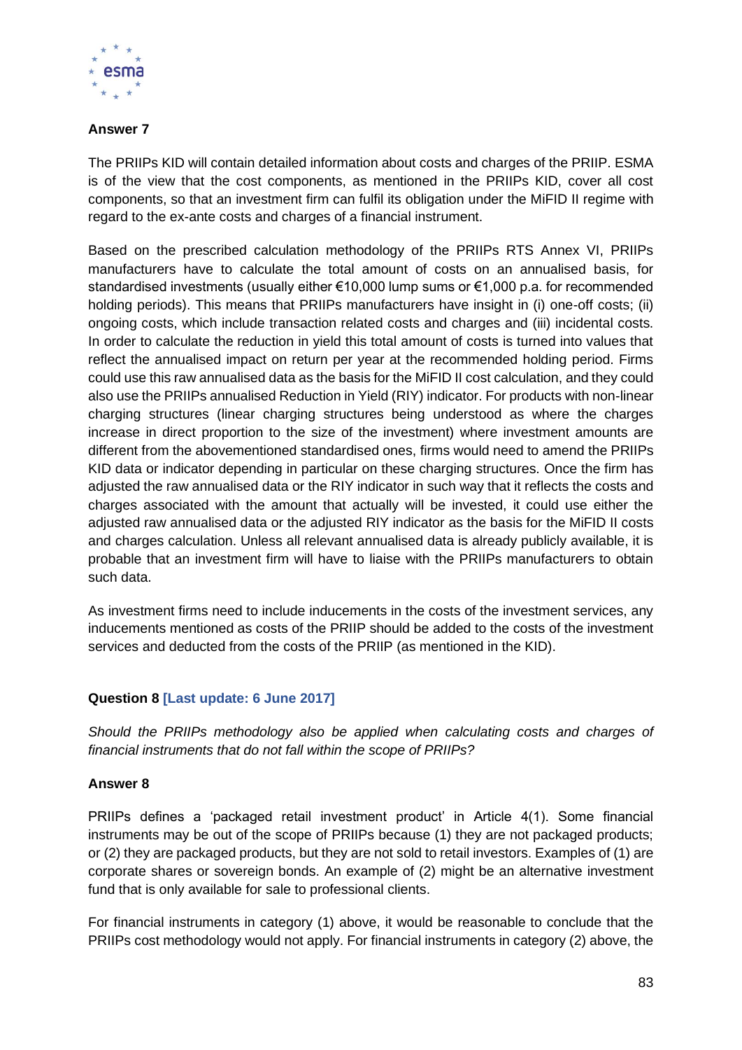**Answer 7**

The PRIIPs KID will contain detailed information about costs and charges of the PRIIP. ESMA is of the view that the cost components, as mentioned in the PRIIPs KID, cover all cost components, so that an investment firm can fulfil its obligation under the MiFID II regime with regard to the ex-ante costs and charges of a financial instrument.

Based on the prescribed calculation methodology of the PRIIPs RTS Annex VI, PRIIPs manufacturers have to calculate the total amount of costs on an annualised basis, for standardised investments (usually either €10,000 lump sums or €1,000 p.a. for recommended holding periods). This means that PRIIPs manufacturers have insight in (i) one-off costs; (ii) ongoing costs, which include transaction related costs and charges and (iii) incidental costs. In order to calculate the reduction in yield this total amount of costs is turned into values that reflect the annualised impact on return per year at the recommended holding period. Firms could use this raw annualised data as the basis for the MiFID II cost calculation, and they could also use the PRIIPs annualised Reduction in Yield (RIY) indicator. For products with non-linear charging structures (linear charging structures being understood as where the charges increase in direct proportion to the size of the investment) where investment amounts are different from the abovementioned standardised ones, firms would need to amend the PRIIPs KID data or indicator depending in particular on these charging structures. Once the firm has adjusted the raw annualised data or the RIY indicator in such way that it reflects the costs and charges associated with the amount that actually will be invested, it could use either the adjusted raw annualised data or the adjusted RIY indicator as the basis for the MiFID II costs and charges calculation. Unless all relevant annualised data is already publicly available, it is probable that an investment firm will have to liaise with the PRIIPs manufacturers to obtain such data.

As investment firms need to include inducements in the costs of the investment services, any inducements mentioned as costs of the PRIIP should be added to the costs of the investment services and deducted from the costs of the PRIIP (as mentioned in the KID).

**Question 8 [Last update: 6 June 2017]**

*Should the PRIIPs methodology also be applied when calculating costs and charges of financial instruments that do not fall within the scope of PRIIPs?*

**Answer 8**

PRIIPs defines a 'packaged retail investment product' in Article 4(1). Some financial instruments may be out of the scope of PRIIPs because (1) they are not packaged products; or (2) they are packaged products, but they are not sold to retail investors. Examples of (1) are corporate shares or sovereign bonds. An example of (2) might be an alternative investment fund that is only available for sale to professional clients.

For financial instruments in category (1) above, it would be reasonable to conclude that the PRIIPs cost methodology would not apply. For financial instruments in category (2) above, the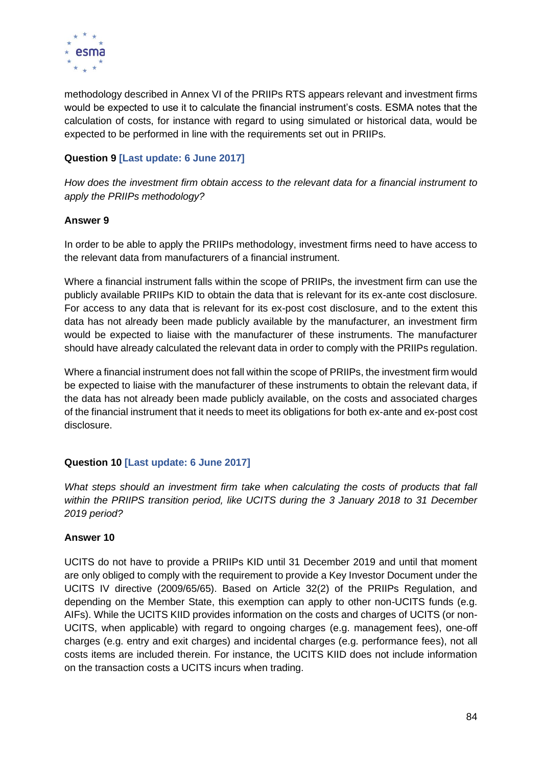methodology described in Annex VI of the PRIIPs RTS appears relevant and investment firms would be expected to use it to calculate the financial instrument's costs. ESMA notes that the calculation of costs, for instance with regard to using simulated or historical data, would be expected to be performed in line with the requirements set out in PRIIPs.

**Question 9 [Last update: 6 June 2017]**

*How does the investment firm obtain access to the relevant data for a financial instrument to apply the PRIIPs methodology?*

**Answer 9**

In order to be able to apply the PRIIPs methodology, investment firms need to have access to the relevant data from manufacturers of a financial instrument.

Where a financial instrument falls within the scope of PRIIPs, the investment firm can use the publicly available PRIIPs KID to obtain the data that is relevant for its ex-ante cost disclosure. For access to any data that is relevant for its ex-post cost disclosure, and to the extent this data has not already been made publicly available by the manufacturer, an investment firm would be expected to liaise with the manufacturer of these instruments. The manufacturer should have already calculated the relevant data in order to comply with the PRIIPs regulation.

Where a financial instrument does not fall within the scope of PRIIPs, the investment firm would be expected to liaise with the manufacturer of these instruments to obtain the relevant data, if the data has not already been made publicly available, on the costs and associated charges of the financial instrument that it needs to meet its obligations for both ex-ante and ex-post cost disclosure.

**Question 10 [Last update: 6 June 2017]**

*What steps should an investment firm take when calculating the costs of products that fall within the PRIIPS transition period, like UCITS during the 3 January 2018 to 31 December 2019 period?*

**Answer 10**

UCITS do not have to provide a PRIIPs KID until 31 December 2019 and until that moment are only obliged to comply with the requirement to provide a Key Investor Document under the UCITS IV directive (2009/65/65). Based on Article 32(2) of the PRIIPs Regulation, and depending on the Member State, this exemption can apply to other non-UCITS funds (e.g. AIFs). While the UCITS KIID provides information on the costs and charges of UCITS (or non-UCITS, when applicable) with regard to ongoing charges (e.g. management fees), one-off charges (e.g. entry and exit charges) and incidental charges (e.g. performance fees), not all costs items are included therein. For instance, the UCITS KIID does not include information on the transaction costs a UCITS incurs when trading.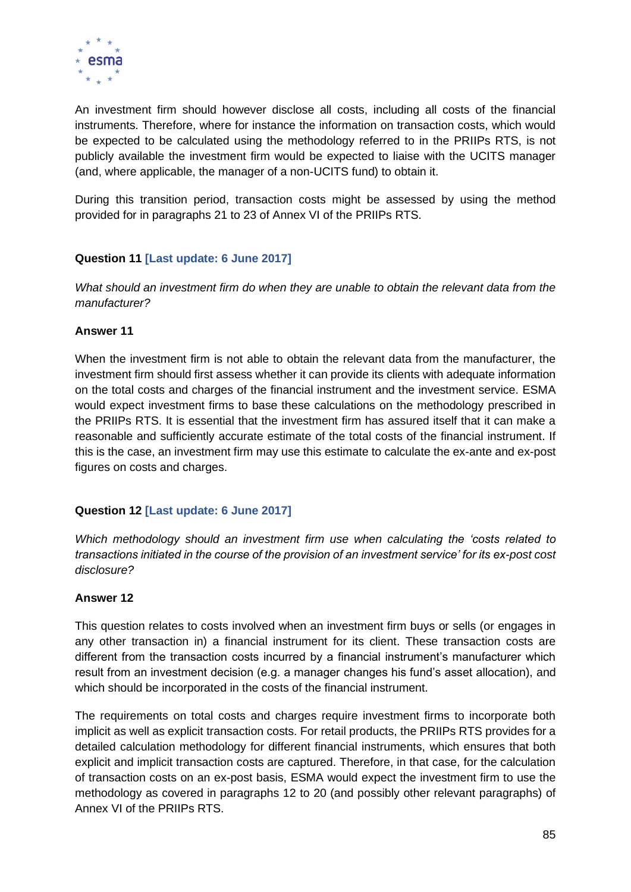An investment firm should however disclose all costs, including all costs of the financial instruments. Therefore, where for instance the information on transaction costs, which would be expected to be calculated using the methodology referred to in the PRIIPs RTS, is not publicly available the investment firm would be expected to liaise with the UCITS manager (and, where applicable, the manager of a non-UCITS fund) to obtain it.

During this transition period, transaction costs might be assessed by using the method provided for in paragraphs 21 to 23 of Annex VI of the PRIIPs RTS.

**Question 11 [Last update: 6 June 2017]**

*What should an investment firm do when they are unable to obtain the relevant data from the manufacturer?*

**Answer 11**

When the investment firm is not able to obtain the relevant data from the manufacturer, the investment firm should first assess whether it can provide its clients with adequate information on the total costs and charges of the financial instrument and the investment service. ESMA would expect investment firms to base these calculations on the methodology prescribed in the PRIIPs RTS. It is essential that the investment firm has assured itself that it can make a reasonable and sufficiently accurate estimate of the total costs of the financial instrument. If this is the case, an investment firm may use this estimate to calculate the ex-ante and ex-post figures on costs and charges.

**Question 12 [Last update: 6 June 2017]**

*Which methodology should an investment firm use when calculating the 'costs related to transactions initiated in the course of the provision of an investment service' for its ex-post cost disclosure?*

**Answer 12**

This question relates to costs involved when an investment firm buys or sells (or engages in any other transaction in) a financial instrument for its client. These transaction costs are different from the transaction costs incurred by a financial instrument's manufacturer which result from an investment decision (e.g. a manager changes his fund's asset allocation), and which should be incorporated in the costs of the financial instrument.

The requirements on total costs and charges require investment firms to incorporate both implicit as well as explicit transaction costs. For retail products, the PRIIPs RTS provides for a detailed calculation methodology for different financial instruments, which ensures that both explicit and implicit transaction costs are captured. Therefore, in that case, for the calculation of transaction costs on an ex-post basis, ESMA would expect the investment firm to use the methodology as covered in paragraphs 12 to 20 (and possibly other relevant paragraphs) of Annex VI of the PRIIPs RTS.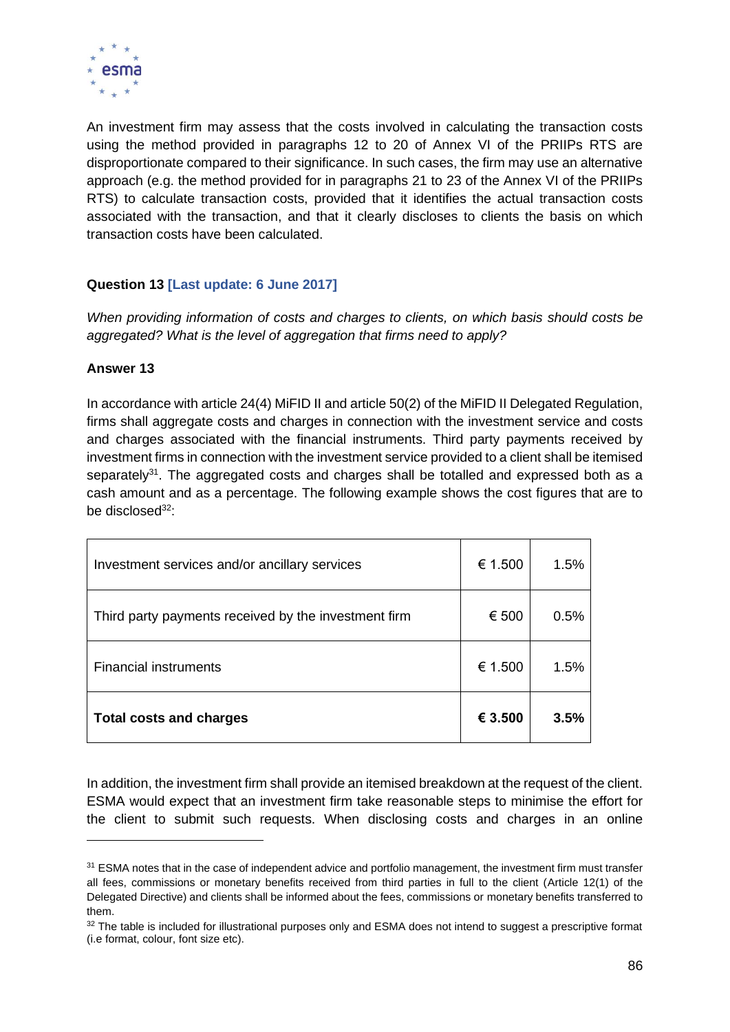An investment firm may assess that the costs involved in calculating the transaction costs using the method provided in paragraphs 12 to 20 of Annex VI of the PRIIPs RTS are disproportionate compared to their significance. In such cases, the firm may use an alternative approach (e.g. the method provided for in paragraphs 21 to 23 of the Annex VI of the PRIIPs RTS) to calculate transaction costs, provided that it identifies the actual transaction costs associated with the transaction, and that it clearly discloses to clients the basis on which transaction costs have been calculated.

**Question 13 [Last update: 6 June 2017]**

*When providing information of costs and charges to clients, on which basis should costs be aggregated? What is the level of aggregation that firms need to apply?*

**Answer 13**

In accordance with article 24(4) MiFID II and article 50(2) of the MiFID II Delegated Regulation, firms shall aggregate costs and charges in connection with the investment service and costs and charges associated with the financial instruments. Third party payments received by investment firms in connection with the investment service provided to a client shall be itemised separately[31]. The aggregated costs and charges shall be totalled and expressed both as a cash amount and as a percentage. The following example shows the cost figures that are to be disclosed[32]:

| | | |
|---|---|---|
| Investment services and/or ancillary services | € 1.500 | 1.5% |
| Third party payments received by the investment firm | € 500 | 0.5% |
| Financial instruments | € 1.500 | 1.5% |
| **Total costs and charges** | **€ 3.500** | **3.5%** |

In addition, the investment firm shall provide an itemised breakdown at the request of the client. ESMA would expect that an investment firm take reasonable steps to minimise the effort for the client to submit such requests. When disclosing costs and charges in an online

[31] ESMA notes that in the case of independent advice and portfolio management, the investment firm must transfer all fees, commissions or monetary benefits received from third parties in full to the client (Article 12(1) of the Delegated Directive) and clients shall be informed about the fees, commissions or monetary benefits transferred to them.

[32] The table is included for illustrational purposes only and ESMA does not intend to suggest a prescriptive format (i.e format, colour, font size etc).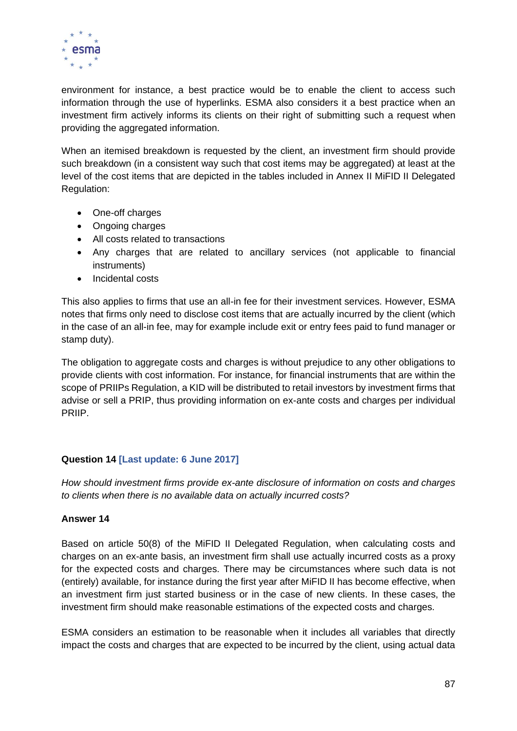environment for instance, a best practice would be to enable the client to access such information through the use of hyperlinks. ESMA also considers it a best practice when an investment firm actively informs its clients on their right of submitting such a request when providing the aggregated information.

When an itemised breakdown is requested by the client, an investment firm should provide such breakdown (in a consistent way such that cost items may be aggregated) at least at the level of the cost items that are depicted in the tables included in Annex II MiFID II Delegated Regulation:

- One-off charges
- Ongoing charges
- All costs related to transactions
- Any charges that are related to ancillary services (not applicable to financial instruments)
- Incidental costs

This also applies to firms that use an all-in fee for their investment services. However, ESMA notes that firms only need to disclose cost items that are actually incurred by the client (which in the case of an all-in fee, may for example include exit or entry fees paid to fund manager or stamp duty).

The obligation to aggregate costs and charges is without prejudice to any other obligations to provide clients with cost information. For instance, for financial instruments that are within the scope of PRIIPs Regulation, a KID will be distributed to retail investors by investment firms that advise or sell a PRIP, thus providing information on ex-ante costs and charges per individual PRIIP.

**Question 14 [Last update: 6 June 2017]**

*How should investment firms provide ex-ante disclosure of information on costs and charges to clients when there is no available data on actually incurred costs?*

**Answer 14**

Based on article 50(8) of the MiFID II Delegated Regulation, when calculating costs and charges on an ex-ante basis, an investment firm shall use actually incurred costs as a proxy for the expected costs and charges. There may be circumstances where such data is not (entirely) available, for instance during the first year after MiFID II has become effective, when an investment firm just started business or in the case of new clients. In these cases, the investment firm should make reasonable estimations of the expected costs and charges.

ESMA considers an estimation to be reasonable when it includes all variables that directly impact the costs and charges that are expected to be incurred by the client, using actual data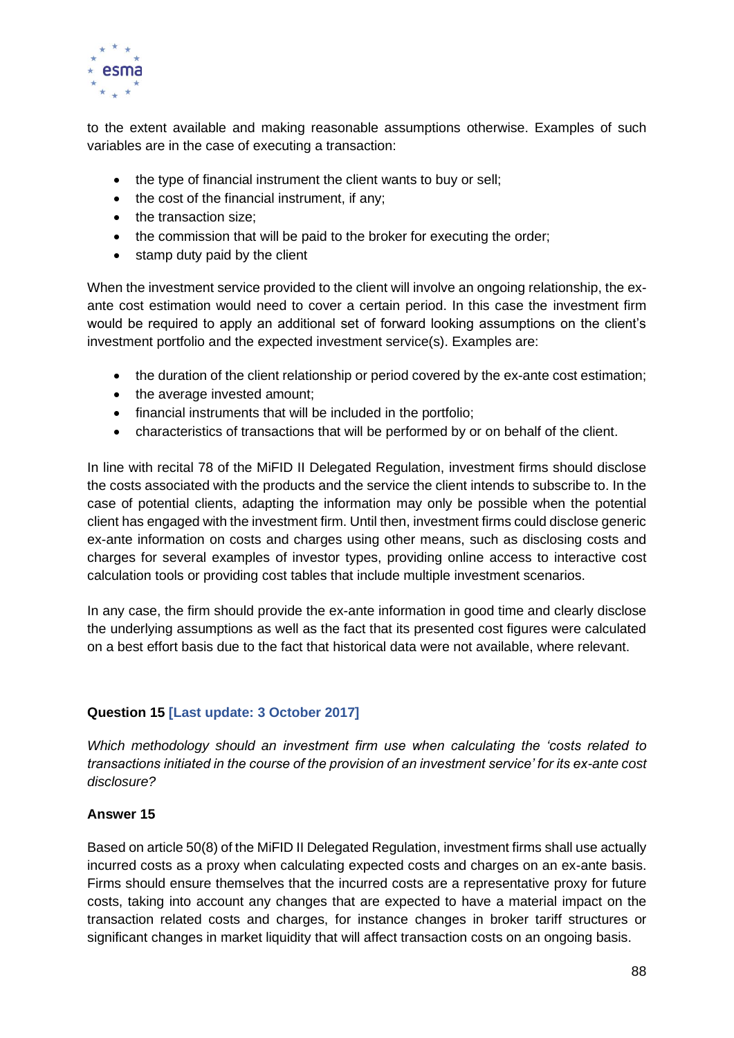to the extent available and making reasonable assumptions otherwise. Examples of such variables are in the case of executing a transaction:

- the type of financial instrument the client wants to buy or sell;
- the cost of the financial instrument, if any;
- the transaction size;
- the commission that will be paid to the broker for executing the order;
- stamp duty paid by the client

When the investment service provided to the client will involve an ongoing relationship, the ex-ante cost estimation would need to cover a certain period. In this case the investment firm would be required to apply an additional set of forward looking assumptions on the client's investment portfolio and the expected investment service(s). Examples are:

- the duration of the client relationship or period covered by the ex-ante cost estimation;
- the average invested amount;
- financial instruments that will be included in the portfolio;
- characteristics of transactions that will be performed by or on behalf of the client.

In line with recital 78 of the MiFID II Delegated Regulation, investment firms should disclose the costs associated with the products and the service the client intends to subscribe to. In the case of potential clients, adapting the information may only be possible when the potential client has engaged with the investment firm. Until then, investment firms could disclose generic ex-ante information on costs and charges using other means, such as disclosing costs and charges for several examples of investor types, providing online access to interactive cost calculation tools or providing cost tables that include multiple investment scenarios.

In any case, the firm should provide the ex-ante information in good time and clearly disclose the underlying assumptions as well as the fact that its presented cost figures were calculated on a best effort basis due to the fact that historical data were not available, where relevant.

**Question 15 [Last update: 3 October 2017]**

*Which methodology should an investment firm use when calculating the 'costs related to transactions initiated in the course of the provision of an investment service' for its ex-ante cost disclosure?*

**Answer 15**

Based on article 50(8) of the MiFID II Delegated Regulation, investment firms shall use actually incurred costs as a proxy when calculating expected costs and charges on an ex-ante basis. Firms should ensure themselves that the incurred costs are a representative proxy for future costs, taking into account any changes that are expected to have a material impact on the transaction related costs and charges, for instance changes in broker tariff structures or significant changes in market liquidity that will affect transaction costs on an ongoing basis.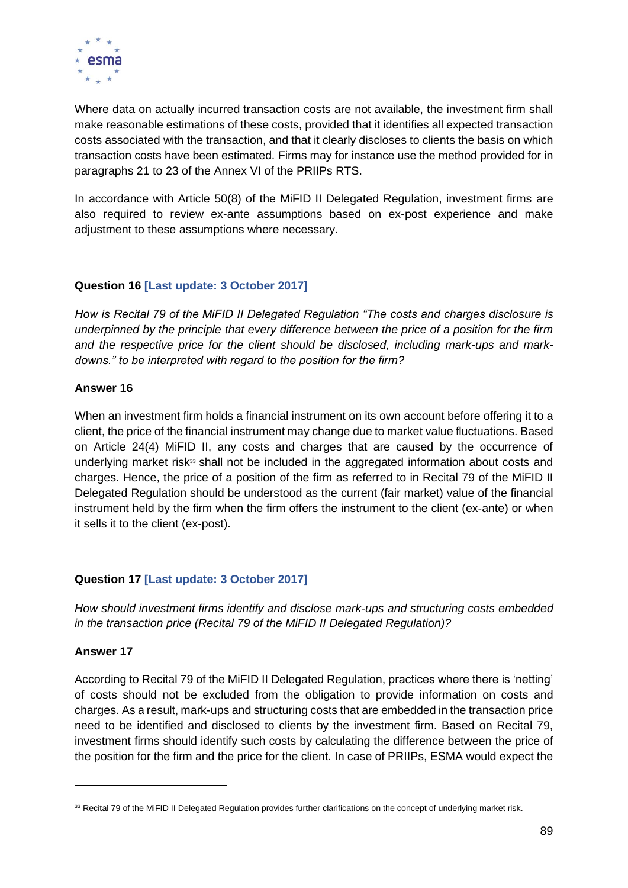Where data on actually incurred transaction costs are not available, the investment firm shall make reasonable estimations of these costs, provided that it identifies all expected transaction costs associated with the transaction, and that it clearly discloses to clients the basis on which transaction costs have been estimated. Firms may for instance use the method provided for in paragraphs 21 to 23 of the Annex VI of the PRIIPs RTS.

In accordance with Article 50(8) of the MiFID II Delegated Regulation, investment firms are also required to review ex-ante assumptions based on ex-post experience and make adjustment to these assumptions where necessary.

**Question 16 [Last update: 3 October 2017]**

*How is Recital 79 of the MiFID II Delegated Regulation "The costs and charges disclosure is underpinned by the principle that every difference between the price of a position for the firm and the respective price for the client should be disclosed, including mark-ups and mark-downs." to be interpreted with regard to the position for the firm?*

**Answer 16**

When an investment firm holds a financial instrument on its own account before offering it to a client, the price of the financial instrument may change due to market value fluctuations. Based on Article 24(4) MiFID II, any costs and charges that are caused by the occurrence of underlying market risk[33] shall not be included in the aggregated information about costs and charges. Hence, the price of a position of the firm as referred to in Recital 79 of the MiFID II Delegated Regulation should be understood as the current (fair market) value of the financial instrument held by the firm when the firm offers the instrument to the client (ex-ante) or when it sells it to the client (ex-post).

**Question 17 [Last update: 3 October 2017]**

*How should investment firms identify and disclose mark-ups and structuring costs embedded in the transaction price (Recital 79 of the MiFID II Delegated Regulation)?*

**Answer 17**

According to Recital 79 of the MiFID II Delegated Regulation, practices where there is 'netting' of costs should not be excluded from the obligation to provide information on costs and charges. As a result, mark-ups and structuring costs that are embedded in the transaction price need to be identified and disclosed to clients by the investment firm. Based on Recital 79, investment firms should identify such costs by calculating the difference between the price of the position for the firm and the price for the client. In case of PRIIPs, ESMA would expect the

---

[33] Recital 79 of the MiFID II Delegated Regulation provides further clarifications on the concept of underlying market risk.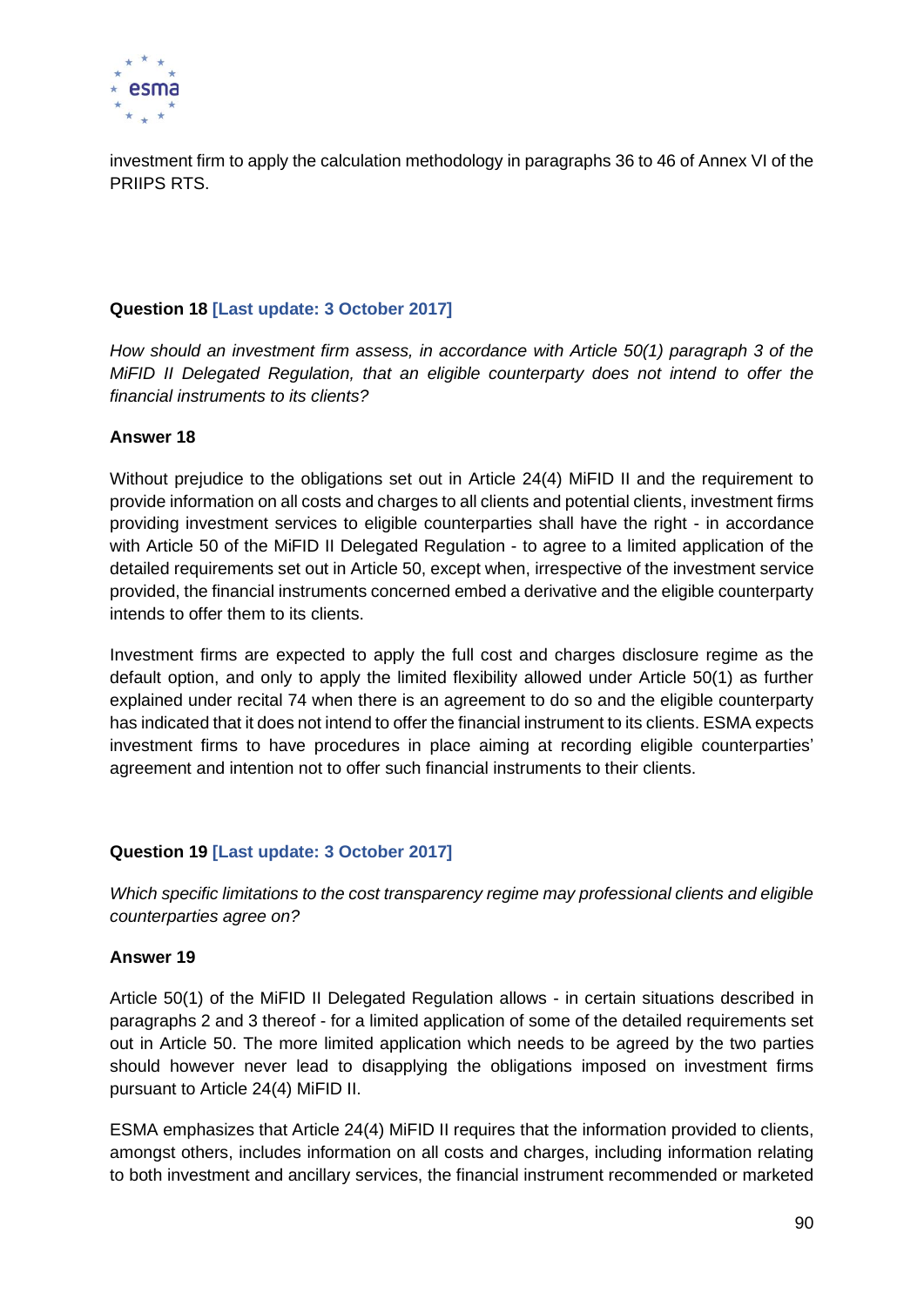investment firm to apply the calculation methodology in paragraphs 36 to 46 of Annex VI of the PRIIPS RTS.

**Question 18 [Last update: 3 October 2017]**

*How should an investment firm assess, in accordance with Article 50(1) paragraph 3 of the MiFID II Delegated Regulation, that an eligible counterparty does not intend to offer the financial instruments to its clients?*

**Answer 18**

Without prejudice to the obligations set out in Article 24(4) MiFID II and the requirement to provide information on all costs and charges to all clients and potential clients, investment firms providing investment services to eligible counterparties shall have the right - in accordance with Article 50 of the MiFID II Delegated Regulation - to agree to a limited application of the detailed requirements set out in Article 50, except when, irrespective of the investment service provided, the financial instruments concerned embed a derivative and the eligible counterparty intends to offer them to its clients.

Investment firms are expected to apply the full cost and charges disclosure regime as the default option, and only to apply the limited flexibility allowed under Article 50(1) as further explained under recital 74 when there is an agreement to do so and the eligible counterparty has indicated that it does not intend to offer the financial instrument to its clients. ESMA expects investment firms to have procedures in place aiming at recording eligible counterparties' agreement and intention not to offer such financial instruments to their clients.

**Question 19 [Last update: 3 October 2017]**

*Which specific limitations to the cost transparency regime may professional clients and eligible counterparties agree on?*

**Answer 19**

Article 50(1) of the MiFID II Delegated Regulation allows - in certain situations described in paragraphs 2 and 3 thereof - for a limited application of some of the detailed requirements set out in Article 50. The more limited application which needs to be agreed by the two parties should however never lead to disapplying the obligations imposed on investment firms pursuant to Article 24(4) MiFID II.

ESMA emphasizes that Article 24(4) MiFID II requires that the information provided to clients, amongst others, includes information on all costs and charges, including information relating to both investment and ancillary services, the financial instrument recommended or marketed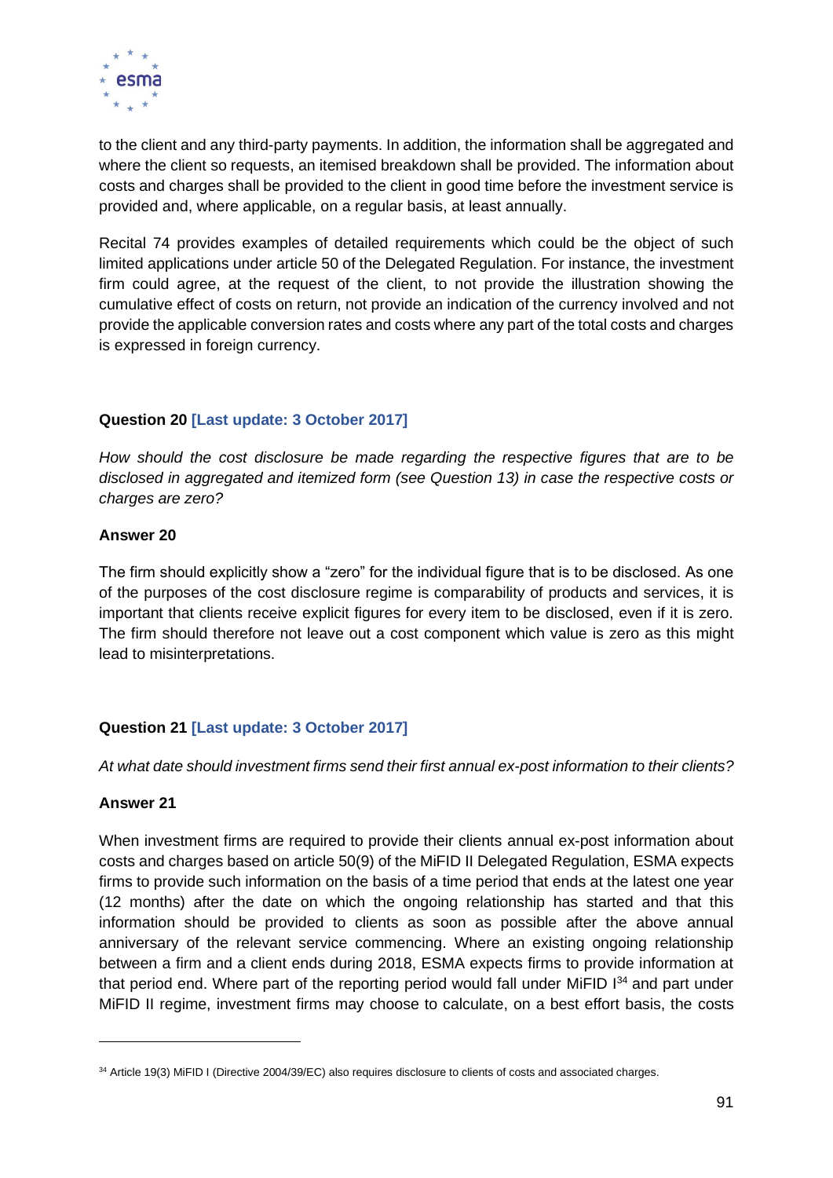to the client and any third-party payments. In addition, the information shall be aggregated and where the client so requests, an itemised breakdown shall be provided. The information about costs and charges shall be provided to the client in good time before the investment service is provided and, where applicable, on a regular basis, at least annually.

Recital 74 provides examples of detailed requirements which could be the object of such limited applications under article 50 of the Delegated Regulation. For instance, the investment firm could agree, at the request of the client, to not provide the illustration showing the cumulative effect of costs on return, not provide an indication of the currency involved and not provide the applicable conversion rates and costs where any part of the total costs and charges is expressed in foreign currency.

**Question 20 [Last update: 3 October 2017]**

*How should the cost disclosure be made regarding the respective figures that are to be disclosed in aggregated and itemized form (see Question 13) in case the respective costs or charges are zero?*

**Answer 20**

The firm should explicitly show a "zero" for the individual figure that is to be disclosed. As one of the purposes of the cost disclosure regime is comparability of products and services, it is important that clients receive explicit figures for every item to be disclosed, even if it is zero. The firm should therefore not leave out a cost component which value is zero as this might lead to misinterpretations.

**Question 21 [Last update: 3 October 2017]**

*At what date should investment firms send their first annual ex-post information to their clients?*

**Answer 21**

When investment firms are required to provide their clients annual ex-post information about costs and charges based on article 50(9) of the MiFID II Delegated Regulation, ESMA expects firms to provide such information on the basis of a time period that ends at the latest one year (12 months) after the date on which the ongoing relationship has started and that this information should be provided to clients as soon as possible after the above annual anniversary of the relevant service commencing. Where an existing ongoing relationship between a firm and a client ends during 2018, ESMA expects firms to provide information at that period end. Where part of the reporting period would fall under MiFID I[34] and part under MiFID II regime, investment firms may choose to calculate, on a best effort basis, the costs

[34] Article 19(3) MiFID I (Directive 2004/39/EC) also requires disclosure to clients of costs and associated charges.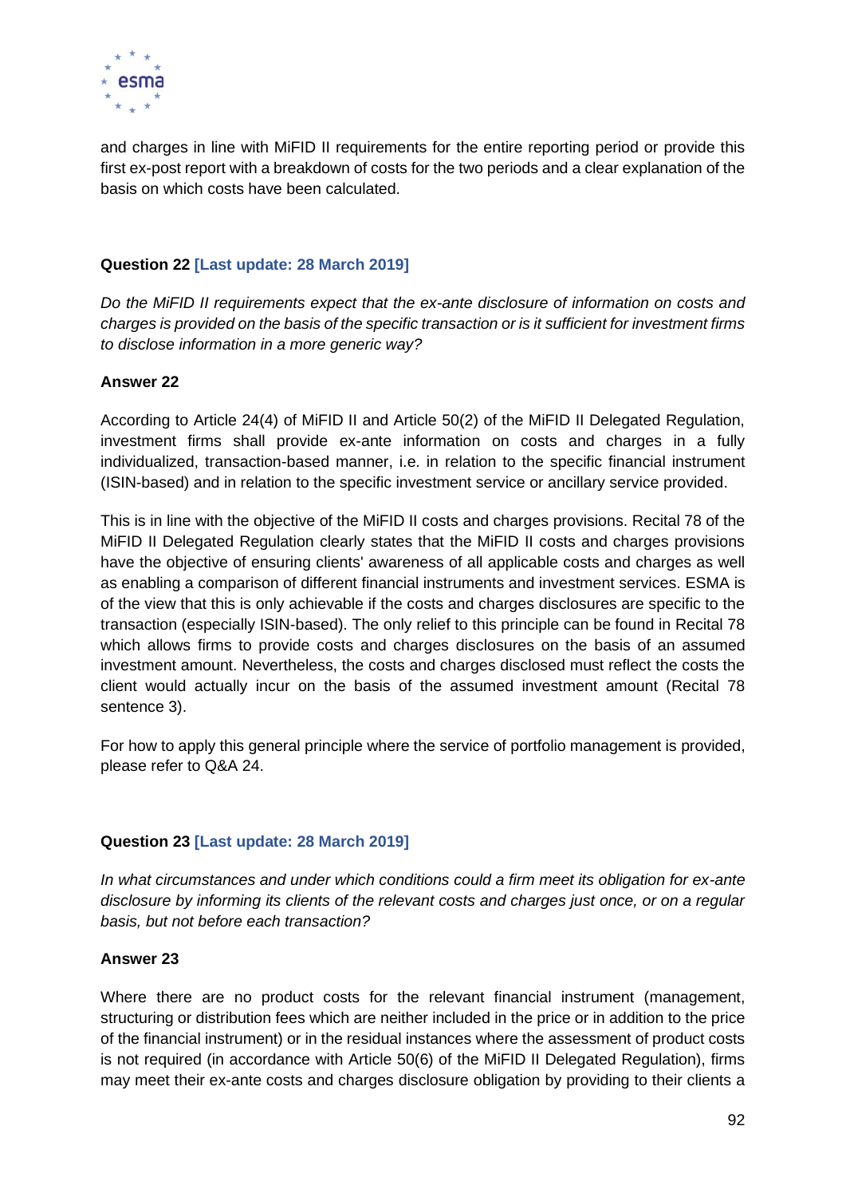and charges in line with MiFID II requirements for the entire reporting period or provide this first ex-post report with a breakdown of costs for the two periods and a clear explanation of the basis on which costs have been calculated.

**Question 22 [Last update: 28 March 2019]**

*Do the MiFID II requirements expect that the ex-ante disclosure of information on costs and charges is provided on the basis of the specific transaction or is it sufficient for investment firms to disclose information in a more generic way?*

**Answer 22**

According to Article 24(4) of MiFID II and Article 50(2) of the MiFID II Delegated Regulation, investment firms shall provide ex-ante information on costs and charges in a fully individualized, transaction-based manner, i.e. in relation to the specific financial instrument (ISIN-based) and in relation to the specific investment service or ancillary service provided.

This is in line with the objective of the MiFID II costs and charges provisions. Recital 78 of the MiFID II Delegated Regulation clearly states that the MiFID II costs and charges provisions have the objective of ensuring clients' awareness of all applicable costs and charges as well as enabling a comparison of different financial instruments and investment services. ESMA is of the view that this is only achievable if the costs and charges disclosures are specific to the transaction (especially ISIN-based). The only relief to this principle can be found in Recital 78 which allows firms to provide costs and charges disclosures on the basis of an assumed investment amount. Nevertheless, the costs and charges disclosed must reflect the costs the client would actually incur on the basis of the assumed investment amount (Recital 78 sentence 3).

For how to apply this general principle where the service of portfolio management is provided, please refer to Q&A 24.

**Question 23 [Last update: 28 March 2019]**

*In what circumstances and under which conditions could a firm meet its obligation for ex-ante disclosure by informing its clients of the relevant costs and charges just once, or on a regular basis, but not before each transaction?*

**Answer 23**

Where there are no product costs for the relevant financial instrument (management, structuring or distribution fees which are neither included in the price or in addition to the price of the financial instrument) or in the residual instances where the assessment of product costs is not required (in accordance with Article 50(6) of the MiFID II Delegated Regulation), firms may meet their ex-ante costs and charges disclosure obligation by providing to their clients a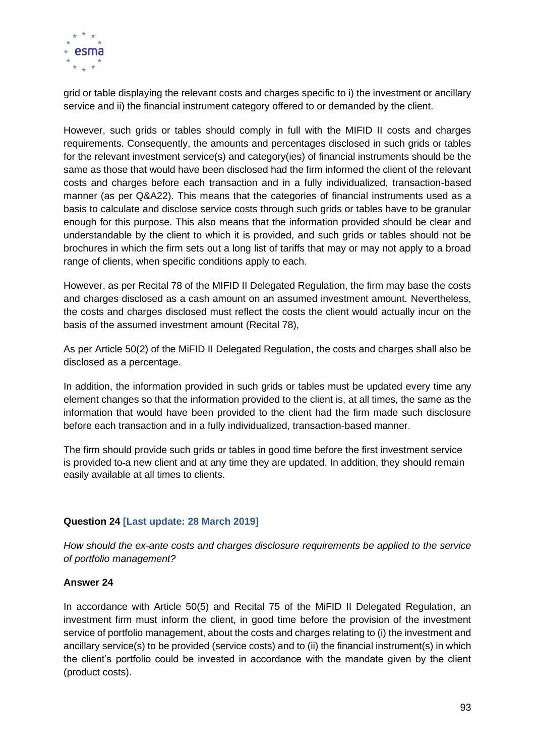grid or table displaying the relevant costs and charges specific to i) the investment or ancillary service and ii) the financial instrument category offered to or demanded by the client.

However, such grids or tables should comply in full with the MIFID II costs and charges requirements. Consequently, the amounts and percentages disclosed in such grids or tables for the relevant investment service(s) and category(ies) of financial instruments should be the same as those that would have been disclosed had the firm informed the client of the relevant costs and charges before each transaction and in a fully individualized, transaction-based manner (as per Q&A22). This means that the categories of financial instruments used as a basis to calculate and disclose service costs through such grids or tables have to be granular enough for this purpose. This also means that the information provided should be clear and understandable by the client to which it is provided, and such grids or tables should not be brochures in which the firm sets out a long list of tariffs that may or may not apply to a broad range of clients, when specific conditions apply to each.

However, as per Recital 78 of the MIFID II Delegated Regulation, the firm may base the costs and charges disclosed as a cash amount on an assumed investment amount. Nevertheless, the costs and charges disclosed must reflect the costs the client would actually incur on the basis of the assumed investment amount (Recital 78),

As per Article 50(2) of the MiFID II Delegated Regulation, the costs and charges shall also be disclosed as a percentage.

In addition, the information provided in such grids or tables must be updated every time any element changes so that the information provided to the client is, at all times, the same as the information that would have been provided to the client had the firm made such disclosure before each transaction and in a fully individualized, transaction-based manner.

The firm should provide such grids or tables in good time before the first investment service is provided to a new client and at any time they are updated. In addition, they should remain easily available at all times to clients.

**Question 24 [Last update: 28 March 2019]**

*How should the ex-ante costs and charges disclosure requirements be applied to the service of portfolio management?*

**Answer 24**

In accordance with Article 50(5) and Recital 75 of the MiFID II Delegated Regulation, an investment firm must inform the client, in good time before the provision of the investment service of portfolio management, about the costs and charges relating to (i) the investment and ancillary service(s) to be provided (service costs) and to (ii) the financial instrument(s) in which the client's portfolio could be invested in accordance with the mandate given by the client (product costs).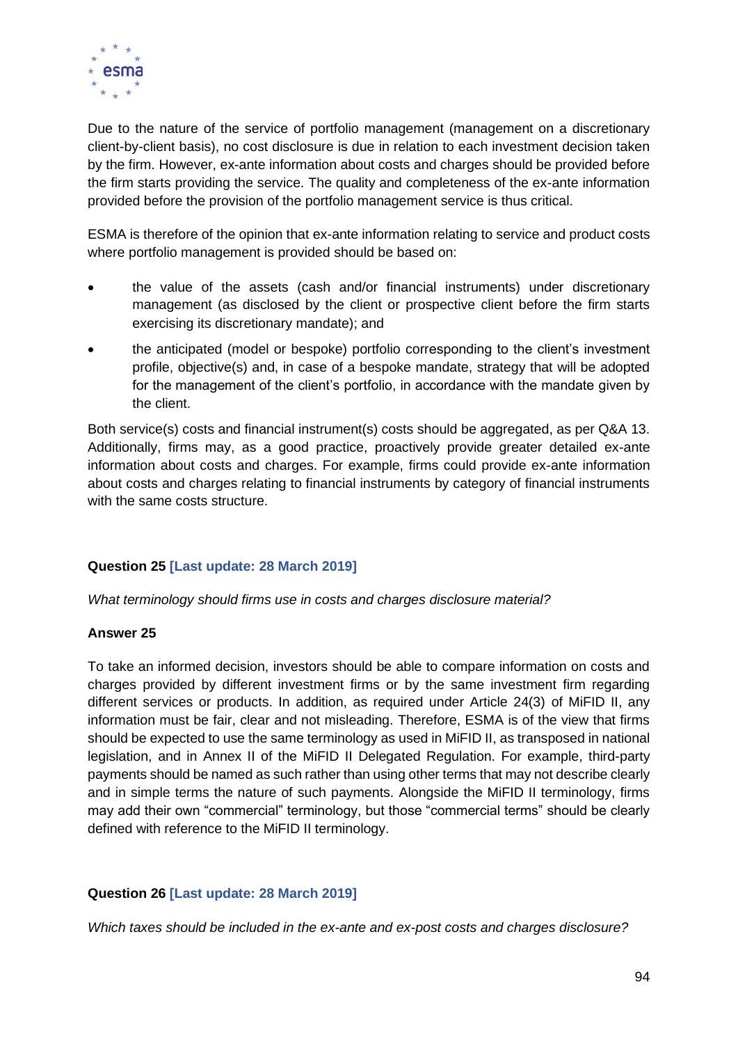Due to the nature of the service of portfolio management (management on a discretionary client-by-client basis), no cost disclosure is due in relation to each investment decision taken by the firm. However, ex-ante information about costs and charges should be provided before the firm starts providing the service. The quality and completeness of the ex-ante information provided before the provision of the portfolio management service is thus critical.

ESMA is therefore of the opinion that ex-ante information relating to service and product costs where portfolio management is provided should be based on:

- the value of the assets (cash and/or financial instruments) under discretionary management (as disclosed by the client or prospective client before the firm starts exercising its discretionary mandate); and
- the anticipated (model or bespoke) portfolio corresponding to the client's investment profile, objective(s) and, in case of a bespoke mandate, strategy that will be adopted for the management of the client's portfolio, in accordance with the mandate given by the client.

Both service(s) costs and financial instrument(s) costs should be aggregated, as per Q&A 13. Additionally, firms may, as a good practice, proactively provide greater detailed ex-ante information about costs and charges. For example, firms could provide ex-ante information about costs and charges relating to financial instruments by category of financial instruments with the same costs structure.

**Question 25 [Last update: 28 March 2019]**

*What terminology should firms use in costs and charges disclosure material?*

**Answer 25**

To take an informed decision, investors should be able to compare information on costs and charges provided by different investment firms or by the same investment firm regarding different services or products. In addition, as required under Article 24(3) of MiFID II, any information must be fair, clear and not misleading. Therefore, ESMA is of the view that firms should be expected to use the same terminology as used in MiFID II, as transposed in national legislation, and in Annex II of the MiFID II Delegated Regulation. For example, third-party payments should be named as such rather than using other terms that may not describe clearly and in simple terms the nature of such payments. Alongside the MiFID II terminology, firms may add their own "commercial" terminology, but those "commercial terms" should be clearly defined with reference to the MiFID II terminology.

**Question 26 [Last update: 28 March 2019]**

*Which taxes should be included in the ex-ante and ex-post costs and charges disclosure?*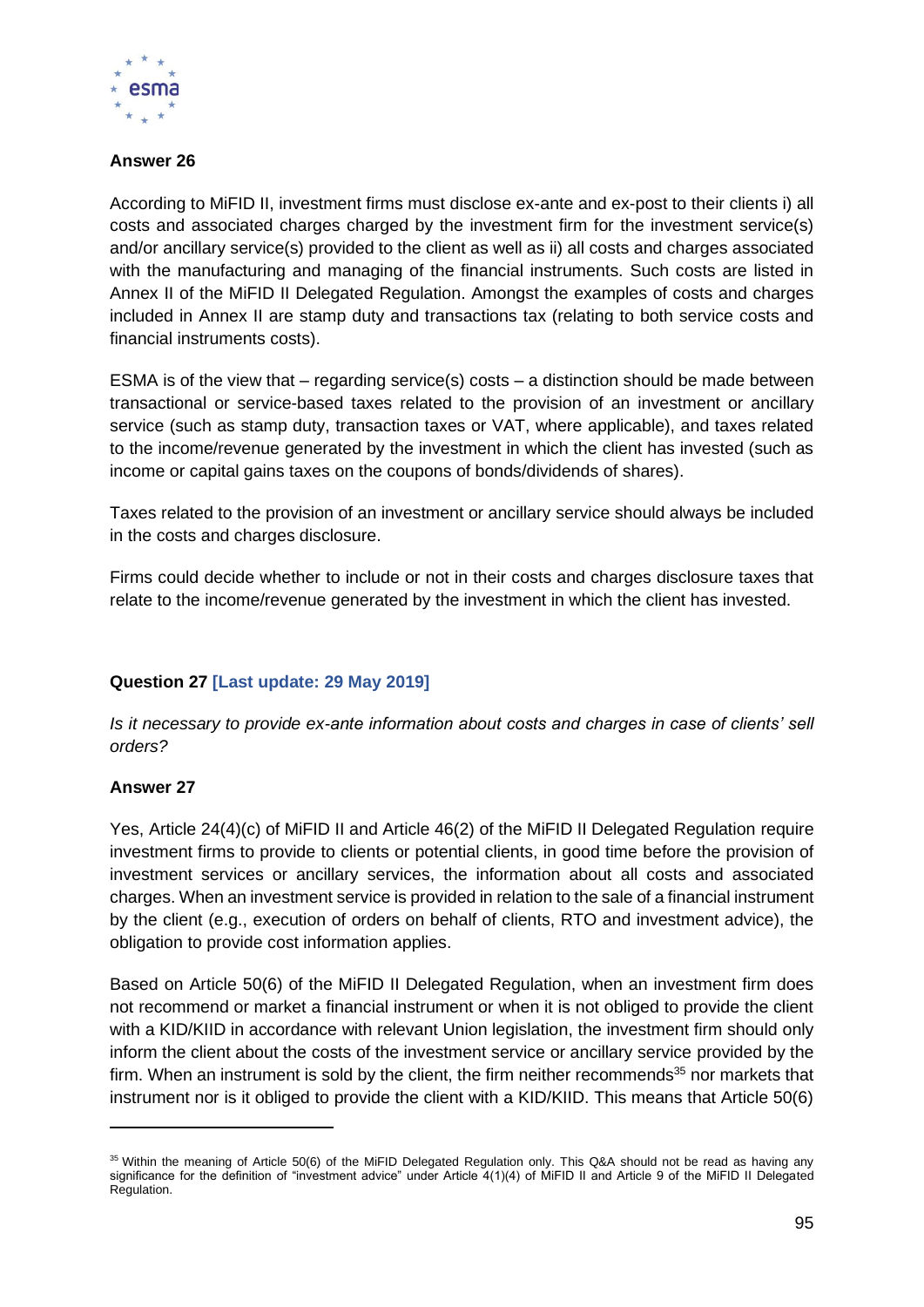**Answer 26**

According to MiFID II, investment firms must disclose ex-ante and ex-post to their clients i) all costs and associated charges charged by the investment firm for the investment service(s) and/or ancillary service(s) provided to the client as well as ii) all costs and charges associated with the manufacturing and managing of the financial instruments. Such costs are listed in Annex II of the MiFID II Delegated Regulation. Amongst the examples of costs and charges included in Annex II are stamp duty and transactions tax (relating to both service costs and financial instruments costs).

ESMA is of the view that – regarding service(s) costs – a distinction should be made between transactional or service-based taxes related to the provision of an investment or ancillary service (such as stamp duty, transaction taxes or VAT, where applicable), and taxes related to the income/revenue generated by the investment in which the client has invested (such as income or capital gains taxes on the coupons of bonds/dividends of shares).

Taxes related to the provision of an investment or ancillary service should always be included in the costs and charges disclosure.

Firms could decide whether to include or not in their costs and charges disclosure taxes that relate to the income/revenue generated by the investment in which the client has invested.

**Question 27 [Last update: 29 May 2019]**

*Is it necessary to provide ex-ante information about costs and charges in case of clients' sell orders?*

**Answer 27**

Yes, Article 24(4)(c) of MiFID II and Article 46(2) of the MiFID II Delegated Regulation require investment firms to provide to clients or potential clients, in good time before the provision of investment services or ancillary services, the information about all costs and associated charges. When an investment service is provided in relation to the sale of a financial instrument by the client (e.g., execution of orders on behalf of clients, RTO and investment advice), the obligation to provide cost information applies.

Based on Article 50(6) of the MiFID II Delegated Regulation, when an investment firm does not recommend or market a financial instrument or when it is not obliged to provide the client with a KID/KIID in accordance with relevant Union legislation, the investment firm should only inform the client about the costs of the investment service or ancillary service provided by the firm. When an instrument is sold by the client, the firm neither recommends[35] nor markets that instrument nor is it obliged to provide the client with a KID/KIID. This means that Article 50(6)

[35] Within the meaning of Article 50(6) of the MiFID Delegated Regulation only. This Q&A should not be read as having any significance for the definition of "investment advice" under Article 4(1)(4) of MiFID II and Article 9 of the MiFID II Delegated Regulation.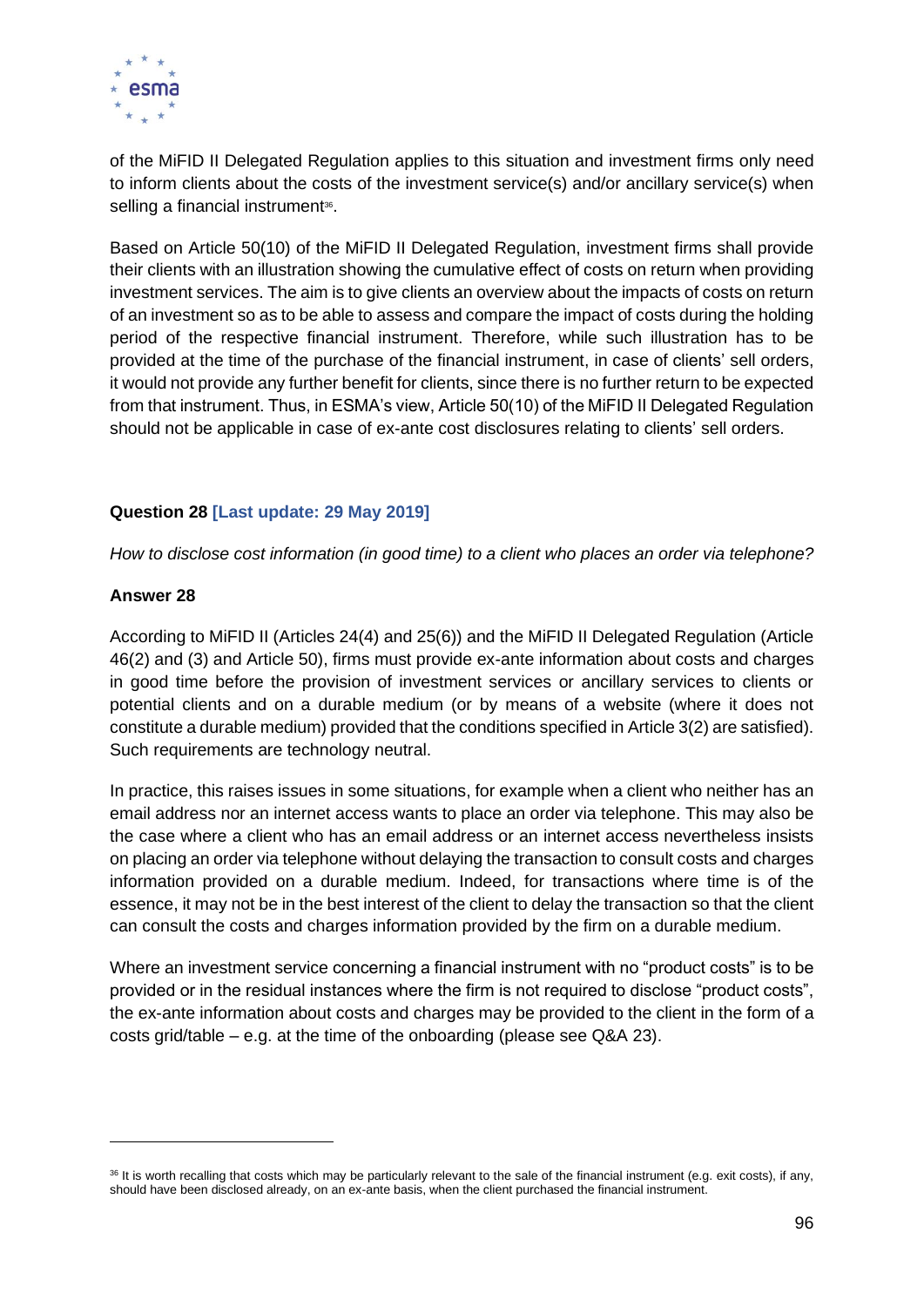of the MiFID II Delegated Regulation applies to this situation and investment firms only need to inform clients about the costs of the investment service(s) and/or ancillary service(s) when selling a financial instrument[36].

Based on Article 50(10) of the MiFID II Delegated Regulation, investment firms shall provide their clients with an illustration showing the cumulative effect of costs on return when providing investment services. The aim is to give clients an overview about the impacts of costs on return of an investment so as to be able to assess and compare the impact of costs during the holding period of the respective financial instrument. Therefore, while such illustration has to be provided at the time of the purchase of the financial instrument, in case of clients' sell orders, it would not provide any further benefit for clients, since there is no further return to be expected from that instrument. Thus, in ESMA's view, Article 50(10) of the MiFID II Delegated Regulation should not be applicable in case of ex-ante cost disclosures relating to clients' sell orders.

**Question 28 [Last update: 29 May 2019]**

*How to disclose cost information (in good time) to a client who places an order via telephone?*

**Answer 28**

According to MiFID II (Articles 24(4) and 25(6)) and the MiFID II Delegated Regulation (Article 46(2) and (3) and Article 50), firms must provide ex-ante information about costs and charges in good time before the provision of investment services or ancillary services to clients or potential clients and on a durable medium (or by means of a website (where it does not constitute a durable medium) provided that the conditions specified in Article 3(2) are satisfied). Such requirements are technology neutral.

In practice, this raises issues in some situations, for example when a client who neither has an email address nor an internet access wants to place an order via telephone. This may also be the case where a client who has an email address or an internet access nevertheless insists on placing an order via telephone without delaying the transaction to consult costs and charges information provided on a durable medium. Indeed, for transactions where time is of the essence, it may not be in the best interest of the client to delay the transaction so that the client can consult the costs and charges information provided by the firm on a durable medium.

Where an investment service concerning a financial instrument with no "product costs" is to be provided or in the residual instances where the firm is not required to disclose "product costs", the ex-ante information about costs and charges may be provided to the client in the form of a costs grid/table – e.g. at the time of the onboarding (please see Q&A 23).

[36] It is worth recalling that costs which may be particularly relevant to the sale of the financial instrument (e.g. exit costs), if any, should have been disclosed already, on an ex-ante basis, when the client purchased the financial instrument.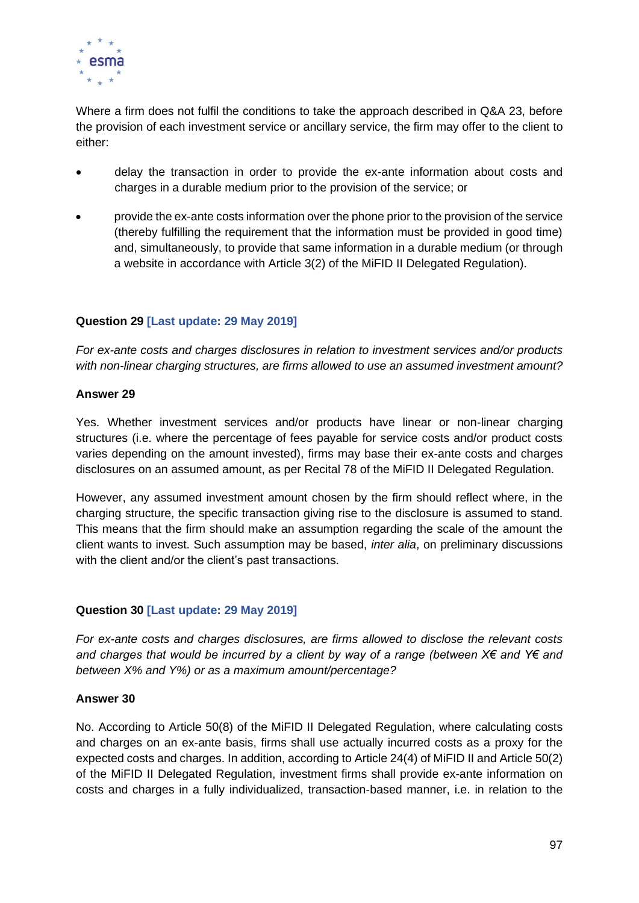Where a firm does not fulfil the conditions to take the approach described in Q&A 23, before the provision of each investment service or ancillary service, the firm may offer to the client to either:

- delay the transaction in order to provide the ex-ante information about costs and charges in a durable medium prior to the provision of the service; or
- provide the ex-ante costs information over the phone prior to the provision of the service (thereby fulfilling the requirement that the information must be provided in good time) and, simultaneously, to provide that same information in a durable medium (or through a website in accordance with Article 3(2) of the MiFID II Delegated Regulation).

**Question 29 [Last update: 29 May 2019]**

*For ex-ante costs and charges disclosures in relation to investment services and/or products with non-linear charging structures, are firms allowed to use an assumed investment amount?*

**Answer 29**

Yes. Whether investment services and/or products have linear or non-linear charging structures (i.e. where the percentage of fees payable for service costs and/or product costs varies depending on the amount invested), firms may base their ex-ante costs and charges disclosures on an assumed amount, as per Recital 78 of the MiFID II Delegated Regulation.

However, any assumed investment amount chosen by the firm should reflect where, in the charging structure, the specific transaction giving rise to the disclosure is assumed to stand. This means that the firm should make an assumption regarding the scale of the amount the client wants to invest. Such assumption may be based, *inter alia*, on preliminary discussions with the client and/or the client's past transactions.

**Question 30 [Last update: 29 May 2019]**

*For ex-ante costs and charges disclosures, are firms allowed to disclose the relevant costs and charges that would be incurred by a client by way of a range (between X€ and Y€ and between X% and Y%) or as a maximum amount/percentage?*

**Answer 30**

No. According to Article 50(8) of the MiFID II Delegated Regulation, where calculating costs and charges on an ex-ante basis, firms shall use actually incurred costs as a proxy for the expected costs and charges. In addition, according to Article 24(4) of MiFID II and Article 50(2) of the MiFID II Delegated Regulation, investment firms shall provide ex-ante information on costs and charges in a fully individualized, transaction-based manner, i.e. in relation to the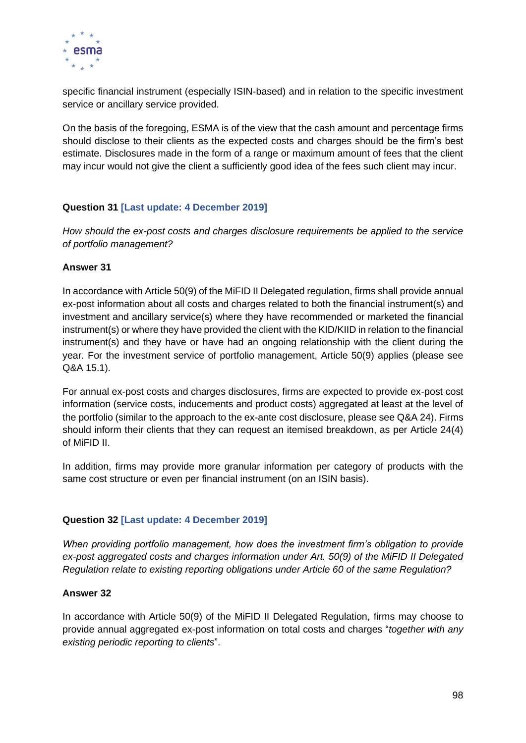specific financial instrument (especially ISIN-based) and in relation to the specific investment service or ancillary service provided.

On the basis of the foregoing, ESMA is of the view that the cash amount and percentage firms should disclose to their clients as the expected costs and charges should be the firm's best estimate. Disclosures made in the form of a range or maximum amount of fees that the client may incur would not give the client a sufficiently good idea of the fees such client may incur.

**Question 31 [Last update: 4 December 2019]**

*How should the ex-post costs and charges disclosure requirements be applied to the service of portfolio management?*

**Answer 31**

In accordance with Article 50(9) of the MiFID II Delegated regulation, firms shall provide annual ex-post information about all costs and charges related to both the financial instrument(s) and investment and ancillary service(s) where they have recommended or marketed the financial instrument(s) or where they have provided the client with the KID/KIID in relation to the financial instrument(s) and they have or have had an ongoing relationship with the client during the year. For the investment service of portfolio management, Article 50(9) applies (please see Q&A 15.1).

For annual ex-post costs and charges disclosures, firms are expected to provide ex-post cost information (service costs, inducements and product costs) aggregated at least at the level of the portfolio (similar to the approach to the ex-ante cost disclosure, please see Q&A 24). Firms should inform their clients that they can request an itemised breakdown, as per Article 24(4) of MiFID II.

In addition, firms may provide more granular information per category of products with the same cost structure or even per financial instrument (on an ISIN basis).

**Question 32 [Last update: 4 December 2019]**

*When providing portfolio management, how does the investment firm's obligation to provide ex-post aggregated costs and charges information under Art. 50(9) of the MiFID II Delegated Regulation relate to existing reporting obligations under Article 60 of the same Regulation?*

**Answer 32**

In accordance with Article 50(9) of the MiFID II Delegated Regulation, firms may choose to provide annual aggregated ex-post information on total costs and charges "*together with any existing periodic reporting to clients*".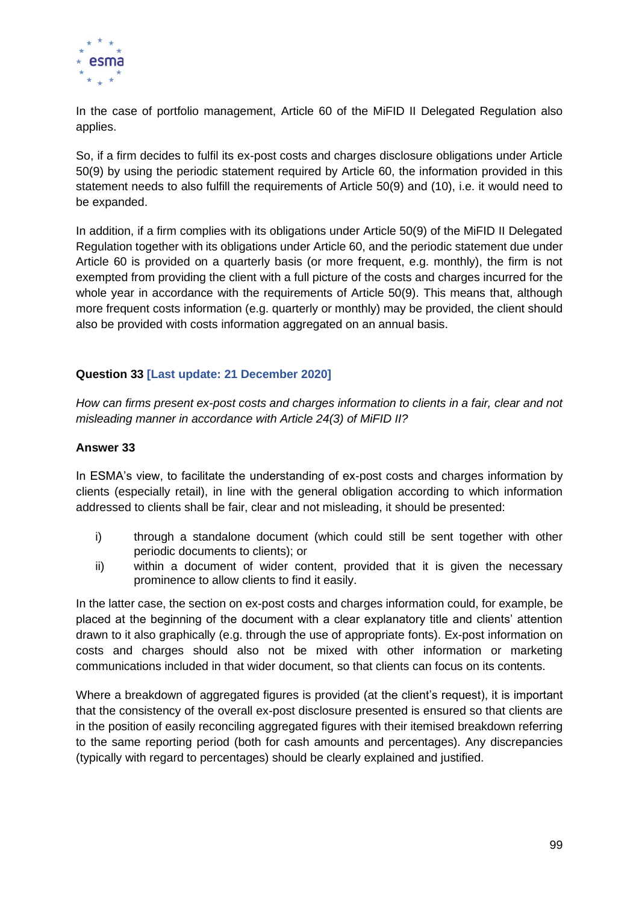In the case of portfolio management, Article 60 of the MiFID II Delegated Regulation also applies.

So, if a firm decides to fulfil its ex-post costs and charges disclosure obligations under Article 50(9) by using the periodic statement required by Article 60, the information provided in this statement needs to also fulfill the requirements of Article 50(9) and (10), i.e. it would need to be expanded.

In addition, if a firm complies with its obligations under Article 50(9) of the MiFID II Delegated Regulation together with its obligations under Article 60, and the periodic statement due under Article 60 is provided on a quarterly basis (or more frequent, e.g. monthly), the firm is not exempted from providing the client with a full picture of the costs and charges incurred for the whole year in accordance with the requirements of Article 50(9). This means that, although more frequent costs information (e.g. quarterly or monthly) may be provided, the client should also be provided with costs information aggregated on an annual basis.

**Question 33 [Last update: 21 December 2020]**

*How can firms present ex-post costs and charges information to clients in a fair, clear and not misleading manner in accordance with Article 24(3) of MiFID II?*

**Answer 33**

In ESMA's view, to facilitate the understanding of ex-post costs and charges information by clients (especially retail), in line with the general obligation according to which information addressed to clients shall be fair, clear and not misleading, it should be presented:

i) through a standalone document (which could still be sent together with other periodic documents to clients); or
ii) within a document of wider content, provided that it is given the necessary prominence to allow clients to find it easily.

In the latter case, the section on ex-post costs and charges information could, for example, be placed at the beginning of the document with a clear explanatory title and clients' attention drawn to it also graphically (e.g. through the use of appropriate fonts). Ex-post information on costs and charges should also not be mixed with other information or marketing communications included in that wider document, so that clients can focus on its contents.

Where a breakdown of aggregated figures is provided (at the client's request), it is important that the consistency of the overall ex-post disclosure presented is ensured so that clients are in the position of easily reconciling aggregated figures with their itemised breakdown referring to the same reporting period (both for cash amounts and percentages). Any discrepancies (typically with regard to percentages) should be clearly explained and justified.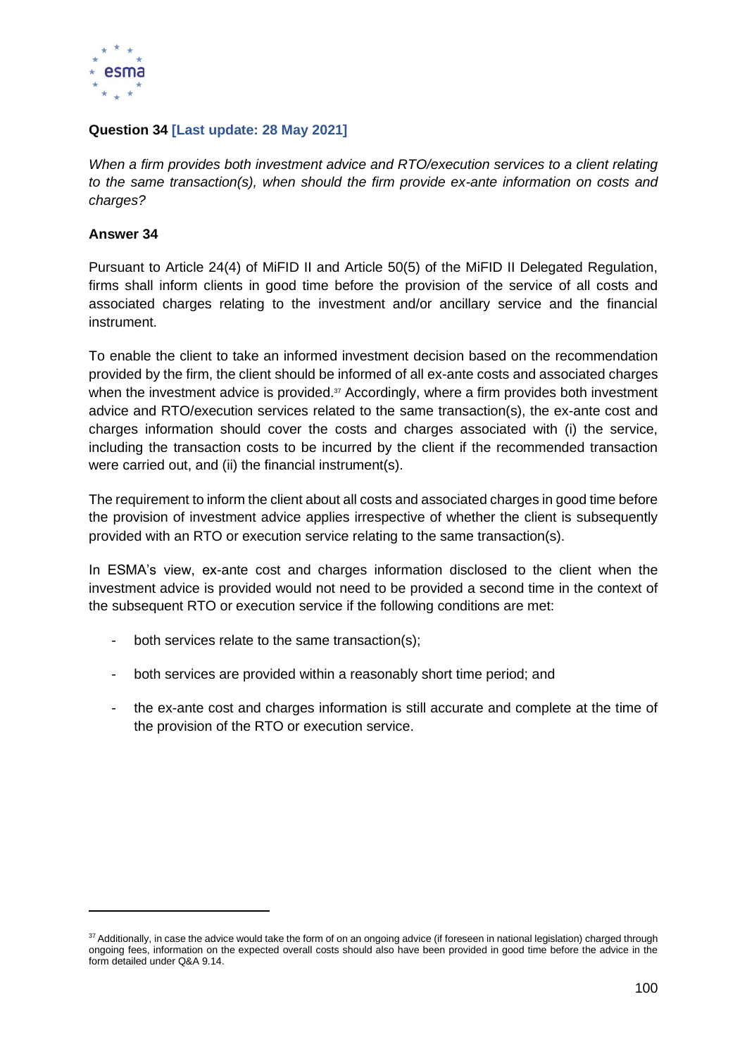**Question 34 [Last update: 28 May 2021]**

*When a firm provides both investment advice and RTO/execution services to a client relating to the same transaction(s), when should the firm provide ex-ante information on costs and charges?*

**Answer 34**

Pursuant to Article 24(4) of MiFID II and Article 50(5) of the MiFID II Delegated Regulation, firms shall inform clients in good time before the provision of the service of all costs and associated charges relating to the investment and/or ancillary service and the financial instrument.

To enable the client to take an informed investment decision based on the recommendation provided by the firm, the client should be informed of all ex-ante costs and associated charges when the investment advice is provided.[37] Accordingly, where a firm provides both investment advice and RTO/execution services related to the same transaction(s), the ex-ante cost and charges information should cover the costs and charges associated with (i) the service, including the transaction costs to be incurred by the client if the recommended transaction were carried out, and (ii) the financial instrument(s).

The requirement to inform the client about all costs and associated charges in good time before the provision of investment advice applies irrespective of whether the client is subsequently provided with an RTO or execution service relating to the same transaction(s).

In ESMA's view, ex-ante cost and charges information disclosed to the client when the investment advice is provided would not need to be provided a second time in the context of the subsequent RTO or execution service if the following conditions are met:

- both services relate to the same transaction(s);
- both services are provided within a reasonably short time period; and
- the ex-ante cost and charges information is still accurate and complete at the time of the provision of the RTO or execution service.

[37] Additionally, in case the advice would take the form of on an ongoing advice (if foreseen in national legislation) charged through ongoing fees, information on the expected overall costs should also have been provided in good time before the advice in the form detailed under Q&A 9.14.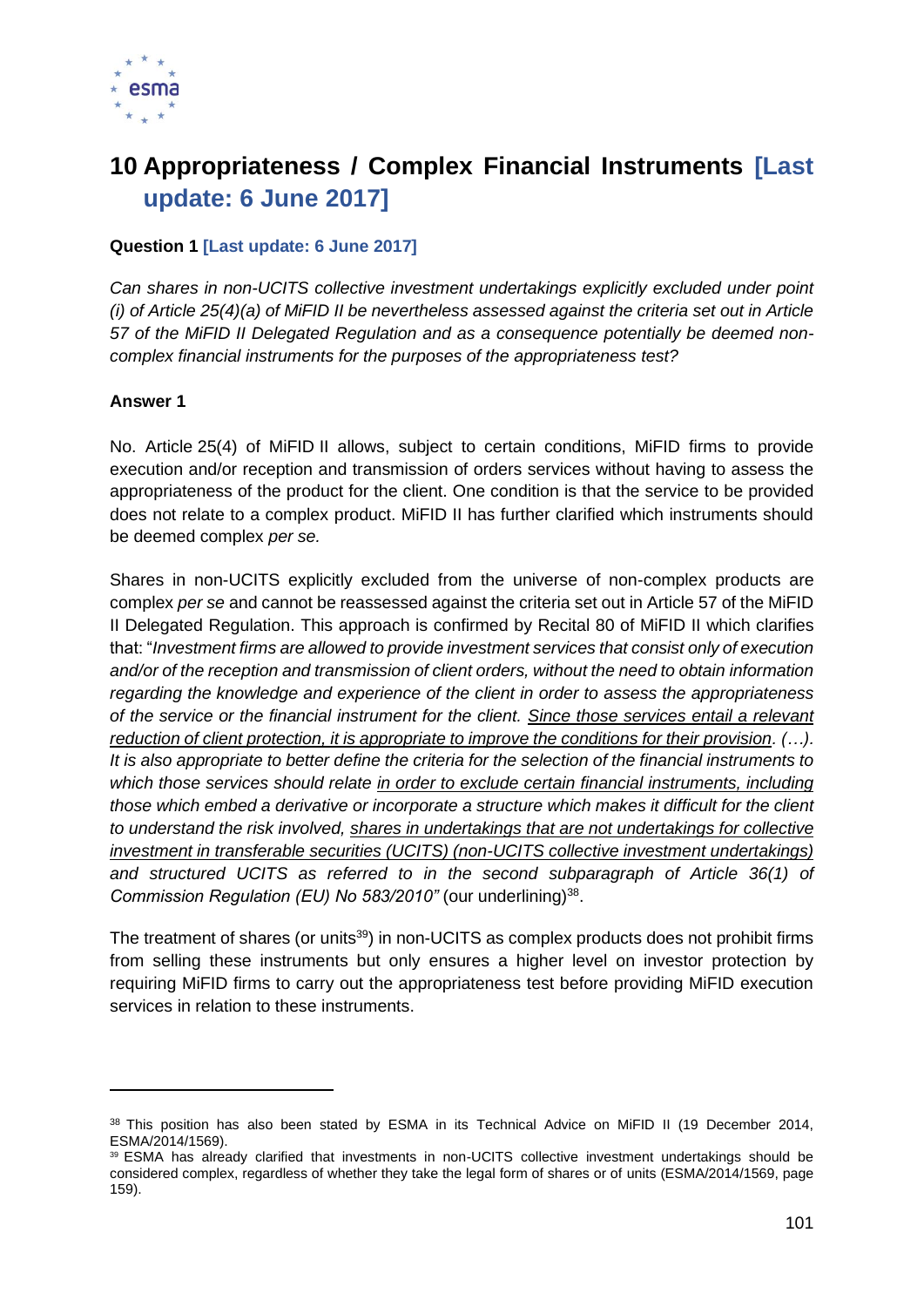# 10 Appropriateness / Complex Financial Instruments [Last update: 6 June 2017]

**Question 1 [Last update: 6 June 2017]**

*Can shares in non-UCITS collective investment undertakings explicitly excluded under point (i) of Article 25(4)(a) of MiFID II be nevertheless assessed against the criteria set out in Article 57 of the MiFID II Delegated Regulation and as a consequence potentially be deemed non-complex financial instruments for the purposes of the appropriateness test?*

**Answer 1**

No. Article 25(4) of MiFID II allows, subject to certain conditions, MiFID firms to provide execution and/or reception and transmission of orders services without having to assess the appropriateness of the product for the client. One condition is that the service to be provided does not relate to a complex product. MiFID II has further clarified which instruments should be deemed complex *per se.*

Shares in non-UCITS explicitly excluded from the universe of non-complex products are complex *per se* and cannot be reassessed against the criteria set out in Article 57 of the MiFID II Delegated Regulation. This approach is confirmed by Recital 80 of MiFID II which clarifies that: "*Investment firms are allowed to provide investment services that consist only of execution and/or of the reception and transmission of client orders, without the need to obtain information regarding the knowledge and experience of the client in order to assess the appropriateness of the service or the financial instrument for the client. <u>Since those services entail a relevant reduction of client protection, it is appropriate to improve the conditions for their provision</u>. (…). It is also appropriate to better define the criteria for the selection of the financial instruments to which those services should relate <u>in order to exclude certain financial instruments, including</u> those which embed a derivative or incorporate a structure which makes it difficult for the client to understand the risk involved, <u>shares in undertakings that are not undertakings for collective investment in transferable securities (UCITS) (non-UCITS collective investment undertakings)</u> and structured UCITS as referred to in the second subparagraph of Article 36(1) of Commission Regulation (EU) No 583/2010"* (our underlining)[38].

The treatment of shares (or units[39]) in non-UCITS as complex products does not prohibit firms from selling these instruments but only ensures a higher level on investor protection by requiring MiFID firms to carry out the appropriateness test before providing MiFID execution services in relation to these instruments.

---

[38] This position has also been stated by ESMA in its Technical Advice on MiFID II (19 December 2014, ESMA/2014/1569).

[39] ESMA has already clarified that investments in non-UCITS collective investment undertakings should be considered complex, regardless of whether they take the legal form of shares or of units (ESMA/2014/1569, page 159).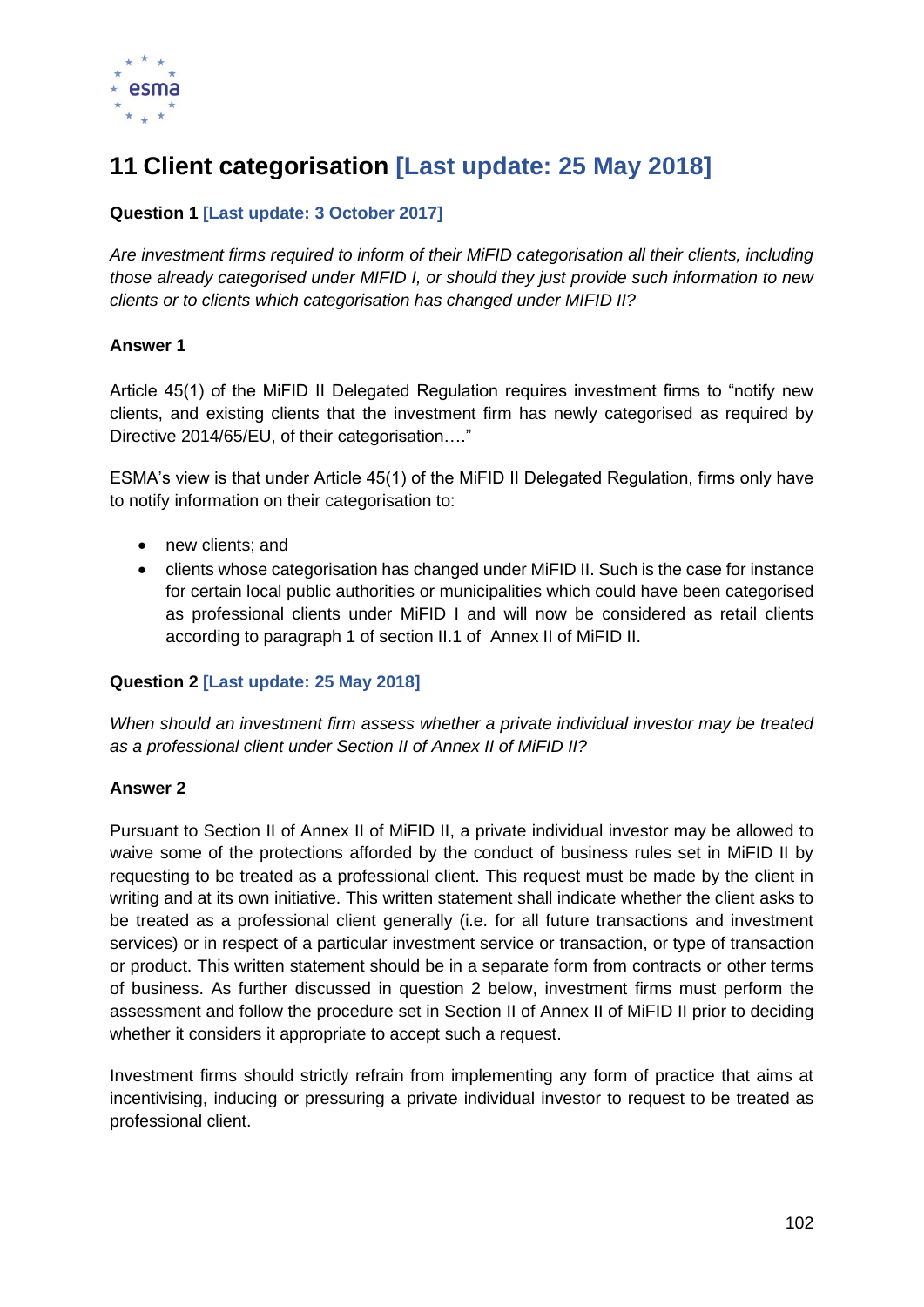# 11 Client categorisation [Last update: 25 May 2018]

**Question 1 [Last update: 3 October 2017]**

*Are investment firms required to inform of their MiFID categorisation all their clients, including those already categorised under MIFID I, or should they just provide such information to new clients or to clients which categorisation has changed under MIFID II?*

**Answer 1**

Article 45(1) of the MiFID II Delegated Regulation requires investment firms to "notify new clients, and existing clients that the investment firm has newly categorised as required by Directive 2014/65/EU, of their categorisation…."

ESMA's view is that under Article 45(1) of the MiFID II Delegated Regulation, firms only have to notify information on their categorisation to:

- new clients; and
- clients whose categorisation has changed under MiFID II. Such is the case for instance for certain local public authorities or municipalities which could have been categorised as professional clients under MiFID I and will now be considered as retail clients according to paragraph 1 of section II.1 of Annex II of MiFID II.

**Question 2 [Last update: 25 May 2018]**

*When should an investment firm assess whether a private individual investor may be treated as a professional client under Section II of Annex II of MiFID II?*

**Answer 2**

Pursuant to Section II of Annex II of MiFID II, a private individual investor may be allowed to waive some of the protections afforded by the conduct of business rules set in MiFID II by requesting to be treated as a professional client. This request must be made by the client in writing and at its own initiative. This written statement shall indicate whether the client asks to be treated as a professional client generally (i.e. for all future transactions and investment services) or in respect of a particular investment service or transaction, or type of transaction or product. This written statement should be in a separate form from contracts or other terms of business. As further discussed in question 2 below, investment firms must perform the assessment and follow the procedure set in Section II of Annex II of MiFID II prior to deciding whether it considers it appropriate to accept such a request.

Investment firms should strictly refrain from implementing any form of practice that aims at incentivising, inducing or pressuring a private individual investor to request to be treated as professional client.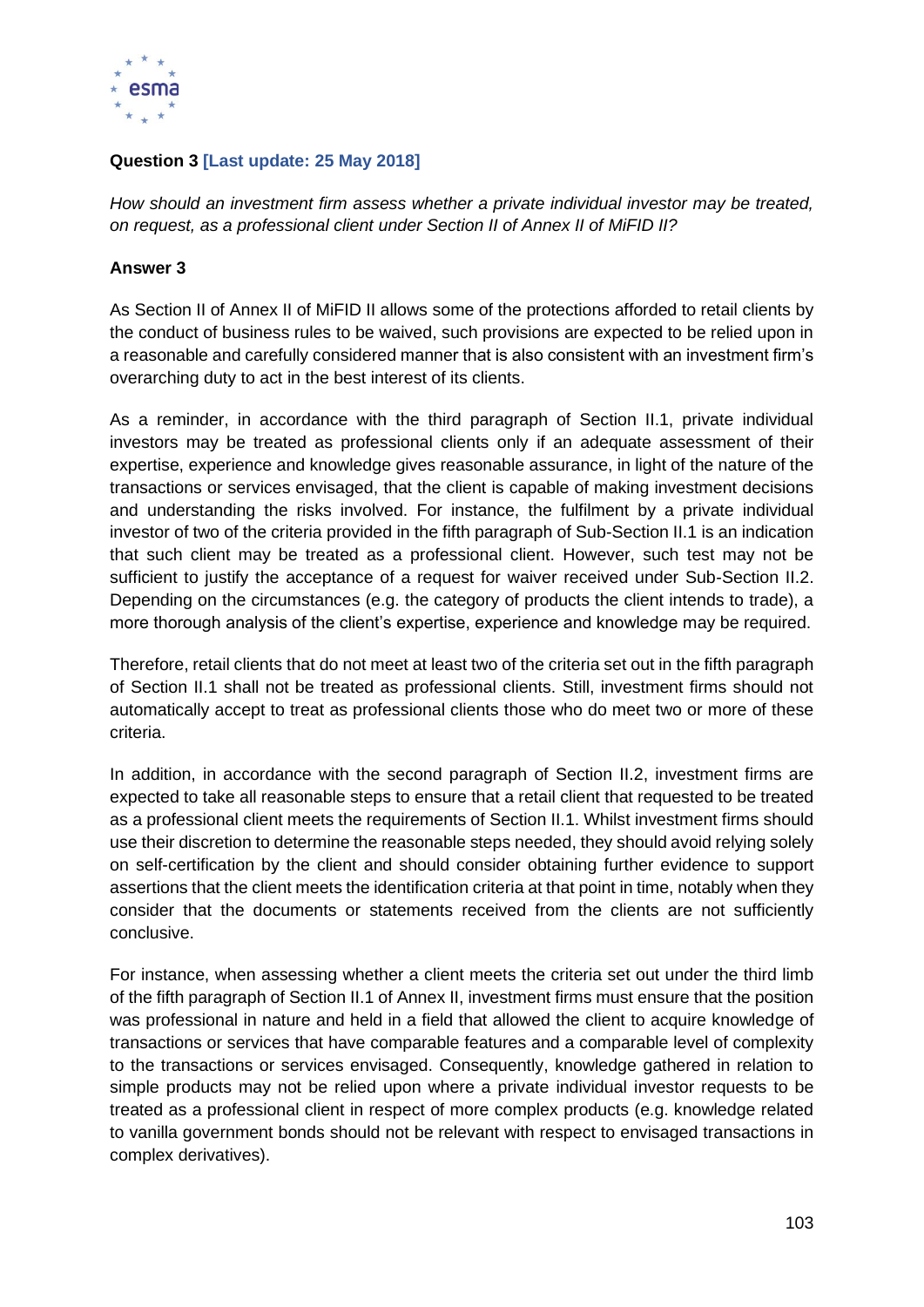**Question 3 [Last update: 25 May 2018]**

*How should an investment firm assess whether a private individual investor may be treated, on request, as a professional client under Section II of Annex II of MiFID II?*

**Answer 3**

As Section II of Annex II of MiFID II allows some of the protections afforded to retail clients by the conduct of business rules to be waived, such provisions are expected to be relied upon in a reasonable and carefully considered manner that is also consistent with an investment firm's overarching duty to act in the best interest of its clients.

As a reminder, in accordance with the third paragraph of Section II.1, private individual investors may be treated as professional clients only if an adequate assessment of their expertise, experience and knowledge gives reasonable assurance, in light of the nature of the transactions or services envisaged, that the client is capable of making investment decisions and understanding the risks involved. For instance, the fulfilment by a private individual investor of two of the criteria provided in the fifth paragraph of Sub-Section II.1 is an indication that such client may be treated as a professional client. However, such test may not be sufficient to justify the acceptance of a request for waiver received under Sub-Section II.2. Depending on the circumstances (e.g. the category of products the client intends to trade), a more thorough analysis of the client's expertise, experience and knowledge may be required.

Therefore, retail clients that do not meet at least two of the criteria set out in the fifth paragraph of Section II.1 shall not be treated as professional clients. Still, investment firms should not automatically accept to treat as professional clients those who do meet two or more of these criteria.

In addition, in accordance with the second paragraph of Section II.2, investment firms are expected to take all reasonable steps to ensure that a retail client that requested to be treated as a professional client meets the requirements of Section II.1. Whilst investment firms should use their discretion to determine the reasonable steps needed, they should avoid relying solely on self-certification by the client and should consider obtaining further evidence to support assertions that the client meets the identification criteria at that point in time, notably when they consider that the documents or statements received from the clients are not sufficiently conclusive.

For instance, when assessing whether a client meets the criteria set out under the third limb of the fifth paragraph of Section II.1 of Annex II, investment firms must ensure that the position was professional in nature and held in a field that allowed the client to acquire knowledge of transactions or services that have comparable features and a comparable level of complexity to the transactions or services envisaged. Consequently, knowledge gathered in relation to simple products may not be relied upon where a private individual investor requests to be treated as a professional client in respect of more complex products (e.g. knowledge related to vanilla government bonds should not be relevant with respect to envisaged transactions in complex derivatives).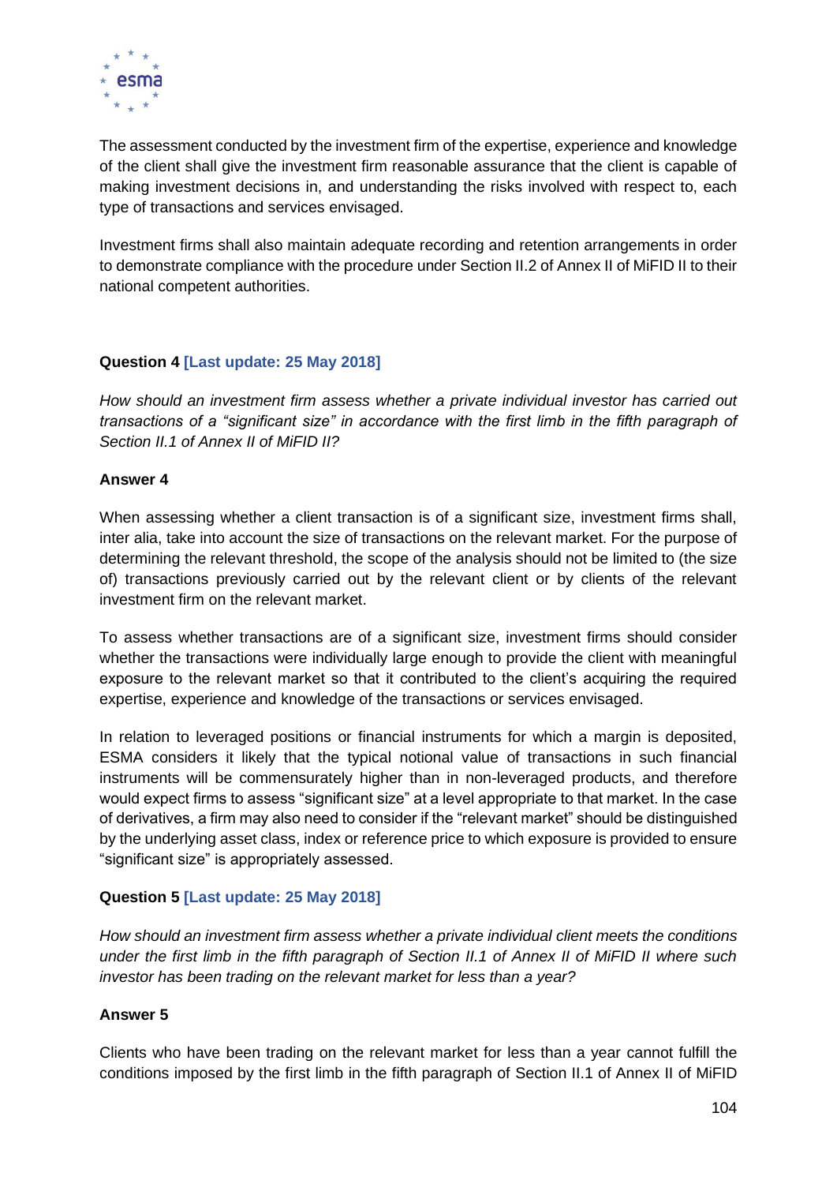The assessment conducted by the investment firm of the expertise, experience and knowledge of the client shall give the investment firm reasonable assurance that the client is capable of making investment decisions in, and understanding the risks involved with respect to, each type of transactions and services envisaged.

Investment firms shall also maintain adequate recording and retention arrangements in order to demonstrate compliance with the procedure under Section II.2 of Annex II of MiFID II to their national competent authorities.

**Question 4 [Last update: 25 May 2018]**

*How should an investment firm assess whether a private individual investor has carried out transactions of a "significant size" in accordance with the first limb in the fifth paragraph of Section II.1 of Annex II of MiFID II?*

**Answer 4**

When assessing whether a client transaction is of a significant size, investment firms shall, inter alia, take into account the size of transactions on the relevant market. For the purpose of determining the relevant threshold, the scope of the analysis should not be limited to (the size of) transactions previously carried out by the relevant client or by clients of the relevant investment firm on the relevant market.

To assess whether transactions are of a significant size, investment firms should consider whether the transactions were individually large enough to provide the client with meaningful exposure to the relevant market so that it contributed to the client's acquiring the required expertise, experience and knowledge of the transactions or services envisaged.

In relation to leveraged positions or financial instruments for which a margin is deposited, ESMA considers it likely that the typical notional value of transactions in such financial instruments will be commensurately higher than in non-leveraged products, and therefore would expect firms to assess "significant size" at a level appropriate to that market. In the case of derivatives, a firm may also need to consider if the "relevant market" should be distinguished by the underlying asset class, index or reference price to which exposure is provided to ensure "significant size" is appropriately assessed.

**Question 5 [Last update: 25 May 2018]**

*How should an investment firm assess whether a private individual client meets the conditions under the first limb in the fifth paragraph of Section II.1 of Annex II of MiFID II where such investor has been trading on the relevant market for less than a year?*

**Answer 5**

Clients who have been trading on the relevant market for less than a year cannot fulfill the conditions imposed by the first limb in the fifth paragraph of Section II.1 of Annex II of MiFID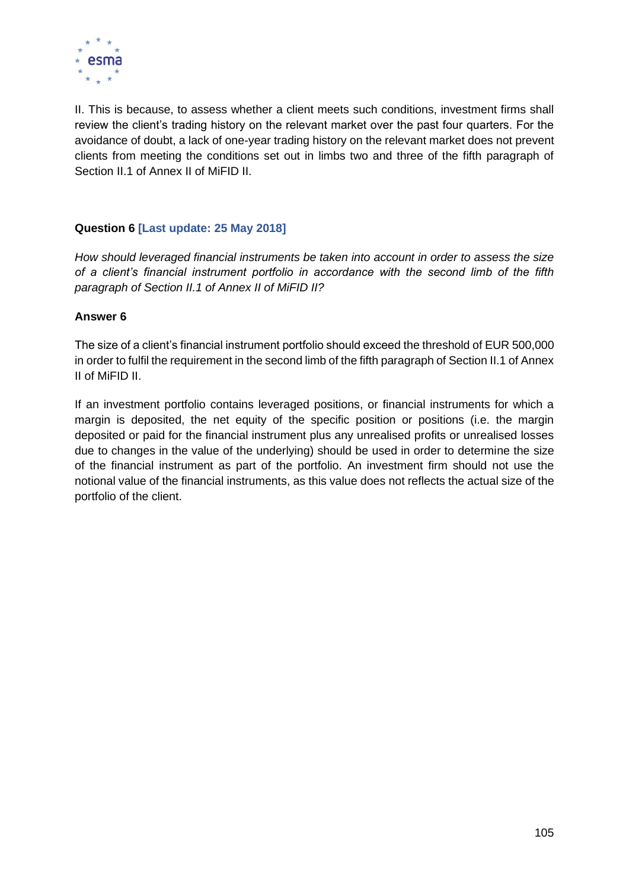II. This is because, to assess whether a client meets such conditions, investment firms shall review the client's trading history on the relevant market over the past four quarters. For the avoidance of doubt, a lack of one-year trading history on the relevant market does not prevent clients from meeting the conditions set out in limbs two and three of the fifth paragraph of Section II.1 of Annex II of MiFID II.

**Question 6 [Last update: 25 May 2018]**

*How should leveraged financial instruments be taken into account in order to assess the size of a client's financial instrument portfolio in accordance with the second limb of the fifth paragraph of Section II.1 of Annex II of MiFID II?*

**Answer 6**

The size of a client's financial instrument portfolio should exceed the threshold of EUR 500,000 in order to fulfil the requirement in the second limb of the fifth paragraph of Section II.1 of Annex II of MiFID II.

If an investment portfolio contains leveraged positions, or financial instruments for which a margin is deposited, the net equity of the specific position or positions (i.e. the margin deposited or paid for the financial instrument plus any unrealised profits or unrealised losses due to changes in the value of the underlying) should be used in order to determine the size of the financial instrument as part of the portfolio. An investment firm should not use the notional value of the financial instruments, as this value does not reflects the actual size of the portfolio of the client.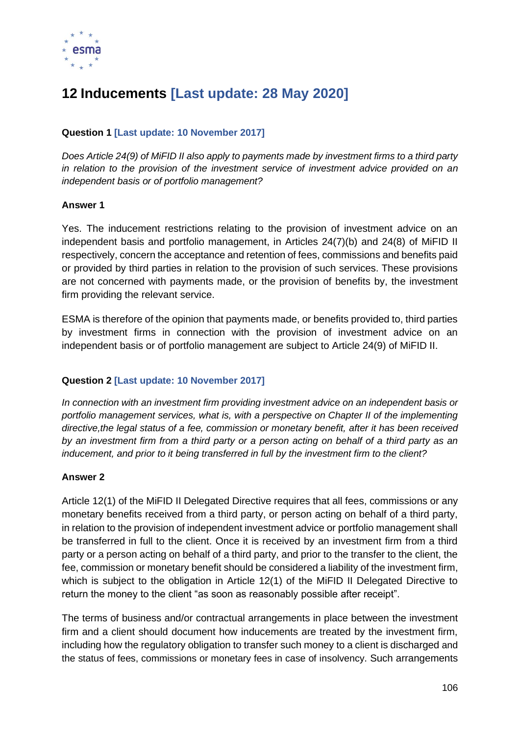# 12 Inducements [Last update: 28 May 2020]

**Question 1 [Last update: 10 November 2017]**

*Does Article 24(9) of MiFID II also apply to payments made by investment firms to a third party in relation to the provision of the investment service of investment advice provided on an independent basis or of portfolio management?*

**Answer 1**

Yes. The inducement restrictions relating to the provision of investment advice on an independent basis and portfolio management, in Articles 24(7)(b) and 24(8) of MiFID II respectively, concern the acceptance and retention of fees, commissions and benefits paid or provided by third parties in relation to the provision of such services. These provisions are not concerned with payments made, or the provision of benefits by, the investment firm providing the relevant service.

ESMA is therefore of the opinion that payments made, or benefits provided to, third parties by investment firms in connection with the provision of investment advice on an independent basis or of portfolio management are subject to Article 24(9) of MiFID II.

**Question 2 [Last update: 10 November 2017]**

*In connection with an investment firm providing investment advice on an independent basis or portfolio management services, what is, with a perspective on Chapter II of the implementing directive,the legal status of a fee, commission or monetary benefit, after it has been received by an investment firm from a third party or a person acting on behalf of a third party as an inducement, and prior to it being transferred in full by the investment firm to the client?*

**Answer 2**

Article 12(1) of the MiFID II Delegated Directive requires that all fees, commissions or any monetary benefits received from a third party, or person acting on behalf of a third party, in relation to the provision of independent investment advice or portfolio management shall be transferred in full to the client. Once it is received by an investment firm from a third party or a person acting on behalf of a third party, and prior to the transfer to the client, the fee, commission or monetary benefit should be considered a liability of the investment firm, which is subject to the obligation in Article 12(1) of the MiFID II Delegated Directive to return the money to the client "as soon as reasonably possible after receipt".

The terms of business and/or contractual arrangements in place between the investment firm and a client should document how inducements are treated by the investment firm, including how the regulatory obligation to transfer such money to a client is discharged and the status of fees, commissions or monetary fees in case of insolvency. Such arrangements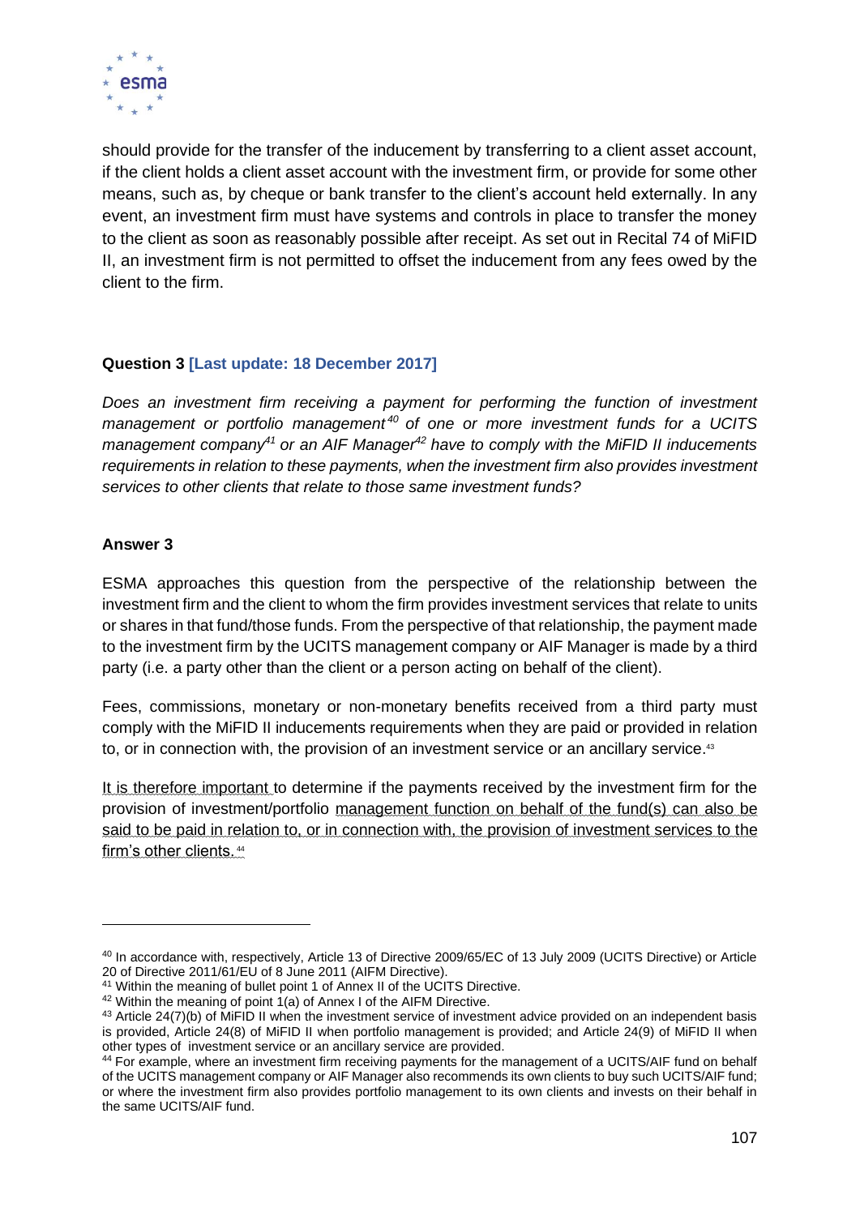should provide for the transfer of the inducement by transferring to a client asset account, if the client holds a client asset account with the investment firm, or provide for some other means, such as, by cheque or bank transfer to the client's account held externally. In any event, an investment firm must have systems and controls in place to transfer the money to the client as soon as reasonably possible after receipt. As set out in Recital 74 of MiFID II, an investment firm is not permitted to offset the inducement from any fees owed by the client to the firm.

**Question 3 [Last update: 18 December 2017]**

*Does an investment firm receiving a payment for performing the function of investment management or portfolio management*[40] *of one or more investment funds for a UCITS management company*[41] *or an AIF Manager*[42] *have to comply with the MiFID II inducements requirements in relation to these payments, when the investment firm also provides investment services to other clients that relate to those same investment funds?*

**Answer 3**

ESMA approaches this question from the perspective of the relationship between the investment firm and the client to whom the firm provides investment services that relate to units or shares in that fund/those funds. From the perspective of that relationship, the payment made to the investment firm by the UCITS management company or AIF Manager is made by a third party (i.e. a party other than the client or a person acting on behalf of the client).

Fees, commissions, monetary or non-monetary benefits received from a third party must comply with the MiFID II inducements requirements when they are paid or provided in relation to, or in connection with, the provision of an investment service or an ancillary service.[43]

It is therefore important to determine if the payments received by the investment firm for the provision of investment/portfolio management function on behalf of the fund(s) can also be said to be paid in relation to, or in connection with, the provision of investment services to the firm's other clients.[44]

---

[40] In accordance with, respectively, Article 13 of Directive 2009/65/EC of 13 July 2009 (UCITS Directive) or Article 20 of Directive 2011/61/EU of 8 June 2011 (AIFM Directive).

[41] Within the meaning of bullet point 1 of Annex II of the UCITS Directive.

[42] Within the meaning of point 1(a) of Annex I of the AIFM Directive.

[43] Article 24(7)(b) of MiFID II when the investment service of investment advice provided on an independent basis is provided, Article 24(8) of MiFID II when portfolio management is provided; and Article 24(9) of MiFID II when other types of investment service or an ancillary service are provided.

[44] For example, where an investment firm receiving payments for the management of a UCITS/AIF fund on behalf of the UCITS management company or AIF Manager also recommends its own clients to buy such UCITS/AIF fund; or where the investment firm also provides portfolio management to its own clients and invests on their behalf in the same UCITS/AIF fund.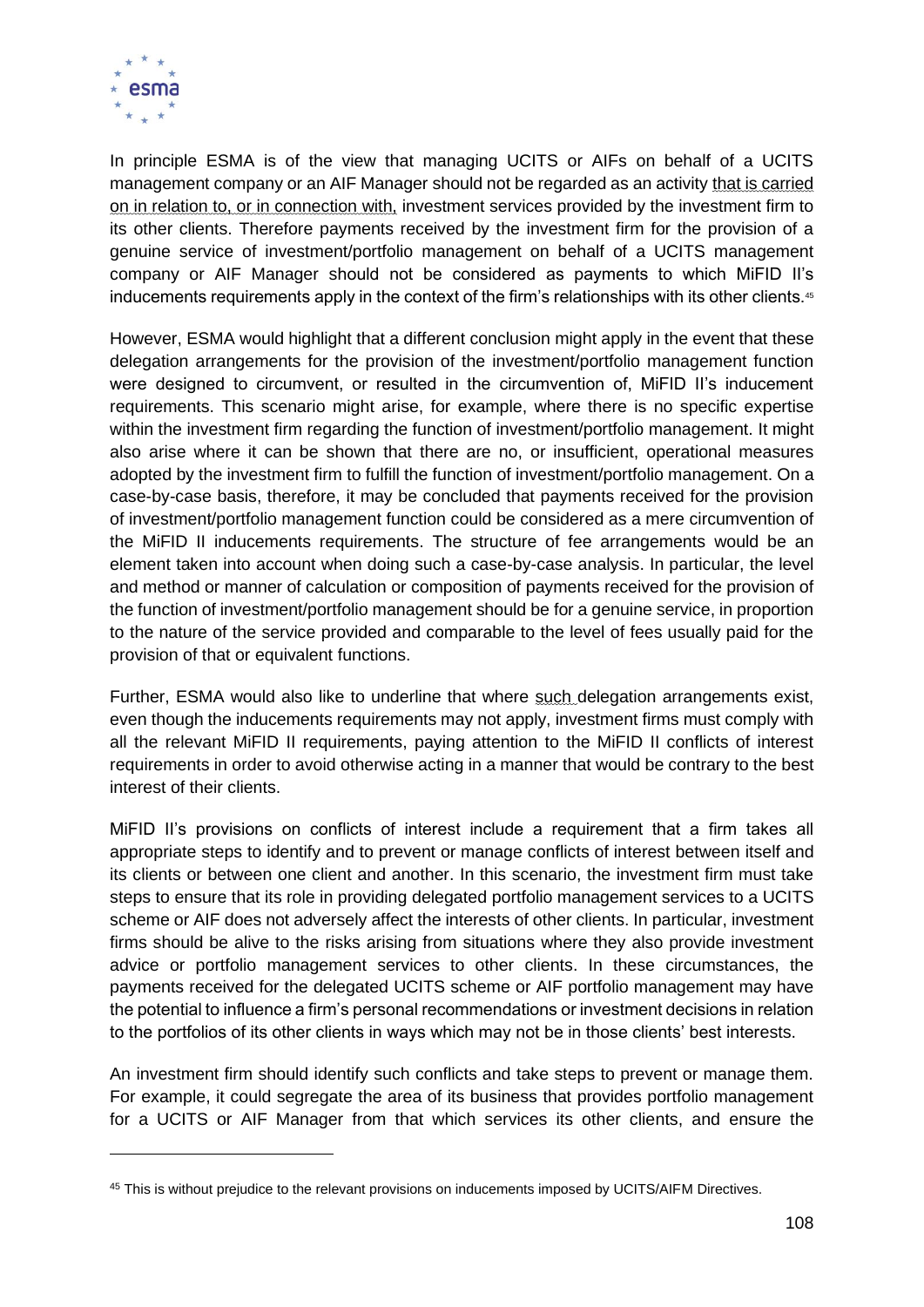In principle ESMA is of the view that managing UCITS or AIFs on behalf of a UCITS management company or an AIF Manager should not be regarded as an activity that is carried on in relation to, or in connection with, investment services provided by the investment firm to its other clients. Therefore payments received by the investment firm for the provision of a genuine service of investment/portfolio management on behalf of a UCITS management company or AIF Manager should not be considered as payments to which MiFID II's inducements requirements apply in the context of the firm's relationships with its other clients.[45]

However, ESMA would highlight that a different conclusion might apply in the event that these delegation arrangements for the provision of the investment/portfolio management function were designed to circumvent, or resulted in the circumvention of, MiFID II's inducement requirements. This scenario might arise, for example, where there is no specific expertise within the investment firm regarding the function of investment/portfolio management. It might also arise where it can be shown that there are no, or insufficient, operational measures adopted by the investment firm to fulfill the function of investment/portfolio management. On a case-by-case basis, therefore, it may be concluded that payments received for the provision of investment/portfolio management function could be considered as a mere circumvention of the MiFID II inducements requirements. The structure of fee arrangements would be an element taken into account when doing such a case-by-case analysis. In particular, the level and method or manner of calculation or composition of payments received for the provision of the function of investment/portfolio management should be for a genuine service, in proportion to the nature of the service provided and comparable to the level of fees usually paid for the provision of that or equivalent functions.

Further, ESMA would also like to underline that where such delegation arrangements exist, even though the inducements requirements may not apply, investment firms must comply with all the relevant MiFID II requirements, paying attention to the MiFID II conflicts of interest requirements in order to avoid otherwise acting in a manner that would be contrary to the best interest of their clients.

MiFID II's provisions on conflicts of interest include a requirement that a firm takes all appropriate steps to identify and to prevent or manage conflicts of interest between itself and its clients or between one client and another. In this scenario, the investment firm must take steps to ensure that its role in providing delegated portfolio management services to a UCITS scheme or AIF does not adversely affect the interests of other clients. In particular, investment firms should be alive to the risks arising from situations where they also provide investment advice or portfolio management services to other clients. In these circumstances, the payments received for the delegated UCITS scheme or AIF portfolio management may have the potential to influence a firm's personal recommendations or investment decisions in relation to the portfolios of its other clients in ways which may not be in those clients' best interests.

An investment firm should identify such conflicts and take steps to prevent or manage them. For example, it could segregate the area of its business that provides portfolio management for a UCITS or AIF Manager from that which services its other clients, and ensure the

[45] This is without prejudice to the relevant provisions on inducements imposed by UCITS/AIFM Directives.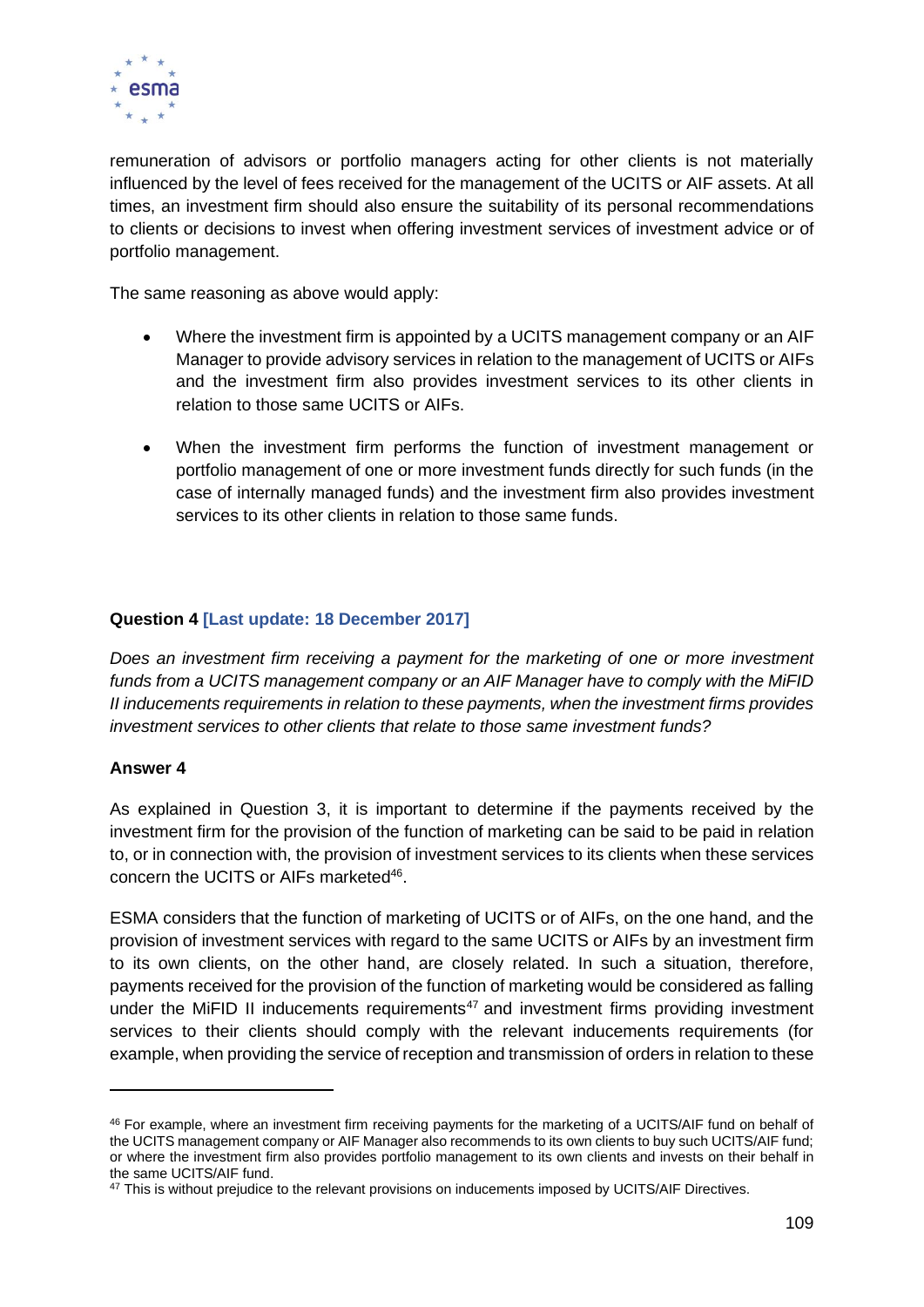remuneration of advisors or portfolio managers acting for other clients is not materially influenced by the level of fees received for the management of the UCITS or AIF assets. At all times, an investment firm should also ensure the suitability of its personal recommendations to clients or decisions to invest when offering investment services of investment advice or of portfolio management.

The same reasoning as above would apply:

- Where the investment firm is appointed by a UCITS management company or an AIF Manager to provide advisory services in relation to the management of UCITS or AIFs and the investment firm also provides investment services to its other clients in relation to those same UCITS or AIFs.

- When the investment firm performs the function of investment management or portfolio management of one or more investment funds directly for such funds (in the case of internally managed funds) and the investment firm also provides investment services to its other clients in relation to those same funds.

**Question 4 [Last update: 18 December 2017]**

*Does an investment firm receiving a payment for the marketing of one or more investment funds from a UCITS management company or an AIF Manager have to comply with the MiFID II inducements requirements in relation to these payments, when the investment firms provides investment services to other clients that relate to those same investment funds?*

**Answer 4**

As explained in Question 3, it is important to determine if the payments received by the investment firm for the provision of the function of marketing can be said to be paid in relation to, or in connection with, the provision of investment services to its clients when these services concern the UCITS or AIFs marketed[46].

ESMA considers that the function of marketing of UCITS or of AIFs, on the one hand, and the provision of investment services with regard to the same UCITS or AIFs by an investment firm to its own clients, on the other hand, are closely related. In such a situation, therefore, payments received for the provision of the function of marketing would be considered as falling under the MiFID II inducements requirements[47] and investment firms providing investment services to their clients should comply with the relevant inducements requirements (for example, when providing the service of reception and transmission of orders in relation to these

[46] For example, where an investment firm receiving payments for the marketing of a UCITS/AIF fund on behalf of the UCITS management company or AIF Manager also recommends to its own clients to buy such UCITS/AIF fund; or where the investment firm also provides portfolio management to its own clients and invests on their behalf in the same UCITS/AIF fund.

[47] This is without prejudice to the relevant provisions on inducements imposed by UCITS/AIF Directives.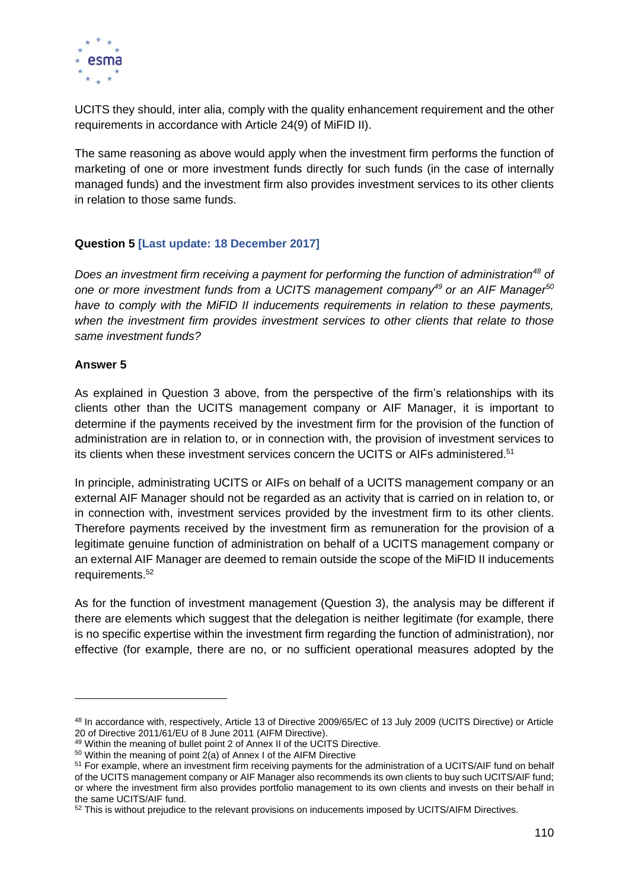UCITS they should, inter alia, comply with the quality enhancement requirement and the other requirements in accordance with Article 24(9) of MiFID II).

The same reasoning as above would apply when the investment firm performs the function of marketing of one or more investment funds directly for such funds (in the case of internally managed funds) and the investment firm also provides investment services to its other clients in relation to those same funds.

**Question 5 [Last update: 18 December 2017]**

*Does an investment firm receiving a payment for performing the function of administration[48] of one or more investment funds from a UCITS management company[49] or an AIF Manager[50] have to comply with the MiFID II inducements requirements in relation to these payments, when the investment firm provides investment services to other clients that relate to those same investment funds?*

**Answer 5**

As explained in Question 3 above, from the perspective of the firm's relationships with its clients other than the UCITS management company or AIF Manager, it is important to determine if the payments received by the investment firm for the provision of the function of administration are in relation to, or in connection with, the provision of investment services to its clients when these investment services concern the UCITS or AIFs administered.[51]

In principle, administrating UCITS or AIFs on behalf of a UCITS management company or an external AIF Manager should not be regarded as an activity that is carried on in relation to, or in connection with, investment services provided by the investment firm to its other clients. Therefore payments received by the investment firm as remuneration for the provision of a legitimate genuine function of administration on behalf of a UCITS management company or an external AIF Manager are deemed to remain outside the scope of the MiFID II inducements requirements.[52]

As for the function of investment management (Question 3), the analysis may be different if there are elements which suggest that the delegation is neither legitimate (for example, there is no specific expertise within the investment firm regarding the function of administration), nor effective (for example, there are no, or no sufficient operational measures adopted by the

---

[48] In accordance with, respectively, Article 13 of Directive 2009/65/EC of 13 July 2009 (UCITS Directive) or Article 20 of Directive 2011/61/EU of 8 June 2011 (AIFM Directive).

[49] Within the meaning of bullet point 2 of Annex II of the UCITS Directive.

[50] Within the meaning of point 2(a) of Annex I of the AIFM Directive

[51] For example, where an investment firm receiving payments for the administration of a UCITS/AIF fund on behalf of the UCITS management company or AIF Manager also recommends its own clients to buy such UCITS/AIF fund; or where the investment firm also provides portfolio management to its own clients and invests on their behalf in the same UCITS/AIF fund.

[52] This is without prejudice to the relevant provisions on inducements imposed by UCITS/AIFM Directives.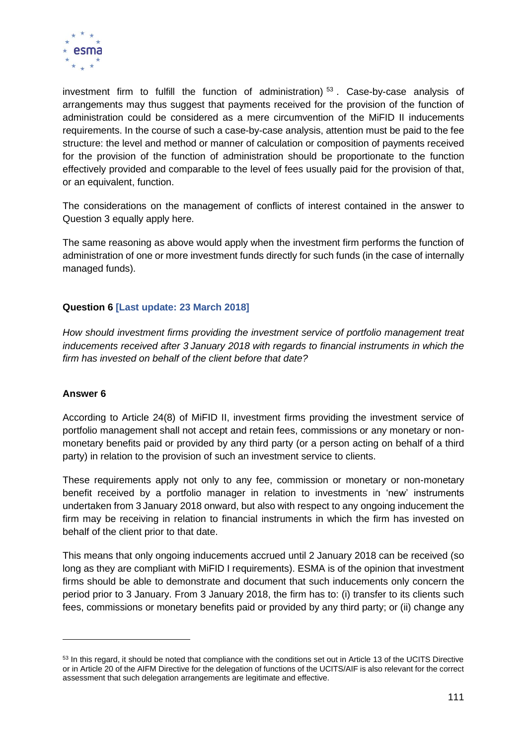investment firm to fulfill the function of administration) [53]. Case-by-case analysis of arrangements may thus suggest that payments received for the provision of the function of administration could be considered as a mere circumvention of the MiFID II inducements requirements. In the course of such a case-by-case analysis, attention must be paid to the fee structure: the level and method or manner of calculation or composition of payments received for the provision of the function of administration should be proportionate to the function effectively provided and comparable to the level of fees usually paid for the provision of that, or an equivalent, function.

The considerations on the management of conflicts of interest contained in the answer to Question 3 equally apply here.

The same reasoning as above would apply when the investment firm performs the function of administration of one or more investment funds directly for such funds (in the case of internally managed funds).

**Question 6 [Last update: 23 March 2018]**

*How should investment firms providing the investment service of portfolio management treat inducements received after 3 January 2018 with regards to financial instruments in which the firm has invested on behalf of the client before that date?*

**Answer 6**

According to Article 24(8) of MiFID II, investment firms providing the investment service of portfolio management shall not accept and retain fees, commissions or any monetary or non-monetary benefits paid or provided by any third party (or a person acting on behalf of a third party) in relation to the provision of such an investment service to clients.

These requirements apply not only to any fee, commission or monetary or non-monetary benefit received by a portfolio manager in relation to investments in 'new' instruments undertaken from 3 January 2018 onward, but also with respect to any ongoing inducement the firm may be receiving in relation to financial instruments in which the firm has invested on behalf of the client prior to that date.

This means that only ongoing inducements accrued until 2 January 2018 can be received (so long as they are compliant with MiFID I requirements). ESMA is of the opinion that investment firms should be able to demonstrate and document that such inducements only concern the period prior to 3 January. From 3 January 2018, the firm has to: (i) transfer to its clients such fees, commissions or monetary benefits paid or provided by any third party; or (ii) change any

---

[53] In this regard, it should be noted that compliance with the conditions set out in Article 13 of the UCITS Directive or in Article 20 of the AIFM Directive for the delegation of functions of the UCITS/AIF is also relevant for the correct assessment that such delegation arrangements are legitimate and effective.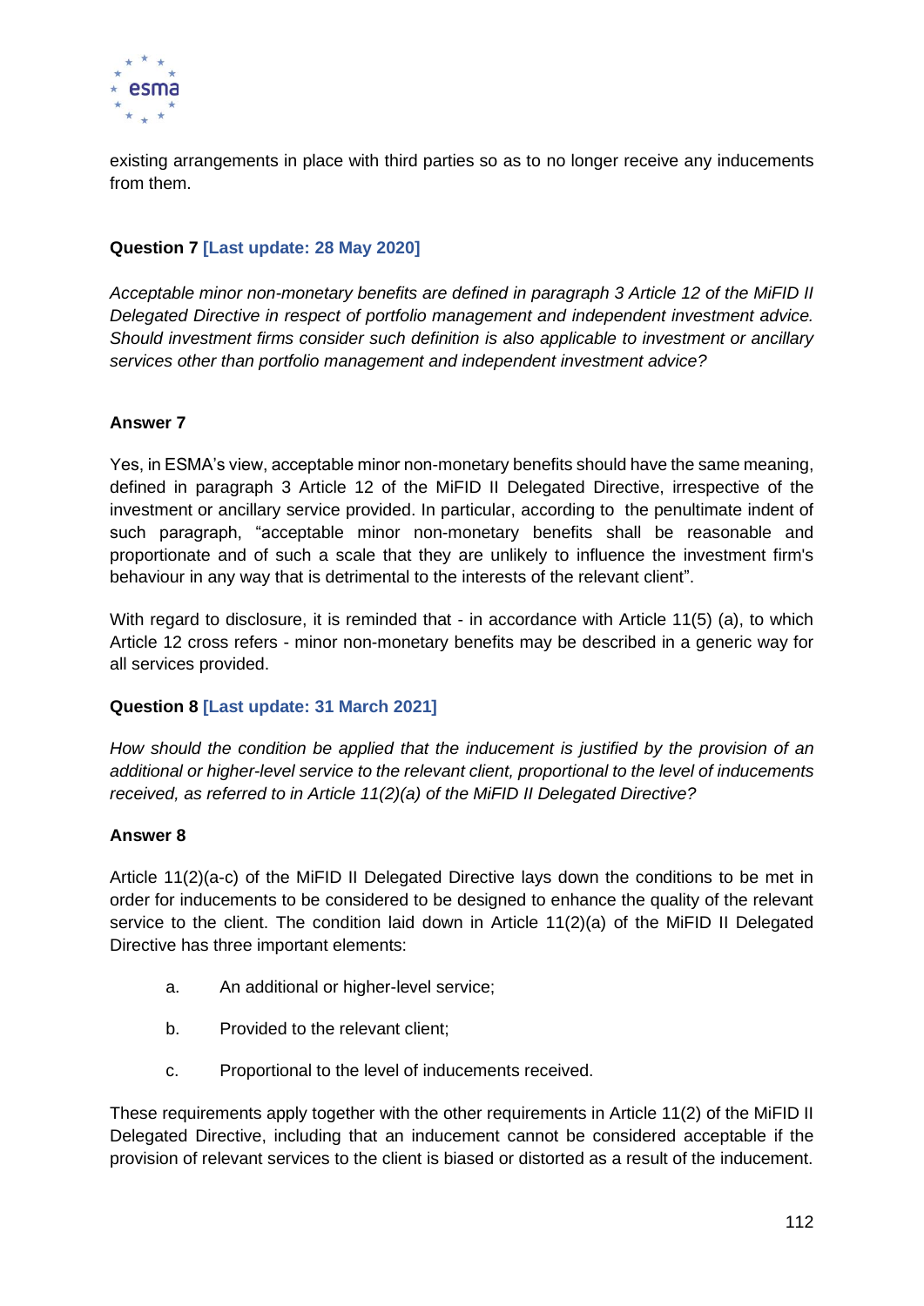existing arrangements in place with third parties so as to no longer receive any inducements from them.

**Question 7 [Last update: 28 May 2020]**

*Acceptable minor non-monetary benefits are defined in paragraph 3 Article 12 of the MiFID II Delegated Directive in respect of portfolio management and independent investment advice. Should investment firms consider such definition is also applicable to investment or ancillary services other than portfolio management and independent investment advice?*

**Answer 7**

Yes, in ESMA's view, acceptable minor non-monetary benefits should have the same meaning, defined in paragraph 3 Article 12 of the MiFID II Delegated Directive, irrespective of the investment or ancillary service provided. In particular, according to the penultimate indent of such paragraph, "acceptable minor non-monetary benefits shall be reasonable and proportionate and of such a scale that they are unlikely to influence the investment firm's behaviour in any way that is detrimental to the interests of the relevant client".

With regard to disclosure, it is reminded that - in accordance with Article 11(5) (a), to which Article 12 cross refers - minor non-monetary benefits may be described in a generic way for all services provided.

**Question 8 [Last update: 31 March 2021]**

*How should the condition be applied that the inducement is justified by the provision of an additional or higher-level service to the relevant client, proportional to the level of inducements received, as referred to in Article 11(2)(a) of the MiFID II Delegated Directive?*

**Answer 8**

Article 11(2)(a-c) of the MiFID II Delegated Directive lays down the conditions to be met in order for inducements to be considered to be designed to enhance the quality of the relevant service to the client. The condition laid down in Article 11(2)(a) of the MiFID II Delegated Directive has three important elements:

a. An additional or higher-level service;

b. Provided to the relevant client;

c. Proportional to the level of inducements received.

These requirements apply together with the other requirements in Article 11(2) of the MiFID II Delegated Directive, including that an inducement cannot be considered acceptable if the provision of relevant services to the client is biased or distorted as a result of the inducement.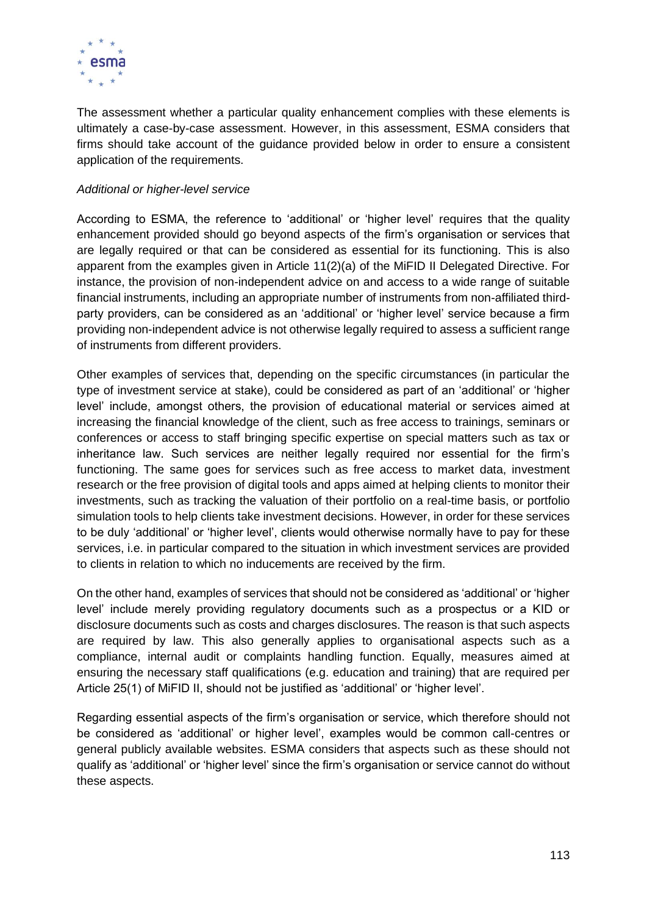The assessment whether a particular quality enhancement complies with these elements is ultimately a case-by-case assessment. However, in this assessment, ESMA considers that firms should take account of the guidance provided below in order to ensure a consistent application of the requirements.

*Additional or higher-level service*

According to ESMA, the reference to 'additional' or 'higher level' requires that the quality enhancement provided should go beyond aspects of the firm's organisation or services that are legally required or that can be considered as essential for its functioning. This is also apparent from the examples given in Article 11(2)(a) of the MiFID II Delegated Directive. For instance, the provision of non-independent advice on and access to a wide range of suitable financial instruments, including an appropriate number of instruments from non-affiliated third-party providers, can be considered as an 'additional' or 'higher level' service because a firm providing non-independent advice is not otherwise legally required to assess a sufficient range of instruments from different providers.

Other examples of services that, depending on the specific circumstances (in particular the type of investment service at stake), could be considered as part of an 'additional' or 'higher level' include, amongst others, the provision of educational material or services aimed at increasing the financial knowledge of the client, such as free access to trainings, seminars or conferences or access to staff bringing specific expertise on special matters such as tax or inheritance law. Such services are neither legally required nor essential for the firm's functioning. The same goes for services such as free access to market data, investment research or the free provision of digital tools and apps aimed at helping clients to monitor their investments, such as tracking the valuation of their portfolio on a real-time basis, or portfolio simulation tools to help clients take investment decisions. However, in order for these services to be duly 'additional' or 'higher level', clients would otherwise normally have to pay for these services, i.e. in particular compared to the situation in which investment services are provided to clients in relation to which no inducements are received by the firm.

On the other hand, examples of services that should not be considered as 'additional' or 'higher level' include merely providing regulatory documents such as a prospectus or a KID or disclosure documents such as costs and charges disclosures. The reason is that such aspects are required by law. This also generally applies to organisational aspects such as a compliance, internal audit or complaints handling function. Equally, measures aimed at ensuring the necessary staff qualifications (e.g. education and training) that are required per Article 25(1) of MiFID II, should not be justified as 'additional' or 'higher level'.

Regarding essential aspects of the firm's organisation or service, which therefore should not be considered as 'additional' or higher level', examples would be common call-centres or general publicly available websites. ESMA considers that aspects such as these should not qualify as 'additional' or 'higher level' since the firm's organisation or service cannot do without these aspects.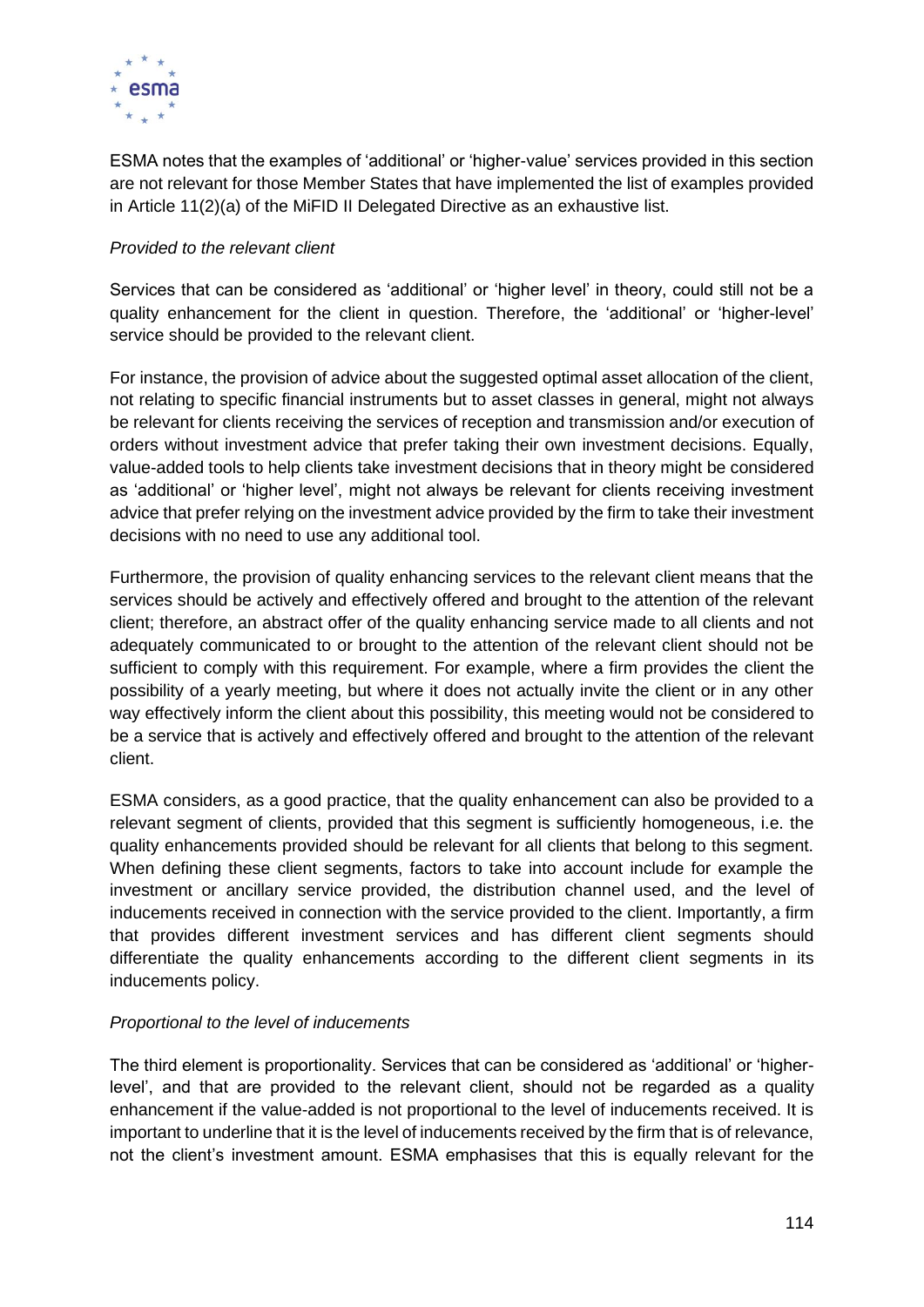ESMA notes that the examples of 'additional' or 'higher-value' services provided in this section are not relevant for those Member States that have implemented the list of examples provided in Article 11(2)(a) of the MiFID II Delegated Directive as an exhaustive list.

*Provided to the relevant client*

Services that can be considered as 'additional' or 'higher level' in theory, could still not be a quality enhancement for the client in question. Therefore, the 'additional' or 'higher-level' service should be provided to the relevant client.

For instance, the provision of advice about the suggested optimal asset allocation of the client, not relating to specific financial instruments but to asset classes in general, might not always be relevant for clients receiving the services of reception and transmission and/or execution of orders without investment advice that prefer taking their own investment decisions. Equally, value-added tools to help clients take investment decisions that in theory might be considered as 'additional' or 'higher level', might not always be relevant for clients receiving investment advice that prefer relying on the investment advice provided by the firm to take their investment decisions with no need to use any additional tool.

Furthermore, the provision of quality enhancing services to the relevant client means that the services should be actively and effectively offered and brought to the attention of the relevant client; therefore, an abstract offer of the quality enhancing service made to all clients and not adequately communicated to or brought to the attention of the relevant client should not be sufficient to comply with this requirement. For example, where a firm provides the client the possibility of a yearly meeting, but where it does not actually invite the client or in any other way effectively inform the client about this possibility, this meeting would not be considered to be a service that is actively and effectively offered and brought to the attention of the relevant client.

ESMA considers, as a good practice, that the quality enhancement can also be provided to a relevant segment of clients, provided that this segment is sufficiently homogeneous, i.e. the quality enhancements provided should be relevant for all clients that belong to this segment. When defining these client segments, factors to take into account include for example the investment or ancillary service provided, the distribution channel used, and the level of inducements received in connection with the service provided to the client. Importantly, a firm that provides different investment services and has different client segments should differentiate the quality enhancements according to the different client segments in its inducements policy.

*Proportional to the level of inducements*

The third element is proportionality. Services that can be considered as 'additional' or 'higher-level', and that are provided to the relevant client, should not be regarded as a quality enhancement if the value-added is not proportional to the level of inducements received. It is important to underline that it is the level of inducements received by the firm that is of relevance, not the client's investment amount. ESMA emphasises that this is equally relevant for the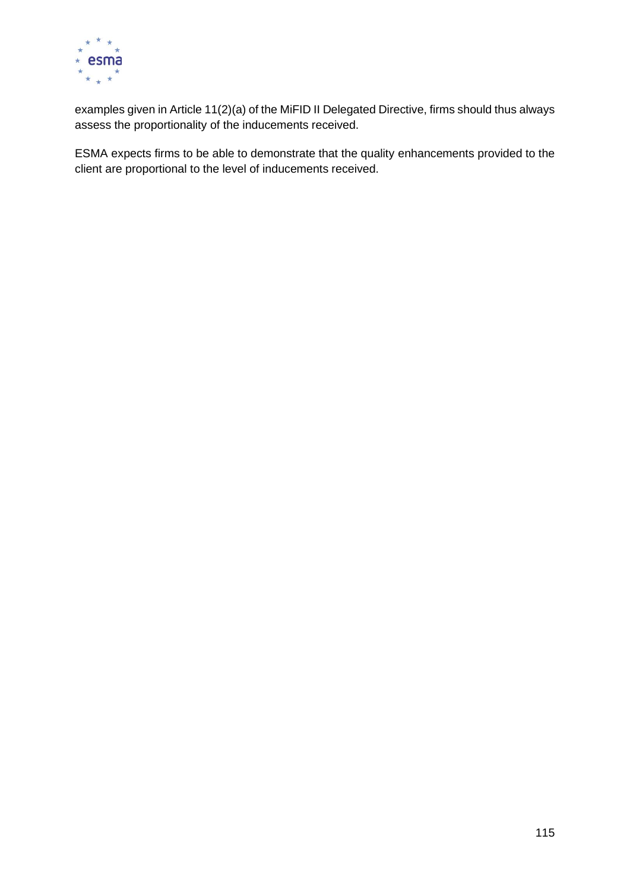examples given in Article 11(2)(a) of the MiFID II Delegated Directive, firms should thus always assess the proportionality of the inducements received.

ESMA expects firms to be able to demonstrate that the quality enhancements provided to the client are proportional to the level of inducements received.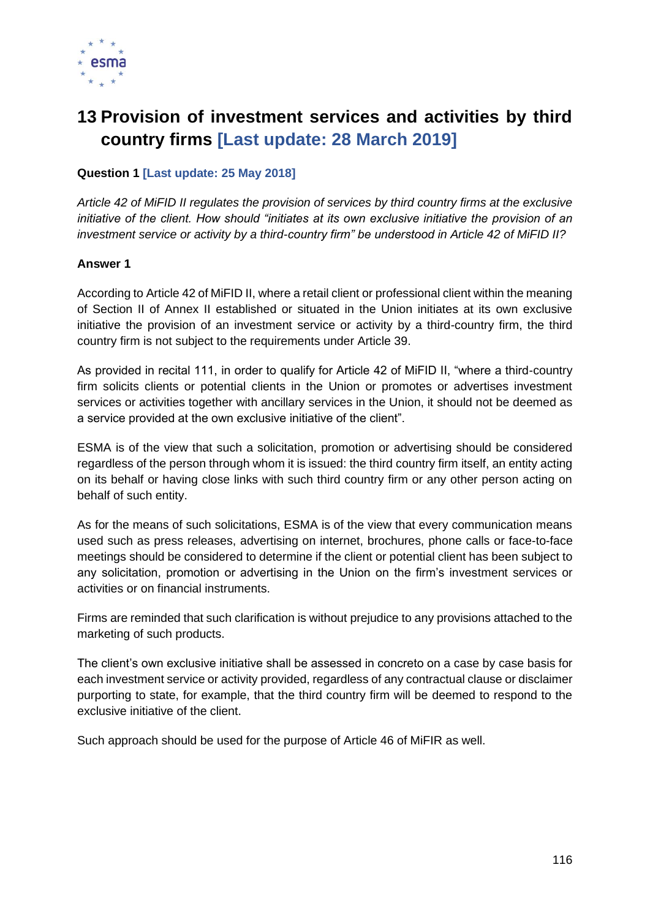# 13 Provision of investment services and activities by third country firms [Last update: 28 March 2019]

**Question 1 [Last update: 25 May 2018]**

*Article 42 of MiFID II regulates the provision of services by third country firms at the exclusive initiative of the client. How should "initiates at its own exclusive initiative the provision of an investment service or activity by a third-country firm" be understood in Article 42 of MiFID II?*

**Answer 1**

According to Article 42 of MiFID II, where a retail client or professional client within the meaning of Section II of Annex II established or situated in the Union initiates at its own exclusive initiative the provision of an investment service or activity by a third-country firm, the third country firm is not subject to the requirements under Article 39.

As provided in recital 111, in order to qualify for Article 42 of MiFID II, "where a third-country firm solicits clients or potential clients in the Union or promotes or advertises investment services or activities together with ancillary services in the Union, it should not be deemed as a service provided at the own exclusive initiative of the client".

ESMA is of the view that such a solicitation, promotion or advertising should be considered regardless of the person through whom it is issued: the third country firm itself, an entity acting on its behalf or having close links with such third country firm or any other person acting on behalf of such entity.

As for the means of such solicitations, ESMA is of the view that every communication means used such as press releases, advertising on internet, brochures, phone calls or face-to-face meetings should be considered to determine if the client or potential client has been subject to any solicitation, promotion or advertising in the Union on the firm's investment services or activities or on financial instruments.

Firms are reminded that such clarification is without prejudice to any provisions attached to the marketing of such products.

The client's own exclusive initiative shall be assessed in concreto on a case by case basis for each investment service or activity provided, regardless of any contractual clause or disclaimer purporting to state, for example, that the third country firm will be deemed to respond to the exclusive initiative of the client.

Such approach should be used for the purpose of Article 46 of MiFIR as well.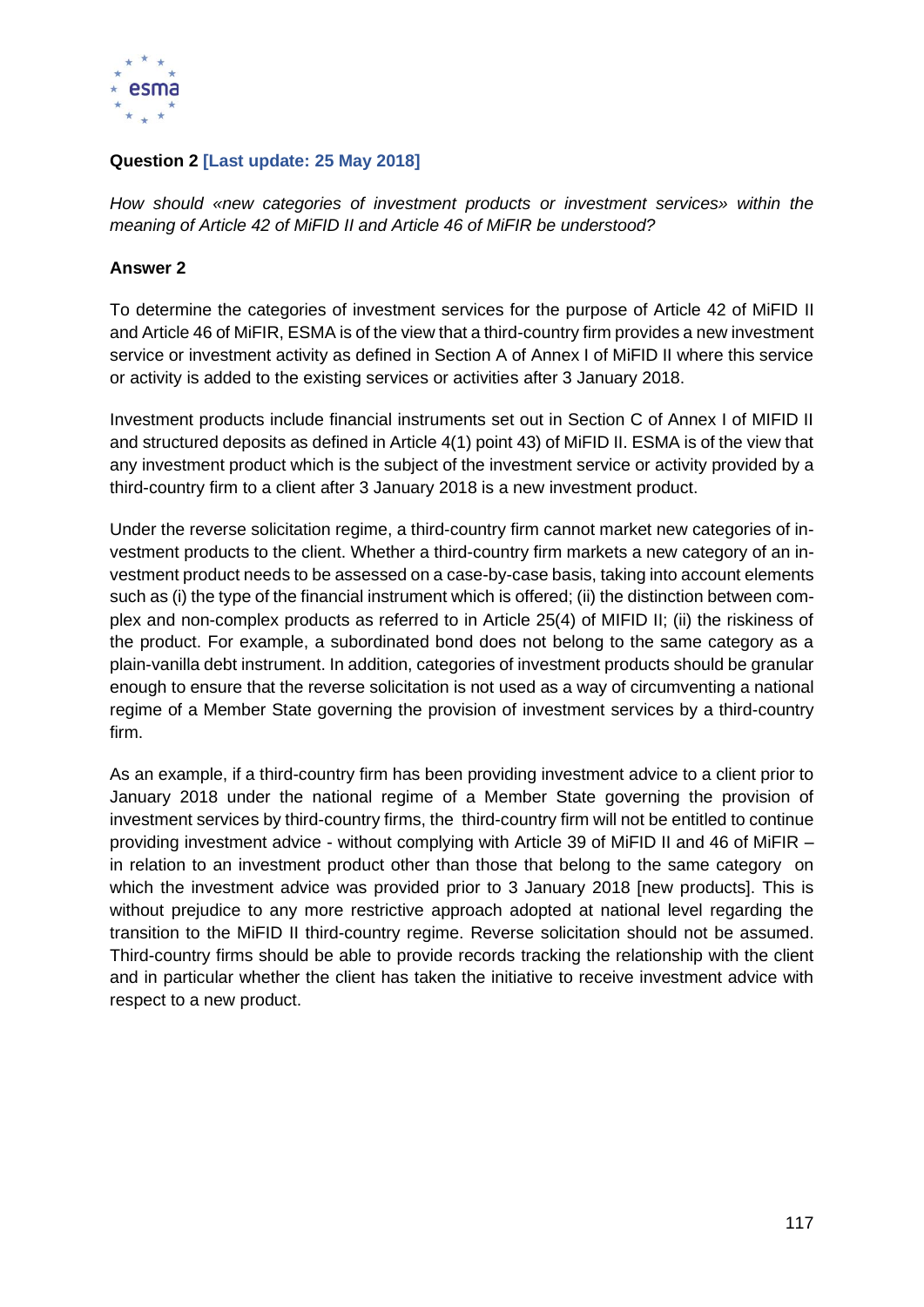**Question 2 [Last update: 25 May 2018]**

*How should «new categories of investment products or investment services» within the meaning of Article 42 of MiFID II and Article 46 of MiFIR be understood?*

**Answer 2**

To determine the categories of investment services for the purpose of Article 42 of MiFID II and Article 46 of MiFIR, ESMA is of the view that a third-country firm provides a new investment service or investment activity as defined in Section A of Annex I of MiFID II where this service or activity is added to the existing services or activities after 3 January 2018.

Investment products include financial instruments set out in Section C of Annex I of MIFID II and structured deposits as defined in Article 4(1) point 43) of MiFID II. ESMA is of the view that any investment product which is the subject of the investment service or activity provided by a third-country firm to a client after 3 January 2018 is a new investment product.

Under the reverse solicitation regime, a third-country firm cannot market new categories of investment products to the client. Whether a third-country firm markets a new category of an investment product needs to be assessed on a case-by-case basis, taking into account elements such as (i) the type of the financial instrument which is offered; (ii) the distinction between complex and non-complex products as referred to in Article 25(4) of MIFID II; (ii) the riskiness of the product. For example, a subordinated bond does not belong to the same category as a plain-vanilla debt instrument. In addition, categories of investment products should be granular enough to ensure that the reverse solicitation is not used as a way of circumventing a national regime of a Member State governing the provision of investment services by a third-country firm.

As an example, if a third-country firm has been providing investment advice to a client prior to January 2018 under the national regime of a Member State governing the provision of investment services by third-country firms, the third-country firm will not be entitled to continue providing investment advice - without complying with Article 39 of MiFID II and 46 of MiFIR – in relation to an investment product other than those that belong to the same category on which the investment advice was provided prior to 3 January 2018 [new products]. This is without prejudice to any more restrictive approach adopted at national level regarding the transition to the MiFID II third-country regime. Reverse solicitation should not be assumed. Third-country firms should be able to provide records tracking the relationship with the client and in particular whether the client has taken the initiative to receive investment advice with respect to a new product.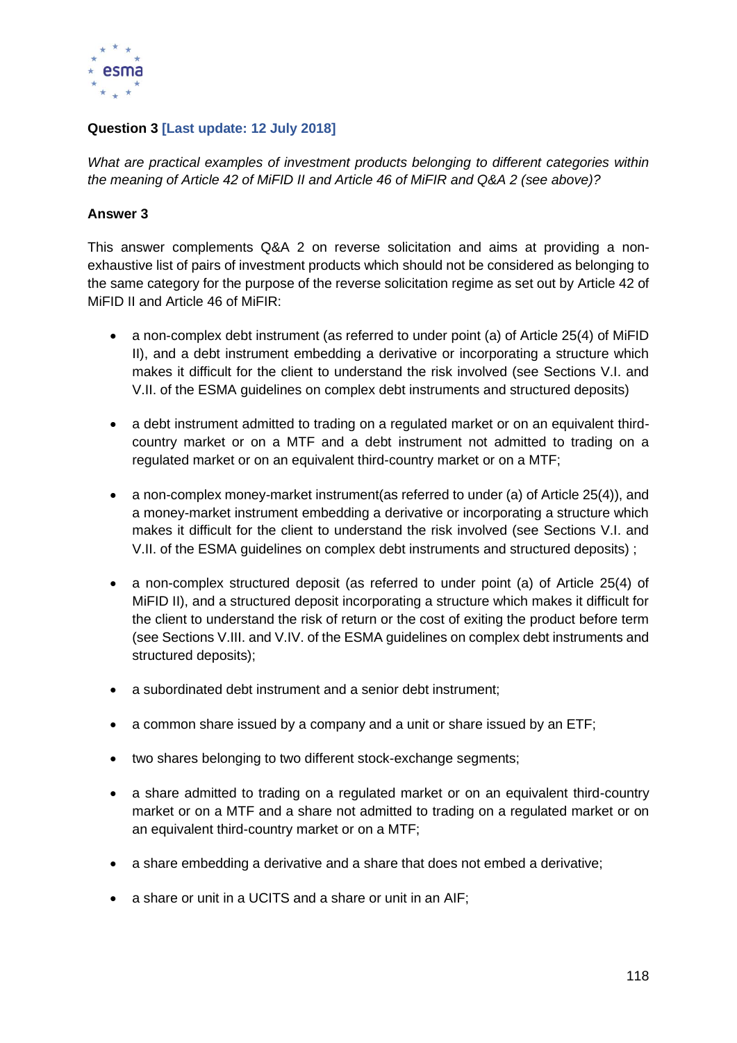**Question 3 [Last update: 12 July 2018]**

*What are practical examples of investment products belonging to different categories within the meaning of Article 42 of MiFID II and Article 46 of MiFIR and Q&A 2 (see above)?*

**Answer 3**

This answer complements Q&A 2 on reverse solicitation and aims at providing a non-exhaustive list of pairs of investment products which should not be considered as belonging to the same category for the purpose of the reverse solicitation regime as set out by Article 42 of MiFID II and Article 46 of MiFIR:

- a non-complex debt instrument (as referred to under point (a) of Article 25(4) of MiFID II), and a debt instrument embedding a derivative or incorporating a structure which makes it difficult for the client to understand the risk involved (see Sections V.I. and V.II. of the ESMA guidelines on complex debt instruments and structured deposits)
- a debt instrument admitted to trading on a regulated market or on an equivalent third-country market or on a MTF and a debt instrument not admitted to trading on a regulated market or on an equivalent third-country market or on a MTF;
- a non-complex money-market instrument(as referred to under (a) of Article 25(4)), and a money-market instrument embedding a derivative or incorporating a structure which makes it difficult for the client to understand the risk involved (see Sections V.I. and V.II. of the ESMA guidelines on complex debt instruments and structured deposits) ;
- a non-complex structured deposit (as referred to under point (a) of Article 25(4) of MiFID II), and a structured deposit incorporating a structure which makes it difficult for the client to understand the risk of return or the cost of exiting the product before term (see Sections V.III. and V.IV. of the ESMA guidelines on complex debt instruments and structured deposits);
- a subordinated debt instrument and a senior debt instrument;
- a common share issued by a company and a unit or share issued by an ETF;
- two shares belonging to two different stock-exchange segments;
- a share admitted to trading on a regulated market or on an equivalent third-country market or on a MTF and a share not admitted to trading on a regulated market or on an equivalent third-country market or on a MTF;
- a share embedding a derivative and a share that does not embed a derivative;
- a share or unit in a UCITS and a share or unit in an AIF;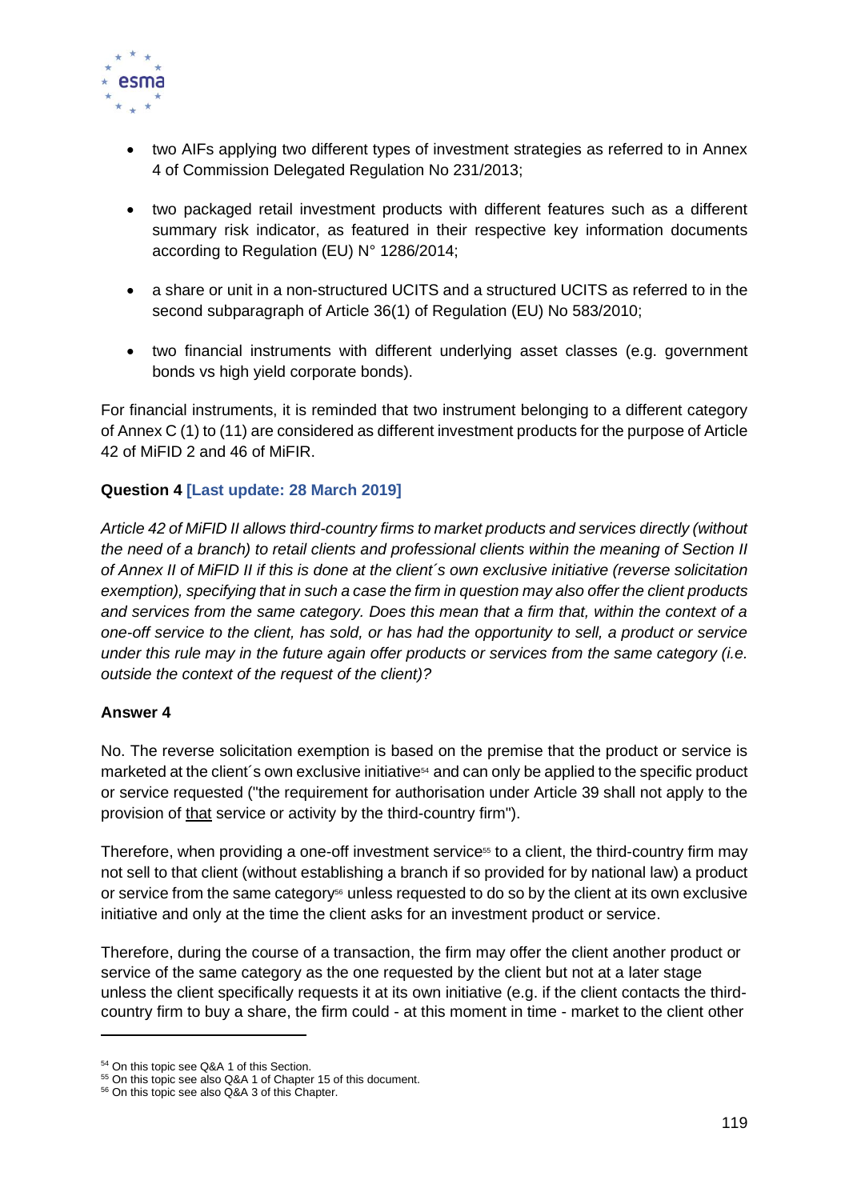- two AIFs applying two different types of investment strategies as referred to in Annex 4 of Commission Delegated Regulation No 231/2013;

- two packaged retail investment products with different features such as a different summary risk indicator, as featured in their respective key information documents according to Regulation (EU) N° 1286/2014;

- a share or unit in a non-structured UCITS and a structured UCITS as referred to in the second subparagraph of Article 36(1) of Regulation (EU) No 583/2010;

- two financial instruments with different underlying asset classes (e.g. government bonds vs high yield corporate bonds).

For financial instruments, it is reminded that two instrument belonging to a different category of Annex C (1) to (11) are considered as different investment products for the purpose of Article 42 of MiFID 2 and 46 of MiFIR.

**Question 4 [Last update: 28 March 2019]**

*Article 42 of MiFID II allows third-country firms to market products and services directly (without the need of a branch) to retail clients and professional clients within the meaning of Section II of Annex II of MiFID II if this is done at the client´s own exclusive initiative (reverse solicitation exemption), specifying that in such a case the firm in question may also offer the client products and services from the same category. Does this mean that a firm that, within the context of a one-off service to the client, has sold, or has had the opportunity to sell, a product or service under this rule may in the future again offer products or services from the same category (i.e. outside the context of the request of the client)?*

**Answer 4**

No. The reverse solicitation exemption is based on the premise that the product or service is marketed at the client´s own exclusive initiative[54] and can only be applied to the specific product or service requested ("the requirement for authorisation under Article 39 shall not apply to the provision of that service or activity by the third-country firm").

Therefore, when providing a one-off investment service[55] to a client, the third-country firm may not sell to that client (without establishing a branch if so provided for by national law) a product or service from the same category[56] unless requested to do so by the client at its own exclusive initiative and only at the time the client asks for an investment product or service.

Therefore, during the course of a transaction, the firm may offer the client another product or service of the same category as the one requested by the client but not at a later stage unless the client specifically requests it at its own initiative (e.g. if the client contacts the third-country firm to buy a share, the firm could - at this moment in time - market to the client other

[54] On this topic see Q&A 1 of this Section.

[55] On this topic see also Q&A 1 of Chapter 15 of this document.

[56] On this topic see also Q&A 3 of this Chapter.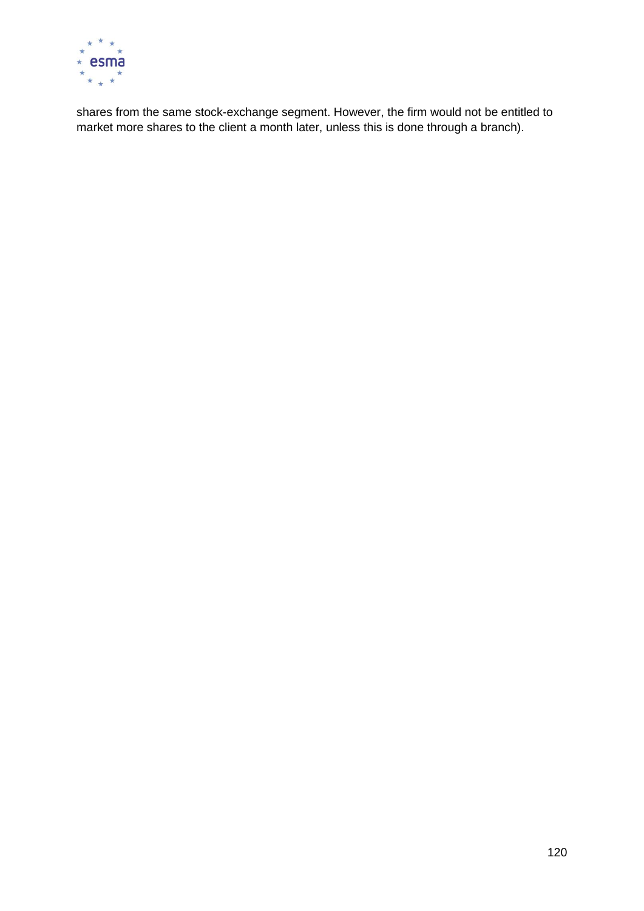shares from the same stock-exchange segment. However, the firm would not be entitled to market more shares to the client a month later, unless this is done through a branch).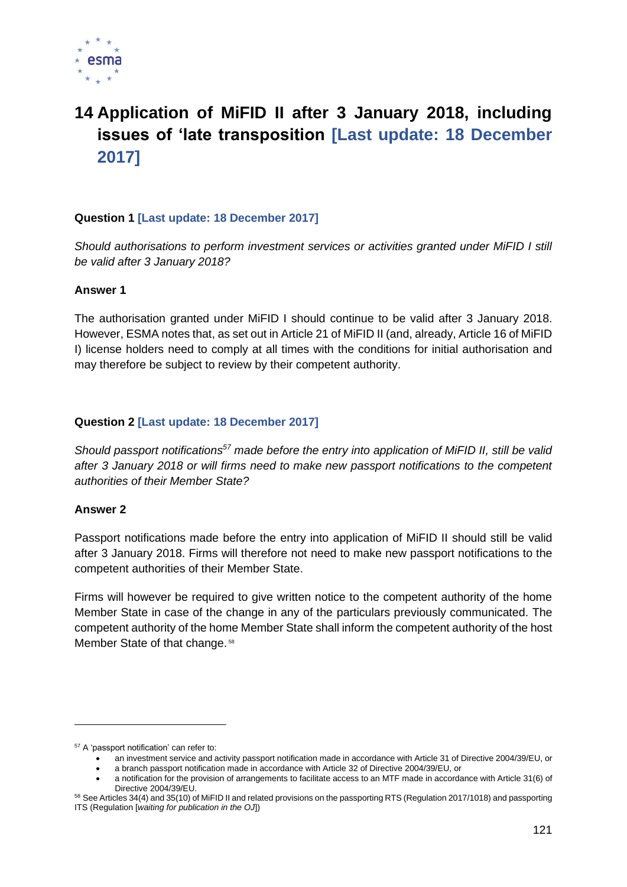# 14 Application of MiFID II after 3 January 2018, including issues of 'late transposition [Last update: 18 December 2017]

**Question 1 [Last update: 18 December 2017]**

*Should authorisations to perform investment services or activities granted under MiFID I still be valid after 3 January 2018?*

**Answer 1**

The authorisation granted under MiFID I should continue to be valid after 3 January 2018. However, ESMA notes that, as set out in Article 21 of MiFID II (and, already, Article 16 of MiFID I) license holders need to comply at all times with the conditions for initial authorisation and may therefore be subject to review by their competent authority.

**Question 2 [Last update: 18 December 2017]**

*Should passport notifications[57] made before the entry into application of MiFID II, still be valid after 3 January 2018 or will firms need to make new passport notifications to the competent authorities of their Member State?*

**Answer 2**

Passport notifications made before the entry into application of MiFID II should still be valid after 3 January 2018. Firms will therefore not need to make new passport notifications to the competent authorities of their Member State.

Firms will however be required to give written notice to the competent authority of the home Member State in case of the change in any of the particulars previously communicated. The competent authority of the home Member State shall inform the competent authority of the host Member State of that change.[58]

---

[57] A 'passport notification' can refer to:

- an investment service and activity passport notification made in accordance with Article 31 of Directive 2004/39/EU, or
- a branch passport notification made in accordance with Article 32 of Directive 2004/39/EU, or
- a notification for the provision of arrangements to facilitate access to an MTF made in accordance with Article 31(6) of Directive 2004/39/EU.

[58] See Articles 34(4) and 35(10) of MiFID II and related provisions on the passporting RTS (Regulation 2017/1018) and passporting ITS (Regulation [*waiting for publication in the OJ*])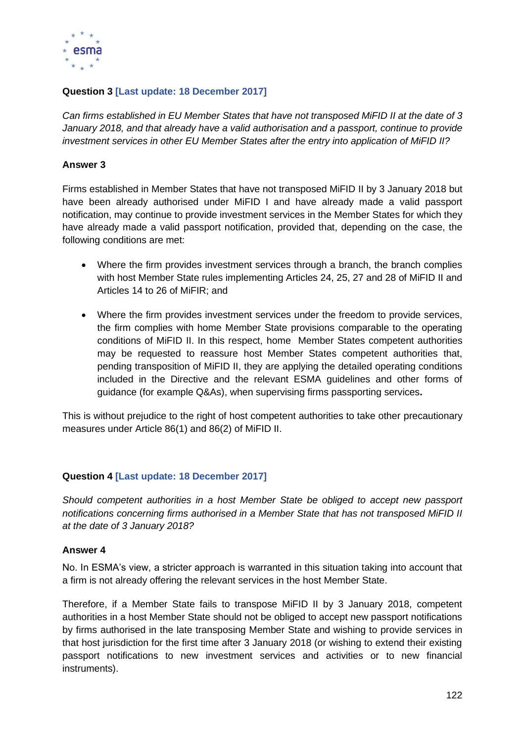**Question 3 [Last update: 18 December 2017]**

*Can firms established in EU Member States that have not transposed MiFID II at the date of 3 January 2018, and that already have a valid authorisation and a passport, continue to provide investment services in other EU Member States after the entry into application of MiFID II?*

**Answer 3**

Firms established in Member States that have not transposed MiFID II by 3 January 2018 but have been already authorised under MiFID I and have already made a valid passport notification, may continue to provide investment services in the Member States for which they have already made a valid passport notification, provided that, depending on the case, the following conditions are met:

- Where the firm provides investment services through a branch, the branch complies with host Member State rules implementing Articles 24, 25, 27 and 28 of MiFID II and Articles 14 to 26 of MiFIR; and
- Where the firm provides investment services under the freedom to provide services, the firm complies with home Member State provisions comparable to the operating conditions of MiFID II. In this respect, home Member States competent authorities may be requested to reassure host Member States competent authorities that, pending transposition of MiFID II, they are applying the detailed operating conditions included in the Directive and the relevant ESMA guidelines and other forms of guidance (for example Q&As), when supervising firms passporting services**.**

This is without prejudice to the right of host competent authorities to take other precautionary measures under Article 86(1) and 86(2) of MiFID II.

**Question 4 [Last update: 18 December 2017]**

*Should competent authorities in a host Member State be obliged to accept new passport notifications concerning firms authorised in a Member State that has not transposed MiFID II at the date of 3 January 2018?*

**Answer 4**

No. In ESMA's view, a stricter approach is warranted in this situation taking into account that a firm is not already offering the relevant services in the host Member State.

Therefore, if a Member State fails to transpose MiFID II by 3 January 2018, competent authorities in a host Member State should not be obliged to accept new passport notifications by firms authorised in the late transposing Member State and wishing to provide services in that host jurisdiction for the first time after 3 January 2018 (or wishing to extend their existing passport notifications to new investment services and activities or to new financial instruments).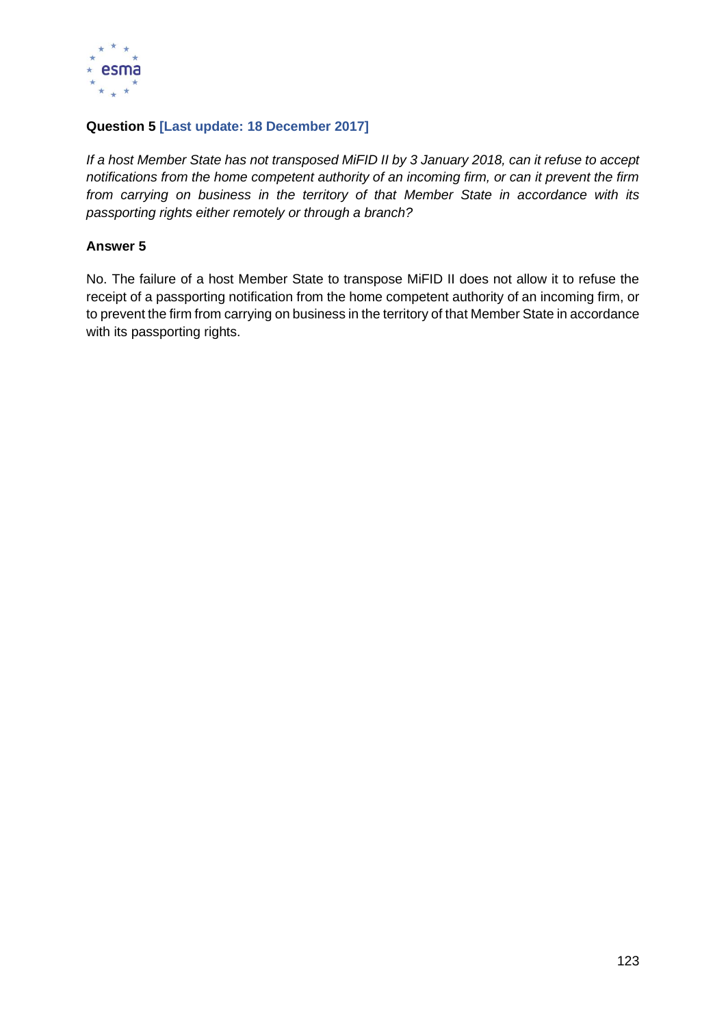**Question 5 [Last update: 18 December 2017]**

*If a host Member State has not transposed MiFID II by 3 January 2018, can it refuse to accept notifications from the home competent authority of an incoming firm, or can it prevent the firm from carrying on business in the territory of that Member State in accordance with its passporting rights either remotely or through a branch?*

**Answer 5**

No. The failure of a host Member State to transpose MiFID II does not allow it to refuse the receipt of a passporting notification from the home competent authority of an incoming firm, or to prevent the firm from carrying on business in the territory of that Member State in accordance with its passporting rights.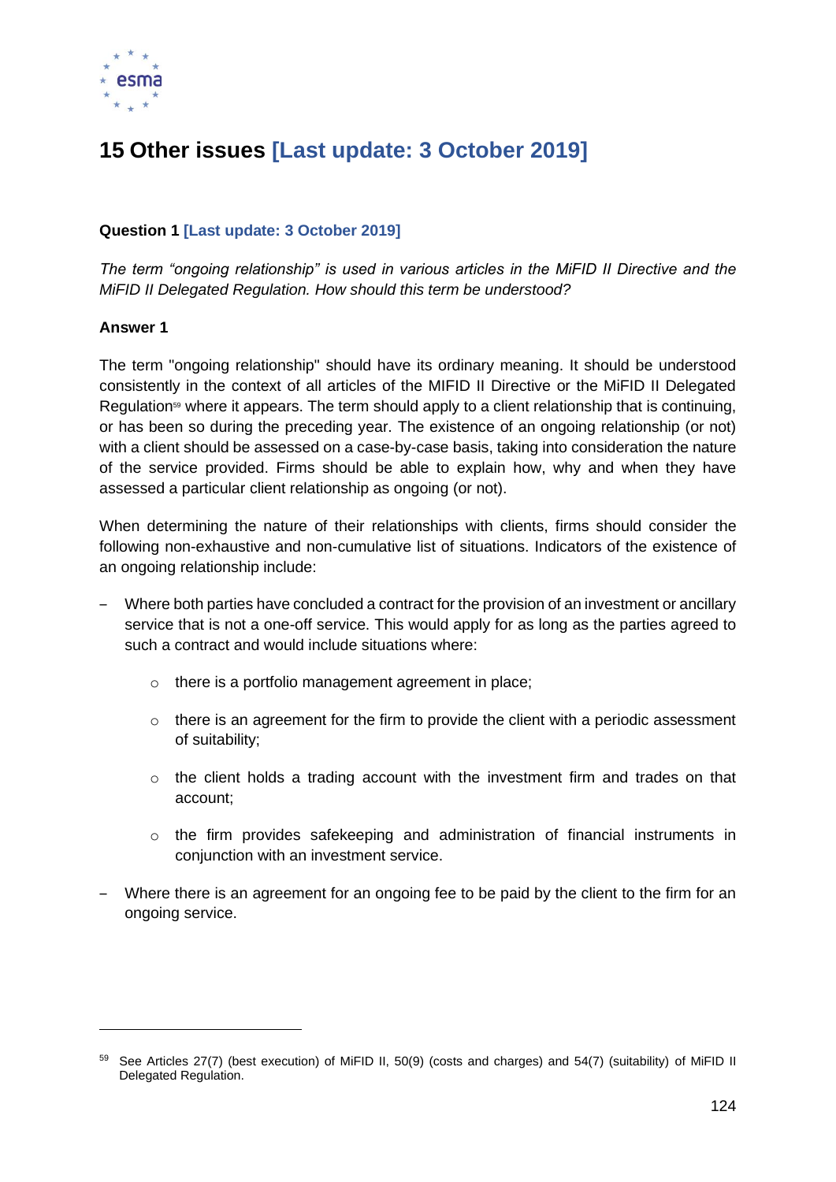# 15 Other issues [Last update: 3 October 2019]

**Question 1 [Last update: 3 October 2019]**

*The term "ongoing relationship" is used in various articles in the MiFID II Directive and the MiFID II Delegated Regulation. How should this term be understood?*

**Answer 1**

The term "ongoing relationship" should have its ordinary meaning. It should be understood consistently in the context of all articles of the MIFID II Directive or the MiFID II Delegated Regulation[59] where it appears. The term should apply to a client relationship that is continuing, or has been so during the preceding year. The existence of an ongoing relationship (or not) with a client should be assessed on a case-by-case basis, taking into consideration the nature of the service provided. Firms should be able to explain how, why and when they have assessed a particular client relationship as ongoing (or not).

When determining the nature of their relationships with clients, firms should consider the following non-exhaustive and non-cumulative list of situations. Indicators of the existence of an ongoing relationship include:

- Where both parties have concluded a contract for the provision of an investment or ancillary service that is not a one-off service. This would apply for as long as the parties agreed to such a contract and would include situations where:
  - there is a portfolio management agreement in place;
  - there is an agreement for the firm to provide the client with a periodic assessment of suitability;
  - the client holds a trading account with the investment firm and trades on that account;
  - the firm provides safekeeping and administration of financial instruments in conjunction with an investment service.
- Where there is an agreement for an ongoing fee to be paid by the client to the firm for an ongoing service.

---

[59] See Articles 27(7) (best execution) of MiFID II, 50(9) (costs and charges) and 54(7) (suitability) of MiFID II Delegated Regulation.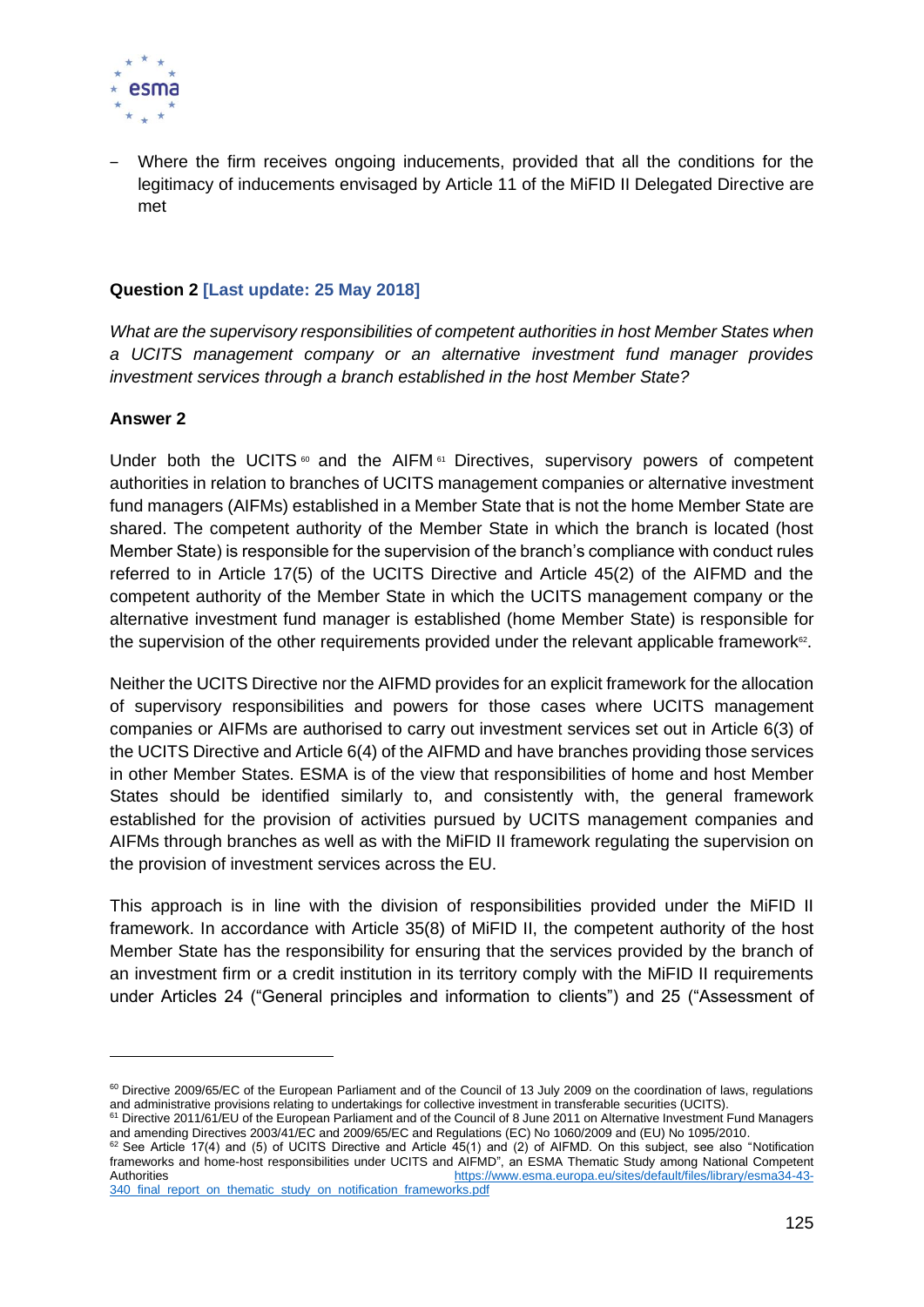- Where the firm receives ongoing inducements, provided that all the conditions for the legitimacy of inducements envisaged by Article 11 of the MiFID II Delegated Directive are met

**Question 2 [Last update: 25 May 2018]**

*What are the supervisory responsibilities of competent authorities in host Member States when a UCITS management company or an alternative investment fund manager provides investment services through a branch established in the host Member State?*

**Answer 2**

Under both the UCITS [60] and the AIFM [61] Directives, supervisory powers of competent authorities in relation to branches of UCITS management companies or alternative investment fund managers (AIFMs) established in a Member State that is not the home Member State are shared. The competent authority of the Member State in which the branch is located (host Member State) is responsible for the supervision of the branch's compliance with conduct rules referred to in Article 17(5) of the UCITS Directive and Article 45(2) of the AIFMD and the competent authority of the Member State in which the UCITS management company or the alternative investment fund manager is established (home Member State) is responsible for the supervision of the other requirements provided under the relevant applicable framework[62].

Neither the UCITS Directive nor the AIFMD provides for an explicit framework for the allocation of supervisory responsibilities and powers for those cases where UCITS management companies or AIFMs are authorised to carry out investment services set out in Article 6(3) of the UCITS Directive and Article 6(4) of the AIFMD and have branches providing those services in other Member States. ESMA is of the view that responsibilities of home and host Member States should be identified similarly to, and consistently with, the general framework established for the provision of activities pursued by UCITS management companies and AIFMs through branches as well as with the MiFID II framework regulating the supervision on the provision of investment services across the EU.

This approach is in line with the division of responsibilities provided under the MiFID II framework. In accordance with Article 35(8) of MiFID II, the competent authority of the host Member State has the responsibility for ensuring that the services provided by the branch of an investment firm or a credit institution in its territory comply with the MiFID II requirements under Articles 24 ("General principles and information to clients") and 25 ("Assessment of

---

[60] Directive 2009/65/EC of the European Parliament and of the Council of 13 July 2009 on the coordination of laws, regulations and administrative provisions relating to undertakings for collective investment in transferable securities (UCITS).

[61] Directive 2011/61/EU of the European Parliament and of the Council of 8 June 2011 on Alternative Investment Fund Managers and amending Directives 2003/41/EC and 2009/65/EC and Regulations (EC) No 1060/2009 and (EU) No 1095/2010.

[62] See Article 17(4) and (5) of UCITS Directive and Article 45(1) and (2) of AIFMD. On this subject, see also "Notification frameworks and home-host responsibilities under UCITS and AIFMD", an ESMA Thematic Study among National Competent Authorities https://www.esma.europa.eu/sites/default/files/library/esma34-43-340_final_report_on_thematic_study_on_notification_frameworks.pdf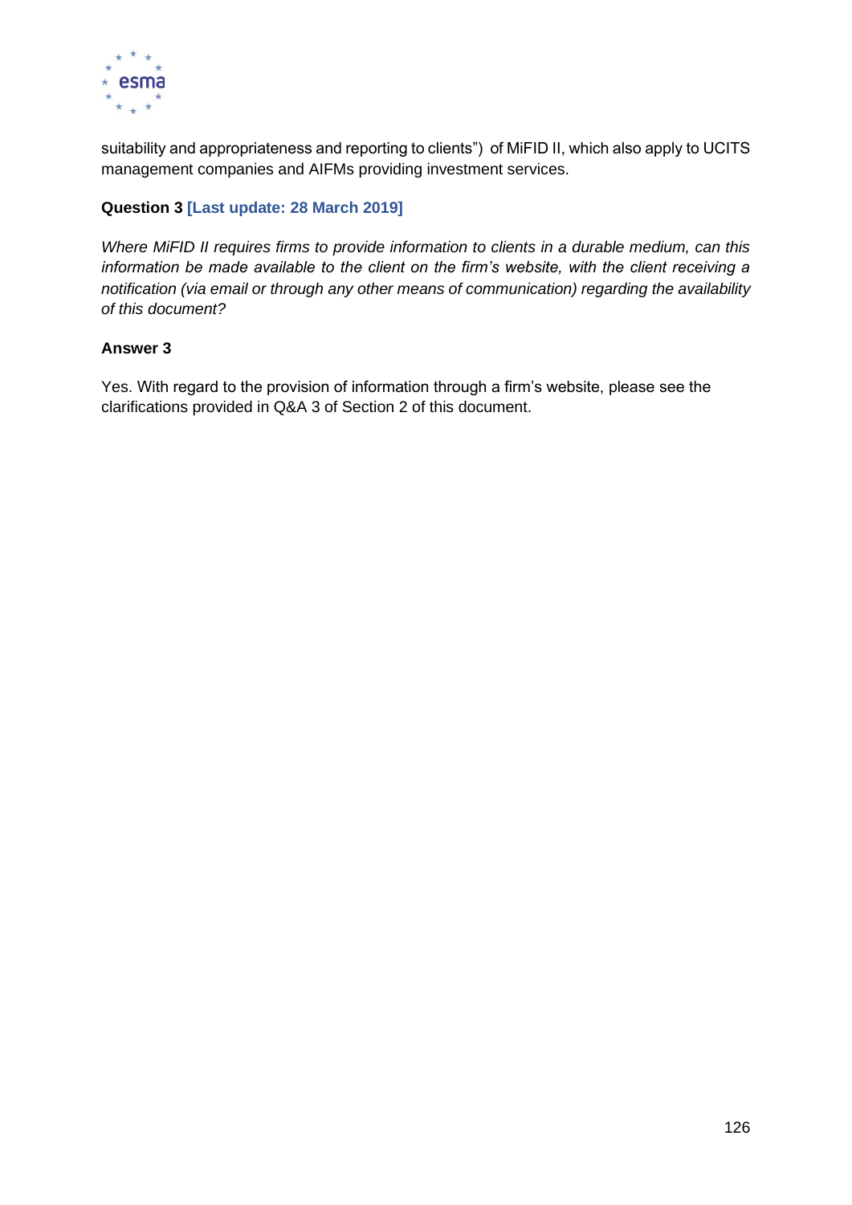suitability and appropriateness and reporting to clients") of MiFID II, which also apply to UCITS management companies and AIFMs providing investment services.

**Question 3** **[Last update: 28 March 2019]**

*Where MiFID II requires firms to provide information to clients in a durable medium, can this information be made available to the client on the firm's website, with the client receiving a notification (via email or through any other means of communication) regarding the availability of this document?*

**Answer 3**

Yes. With regard to the provision of information through a firm's website, please see the clarifications provided in Q&A 3 of Section 2 of this document.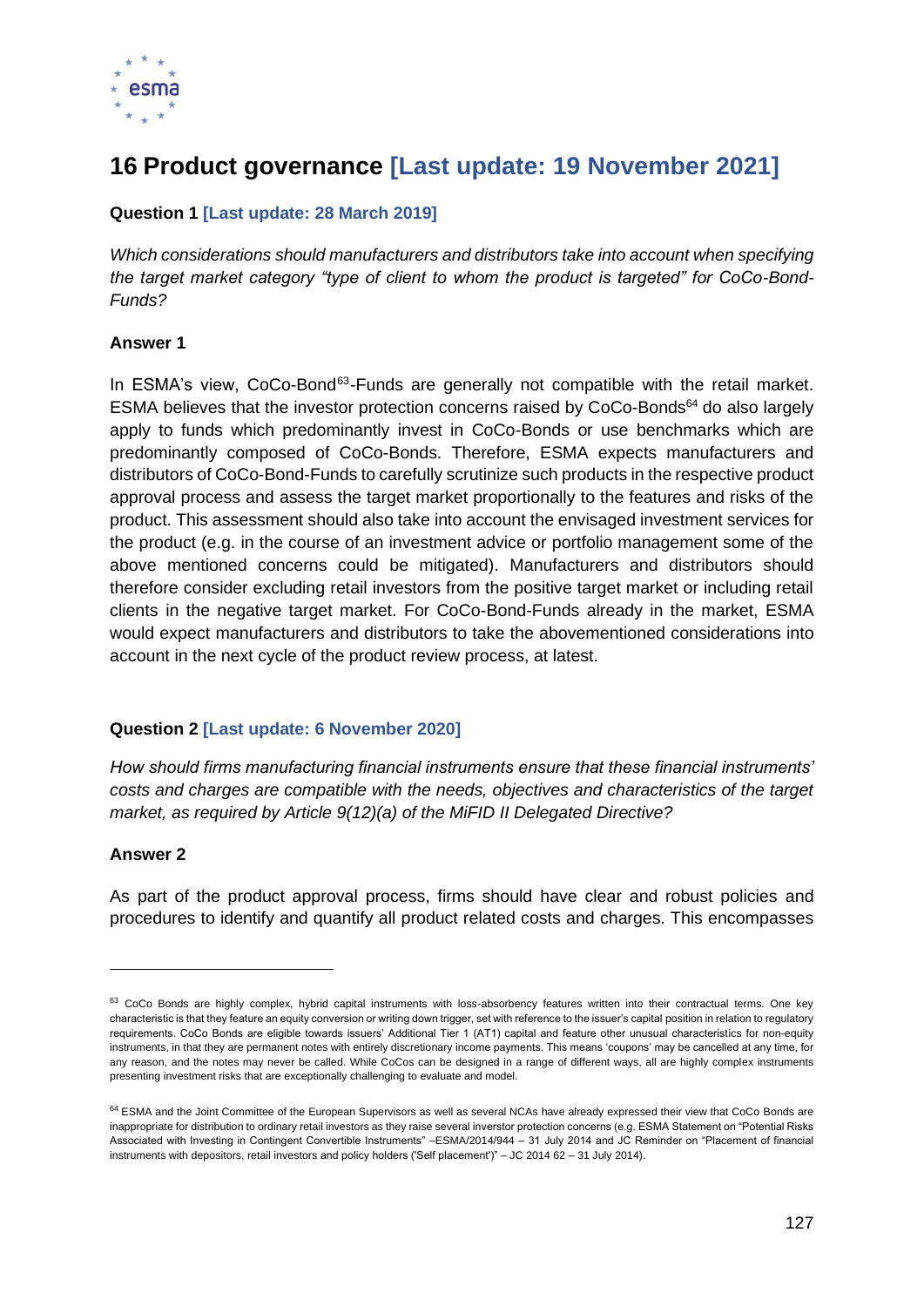# 16 Product governance [Last update: 19 November 2021]

**Question 1 [Last update: 28 March 2019]**

*Which considerations should manufacturers and distributors take into account when specifying the target market category "type of client to whom the product is targeted" for CoCo-Bond-Funds?*

**Answer 1**

In ESMA's view, CoCo-Bond[63]-Funds are generally not compatible with the retail market. ESMA believes that the investor protection concerns raised by CoCo-Bonds[64] do also largely apply to funds which predominantly invest in CoCo-Bonds or use benchmarks which are predominantly composed of CoCo-Bonds. Therefore, ESMA expects manufacturers and distributors of CoCo-Bond-Funds to carefully scrutinize such products in the respective product approval process and assess the target market proportionally to the features and risks of the product. This assessment should also take into account the envisaged investment services for the product (e.g. in the course of an investment advice or portfolio management some of the above mentioned concerns could be mitigated). Manufacturers and distributors should therefore consider excluding retail investors from the positive target market or including retail clients in the negative target market. For CoCo-Bond-Funds already in the market, ESMA would expect manufacturers and distributors to take the abovementioned considerations into account in the next cycle of the product review process, at latest.

**Question 2 [Last update: 6 November 2020]**

*How should firms manufacturing financial instruments ensure that these financial instruments' costs and charges are compatible with the needs, objectives and characteristics of the target market, as required by Article 9(12)(a) of the MiFID II Delegated Directive?*

**Answer 2**

As part of the product approval process, firms should have clear and robust policies and procedures to identify and quantify all product related costs and charges. This encompasses

---

[63] CoCo Bonds are highly complex, hybrid capital instruments with loss-absorbency features written into their contractual terms. One key characteristic is that they feature an equity conversion or writing down trigger, set with reference to the issuer's capital position in relation to regulatory requirements. CoCo Bonds are eligible towards issuers' Additional Tier 1 (AT1) capital and feature other unusual characteristics for non-equity instruments, in that they are permanent notes with entirely discretionary income payments. This means 'coupons' may be cancelled at any time, for any reason, and the notes may never be called. While CoCos can be designed in a range of different ways, all are highly complex instruments presenting investment risks that are exceptionally challenging to evaluate and model.

[64] ESMA and the Joint Committee of the European Supervisors as well as several NCAs have already expressed their view that CoCo Bonds are inappropriate for distribution to ordinary retail investors as they raise several inverstor protection concerns (e.g. ESMA Statement on "Potential Risks Associated with Investing in Contingent Convertible Instruments" –ESMA/2014/944 – 31 July 2014 and JC Reminder on "Placement of financial instruments with depositors, retail investors and policy holders ('Self placement')" – JC 2014 62 – 31 July 2014).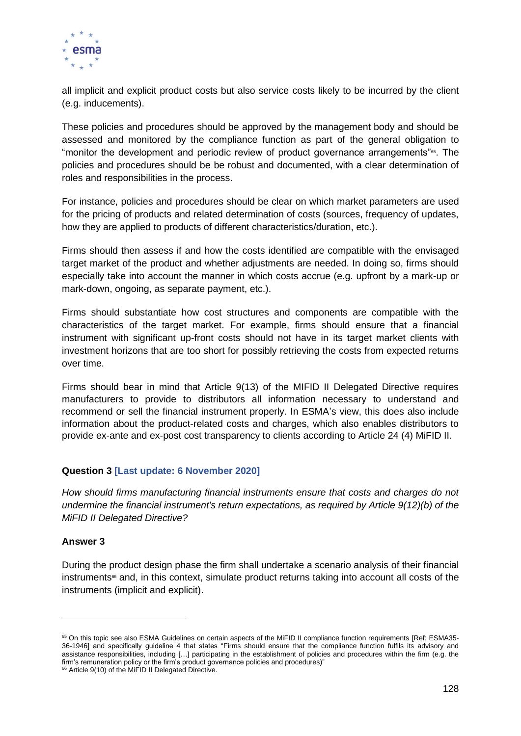all implicit and explicit product costs but also service costs likely to be incurred by the client (e.g. inducements).

These policies and procedures should be approved by the management body and should be assessed and monitored by the compliance function as part of the general obligation to "monitor the development and periodic review of product governance arrangements"[65]. The policies and procedures should be be robust and documented, with a clear determination of roles and responsibilities in the process.

For instance, policies and procedures should be clear on which market parameters are used for the pricing of products and related determination of costs (sources, frequency of updates, how they are applied to products of different characteristics/duration, etc.).

Firms should then assess if and how the costs identified are compatible with the envisaged target market of the product and whether adjustments are needed. In doing so, firms should especially take into account the manner in which costs accrue (e.g. upfront by a mark-up or mark-down, ongoing, as separate payment, etc.).

Firms should substantiate how cost structures and components are compatible with the characteristics of the target market. For example, firms should ensure that a financial instrument with significant up-front costs should not have in its target market clients with investment horizons that are too short for possibly retrieving the costs from expected returns over time.

Firms should bear in mind that Article 9(13) of the MIFID II Delegated Directive requires manufacturers to provide to distributors all information necessary to understand and recommend or sell the financial instrument properly. In ESMA's view, this does also include information about the product-related costs and charges, which also enables distributors to provide ex-ante and ex-post cost transparency to clients according to Article 24 (4) MiFID II.

**Question 3 [Last update: 6 November 2020]**

*How should firms manufacturing financial instruments ensure that costs and charges do not undermine the financial instrument's return expectations, as required by Article 9(12)(b) of the MiFID II Delegated Directive?*

**Answer 3**

During the product design phase the firm shall undertake a scenario analysis of their financial instruments[66] and, in this context, simulate product returns taking into account all costs of the instruments (implicit and explicit).

---

[65] On this topic see also ESMA Guidelines on certain aspects of the MiFID II compliance function requirements [Ref: ESMA35-36-1946] and specifically guideline 4 that states "Firms should ensure that the compliance function fulfils its advisory and assistance responsibilities, including […] participating in the establishment of policies and procedures within the firm (e.g. the firm's remuneration policy or the firm's product governance policies and procedures)"

[66] Article 9(10) of the MiFID II Delegated Directive.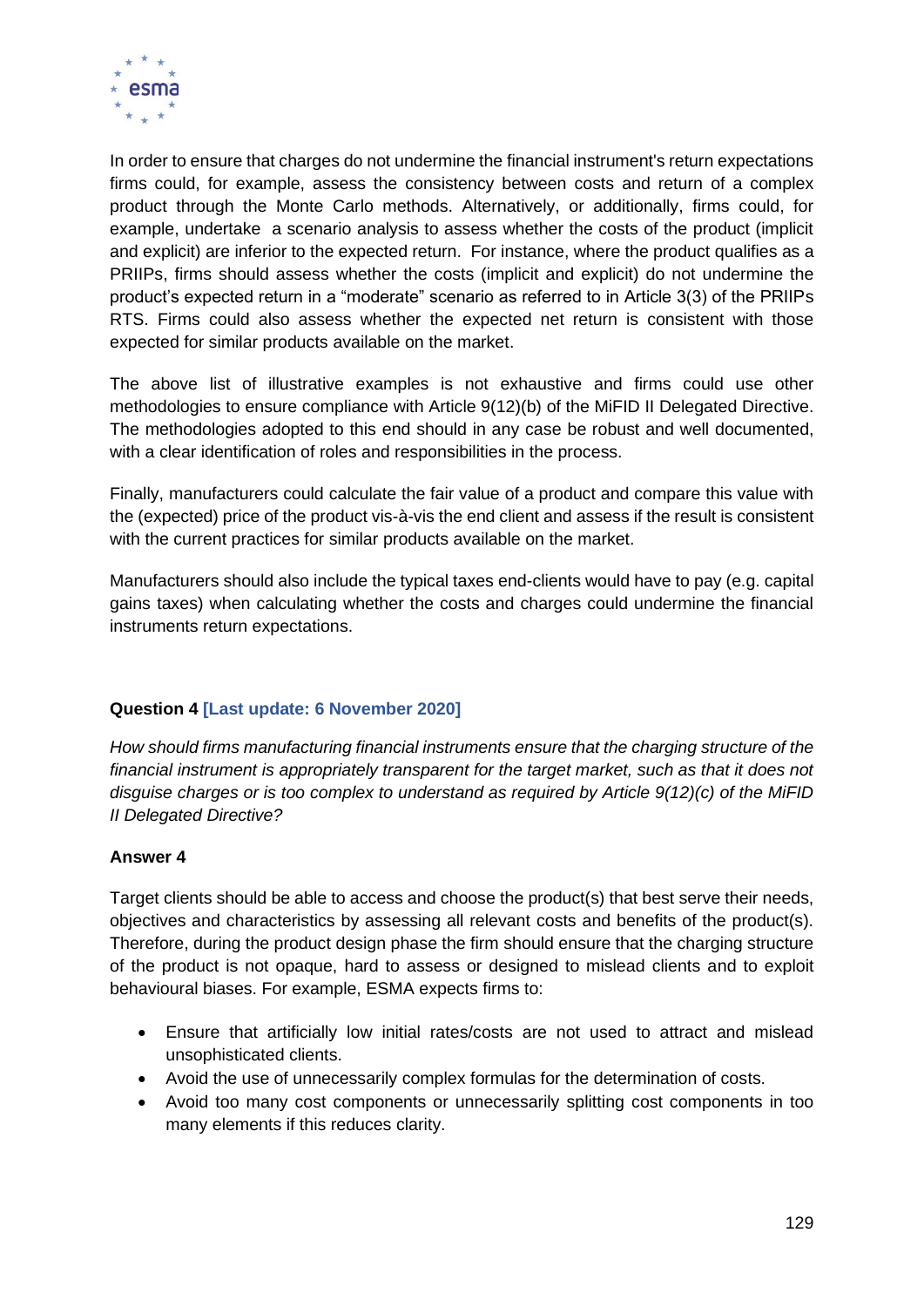In order to ensure that charges do not undermine the financial instrument's return expectations firms could, for example, assess the consistency between costs and return of a complex product through the Monte Carlo methods. Alternatively, or additionally, firms could, for example, undertake a scenario analysis to assess whether the costs of the product (implicit and explicit) are inferior to the expected return. For instance, where the product qualifies as a PRIIPs, firms should assess whether the costs (implicit and explicit) do not undermine the product's expected return in a "moderate" scenario as referred to in Article 3(3) of the PRIIPs RTS. Firms could also assess whether the expected net return is consistent with those expected for similar products available on the market.

The above list of illustrative examples is not exhaustive and firms could use other methodologies to ensure compliance with Article 9(12)(b) of the MiFID II Delegated Directive. The methodologies adopted to this end should in any case be robust and well documented, with a clear identification of roles and responsibilities in the process.

Finally, manufacturers could calculate the fair value of a product and compare this value with the (expected) price of the product vis-à-vis the end client and assess if the result is consistent with the current practices for similar products available on the market.

Manufacturers should also include the typical taxes end-clients would have to pay (e.g. capital gains taxes) when calculating whether the costs and charges could undermine the financial instruments return expectations.

**Question 4 [Last update: 6 November 2020]**

*How should firms manufacturing financial instruments ensure that the charging structure of the financial instrument is appropriately transparent for the target market, such as that it does not disguise charges or is too complex to understand as required by Article 9(12)(c) of the MiFID II Delegated Directive?*

**Answer 4**

Target clients should be able to access and choose the product(s) that best serve their needs, objectives and characteristics by assessing all relevant costs and benefits of the product(s). Therefore, during the product design phase the firm should ensure that the charging structure of the product is not opaque, hard to assess or designed to mislead clients and to exploit behavioural biases. For example, ESMA expects firms to:

- Ensure that artificially low initial rates/costs are not used to attract and mislead unsophisticated clients.
- Avoid the use of unnecessarily complex formulas for the determination of costs.
- Avoid too many cost components or unnecessarily splitting cost components in too many elements if this reduces clarity.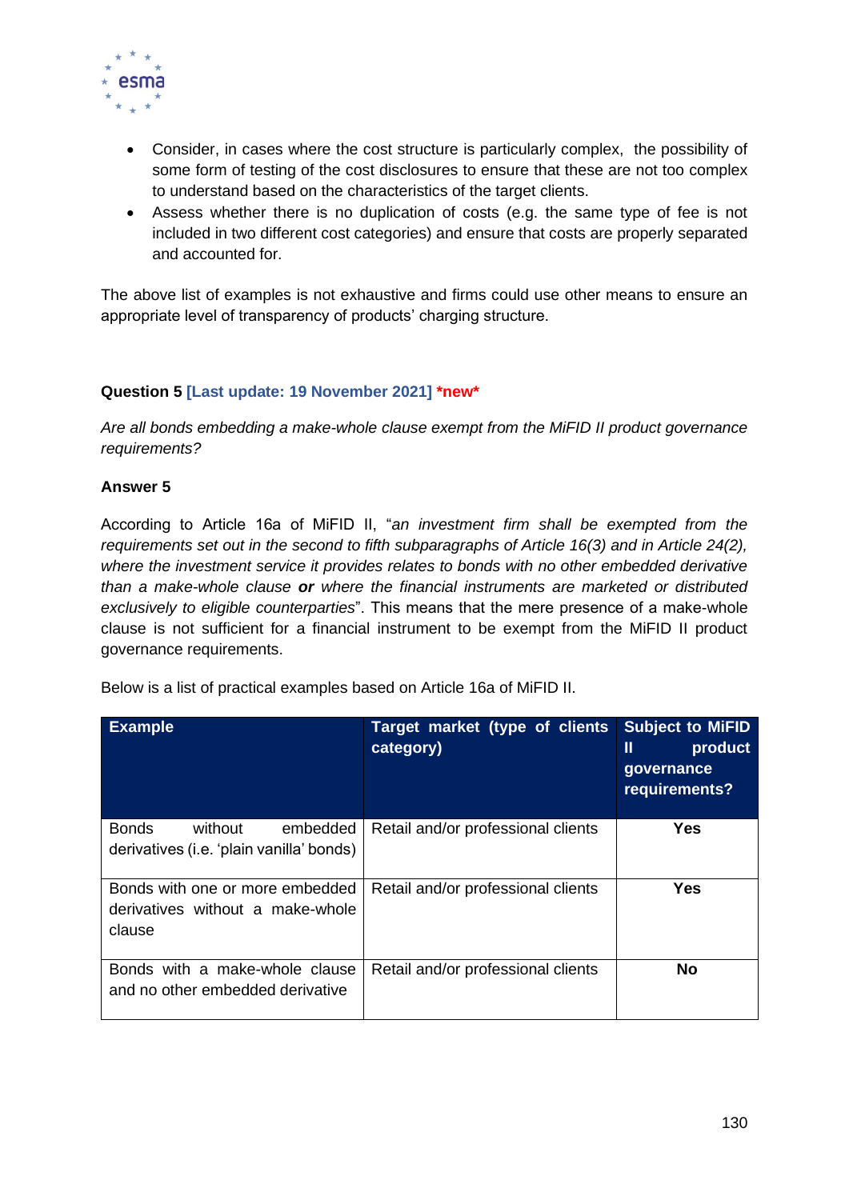- Consider, in cases where the cost structure is particularly complex, the possibility of some form of testing of the cost disclosures to ensure that these are not too complex to understand based on the characteristics of the target clients.
- Assess whether there is no duplication of costs (e.g. the same type of fee is not included in two different cost categories) and ensure that costs are properly separated and accounted for.

The above list of examples is not exhaustive and firms could use other means to ensure an appropriate level of transparency of products' charging structure.

**Question 5 [Last update: 19 November 2021] *new***

*Are all bonds embedding a make-whole clause exempt from the MiFID II product governance requirements?*

**Answer 5**

According to Article 16a of MiFID II, "*an investment firm shall be exempted from the requirements set out in the second to fifth subparagraphs of Article 16(3) and in Article 24(2), where the investment service it provides relates to bonds with no other embedded derivative than a make-whole clause **or** where the financial instruments are marketed or distributed exclusively to eligible counterparties*". This means that the mere presence of a make-whole clause is not sufficient for a financial instrument to be exempt from the MiFID II product governance requirements.

Below is a list of practical examples based on Article 16a of MiFID II.

| Example | Target market (type of clients category) | Subject to MiFID II product governance requirements? |
|---|---|---|
| Bonds without embedded derivatives (i.e. 'plain vanilla' bonds) | Retail and/or professional clients | **Yes** |
| Bonds with one or more embedded derivatives without a make-whole clause | Retail and/or professional clients | **Yes** |
| Bonds with a make-whole clause and no other embedded derivative | Retail and/or professional clients | **No** |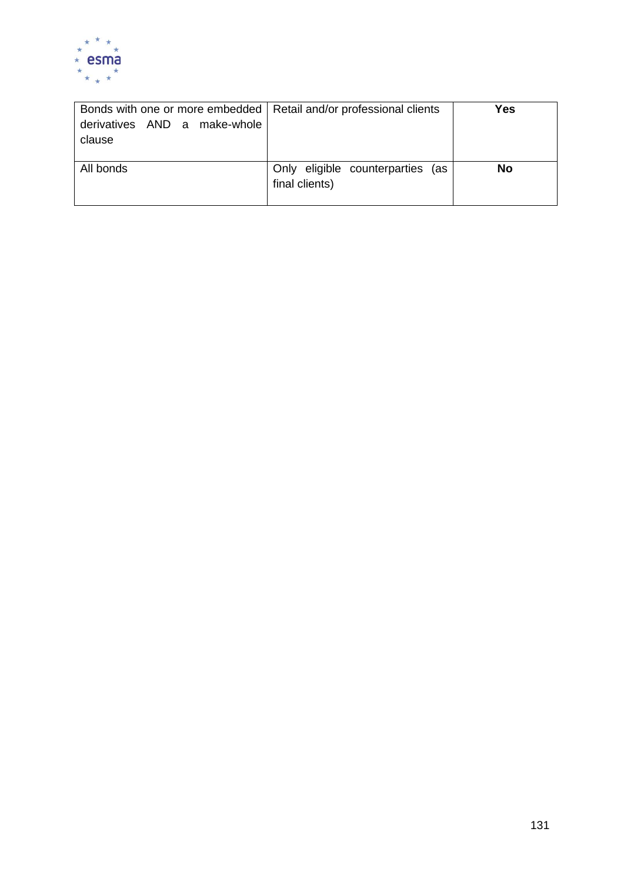| | | |
|---|---|---|
| Bonds with one or more embedded derivatives AND a make-whole clause | Retail and/or professional clients | **Yes** |
| All bonds | Only eligible counterparties (as final clients) | **No** |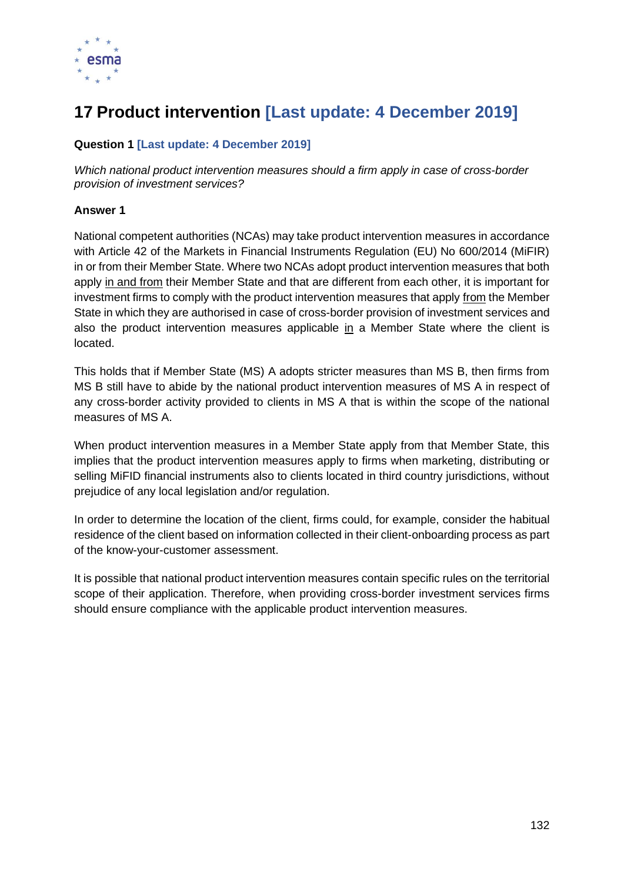# 17 Product intervention [Last update: 4 December 2019]

**Question 1 [Last update: 4 December 2019]**

*Which national product intervention measures should a firm apply in case of cross-border provision of investment services?*

**Answer 1**

National competent authorities (NCAs) may take product intervention measures in accordance with Article 42 of the Markets in Financial Instruments Regulation (EU) No 600/2014 (MiFIR) in or from their Member State. Where two NCAs adopt product intervention measures that both apply in and from their Member State and that are different from each other, it is important for investment firms to comply with the product intervention measures that apply from the Member State in which they are authorised in case of cross-border provision of investment services and also the product intervention measures applicable in a Member State where the client is located.

This holds that if Member State (MS) A adopts stricter measures than MS B, then firms from MS B still have to abide by the national product intervention measures of MS A in respect of any cross-border activity provided to clients in MS A that is within the scope of the national measures of MS A.

When product intervention measures in a Member State apply from that Member State, this implies that the product intervention measures apply to firms when marketing, distributing or selling MiFID financial instruments also to clients located in third country jurisdictions, without prejudice of any local legislation and/or regulation.

In order to determine the location of the client, firms could, for example, consider the habitual residence of the client based on information collected in their client-onboarding process as part of the know-your-customer assessment.

It is possible that national product intervention measures contain specific rules on the territorial scope of their application. Therefore, when providing cross-border investment services firms should ensure compliance with the applicable product intervention measures.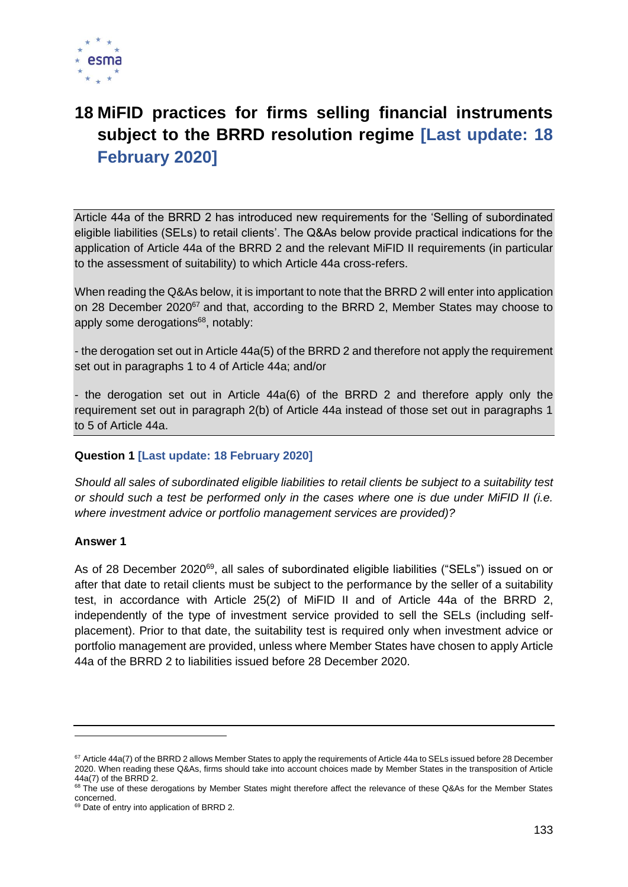# 18 MiFID practices for firms selling financial instruments subject to the BRRD resolution regime [Last update: 18 February 2020]

Article 44a of the BRRD 2 has introduced new requirements for the 'Selling of subordinated eligible liabilities (SELs) to retail clients'. The Q&As below provide practical indications for the application of Article 44a of the BRRD 2 and the relevant MiFID II requirements (in particular to the assessment of suitability) to which Article 44a cross-refers.

When reading the Q&As below, it is important to note that the BRRD 2 will enter into application on 28 December 2020[67] and that, according to the BRRD 2, Member States may choose to apply some derogations[68], notably:

- the derogation set out in Article 44a(5) of the BRRD 2 and therefore not apply the requirement set out in paragraphs 1 to 4 of Article 44a; and/or

- the derogation set out in Article 44a(6) of the BRRD 2 and therefore apply only the requirement set out in paragraph 2(b) of Article 44a instead of those set out in paragraphs 1 to 5 of Article 44a.

**Question 1 [Last update: 18 February 2020]**

*Should all sales of subordinated eligible liabilities to retail clients be subject to a suitability test or should such a test be performed only in the cases where one is due under MiFID II (i.e. where investment advice or portfolio management services are provided)?*

**Answer 1**

As of 28 December 2020[69], all sales of subordinated eligible liabilities ("SELs") issued on or after that date to retail clients must be subject to the performance by the seller of a suitability test, in accordance with Article 25(2) of MiFID II and of Article 44a of the BRRD 2, independently of the type of investment service provided to sell the SELs (including self-placement). Prior to that date, the suitability test is required only when investment advice or portfolio management are provided, unless where Member States have chosen to apply Article 44a of the BRRD 2 to liabilities issued before 28 December 2020.

---

[67] Article 44a(7) of the BRRD 2 allows Member States to apply the requirements of Article 44a to SELs issued before 28 December 2020. When reading these Q&As, firms should take into account choices made by Member States in the transposition of Article 44a(7) of the BRRD 2.

[68] The use of these derogations by Member States might therefore affect the relevance of these Q&As for the Member States concerned.

[69] Date of entry into application of BRRD 2.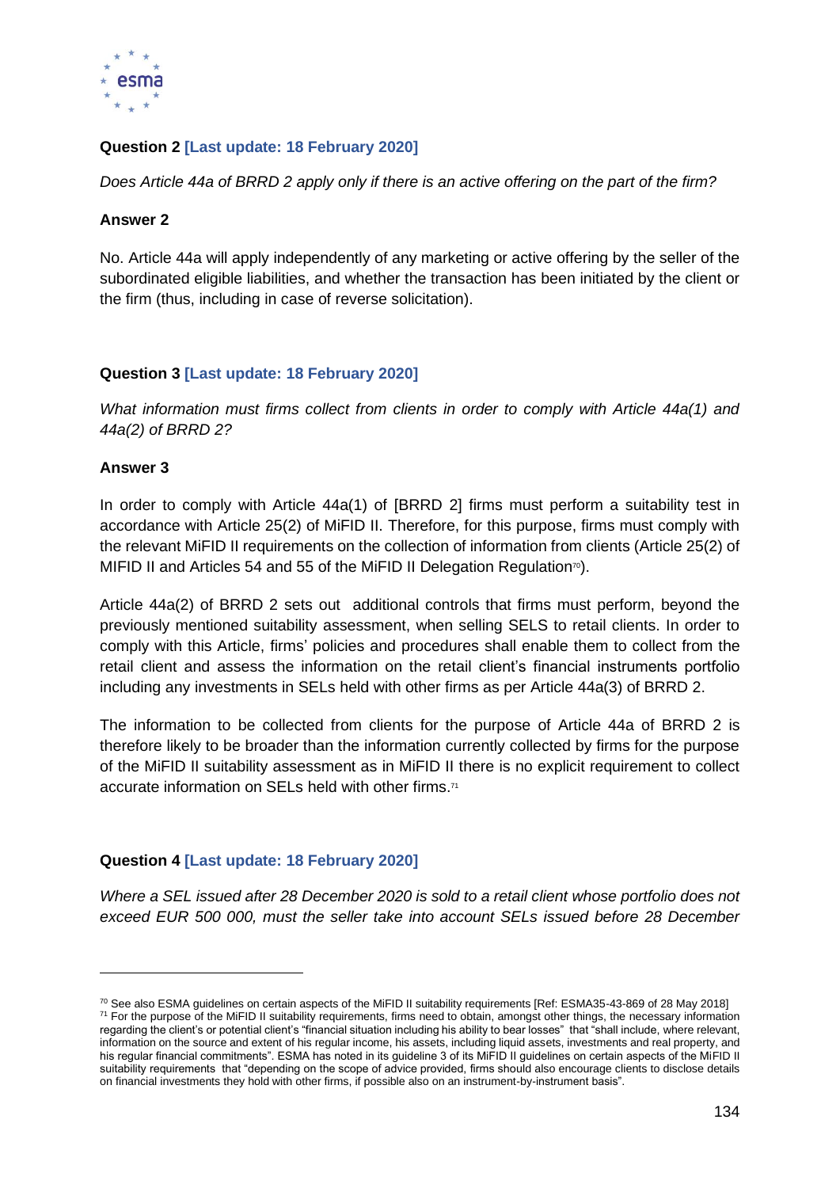**Question 2 [Last update: 18 February 2020]**

*Does Article 44a of BRRD 2 apply only if there is an active offering on the part of the firm?*

**Answer 2**

No. Article 44a will apply independently of any marketing or active offering by the seller of the subordinated eligible liabilities, and whether the transaction has been initiated by the client or the firm (thus, including in case of reverse solicitation).

**Question 3 [Last update: 18 February 2020]**

*What information must firms collect from clients in order to comply with Article 44a(1) and 44a(2) of BRRD 2?*

**Answer 3**

In order to comply with Article 44a(1) of [BRRD 2] firms must perform a suitability test in accordance with Article 25(2) of MiFID II. Therefore, for this purpose, firms must comply with the relevant MiFID II requirements on the collection of information from clients (Article 25(2) of MIFID II and Articles 54 and 55 of the MiFID II Delegation Regulation[70]).

Article 44a(2) of BRRD 2 sets out additional controls that firms must perform, beyond the previously mentioned suitability assessment, when selling SELS to retail clients. In order to comply with this Article, firms' policies and procedures shall enable them to collect from the retail client and assess the information on the retail client's financial instruments portfolio including any investments in SELs held with other firms as per Article 44a(3) of BRRD 2.

The information to be collected from clients for the purpose of Article 44a of BRRD 2 is therefore likely to be broader than the information currently collected by firms for the purpose of the MiFID II suitability assessment as in MiFID II there is no explicit requirement to collect accurate information on SELs held with other firms.[71]

**Question 4 [Last update: 18 February 2020]**

*Where a SEL issued after 28 December 2020 is sold to a retail client whose portfolio does not exceed EUR 500 000, must the seller take into account SELs issued before 28 December*

---

[70] See also ESMA guidelines on certain aspects of the MiFID II suitability requirements [Ref: ESMA35-43-869 of 28 May 2018]

[71] For the purpose of the MiFID II suitability requirements, firms need to obtain, amongst other things, the necessary information regarding the client's or potential client's "financial situation including his ability to bear losses" that "shall include, where relevant, information on the source and extent of his regular income, his assets, including liquid assets, investments and real property, and his regular financial commitments". ESMA has noted in its guideline 3 of its MiFID II guidelines on certain aspects of the MiFID II suitability requirements that "depending on the scope of advice provided, firms should also encourage clients to disclose details on financial investments they hold with other firms, if possible also on an instrument-by-instrument basis".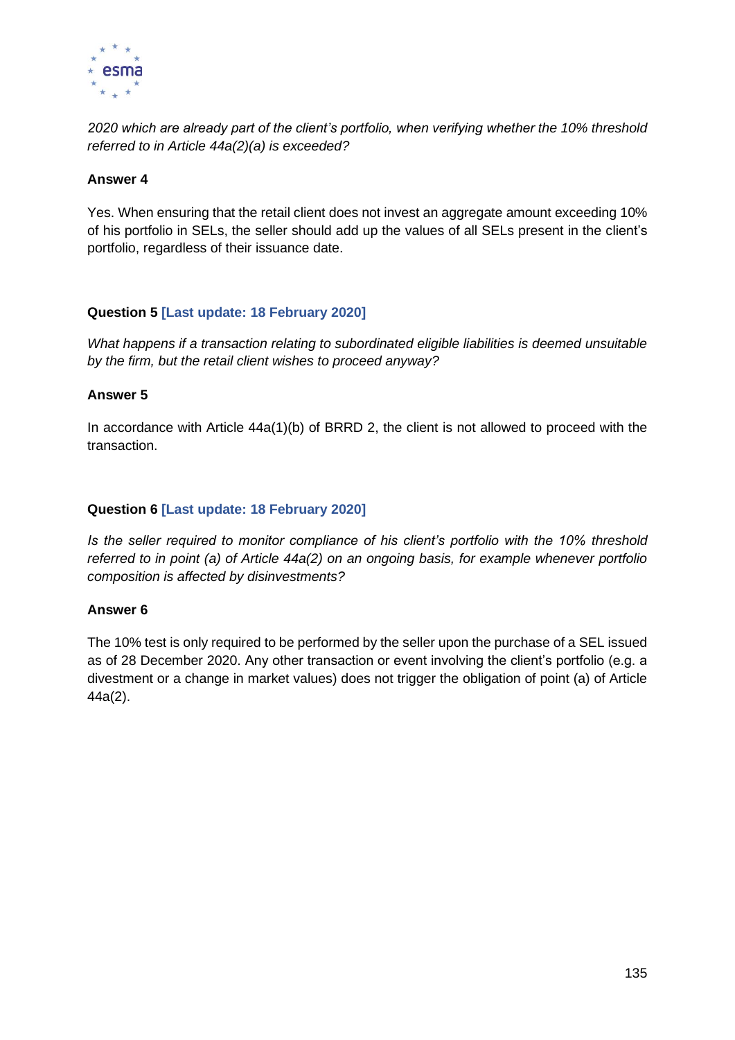*2020 which are already part of the client's portfolio, when verifying whether the 10% threshold referred to in Article 44a(2)(a) is exceeded?*

**Answer 4**

Yes. When ensuring that the retail client does not invest an aggregate amount exceeding 10% of his portfolio in SELs, the seller should add up the values of all SELs present in the client's portfolio, regardless of their issuance date.

**Question 5 [Last update: 18 February 2020]**

*What happens if a transaction relating to subordinated eligible liabilities is deemed unsuitable by the firm, but the retail client wishes to proceed anyway?*

**Answer 5**

In accordance with Article 44a(1)(b) of BRRD 2, the client is not allowed to proceed with the transaction.

**Question 6 [Last update: 18 February 2020]**

*Is the seller required to monitor compliance of his client's portfolio with the 10% threshold referred to in point (a) of Article 44a(2) on an ongoing basis, for example whenever portfolio composition is affected by disinvestments?*

**Answer 6**

The 10% test is only required to be performed by the seller upon the purchase of a SEL issued as of 28 December 2020. Any other transaction or event involving the client's portfolio (e.g. a divestment or a change in market values) does not trigger the obligation of point (a) of Article 44a(2).